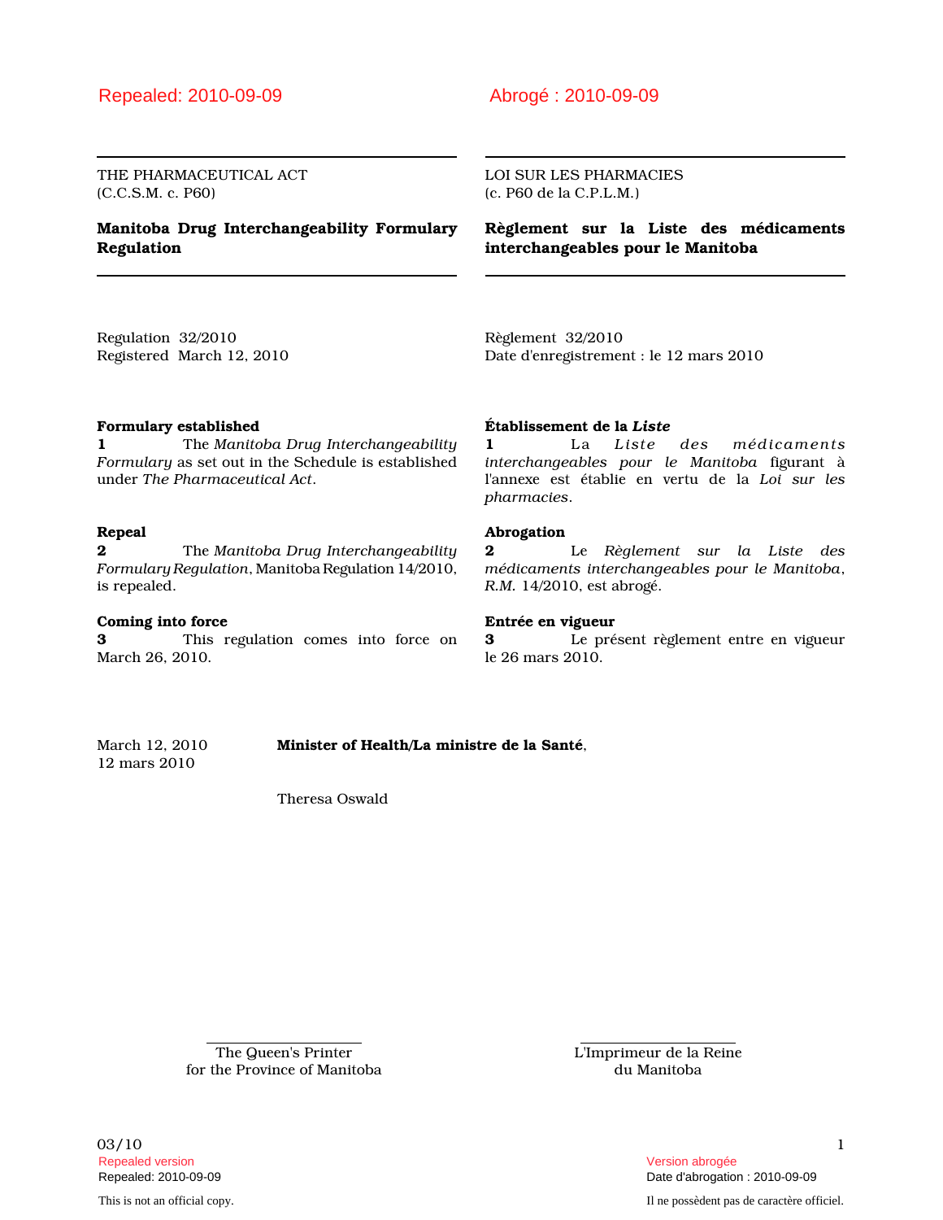Repealed: 2010-09-09

THE PHARMACEUTICAL ACT
(C.C.S.M. c. P60)

## Manitoba Drug Interchangeability Formulary Regulation

Regulation 32/2010
Registered March 12, 2010

**Formulary established**

**1** The *Manitoba Drug Interchangeability Formulary* as set out in the Schedule is established under *The Pharmaceutical Act*.

**Repeal**

**2** The *Manitoba Drug Interchangeability Formulary Regulation*, Manitoba Regulation 14/2010, is repealed.

**Coming into force**

**3** This regulation comes into force on March 26, 2010.

Abrogé : 2010-09-09

LOI SUR LES PHARMACIES
(c. P60 de la C.P.L.M.)

## Règlement sur la Liste des médicaments interchangeables pour le Manitoba

Règlement 32/2010
Date d'enregistrement : le 12 mars 2010

**Établissement de la *Liste***

**1** La *Liste des médicaments interchangeables pour le Manitoba* figurant à l'annexe est établie en vertu de la *Loi sur les pharmacies*.

**Abrogation**

**2** Le *Règlement sur la Liste des médicaments interchangeables pour le Manitoba*, *R.M.* 14/2010, est abrogé.

**Entrée en vigueur**

**3** Le présent règlement entre en vigueur le 26 mars 2010.

March 12, 2010
12 mars 2010

**Minister of Health/La ministre de la Santé**,

Theresa Oswald

The Queen's Printer
for the Province of Manitoba

L'Imprimeur de la Reine
du Manitoba

Repealed version
Repealed: 2010-09-09

Version abrogée
Date d'abrogation : 2010-09-09

This is not an official copy.

Il ne possèdent pas de caractère officiel.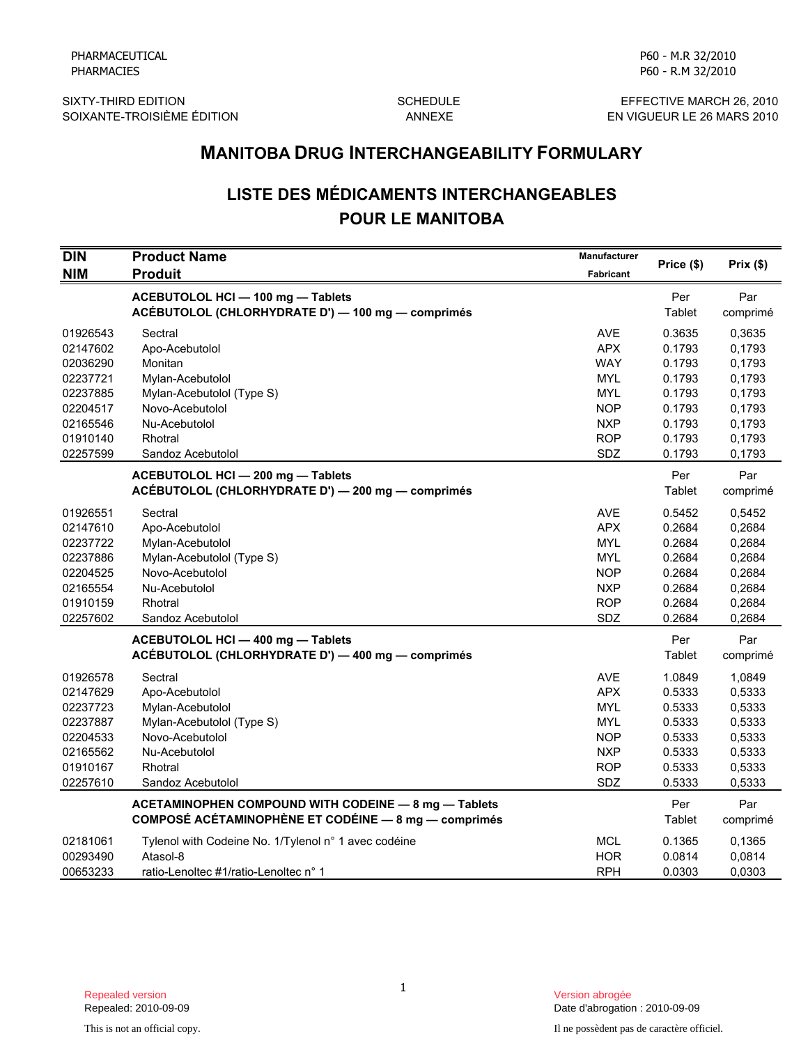PHARMACEUTICAL
PHARMACIES

P60 - M.R 32/2010
P60 - R.M 32/2010

SIXTY-THIRD EDITION
SOIXANTE-TROISIÈME ÉDITION

SCHEDULE
ANNEXE

EFFECTIVE MARCH 26, 2010
EN VIGUEUR LE 26 MARS 2010

# MANITOBA DRUG INTERCHANGEABILITY FORMULARY

## LISTE DES MÉDICAMENTS INTERCHANGEABLES POUR LE MANITOBA

| DIN / NIM | Product Name / Produit | Manufacturer / Fabricant | Price ($) | Prix ($) |
|---|---|---|---|---|
| | **ACEBUTOLOL HCl — 100 mg — Tablets** **ACÉBUTOLOL (CHLORHYDRATE D') — 100 mg — comprimés** | | Per Tablet | Par comprimé |
| 01926543 | Sectral | AVE | 0.3635 | 0,3635 |
| 02147602 | Apo-Acebutolol | APX | 0.1793 | 0,1793 |
| 02036290 | Monitan | WAY | 0.1793 | 0,1793 |
| 02237721 | Mylan-Acebutolol | MYL | 0.1793 | 0,1793 |
| 02237885 | Mylan-Acebutolol (Type S) | MYL | 0.1793 | 0,1793 |
| 02204517 | Novo-Acebutolol | NOP | 0.1793 | 0,1793 |
| 02165546 | Nu-Acebutolol | NXP | 0.1793 | 0,1793 |
| 01910140 | Rhotral | ROP | 0.1793 | 0,1793 |
| 02257599 | Sandoz Acebutolol | SDZ | 0.1793 | 0,1793 |
| | **ACEBUTOLOL HCl — 200 mg — Tablets** **ACÉBUTOLOL (CHLORHYDRATE D') — 200 mg — comprimés** | | Per Tablet | Par comprimé |
| 01926551 | Sectral | AVE | 0.5452 | 0,5452 |
| 02147610 | Apo-Acebutolol | APX | 0.2684 | 0,2684 |
| 02237722 | Mylan-Acebutolol | MYL | 0.2684 | 0,2684 |
| 02237886 | Mylan-Acebutolol (Type S) | MYL | 0.2684 | 0,2684 |
| 02204525 | Novo-Acebutolol | NOP | 0.2684 | 0,2684 |
| 02165554 | Nu-Acebutolol | NXP | 0.2684 | 0,2684 |
| 01910159 | Rhotral | ROP | 0.2684 | 0,2684 |
| 02257602 | Sandoz Acebutolol | SDZ | 0.2684 | 0,2684 |
| | **ACEBUTOLOL HCl — 400 mg — Tablets** **ACÉBUTOLOL (CHLORHYDRATE D') — 400 mg — comprimés** | | Per Tablet | Par comprimé |
| 01926578 | Sectral | AVE | 1.0849 | 1,0849 |
| 02147629 | Apo-Acebutolol | APX | 0.5333 | 0,5333 |
| 02237723 | Mylan-Acebutolol | MYL | 0.5333 | 0,5333 |
| 02237887 | Mylan-Acebutolol (Type S) | MYL | 0.5333 | 0,5333 |
| 02204533 | Novo-Acebutolol | NOP | 0.5333 | 0,5333 |
| 02165562 | Nu-Acebutolol | NXP | 0.5333 | 0,5333 |
| 01910167 | Rhotral | ROP | 0.5333 | 0,5333 |
| 02257610 | Sandoz Acebutolol | SDZ | 0.5333 | 0,5333 |
| | **ACETAMINOPHEN COMPOUND WITH CODEINE — 8 mg — Tablets** **COMPOSÉ ACÉTAMINOPHÈNE ET CODÉINE — 8 mg — comprimés** | | Per Tablet | Par comprimé |
| 02181061 | Tylenol with Codeine No. 1/Tylenol n° 1 avec codéine | MCL | 0.1365 | 0,1365 |
| 00293490 | Atasol-8 | HOR | 0.0814 | 0,0814 |
| 00653233 | ratio-Lenoltec #1/ratio-Lenoltec n° 1 | RPH | 0.0303 | 0,0303 |

Repealed version
Repealed: 2010-09-09

This is not an official copy.

Version abrogée
Date d'abrogation : 2010-09-09

Il ne possèdent pas de caractère officiel.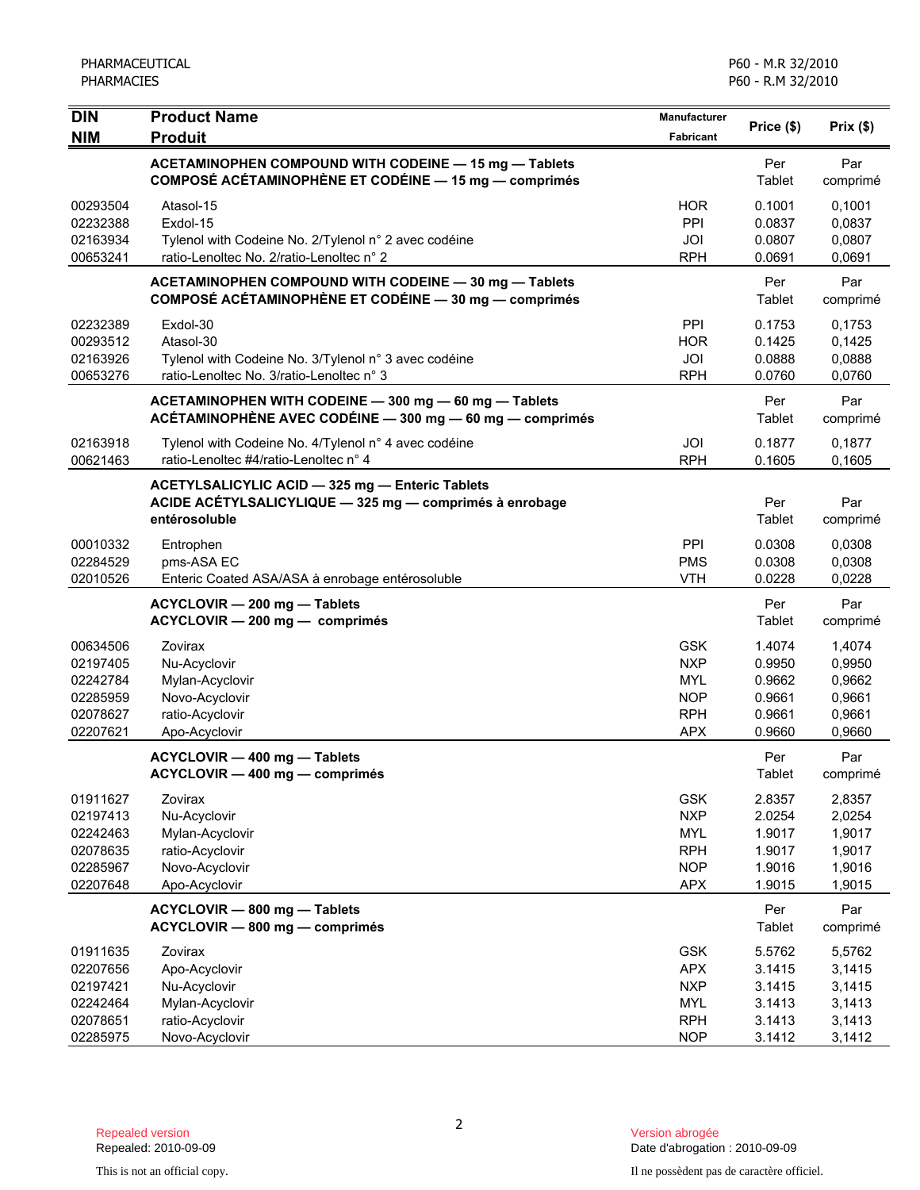| DIN<br>NIM | Product Name<br>Produit | Manufacturer<br>Fabricant | Price ($) | Prix ($) |
|---|---|---|---|---|
| | **ACETAMINOPHEN COMPOUND WITH CODEINE — 15 mg — Tablets**<br>**COMPOSÉ ACÉTAMINOPHÈNE ET CODÉINE — 15 mg — comprimés** | | Per Tablet | Par comprimé |
| 00293504 | Atasol-15 | HOR | 0.1001 | 0,1001 |
| 02232388 | Exdol-15 | PPI | 0.0837 | 0,0837 |
| 02163934 | Tylenol with Codeine No. 2/Tylenol n° 2 avec codéine | JOI | 0.0807 | 0,0807 |
| 00653241 | ratio-Lenoltec No. 2/ratio-Lenoltec n° 2 | RPH | 0.0691 | 0,0691 |
| | **ACETAMINOPHEN COMPOUND WITH CODEINE — 30 mg — Tablets**<br>**COMPOSÉ ACÉTAMINOPHÈNE ET CODÉINE — 30 mg — comprimés** | | Per Tablet | Par comprimé |
| 02232389 | Exdol-30 | PPI | 0.1753 | 0,1753 |
| 00293512 | Atasol-30 | HOR | 0.1425 | 0,1425 |
| 02163926 | Tylenol with Codeine No. 3/Tylenol n° 3 avec codéine | JOI | 0.0888 | 0,0888 |
| 00653276 | ratio-Lenoltec No. 3/ratio-Lenoltec n° 3 | RPH | 0.0760 | 0,0760 |
| | **ACETAMINOPHEN WITH CODEINE — 300 mg — 60 mg — Tablets**<br>**ACÉTAMINOPHÈNE AVEC CODÉINE — 300 mg — 60 mg — comprimés** | | Per Tablet | Par comprimé |
| 02163918 | Tylenol with Codeine No. 4/Tylenol n° 4 avec codéine | JOI | 0.1877 | 0,1877 |
| 00621463 | ratio-Lenoltec #4/ratio-Lenoltec n° 4 | RPH | 0.1605 | 0,1605 |
| | **ACETYLSALICYLIC ACID — 325 mg — Enteric Tablets**<br>**ACIDE ACÉTYLSALICYLIQUE — 325 mg — comprimés à enrobage entérosoluble** | | Per Tablet | Par comprimé |
| 00010332 | Entrophen | PPI | 0.0308 | 0,0308 |
| 02284529 | pms-ASA EC | PMS | 0.0308 | 0,0308 |
| 02010526 | Enteric Coated ASA/ASA à enrobage entérosoluble | VTH | 0.0228 | 0,0228 |
| | **ACYCLOVIR — 200 mg — Tablets**<br>**ACYCLOVIR — 200 mg — comprimés** | | Per Tablet | Par comprimé |
| 00634506 | Zovirax | GSK | 1.4074 | 1,4074 |
| 02197405 | Nu-Acyclovir | NXP | 0.9950 | 0,9950 |
| 02242784 | Mylan-Acyclovir | MYL | 0.9662 | 0,9662 |
| 02285959 | Novo-Acyclovir | NOP | 0.9661 | 0,9661 |
| 02078627 | ratio-Acyclovir | RPH | 0.9661 | 0,9661 |
| 02207621 | Apo-Acyclovir | APX | 0.9660 | 0,9660 |
| | **ACYCLOVIR — 400 mg — Tablets**<br>**ACYCLOVIR — 400 mg — comprimés** | | Per Tablet | Par comprimé |
| 01911627 | Zovirax | GSK | 2.8357 | 2,8357 |
| 02197413 | Nu-Acyclovir | NXP | 2.0254 | 2,0254 |
| 02242463 | Mylan-Acyclovir | MYL | 1.9017 | 1,9017 |
| 02078635 | ratio-Acyclovir | RPH | 1.9017 | 1,9017 |
| 02285967 | Novo-Acyclovir | NOP | 1.9016 | 1,9016 |
| 02207648 | Apo-Acyclovir | APX | 1.9015 | 1,9015 |
| | **ACYCLOVIR — 800 mg — Tablets**<br>**ACYCLOVIR — 800 mg — comprimés** | | Per Tablet | Par comprimé |
| 01911635 | Zovirax | GSK | 5.5762 | 5,5762 |
| 02207656 | Apo-Acyclovir | APX | 3.1415 | 3,1415 |
| 02197421 | Nu-Acyclovir | NXP | 3.1415 | 3,1415 |
| 02242464 | Mylan-Acyclovir | MYL | 3.1413 | 3,1413 |
| 02078651 | ratio-Acyclovir | RPH | 3.1413 | 3,1413 |
| 02285975 | Novo-Acyclovir | NOP | 3.1412 | 3,1412 |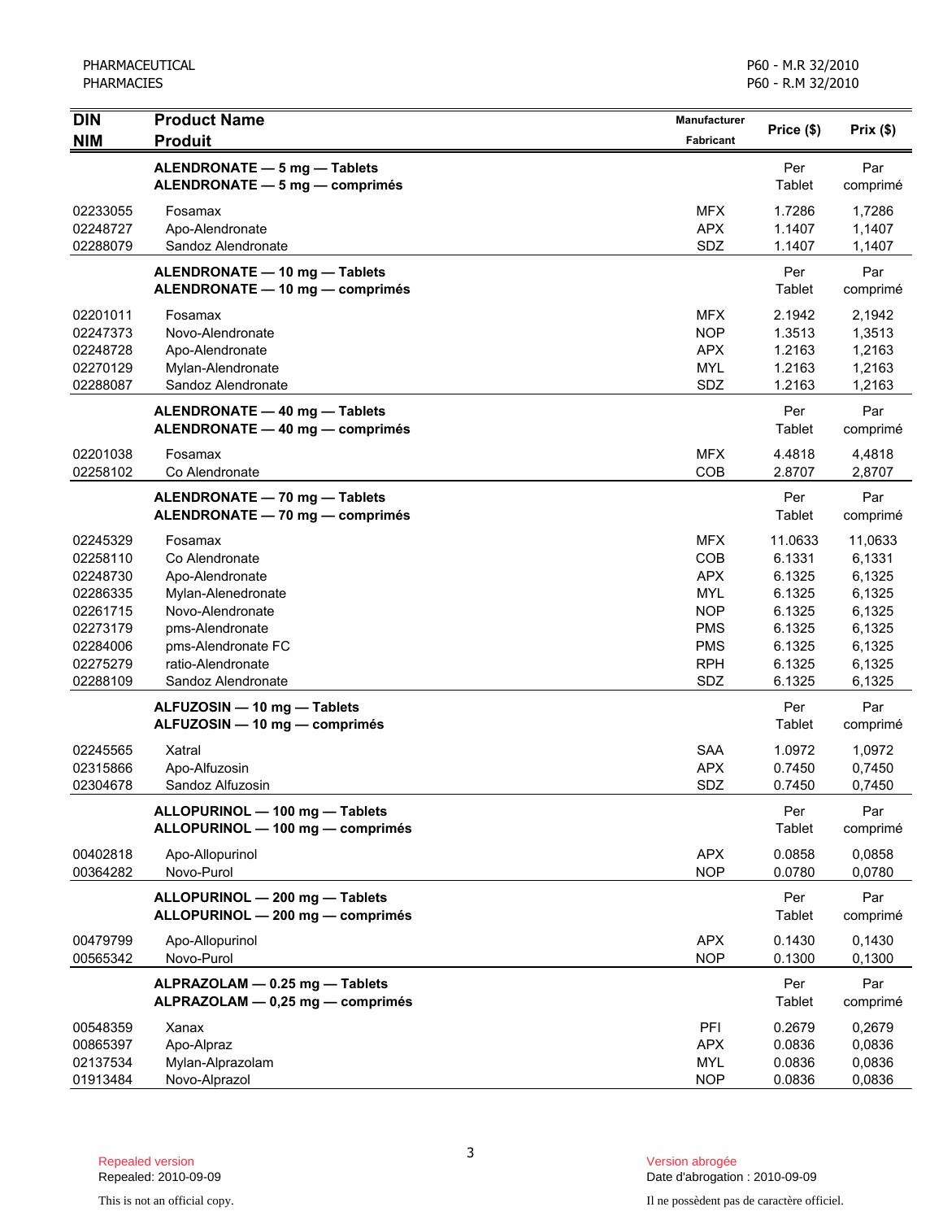| DIN<br>NIM | Product Name<br>Produit | Manufacturer<br>Fabricant | Price ($) | Prix ($) |
|---|---|---|---|---|
| | **ALENDRONATE — 5 mg — Tablets**<br>**ALENDRONATE — 5 mg — comprimés** | | Per Tablet | Par comprimé |
| 02233055 | Fosamax | MFX | 1.7286 | 1,7286 |
| 02248727 | Apo-Alendronate | APX | 1.1407 | 1,1407 |
| 02288079 | Sandoz Alendronate | SDZ | 1.1407 | 1,1407 |
| | **ALENDRONATE — 10 mg — Tablets**<br>**ALENDRONATE — 10 mg — comprimés** | | Per Tablet | Par comprimé |
| 02201011 | Fosamax | MFX | 2.1942 | 2,1942 |
| 02247373 | Novo-Alendronate | NOP | 1.3513 | 1,3513 |
| 02248728 | Apo-Alendronate | APX | 1.2163 | 1,2163 |
| 02270129 | Mylan-Alendronate | MYL | 1.2163 | 1,2163 |
| 02288087 | Sandoz Alendronate | SDZ | 1.2163 | 1,2163 |
| | **ALENDRONATE — 40 mg — Tablets**<br>**ALENDRONATE — 40 mg — comprimés** | | Per Tablet | Par comprimé |
| 02201038 | Fosamax | MFX | 4.4818 | 4,4818 |
| 02258102 | Co Alendronate | COB | 2.8707 | 2,8707 |
| | **ALENDRONATE — 70 mg — Tablets**<br>**ALENDRONATE — 70 mg — comprimés** | | Per Tablet | Par comprimé |
| 02245329 | Fosamax | MFX | 11.0633 | 11,0633 |
| 02258110 | Co Alendronate | COB | 6.1331 | 6,1331 |
| 02248730 | Apo-Alendronate | APX | 6.1325 | 6,1325 |
| 02286335 | Mylan-Alenedronate | MYL | 6.1325 | 6,1325 |
| 02261715 | Novo-Alendronate | NOP | 6.1325 | 6,1325 |
| 02273179 | pms-Alendronate | PMS | 6.1325 | 6,1325 |
| 02284006 | pms-Alendronate FC | PMS | 6.1325 | 6,1325 |
| 02275279 | ratio-Alendronate | RPH | 6.1325 | 6,1325 |
| 02288109 | Sandoz Alendronate | SDZ | 6.1325 | 6,1325 |
| | **ALFUZOSIN — 10 mg — Tablets**<br>**ALFUZOSIN — 10 mg — comprimés** | | Per Tablet | Par comprimé |
| 02245565 | Xatral | SAA | 1.0972 | 1,0972 |
| 02315866 | Apo-Alfuzosin | APX | 0.7450 | 0,7450 |
| 02304678 | Sandoz Alfuzosin | SDZ | 0.7450 | 0,7450 |
| | **ALLOPURINOL — 100 mg — Tablets**<br>**ALLOPURINOL — 100 mg — comprimés** | | Per Tablet | Par comprimé |
| 00402818 | Apo-Allopurinol | APX | 0.0858 | 0,0858 |
| 00364282 | Novo-Purol | NOP | 0.0780 | 0,0780 |
| | **ALLOPURINOL — 200 mg — Tablets**<br>**ALLOPURINOL — 200 mg — comprimés** | | Per Tablet | Par comprimé |
| 00479799 | Apo-Allopurinol | APX | 0.1430 | 0,1430 |
| 00565342 | Novo-Purol | NOP | 0.1300 | 0,1300 |
| | **ALPRAZOLAM — 0.25 mg — Tablets**<br>**ALPRAZOLAM — 0,25 mg — comprimés** | | Per Tablet | Par comprimé |
| 00548359 | Xanax | PFI | 0.2679 | 0,2679 |
| 00865397 | Apo-Alpraz | APX | 0.0836 | 0,0836 |
| 02137534 | Mylan-Alprazolam | MYL | 0.0836 | 0,0836 |
| 01913484 | Novo-Alprazol | NOP | 0.0836 | 0,0836 |

Repealed version
Repealed: 2010-09-09

This is not an official copy.

Version abrogée
Date d'abrogation : 2010-09-09

Il ne possèdent pas de caractère officiel.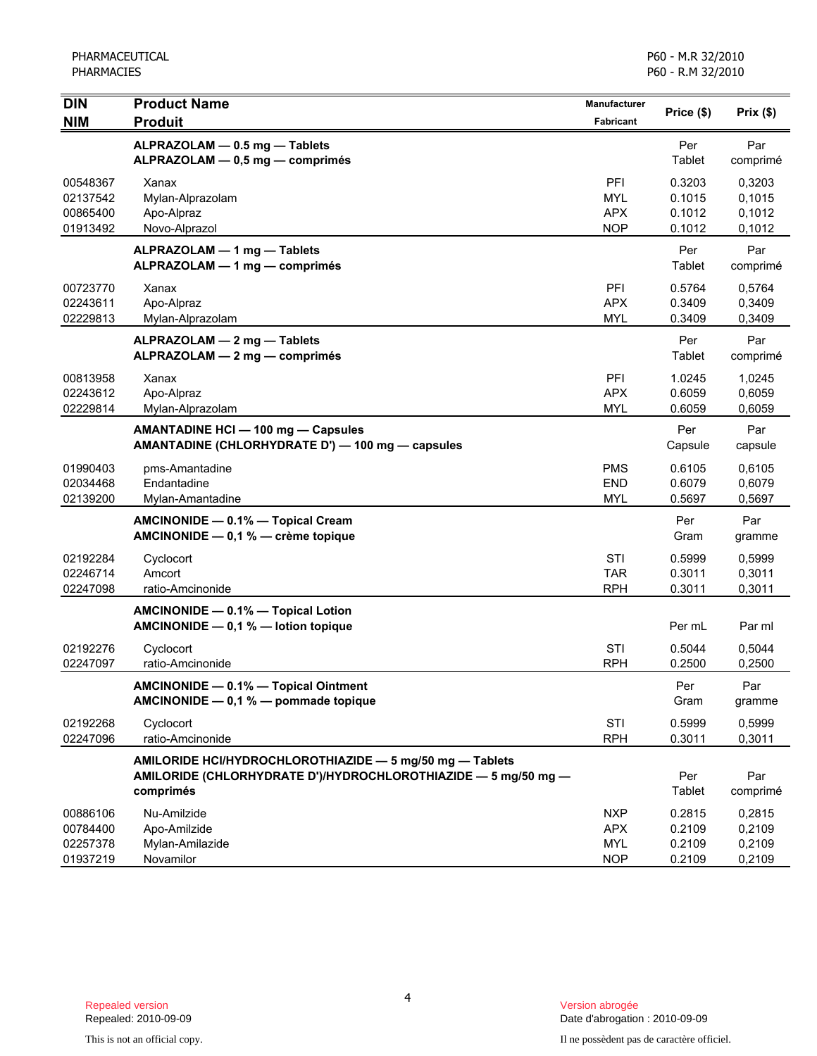| DIN<br>NIM | Product Name<br>Produit | Manufacturer<br>Fabricant | Price ($) | Prix ($) |
|---|---|---|---|---|
| | **ALPRAZOLAM — 0.5 mg — Tablets**<br>**ALPRAZOLAM — 0,5 mg — comprimés** | | Per Tablet | Par comprimé |
| 00548367 | Xanax | PFI | 0.3203 | 0,3203 |
| 02137542 | Mylan-Alprazolam | MYL | 0.1015 | 0,1015 |
| 00865400 | Apo-Alpraz | APX | 0.1012 | 0,1012 |
| 01913492 | Novo-Alprazol | NOP | 0.1012 | 0,1012 |
| | **ALPRAZOLAM — 1 mg — Tablets**<br>**ALPRAZOLAM — 1 mg — comprimés** | | Per Tablet | Par comprimé |
| 00723770 | Xanax | PFI | 0.5764 | 0,5764 |
| 02243611 | Apo-Alpraz | APX | 0.3409 | 0,3409 |
| 02229813 | Mylan-Alprazolam | MYL | 0.3409 | 0,3409 |
| | **ALPRAZOLAM — 2 mg — Tablets**<br>**ALPRAZOLAM — 2 mg — comprimés** | | Per Tablet | Par comprimé |
| 00813958 | Xanax | PFI | 1.0245 | 1,0245 |
| 02243612 | Apo-Alpraz | APX | 0.6059 | 0,6059 |
| 02229814 | Mylan-Alprazolam | MYL | 0.6059 | 0,6059 |
| | **AMANTADINE HCl — 100 mg — Capsules**<br>**AMANTADINE (CHLORHYDRATE D') — 100 mg — capsules** | | Per Capsule | Par capsule |
| 01990403 | pms-Amantadine | PMS | 0.6105 | 0,6105 |
| 02034468 | Endantadine | END | 0.6079 | 0,6079 |
| 02139200 | Mylan-Amantadine | MYL | 0.5697 | 0,5697 |
| | **AMCINONIDE — 0.1% — Topical Cream**<br>**AMCINONIDE — 0,1 % — crème topique** | | Per Gram | Par gramme |
| 02192284 | Cyclocort | STI | 0.5999 | 0,5999 |
| 02246714 | Amcort | TAR | 0.3011 | 0,3011 |
| 02247098 | ratio-Amcinonide | RPH | 0.3011 | 0,3011 |
| | **AMCINONIDE — 0.1% — Topical Lotion**<br>**AMCINONIDE — 0,1 % — lotion topique** | | Per mL | Par ml |
| 02192276 | Cyclocort | STI | 0.5044 | 0,5044 |
| 02247097 | ratio-Amcinonide | RPH | 0.2500 | 0,2500 |
| | **AMCINONIDE — 0.1% — Topical Ointment**<br>**AMCINONIDE — 0,1 % — pommade topique** | | Per Gram | Par gramme |
| 02192268 | Cyclocort | STI | 0.5999 | 0,5999 |
| 02247096 | ratio-Amcinonide | RPH | 0.3011 | 0,3011 |
| | **AMILORIDE HCl/HYDROCHLOROTHIAZIDE — 5 mg/50 mg — Tablets**<br>**AMILORIDE (CHLORHYDRATE D')/HYDROCHLOROTHIAZIDE — 5 mg/50 mg — comprimés** | | Per Tablet | Par comprimé |
| 00886106 | Nu-Amilzide | NXP | 0.2815 | 0,2815 |
| 00784400 | Apo-Amilzide | APX | 0.2109 | 0,2109 |
| 02257378 | Mylan-Amilazide | MYL | 0.2109 | 0,2109 |
| 01937219 | Novamilor | NOP | 0.2109 | 0,2109 |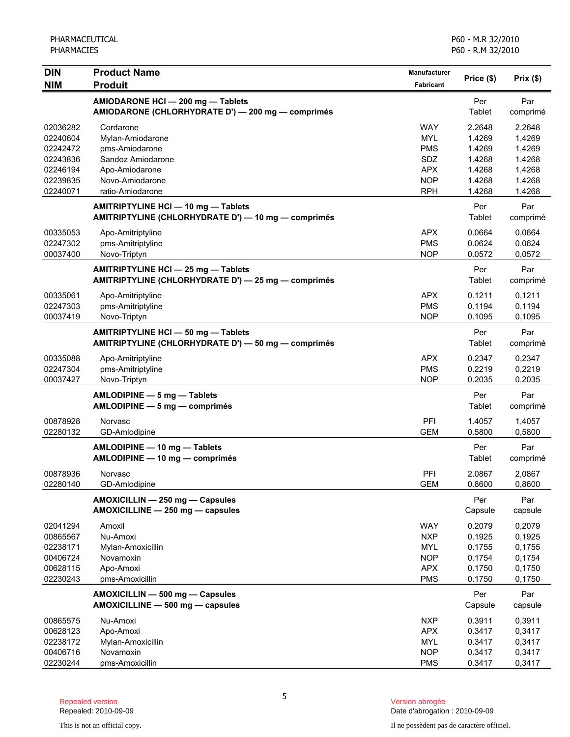| DIN<br>NIM | Product Name<br>Produit | Manufacturer<br>Fabricant | Price ($) | Prix ($) |
|---|---|---|---|---|
| | **AMIODARONE HCl — 200 mg — Tablets**<br>**AMIODARONE (CHLORHYDRATE D') — 200 mg — comprimés** | | Per Tablet | Par comprimé |
| 02036282 | Cordarone | WAY | 2.2648 | 2,2648 |
| 02240604 | Mylan-Amiodarone | MYL | 1.4269 | 1,4269 |
| 02242472 | pms-Amiodarone | PMS | 1.4269 | 1,4269 |
| 02243836 | Sandoz Amiodarone | SDZ | 1.4268 | 1,4268 |
| 02246194 | Apo-Amiodarone | APX | 1.4268 | 1,4268 |
| 02239835 | Novo-Amiodarone | NOP | 1.4268 | 1,4268 |
| 02240071 | ratio-Amiodarone | RPH | 1.4268 | 1,4268 |
| | **AMITRIPTYLINE HCl — 10 mg — Tablets**<br>**AMITRIPTYLINE (CHLORHYDRATE D') — 10 mg — comprimés** | | Per Tablet | Par comprimé |
| 00335053 | Apo-Amitriptyline | APX | 0.0664 | 0,0664 |
| 02247302 | pms-Amitriptyline | PMS | 0.0624 | 0,0624 |
| 00037400 | Novo-Triptyn | NOP | 0.0572 | 0,0572 |
| | **AMITRIPTYLINE HCl — 25 mg — Tablets**<br>**AMITRIPTYLINE (CHLORHYDRATE D') — 25 mg — comprimés** | | Per Tablet | Par comprimé |
| 00335061 | Apo-Amitriptyline | APX | 0.1211 | 0,1211 |
| 02247303 | pms-Amitriptyline | PMS | 0.1194 | 0,1194 |
| 00037419 | Novo-Triptyn | NOP | 0.1095 | 0,1095 |
| | **AMITRIPTYLINE HCl — 50 mg — Tablets**<br>**AMITRIPTYLINE (CHLORHYDRATE D') — 50 mg — comprimés** | | Per Tablet | Par comprimé |
| 00335088 | Apo-Amitriptyline | APX | 0.2347 | 0,2347 |
| 02247304 | pms-Amitriptyline | PMS | 0.2219 | 0,2219 |
| 00037427 | Novo-Triptyn | NOP | 0.2035 | 0,2035 |
| | **AMLODIPINE — 5 mg — Tablets**<br>**AMLODIPINE — 5 mg — comprimés** | | Per Tablet | Par comprimé |
| 00878928 | Norvasc | PFI | 1.4057 | 1,4057 |
| 02280132 | GD-Amlodipine | GEM | 0.5800 | 0,5800 |
| | **AMLODIPINE — 10 mg — Tablets**<br>**AMLODIPINE — 10 mg — comprimés** | | Per Tablet | Par comprimé |
| 00878936 | Norvasc | PFI | 2.0867 | 2,0867 |
| 02280140 | GD-Amlodipine | GEM | 0.8600 | 0,8600 |
| | **AMOXICILLIN — 250 mg — Capsules**<br>**AMOXICILLINE — 250 mg — capsules** | | Per Capsule | Par capsule |
| 02041294 | Amoxil | WAY | 0.2079 | 0,2079 |
| 00865567 | Nu-Amoxi | NXP | 0.1925 | 0,1925 |
| 02238171 | Mylan-Amoxicillin | MYL | 0.1755 | 0,1755 |
| 00406724 | Novamoxin | NOP | 0.1754 | 0,1754 |
| 00628115 | Apo-Amoxi | APX | 0.1750 | 0,1750 |
| 02230243 | pms-Amoxicillin | PMS | 0.1750 | 0,1750 |
| | **AMOXICILLIN — 500 mg — Capsules**<br>**AMOXICILLINE — 500 mg — capsules** | | Per Capsule | Par capsule |
| 00865575 | Nu-Amoxi | NXP | 0.3911 | 0,3911 |
| 00628123 | Apo-Amoxi | APX | 0.3417 | 0,3417 |
| 02238172 | Mylan-Amoxicillin | MYL | 0.3417 | 0,3417 |
| 00406716 | Novamoxin | NOP | 0.3417 | 0,3417 |
| 02230244 | pms-Amoxicillin | PMS | 0.3417 | 0,3417 |

Repealed version
Repealed: 2010-09-09

Version abrogée
Date d'abrogation : 2010-09-09

This is not an official copy.

Il ne possèdent pas de caractère officiel.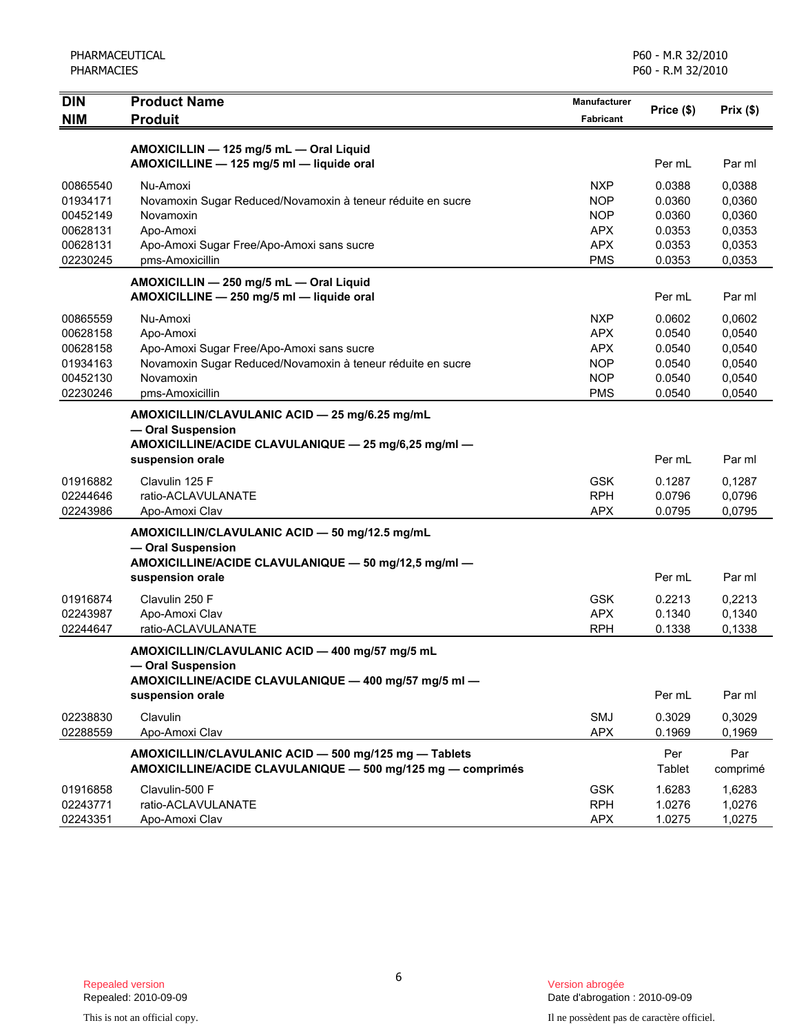| DIN<br>NIM | Product Name<br>Produit | Manufacturer<br>Fabricant | Price ($) | Prix ($) |
|---|---|---|---|---|
| | **AMOXICILLIN — 125 mg/5 mL — Oral Liquid**<br>**AMOXICILLINE — 125 mg/5 ml — liquide oral** | | Per mL | Par ml |
| 00865540 | Nu-Amoxi | NXP | 0.0388 | 0,0388 |
| 01934171 | Novamoxin Sugar Reduced/Novamoxin à teneur réduite en sucre | NOP | 0.0360 | 0,0360 |
| 00452149 | Novamoxin | NOP | 0.0360 | 0,0360 |
| 00628131 | Apo-Amoxi | APX | 0.0353 | 0,0353 |
| 00628131 | Apo-Amoxi Sugar Free/Apo-Amoxi sans sucre | APX | 0.0353 | 0,0353 |
| 02230245 | pms-Amoxicillin | PMS | 0.0353 | 0,0353 |
| | **AMOXICILLIN — 250 mg/5 mL — Oral Liquid**<br>**AMOXICILLINE — 250 mg/5 ml — liquide oral** | | Per mL | Par ml |
| 00865559 | Nu-Amoxi | NXP | 0.0602 | 0,0602 |
| 00628158 | Apo-Amoxi | APX | 0.0540 | 0,0540 |
| 00628158 | Apo-Amoxi Sugar Free/Apo-Amoxi sans sucre | APX | 0.0540 | 0,0540 |
| 01934163 | Novamoxin Sugar Reduced/Novamoxin à teneur réduite en sucre | NOP | 0.0540 | 0,0540 |
| 00452130 | Novamoxin | NOP | 0.0540 | 0,0540 |
| 02230246 | pms-Amoxicillin | PMS | 0.0540 | 0,0540 |
| | **AMOXICILLIN/CLAVULANIC ACID — 25 mg/6.25 mg/mL — Oral Suspension**<br>**AMOXICILLINE/ACIDE CLAVULANIQUE — 25 mg/6,25 mg/ml — suspension orale** | | Per mL | Par ml |
| 01916882 | Clavulin 125 F | GSK | 0.1287 | 0,1287 |
| 02244646 | ratio-ACLAVULANATE | RPH | 0.0796 | 0,0796 |
| 02243986 | Apo-Amoxi Clav | APX | 0.0795 | 0,0795 |
| | **AMOXICILLIN/CLAVULANIC ACID — 50 mg/12.5 mg/mL — Oral Suspension**<br>**AMOXICILLINE/ACIDE CLAVULANIQUE — 50 mg/12,5 mg/ml — suspension orale** | | Per mL | Par ml |
| 01916874 | Clavulin 250 F | GSK | 0.2213 | 0,2213 |
| 02243987 | Apo-Amoxi Clav | APX | 0.1340 | 0,1340 |
| 02244647 | ratio-ACLAVULANATE | RPH | 0.1338 | 0,1338 |
| | **AMOXICILLIN/CLAVULANIC ACID — 400 mg/57 mg/5 mL — Oral Suspension**<br>**AMOXICILLINE/ACIDE CLAVULANIQUE — 400 mg/57 mg/5 ml — suspension orale** | | Per mL | Par ml |
| 02238830 | Clavulin | SMJ | 0.3029 | 0,3029 |
| 02288559 | Apo-Amoxi Clav | APX | 0.1969 | 0,1969 |
| | **AMOXICILLIN/CLAVULANIC ACID — 500 mg/125 mg — Tablets**<br>**AMOXICILLINE/ACIDE CLAVULANIQUE — 500 mg/125 mg — comprimés** | | Per Tablet | Par comprimé |
| 01916858 | Clavulin-500 F | GSK | 1.6283 | 1,6283 |
| 02243771 | ratio-ACLAVULANATE | RPH | 1.0276 | 1,0276 |
| 02243351 | Apo-Amoxi Clav | APX | 1.0275 | 1,0275 |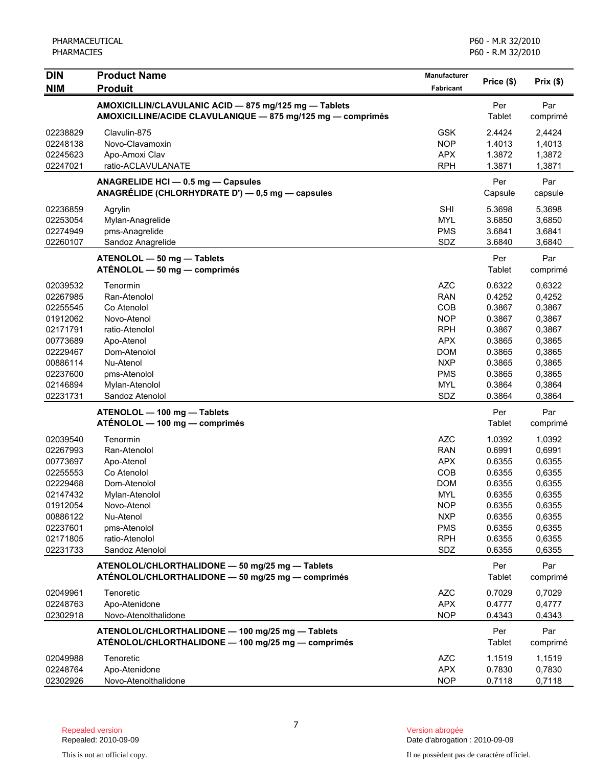| DIN<br>NIM | Product Name<br>Produit | Manufacturer<br>Fabricant | Price ($) | Prix ($) |
|---|---|---|---|---|
| | **AMOXICILLIN/CLAVULANIC ACID — 875 mg/125 mg — Tablets**<br>**AMOXICILLINE/ACIDE CLAVULANIQUE — 875 mg/125 mg — comprimés** | | Per Tablet | Par comprimé |
| 02238829 | Clavulin-875 | GSK | 2.4424 | 2,4424 |
| 02248138 | Novo-Clavamoxin | NOP | 1.4013 | 1,4013 |
| 02245623 | Apo-Amoxi Clav | APX | 1.3872 | 1,3872 |
| 02247021 | ratio-ACLAVULANATE | RPH | 1.3871 | 1,3871 |
| | **ANAGRELIDE HCl — 0.5 mg — Capsules**<br>**ANAGRÉLIDE (CHLORHYDRATE D') — 0,5 mg — capsules** | | Per Capsule | Par capsule |
| 02236859 | Agrylin | SHI | 5.3698 | 5,3698 |
| 02253054 | Mylan-Anagrelide | MYL | 3.6850 | 3,6850 |
| 02274949 | pms-Anagrelide | PMS | 3.6841 | 3,6841 |
| 02260107 | Sandoz Anagrelide | SDZ | 3.6840 | 3,6840 |
| | **ATENOLOL — 50 mg — Tablets**<br>**ATÉNOLOL — 50 mg — comprimés** | | Per Tablet | Par comprimé |
| 02039532 | Tenormin | AZC | 0.6322 | 0,6322 |
| 02267985 | Ran-Atenolol | RAN | 0.4252 | 0,4252 |
| 02255545 | Co Atenolol | COB | 0.3867 | 0,3867 |
| 01912062 | Novo-Atenol | NOP | 0.3867 | 0,3867 |
| 02171791 | ratio-Atenolol | RPH | 0.3867 | 0,3867 |
| 00773689 | Apo-Atenol | APX | 0.3865 | 0,3865 |
| 02229467 | Dom-Atenolol | DOM | 0.3865 | 0,3865 |
| 00886114 | Nu-Atenol | NXP | 0.3865 | 0,3865 |
| 02237600 | pms-Atenolol | PMS | 0.3865 | 0,3865 |
| 02146894 | Mylan-Atenolol | MYL | 0.3864 | 0,3864 |
| 02231731 | Sandoz Atenolol | SDZ | 0.3864 | 0,3864 |
| | **ATENOLOL — 100 mg — Tablets**<br>**ATÉNOLOL — 100 mg — comprimés** | | Per Tablet | Par comprimé |
| 02039540 | Tenormin | AZC | 1.0392 | 1,0392 |
| 02267993 | Ran-Atenolol | RAN | 0.6991 | 0,6991 |
| 00773697 | Apo-Atenol | APX | 0.6355 | 0,6355 |
| 02255553 | Co Atenolol | COB | 0.6355 | 0,6355 |
| 02229468 | Dom-Atenolol | DOM | 0.6355 | 0,6355 |
| 02147432 | Mylan-Atenolol | MYL | 0.6355 | 0,6355 |
| 01912054 | Novo-Atenol | NOP | 0.6355 | 0,6355 |
| 00886122 | Nu-Atenol | NXP | 0.6355 | 0,6355 |
| 02237601 | pms-Atenolol | PMS | 0.6355 | 0,6355 |
| 02171805 | ratio-Atenolol | RPH | 0.6355 | 0,6355 |
| 02231733 | Sandoz Atenolol | SDZ | 0.6355 | 0,6355 |
| | **ATENOLOL/CHLORTHALIDONE — 50 mg/25 mg — Tablets**<br>**ATÉNOLOL/CHLORTHALIDONE — 50 mg/25 mg — comprimés** | | Per Tablet | Par comprimé |
| 02049961 | Tenoretic | AZC | 0.7029 | 0,7029 |
| 02248763 | Apo-Atenidone | APX | 0.4777 | 0,4777 |
| 02302918 | Novo-Atenolthalidone | NOP | 0.4343 | 0,4343 |
| | **ATENOLOL/CHLORTHALIDONE — 100 mg/25 mg — Tablets**<br>**ATÉNOLOL/CHLORTHALIDONE — 100 mg/25 mg — comprimés** | | Per Tablet | Par comprimé |
| 02049988 | Tenoretic | AZC | 1.1519 | 1,1519 |
| 02248764 | Apo-Atenidone | APX | 0.7830 | 0,7830 |
| 02302926 | Novo-Atenolthalidone | NOP | 0.7118 | 0,7118 |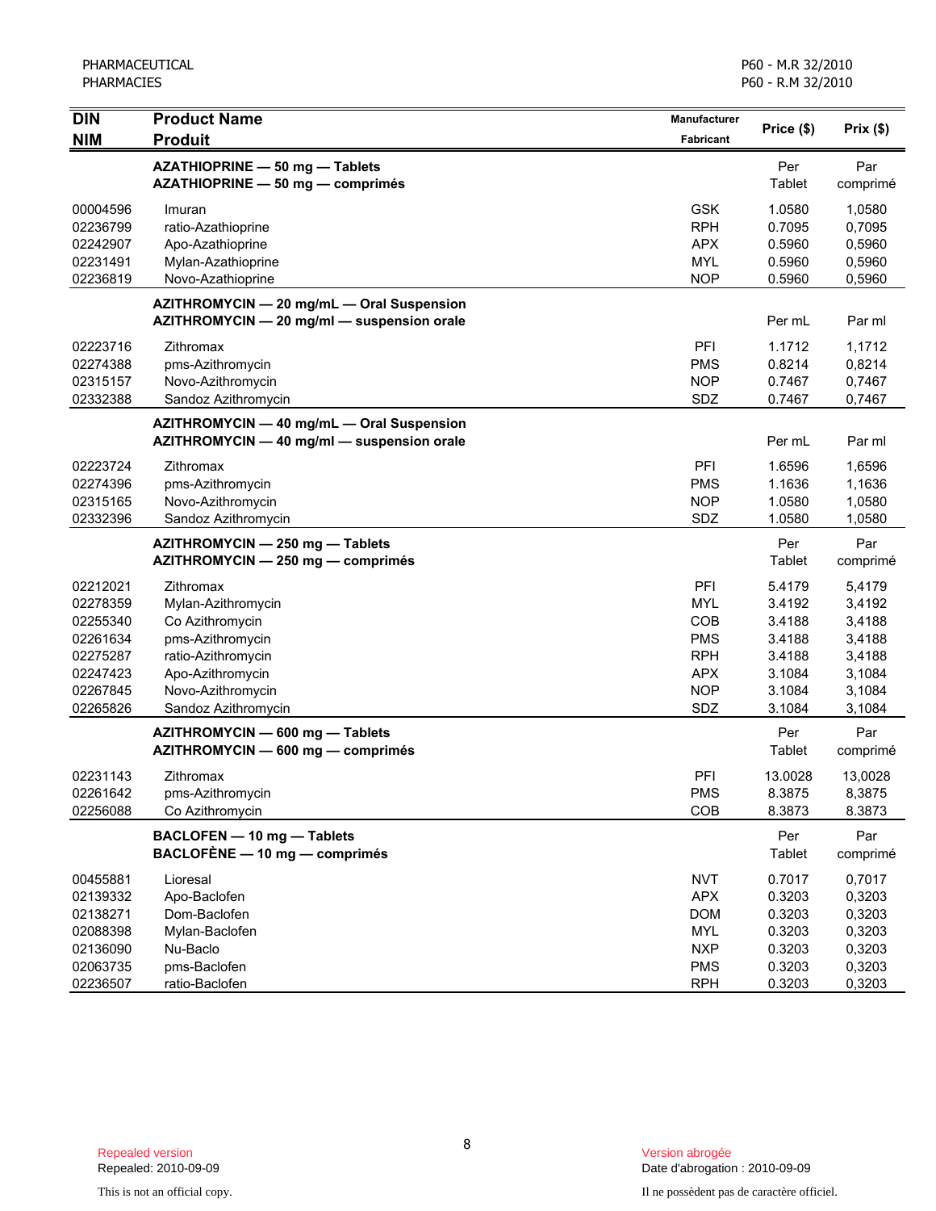| DIN<br>NIM | Product Name<br>Produit | Manufacturer<br>Fabricant | Price ($) | Prix ($) |
|---|---|---|---|---|
| | **AZATHIOPRINE — 50 mg — Tablets**<br>**AZATHIOPRINE — 50 mg — comprimés** | | Per Tablet | Par comprimé |
| 00004596 | Imuran | GSK | 1.0580 | 1,0580 |
| 02236799 | ratio-Azathioprine | RPH | 0.7095 | 0,7095 |
| 02242907 | Apo-Azathioprine | APX | 0.5960 | 0,5960 |
| 02231491 | Mylan-Azathioprine | MYL | 0.5960 | 0,5960 |
| 02236819 | Novo-Azathioprine | NOP | 0.5960 | 0,5960 |
| | **AZITHROMYCIN — 20 mg/mL — Oral Suspension**<br>**AZITHROMYCIN — 20 mg/ml — suspension orale** | | Per mL | Par ml |
| 02223716 | Zithromax | PFI | 1.1712 | 1,1712 |
| 02274388 | pms-Azithromycin | PMS | 0.8214 | 0,8214 |
| 02315157 | Novo-Azithromycin | NOP | 0.7467 | 0,7467 |
| 02332388 | Sandoz Azithromycin | SDZ | 0.7467 | 0,7467 |
| | **AZITHROMYCIN — 40 mg/mL — Oral Suspension**<br>**AZITHROMYCIN — 40 mg/ml — suspension orale** | | Per mL | Par ml |
| 02223724 | Zithromax | PFI | 1.6596 | 1,6596 |
| 02274396 | pms-Azithromycin | PMS | 1.1636 | 1,1636 |
| 02315165 | Novo-Azithromycin | NOP | 1.0580 | 1,0580 |
| 02332396 | Sandoz Azithromycin | SDZ | 1.0580 | 1,0580 |
| | **AZITHROMYCIN — 250 mg — Tablets**<br>**AZITHROMYCIN — 250 mg — comprimés** | | Per Tablet | Par comprimé |
| 02212021 | Zithromax | PFI | 5.4179 | 5,4179 |
| 02278359 | Mylan-Azithromycin | MYL | 3.4192 | 3,4192 |
| 02255340 | Co Azithromycin | COB | 3.4188 | 3,4188 |
| 02261634 | pms-Azithromycin | PMS | 3.4188 | 3,4188 |
| 02275287 | ratio-Azithromycin | RPH | 3.4188 | 3,4188 |
| 02247423 | Apo-Azithromycin | APX | 3.1084 | 3,1084 |
| 02267845 | Novo-Azithromycin | NOP | 3.1084 | 3,1084 |
| 02265826 | Sandoz Azithromycin | SDZ | 3.1084 | 3,1084 |
| | **AZITHROMYCIN — 600 mg — Tablets**<br>**AZITHROMYCIN — 600 mg — comprimés** | | Per Tablet | Par comprimé |
| 02231143 | Zithromax | PFI | 13.0028 | 13,0028 |
| 02261642 | pms-Azithromycin | PMS | 8.3875 | 8,3875 |
| 02256088 | Co Azithromycin | COB | 8.3873 | 8.3873 |
| | **BACLOFEN — 10 mg — Tablets**<br>**BACLOFÈNE — 10 mg — comprimés** | | Per Tablet | Par comprimé |
| 00455881 | Lioresal | NVT | 0.7017 | 0,7017 |
| 02139332 | Apo-Baclofen | APX | 0.3203 | 0,3203 |
| 02138271 | Dom-Baclofen | DOM | 0.3203 | 0,3203 |
| 02088398 | Mylan-Baclofen | MYL | 0.3203 | 0,3203 |
| 02136090 | Nu-Baclo | NXP | 0.3203 | 0,3203 |
| 02063735 | pms-Baclofen | PMS | 0.3203 | 0,3203 |
| 02236507 | ratio-Baclofen | RPH | 0.3203 | 0,3203 |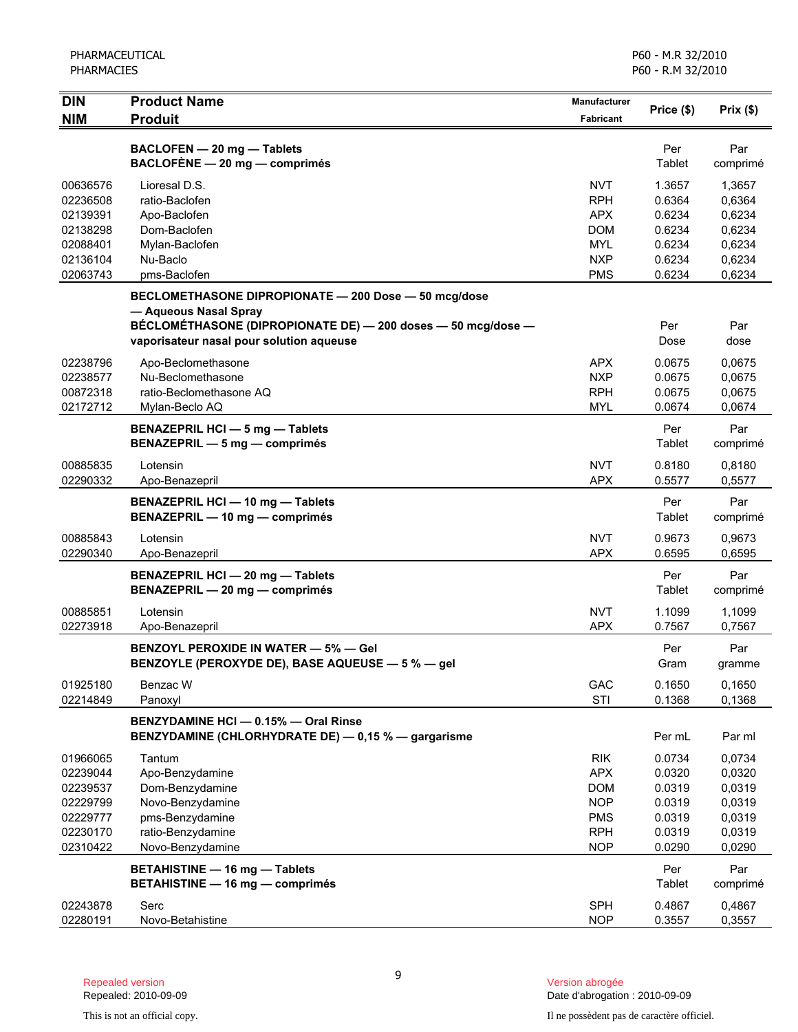| DIN<br>NIM | Product Name<br>Produit | Manufacturer<br>Fabricant | Price ($) | Prix ($) |
|---|---|---|---|---|
| | **BACLOFEN — 20 mg — Tablets**<br>**BACLOFÈNE — 20 mg — comprimés** | | Per Tablet | Par comprimé |
| 00636576 | Lioresal D.S. | NVT | 1.3657 | 1,3657 |
| 02236508 | ratio-Baclofen | RPH | 0.6364 | 0,6364 |
| 02139391 | Apo-Baclofen | APX | 0.6234 | 0,6234 |
| 02138298 | Dom-Baclofen | DOM | 0.6234 | 0,6234 |
| 02088401 | Mylan-Baclofen | MYL | 0.6234 | 0,6234 |
| 02136104 | Nu-Baclo | NXP | 0.6234 | 0,6234 |
| 02063743 | pms-Baclofen | PMS | 0.6234 | 0,6234 |
| | **BECLOMETHASONE DIPROPIONATE — 200 Dose — 50 mcg/dose — Aqueous Nasal Spray**<br>**BÉCLOMÉTHASONE (DIPROPIONATE DE) — 200 doses — 50 mcg/dose — vaporisateur nasal pour solution aqueuse** | | Per Dose | Par dose |
| 02238796 | Apo-Beclomethasone | APX | 0.0675 | 0,0675 |
| 02238577 | Nu-Beclomethasone | NXP | 0.0675 | 0,0675 |
| 00872318 | ratio-Beclomethasone AQ | RPH | 0.0675 | 0,0675 |
| 02172712 | Mylan-Beclo AQ | MYL | 0.0674 | 0,0674 |
| | **BENAZEPRIL HCl — 5 mg — Tablets**<br>**BENAZEPRIL — 5 mg — comprimés** | | Per Tablet | Par comprimé |
| 00885835 | Lotensin | NVT | 0.8180 | 0,8180 |
| 02290332 | Apo-Benazepril | APX | 0.5577 | 0,5577 |
| | **BENAZEPRIL HCl — 10 mg — Tablets**<br>**BENAZEPRIL — 10 mg — comprimés** | | Per Tablet | Par comprimé |
| 00885843 | Lotensin | NVT | 0.9673 | 0,9673 |
| 02290340 | Apo-Benazepril | APX | 0.6595 | 0,6595 |
| | **BENAZEPRIL HCl — 20 mg — Tablets**<br>**BENAZEPRIL — 20 mg — comprimés** | | Per Tablet | Par comprimé |
| 00885851 | Lotensin | NVT | 1.1099 | 1,1099 |
| 02273918 | Apo-Benazepril | APX | 0.7567 | 0,7567 |
| | **BENZOYL PEROXIDE IN WATER — 5% — Gel**<br>**BENZOYLE (PEROXYDE DE), BASE AQUEUSE — 5 % — gel** | | Per Gram | Par gramme |
| 01925180 | Benzac W | GAC | 0.1650 | 0,1650 |
| 02214849 | Panoxyl | STI | 0.1368 | 0,1368 |
| | **BENZYDAMINE HCl — 0.15% — Oral Rinse**<br>**BENZYDAMINE (CHLORHYDRATE DE) — 0,15 % — gargarisme** | | Per mL | Par ml |
| 01966065 | Tantum | RIK | 0.0734 | 0,0734 |
| 02239044 | Apo-Benzydamine | APX | 0.0320 | 0,0320 |
| 02239537 | Dom-Benzydamine | DOM | 0.0319 | 0,0319 |
| 02229799 | Novo-Benzydamine | NOP | 0.0319 | 0,0319 |
| 02229777 | pms-Benzydamine | PMS | 0.0319 | 0,0319 |
| 02230170 | ratio-Benzydamine | RPH | 0.0319 | 0,0319 |
| 02310422 | Novo-Benzydamine | NOP | 0.0290 | 0,0290 |
| | **BETAHISTINE — 16 mg — Tablets**<br>**BETAHISTINE — 16 mg — comprimés** | | Per Tablet | Par comprimé |
| 02243878 | Serc | SPH | 0.4867 | 0,4867 |
| 02280191 | Novo-Betahistine | NOP | 0.3557 | 0,3557 |

Repealed version
Repealed: 2010-09-09

This is not an official copy.

Version abrogée
Date d'abrogation : 2010-09-09

Il ne possèdent pas de caractère officiel.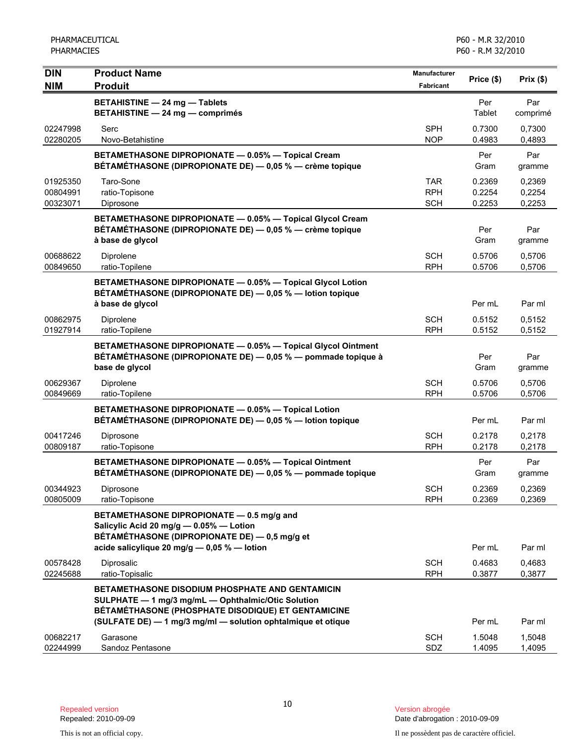| DIN<br>NIM | Product Name<br>Produit | Manufacturer<br>Fabricant | Price ($) | Prix ($) |
|---|---|---|---|---|
| | **BETAHISTINE — 24 mg — Tablets**<br>**BETAHISTINE — 24 mg — comprimés** | | Per Tablet | Par comprimé |
| 02247998 | Serc | SPH | 0.7300 | 0,7300 |
| 02280205 | Novo-Betahistine | NOP | 0.4983 | 0,4893 |
| | **BETAMETHASONE DIPROPIONATE — 0.05% — Topical Cream**<br>**BÉTAMÉTHASONE (DIPROPIONATE DE) — 0,05 % — crème topique** | | Per Gram | Par gramme |
| 01925350 | Taro-Sone | TAR | 0.2369 | 0,2369 |
| 00804991 | ratio-Topisone | RPH | 0.2254 | 0,2254 |
| 00323071 | Diprosone | SCH | 0.2253 | 0,2253 |
| | **BETAMETHASONE DIPROPIONATE — 0.05% — Topical Glycol Cream**<br>**BÉTAMÉTHASONE (DIPROPIONATE DE) — 0,05 % — crème topique à base de glycol** | | Per Gram | Par gramme |
| 00688622 | Diprolene | SCH | 0.5706 | 0,5706 |
| 00849650 | ratio-Topilene | RPH | 0.5706 | 0,5706 |
| | **BETAMETHASONE DIPROPIONATE — 0.05% — Topical Glycol Lotion**<br>**BÉTAMÉTHASONE (DIPROPIONATE DE) — 0,05 % — lotion topique à base de glycol** | | Per mL | Par ml |
| 00862975 | Diprolene | SCH | 0.5152 | 0,5152 |
| 01927914 | ratio-Topilene | RPH | 0.5152 | 0,5152 |
| | **BETAMETHASONE DIPROPIONATE — 0.05% — Topical Glycol Ointment**<br>**BÉTAMÉTHASONE (DIPROPIONATE DE) — 0,05 % — pommade topique à base de glycol** | | Per Gram | Par gramme |
| 00629367 | Diprolene | SCH | 0.5706 | 0,5706 |
| 00849669 | ratio-Topilene | RPH | 0.5706 | 0,5706 |
| | **BETAMETHASONE DIPROPIONATE — 0.05% — Topical Lotion**<br>**BÉTAMÉTHASONE (DIPROPIONATE DE) — 0,05 % — lotion topique** | | Per mL | Par ml |
| 00417246 | Diprosone | SCH | 0.2178 | 0,2178 |
| 00809187 | ratio-Topisone | RPH | 0.2178 | 0,2178 |
| | **BETAMETHASONE DIPROPIONATE — 0.05% — Topical Ointment**<br>**BÉTAMÉTHASONE (DIPROPIONATE DE) — 0,05 % — pommade topique** | | Per Gram | Par gramme |
| 00344923 | Diprosone | SCH | 0.2369 | 0,2369 |
| 00805009 | ratio-Topisone | RPH | 0.2369 | 0,2369 |
| | **BETAMETHASONE DIPROPIONATE — 0.5 mg/g and Salicylic Acid 20 mg/g — 0.05% — Lotion**<br>**BÉTAMÉTHASONE (DIPROPIONATE DE) — 0,5 mg/g et acide salicylique 20 mg/g — 0,05 % — lotion** | | Per mL | Par ml |
| 00578428 | Diprosalic | SCH | 0.4683 | 0,4683 |
| 02245688 | ratio-Topisalic | RPH | 0.3877 | 0,3877 |
| | **BETAMETHASONE DISODIUM PHOSPHATE AND GENTAMICIN SULPHATE — 1 mg/3 mg/mL — Ophthalmic/Otic Solution**<br>**BÉTAMÉTHASONE (PHOSPHATE DISODIQUE) ET GENTAMICINE (SULFATE DE) — 1 mg/3 mg/ml — solution ophtalmique et otique** | | Per mL | Par ml |
| 00682217 | Garasone | SCH | 1.5048 | 1,5048 |
| 02244999 | Sandoz Pentasone | SDZ | 1.4095 | 1,4095 |

Repealed version
Repealed: 2010-09-09

This is not an official copy.

Version abrogée
Date d'abrogation : 2010-09-09

Il ne possèdent pas de caractère officiel.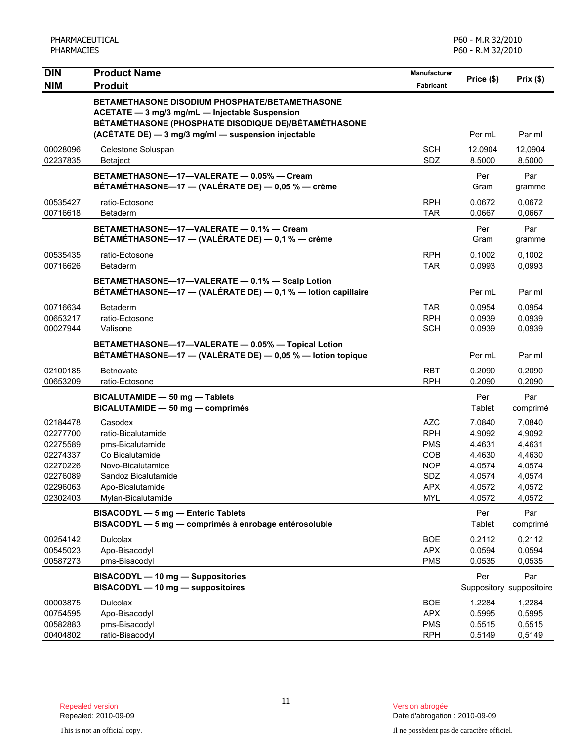| DIN<br>NIM | Product Name<br>Produit | Manufacturer<br>Fabricant | Price ($) | Prix ($) |
|---|---|---|---|---|
| | **BETAMETHASONE DISODIUM PHOSPHATE/BETAMETHASONE ACETATE — 3 mg/3 mg/mL — Injectable Suspension**<br>**BÉTAMÉTHASONE (PHOSPHATE DISODIQUE DE)/BÉTAMÉTHASONE (ACÉTATE DE) — 3 mg/3 mg/ml — suspension injectable** | | Per mL | Par ml |
| 00028096 | Celestone Soluspan | SCH | 12.0904 | 12,0904 |
| 02237835 | Betaject | SDZ | 8.5000 | 8,5000 |
| | **BETAMETHASONE—17—VALERATE — 0.05% — Cream**<br>**BÉTAMÉTHASONE—17 — (VALÉRATE DE) — 0,05 % — crème** | | Per Gram | Par gramme |
| 00535427 | ratio-Ectosone | RPH | 0.0672 | 0,0672 |
| 00716618 | Betaderm | TAR | 0.0667 | 0,0667 |
| | **BETAMETHASONE—17—VALERATE — 0.1% — Cream**<br>**BÉTAMÉTHASONE—17 — (VALÉRATE DE) — 0,1 % — crème** | | Per Gram | Par gramme |
| 00535435 | ratio-Ectosone | RPH | 0.1002 | 0,1002 |
| 00716626 | Betaderm | TAR | 0.0993 | 0,0993 |
| | **BETAMETHASONE—17—VALERATE — 0.1% — Scalp Lotion**<br>**BÉTAMÉTHASONE—17 — (VALÉRATE DE) — 0,1 % — lotion capillaire** | | Per mL | Par ml |
| 00716634 | Betaderm | TAR | 0.0954 | 0,0954 |
| 00653217 | ratio-Ectosone | RPH | 0.0939 | 0,0939 |
| 00027944 | Valisone | SCH | 0.0939 | 0,0939 |
| | **BETAMETHASONE—17—VALERATE — 0.05% — Topical Lotion**<br>**BÉTAMÉTHASONE—17 — (VALÉRATE DE) — 0,05 % — lotion topique** | | Per mL | Par ml |
| 02100185 | Betnovate | RBT | 0.2090 | 0,2090 |
| 00653209 | ratio-Ectosone | RPH | 0.2090 | 0,2090 |
| | **BICALUTAMIDE — 50 mg — Tablets**<br>**BICALUTAMIDE — 50 mg — comprimés** | | Per Tablet | Par comprimé |
| 02184478 | Casodex | AZC | 7.0840 | 7,0840 |
| 02277700 | ratio-Bicalutamide | RPH | 4.9092 | 4,9092 |
| 02275589 | pms-Bicalutamide | PMS | 4.4631 | 4,4631 |
| 02274337 | Co Bicalutamide | COB | 4.4630 | 4,4630 |
| 02270226 | Novo-Bicalutamide | NOP | 4.0574 | 4,0574 |
| 02276089 | Sandoz Bicalutamide | SDZ | 4.0574 | 4,0574 |
| 02296063 | Apo-Bicalutamide | APX | 4.0572 | 4,0572 |
| 02302403 | Mylan-Bicalutamide | MYL | 4.0572 | 4,0572 |
| | **BISACODYL — 5 mg — Enteric Tablets**<br>**BISACODYL — 5 mg — comprimés à enrobage entérosoluble** | | Per Tablet | Par comprimé |
| 00254142 | Dulcolax | BOE | 0.2112 | 0,2112 |
| 00545023 | Apo-Bisacodyl | APX | 0.0594 | 0,0594 |
| 00587273 | pms-Bisacodyl | PMS | 0.0535 | 0,0535 |
| | **BISACODYL — 10 mg — Suppositories**<br>**BISACODYL — 10 mg — suppositoires** | | Per Suppository | Par suppositoire |
| 00003875 | Dulcolax | BOE | 1.2284 | 1,2284 |
| 00754595 | Apo-Bisacodyl | APX | 0.5995 | 0,5995 |
| 00582883 | pms-Bisacodyl | PMS | 0.5515 | 0,5515 |
| 00404802 | ratio-Bisacodyl | RPH | 0.5149 | 0,5149 |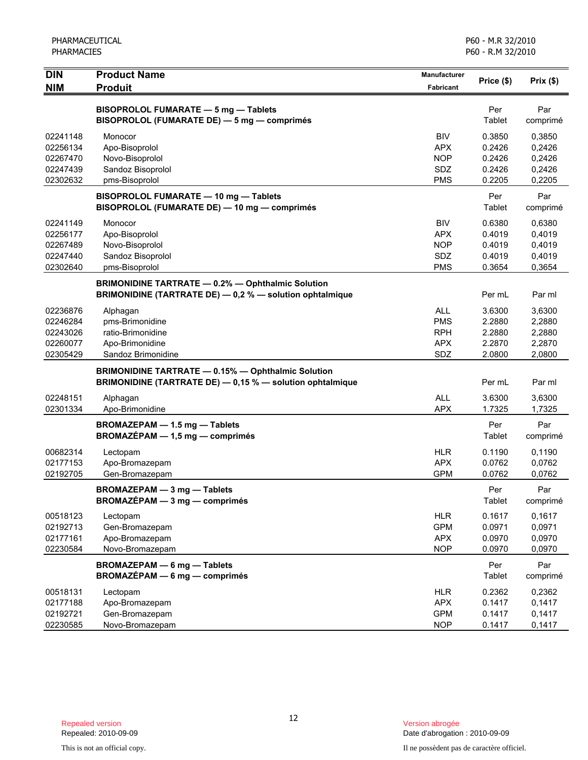| DIN<br>NIM | Product Name<br>Produit | Manufacturer<br>Fabricant | Price ($) | Prix ($) |
|---|---|---|---|---|
| | **BISOPROLOL FUMARATE — 5 mg — Tablets**<br>**BISOPROLOL (FUMARATE DE) — 5 mg — comprimés** | | Per Tablet | Par comprimé |
| 02241148 | Monocor | BIV | 0.3850 | 0,3850 |
| 02256134 | Apo-Bisoprolol | APX | 0.2426 | 0,2426 |
| 02267470 | Novo-Bisoprolol | NOP | 0.2426 | 0,2426 |
| 02247439 | Sandoz Bisoprolol | SDZ | 0.2426 | 0,2426 |
| 02302632 | pms-Bisoprolol | PMS | 0.2205 | 0,2205 |
| | **BISOPROLOL FUMARATE — 10 mg — Tablets**<br>**BISOPROLOL (FUMARATE DE) — 10 mg — comprimés** | | Per Tablet | Par comprimé |
| 02241149 | Monocor | BIV | 0.6380 | 0,6380 |
| 02256177 | Apo-Bisoprolol | APX | 0.4019 | 0,4019 |
| 02267489 | Novo-Bisoprolol | NOP | 0.4019 | 0,4019 |
| 02247440 | Sandoz Bisoprolol | SDZ | 0.4019 | 0,4019 |
| 02302640 | pms-Bisoprolol | PMS | 0.3654 | 0,3654 |
| | **BRIMONIDINE TARTRATE — 0.2% — Ophthalmic Solution**<br>**BRIMONIDINE (TARTRATE DE) — 0,2 % — solution ophtalmique** | | Per mL | Par ml |
| 02236876 | Alphagan | ALL | 3.6300 | 3,6300 |
| 02246284 | pms-Brimonidine | PMS | 2.2880 | 2,2880 |
| 02243026 | ratio-Brimonidine | RPH | 2.2880 | 2,2880 |
| 02260077 | Apo-Brimonidine | APX | 2.2870 | 2,2870 |
| 02305429 | Sandoz Brimonidine | SDZ | 2.0800 | 2,0800 |
| | **BRIMONIDINE TARTRATE — 0.15% — Ophthalmic Solution**<br>**BRIMONIDINE (TARTRATE DE) — 0,15 % — solution ophtalmique** | | Per mL | Par ml |
| 02248151 | Alphagan | ALL | 3.6300 | 3,6300 |
| 02301334 | Apo-Brimonidine | APX | 1.7325 | 1,7325 |
| | **BROMAZEPAM — 1.5 mg — Tablets**<br>**BROMAZÉPAM — 1,5 mg — comprimés** | | Per Tablet | Par comprimé |
| 00682314 | Lectopam | HLR | 0.1190 | 0,1190 |
| 02177153 | Apo-Bromazepam | APX | 0.0762 | 0,0762 |
| 02192705 | Gen-Bromazepam | GPM | 0.0762 | 0,0762 |
| | **BROMAZEPAM — 3 mg — Tablets**<br>**BROMAZÉPAM — 3 mg — comprimés** | | Per Tablet | Par comprimé |
| 00518123 | Lectopam | HLR | 0.1617 | 0,1617 |
| 02192713 | Gen-Bromazepam | GPM | 0.0971 | 0,0971 |
| 02177161 | Apo-Bromazepam | APX | 0.0970 | 0,0970 |
| 02230584 | Novo-Bromazepam | NOP | 0.0970 | 0,0970 |
| | **BROMAZEPAM — 6 mg — Tablets**<br>**BROMAZÉPAM — 6 mg — comprimés** | | Per Tablet | Par comprimé |
| 00518131 | Lectopam | HLR | 0.2362 | 0,2362 |
| 02177188 | Apo-Bromazepam | APX | 0.1417 | 0,1417 |
| 02192721 | Gen-Bromazepam | GPM | 0.1417 | 0,1417 |
| 02230585 | Novo-Bromazepam | NOP | 0.1417 | 0,1417 |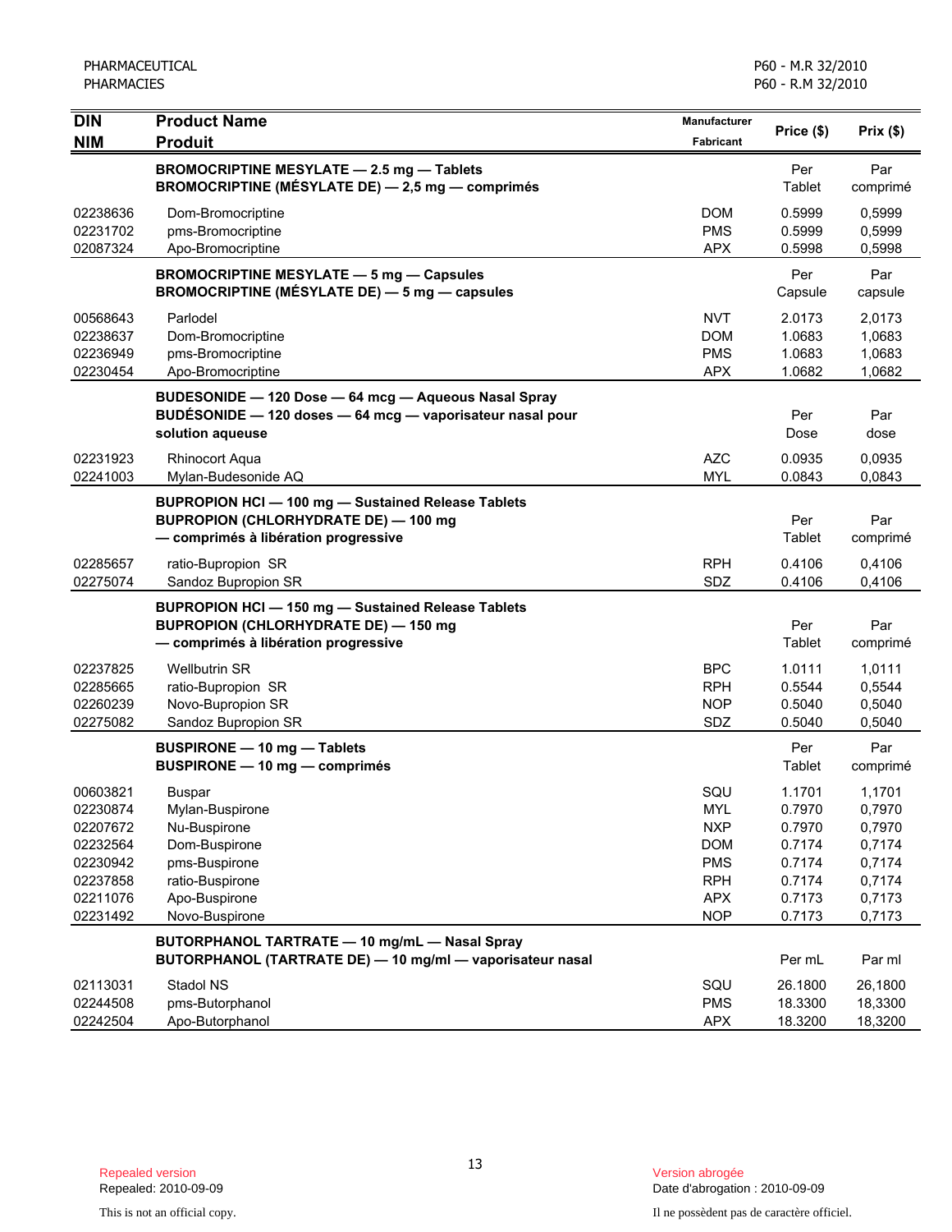| DIN<br>NIM | Product Name<br>Produit | Manufacturer<br>Fabricant | Price ($) | Prix ($) |
|---|---|---|---|---|
| | **BROMOCRIPTINE MESYLATE — 2.5 mg — Tablets**<br>**BROMOCRIPTINE (MÉSYLATE DE) — 2,5 mg — comprimés** | | Per Tablet | Par comprimé |
| 02238636 | Dom-Bromocriptine | DOM | 0.5999 | 0,5999 |
| 02231702 | pms-Bromocriptine | PMS | 0.5999 | 0,5999 |
| 02087324 | Apo-Bromocriptine | APX | 0.5998 | 0,5998 |
| | **BROMOCRIPTINE MESYLATE — 5 mg — Capsules**<br>**BROMOCRIPTINE (MÉSYLATE DE) — 5 mg — capsules** | | Per Capsule | Par capsule |
| 00568643 | Parlodel | NVT | 2.0173 | 2,0173 |
| 02238637 | Dom-Bromocriptine | DOM | 1.0683 | 1,0683 |
| 02236949 | pms-Bromocriptine | PMS | 1.0683 | 1,0683 |
| 02230454 | Apo-Bromocriptine | APX | 1.0682 | 1,0682 |
| | **BUDESONIDE — 120 Dose — 64 mcg — Aqueous Nasal Spray**<br>**BUDÉSONIDE — 120 doses — 64 mcg — vaporisateur nasal pour solution aqueuse** | | Per Dose | Par dose |
| 02231923 | Rhinocort Aqua | AZC | 0.0935 | 0,0935 |
| 02241003 | Mylan-Budesonide AQ | MYL | 0.0843 | 0,0843 |
| | **BUPROPION HCl — 100 mg — Sustained Release Tablets**<br>**BUPROPION (CHLORHYDRATE DE) — 100 mg — comprimés à libération progressive** | | Per Tablet | Par comprimé |
| 02285657 | ratio-Bupropion SR | RPH | 0.4106 | 0,4106 |
| 02275074 | Sandoz Bupropion SR | SDZ | 0.4106 | 0,4106 |
| | **BUPROPION HCl — 150 mg — Sustained Release Tablets**<br>**BUPROPION (CHLORHYDRATE DE) — 150 mg — comprimés à libération progressive** | | Per Tablet | Par comprimé |
| 02237825 | Wellbutrin SR | BPC | 1.0111 | 1,0111 |
| 02285665 | ratio-Bupropion SR | RPH | 0.5544 | 0,5544 |
| 02260239 | Novo-Bupropion SR | NOP | 0.5040 | 0,5040 |
| 02275082 | Sandoz Bupropion SR | SDZ | 0.5040 | 0,5040 |
| | **BUSPIRONE — 10 mg — Tablets**<br>**BUSPIRONE — 10 mg — comprimés** | | Per Tablet | Par comprimé |
| 00603821 | Buspar | SQU | 1.1701 | 1,1701 |
| 02230874 | Mylan-Buspirone | MYL | 0.7970 | 0,7970 |
| 02207672 | Nu-Buspirone | NXP | 0.7970 | 0,7970 |
| 02232564 | Dom-Buspirone | DOM | 0.7174 | 0,7174 |
| 02230942 | pms-Buspirone | PMS | 0.7174 | 0,7174 |
| 02237858 | ratio-Buspirone | RPH | 0.7174 | 0,7174 |
| 02211076 | Apo-Buspirone | APX | 0.7173 | 0,7173 |
| 02231492 | Novo-Buspirone | NOP | 0.7173 | 0,7173 |
| | **BUTORPHANOL TARTRATE — 10 mg/mL — Nasal Spray**<br>**BUTORPHANOL (TARTRATE DE) — 10 mg/ml — vaporisateur nasal** | | Per mL | Par ml |
| 02113031 | Stadol NS | SQU | 26.1800 | 26,1800 |
| 02244508 | pms-Butorphanol | PMS | 18.3300 | 18,3300 |
| 02242504 | Apo-Butorphanol | APX | 18.3200 | 18,3200 |

Repealed version
Repealed: 2010-09-09

This is not an official copy.

Version abrogée
Date d'abrogation : 2010-09-09

Il ne possèdent pas de caractère officiel.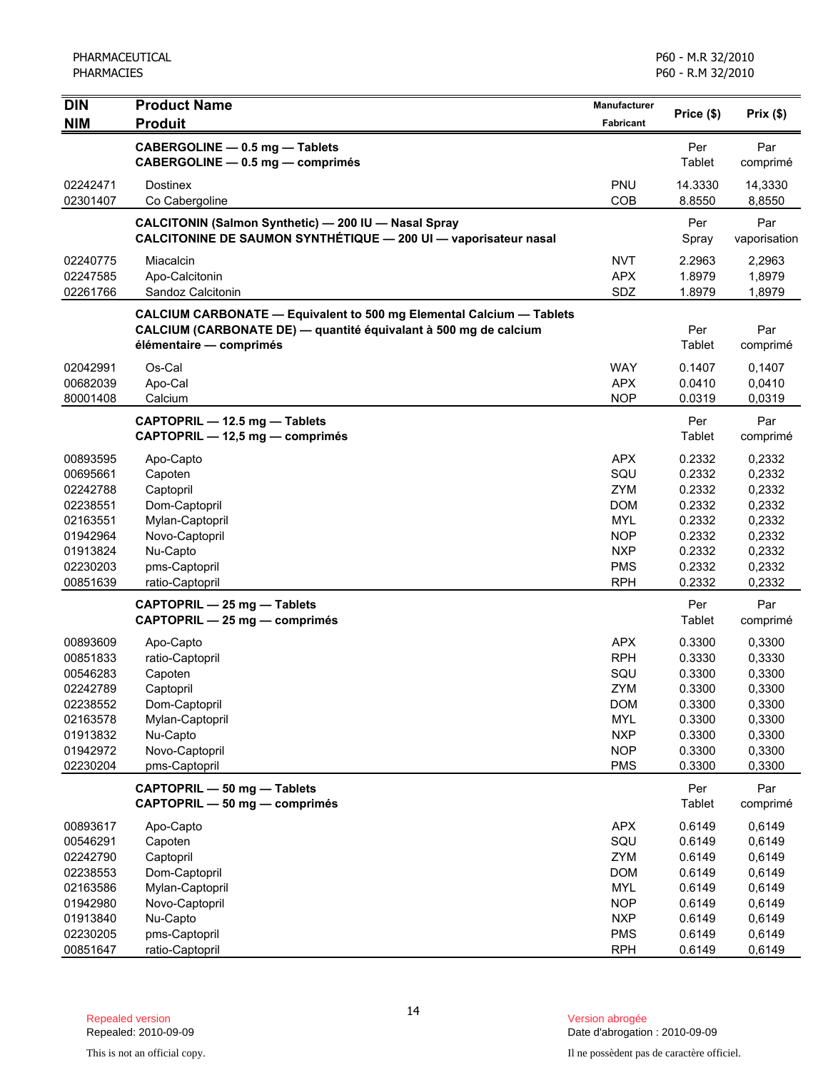| DIN<br>NIM | Product Name<br>Produit | Manufacturer<br>Fabricant | Price ($) | Prix ($) |
|---|---|---|---|---|
| | **CABERGOLINE — 0.5 mg — Tablets**<br>**CABERGOLINE — 0.5 mg — comprimés** | | Per Tablet | Par comprimé |
| 02242471 | Dostinex | PNU | 14.3330 | 14,3330 |
| 02301407 | Co Cabergoline | COB | 8.8550 | 8,8550 |
| | **CALCITONIN (Salmon Synthetic) — 200 IU — Nasal Spray**<br>**CALCITONINE DE SAUMON SYNTHÉTIQUE — 200 UI — vaporisateur nasal** | | Per Spray | Par vaporisation |
| 02240775 | Miacalcin | NVT | 2.2963 | 2,2963 |
| 02247585 | Apo-Calcitonin | APX | 1.8979 | 1,8979 |
| 02261766 | Sandoz Calcitonin | SDZ | 1.8979 | 1,8979 |
| | **CALCIUM CARBONATE — Equivalent to 500 mg Elemental Calcium — Tablets**<br>**CALCIUM (CARBONATE DE) — quantité équivalant à 500 mg de calcium élémentaire — comprimés** | | Per Tablet | Par comprimé |
| 02042991 | Os-Cal | WAY | 0.1407 | 0,1407 |
| 00682039 | Apo-Cal | APX | 0.0410 | 0,0410 |
| 80001408 | Calcium | NOP | 0.0319 | 0,0319 |
| | **CAPTOPRIL — 12.5 mg — Tablets**<br>**CAPTOPRIL — 12,5 mg — comprimés** | | Per Tablet | Par comprimé |
| 00893595 | Apo-Capto | APX | 0.2332 | 0,2332 |
| 00695661 | Capoten | SQU | 0.2332 | 0,2332 |
| 02242788 | Captopril | ZYM | 0.2332 | 0,2332 |
| 02238551 | Dom-Captopril | DOM | 0.2332 | 0,2332 |
| 02163551 | Mylan-Captopril | MYL | 0.2332 | 0,2332 |
| 01942964 | Novo-Captopril | NOP | 0.2332 | 0,2332 |
| 01913824 | Nu-Capto | NXP | 0.2332 | 0,2332 |
| 02230203 | pms-Captopril | PMS | 0.2332 | 0,2332 |
| 00851639 | ratio-Captopril | RPH | 0.2332 | 0,2332 |
| | **CAPTOPRIL — 25 mg — Tablets**<br>**CAPTOPRIL — 25 mg — comprimés** | | Per Tablet | Par comprimé |
| 00893609 | Apo-Capto | APX | 0.3300 | 0,3300 |
| 00851833 | ratio-Captopril | RPH | 0.3330 | 0,3330 |
| 00546283 | Capoten | SQU | 0.3300 | 0,3300 |
| 02242789 | Captopril | ZYM | 0.3300 | 0,3300 |
| 02238552 | Dom-Captopril | DOM | 0.3300 | 0,3300 |
| 02163578 | Mylan-Captopril | MYL | 0.3300 | 0,3300 |
| 01913832 | Nu-Capto | NXP | 0.3300 | 0,3300 |
| 01942972 | Novo-Captopril | NOP | 0.3300 | 0,3300 |
| 02230204 | pms-Captopril | PMS | 0.3300 | 0,3300 |
| | **CAPTOPRIL — 50 mg — Tablets**<br>**CAPTOPRIL — 50 mg — comprimés** | | Per Tablet | Par comprimé |
| 00893617 | Apo-Capto | APX | 0.6149 | 0,6149 |
| 00546291 | Capoten | SQU | 0.6149 | 0,6149 |
| 02242790 | Captopril | ZYM | 0.6149 | 0,6149 |
| 02238553 | Dom-Captopril | DOM | 0.6149 | 0,6149 |
| 02163586 | Mylan-Captopril | MYL | 0.6149 | 0,6149 |
| 01942980 | Novo-Captopril | NOP | 0.6149 | 0,6149 |
| 01913840 | Nu-Capto | NXP | 0.6149 | 0,6149 |
| 02230205 | pms-Captopril | PMS | 0.6149 | 0,6149 |
| 00851647 | ratio-Captopril | RPH | 0.6149 | 0,6149 |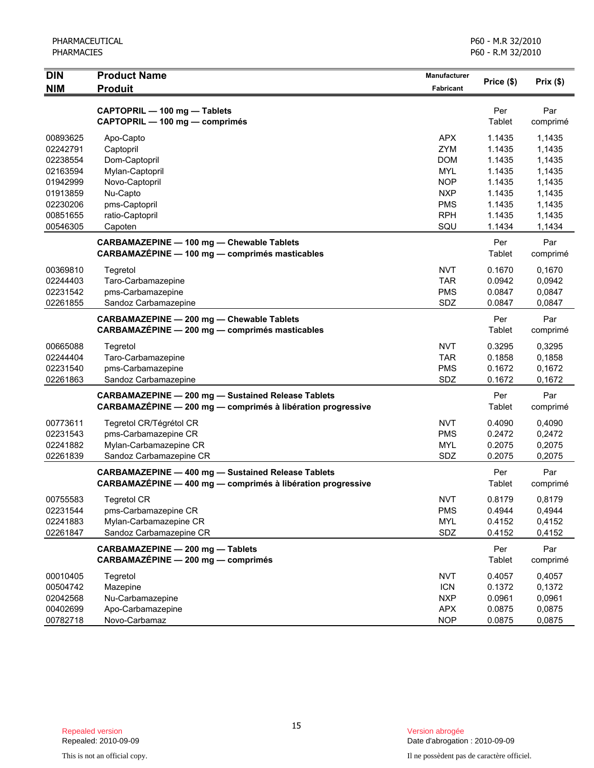| DIN<br>NIM | Product Name<br>Produit | Manufacturer<br>Fabricant | Price ($) | Prix ($) |
|---|---|---|---|---|
| | **CAPTOPRIL — 100 mg — Tablets**<br>**CAPTOPRIL — 100 mg — comprimés** | | Per Tablet | Par comprimé |
| 00893625 | Apo-Capto | APX | 1.1435 | 1,1435 |
| 02242791 | Captopril | ZYM | 1.1435 | 1,1435 |
| 02238554 | Dom-Captopril | DOM | 1.1435 | 1,1435 |
| 02163594 | Mylan-Captopril | MYL | 1.1435 | 1,1435 |
| 01942999 | Novo-Captopril | NOP | 1.1435 | 1,1435 |
| 01913859 | Nu-Capto | NXP | 1.1435 | 1,1435 |
| 02230206 | pms-Captopril | PMS | 1.1435 | 1,1435 |
| 00851655 | ratio-Captopril | RPH | 1.1435 | 1,1435 |
| 00546305 | Capoten | SQU | 1.1434 | 1,1434 |
| | **CARBAMAZEPINE — 100 mg — Chewable Tablets**<br>**CARBAMAZÉPINE — 100 mg — comprimés masticables** | | Per Tablet | Par comprimé |
| 00369810 | Tegretol | NVT | 0.1670 | 0,1670 |
| 02244403 | Taro-Carbamazepine | TAR | 0.0942 | 0,0942 |
| 02231542 | pms-Carbamazepine | PMS | 0.0847 | 0,0847 |
| 02261855 | Sandoz Carbamazepine | SDZ | 0.0847 | 0,0847 |
| | **CARBAMAZEPINE — 200 mg — Chewable Tablets**<br>**CARBAMAZÉPINE — 200 mg — comprimés masticables** | | Per Tablet | Par comprimé |
| 00665088 | Tegretol | NVT | 0.3295 | 0,3295 |
| 02244404 | Taro-Carbamazepine | TAR | 0.1858 | 0,1858 |
| 02231540 | pms-Carbamazepine | PMS | 0.1672 | 0,1672 |
| 02261863 | Sandoz Carbamazepine | SDZ | 0.1672 | 0,1672 |
| | **CARBAMAZEPINE — 200 mg — Sustained Release Tablets**<br>**CARBAMAZÉPINE — 200 mg — comprimés à libération progressive** | | Per Tablet | Par comprimé |
| 00773611 | Tegretol CR/Tégrétol CR | NVT | 0.4090 | 0,4090 |
| 02231543 | pms-Carbamazepine CR | PMS | 0.2472 | 0,2472 |
| 02241882 | Mylan-Carbamazepine CR | MYL | 0.2075 | 0,2075 |
| 02261839 | Sandoz Carbamazepine CR | SDZ | 0.2075 | 0,2075 |
| | **CARBAMAZEPINE — 400 mg — Sustained Release Tablets**<br>**CARBAMAZÉPINE — 400 mg — comprimés à libération progressive** | | Per Tablet | Par comprimé |
| 00755583 | Tegretol CR | NVT | 0.8179 | 0,8179 |
| 02231544 | pms-Carbamazepine CR | PMS | 0.4944 | 0,4944 |
| 02241883 | Mylan-Carbamazepine CR | MYL | 0.4152 | 0,4152 |
| 02261847 | Sandoz Carbamazepine CR | SDZ | 0.4152 | 0,4152 |
| | **CARBAMAZEPINE — 200 mg — Tablets**<br>**CARBAMAZÉPINE — 200 mg — comprimés** | | Per Tablet | Par comprimé |
| 00010405 | Tegretol | NVT | 0.4057 | 0,4057 |
| 00504742 | Mazepine | ICN | 0.1372 | 0,1372 |
| 02042568 | Nu-Carbamazepine | NXP | 0.0961 | 0,0961 |
| 00402699 | Apo-Carbamazepine | APX | 0.0875 | 0,0875 |
| 00782718 | Novo-Carbamaz | NOP | 0.0875 | 0,0875 |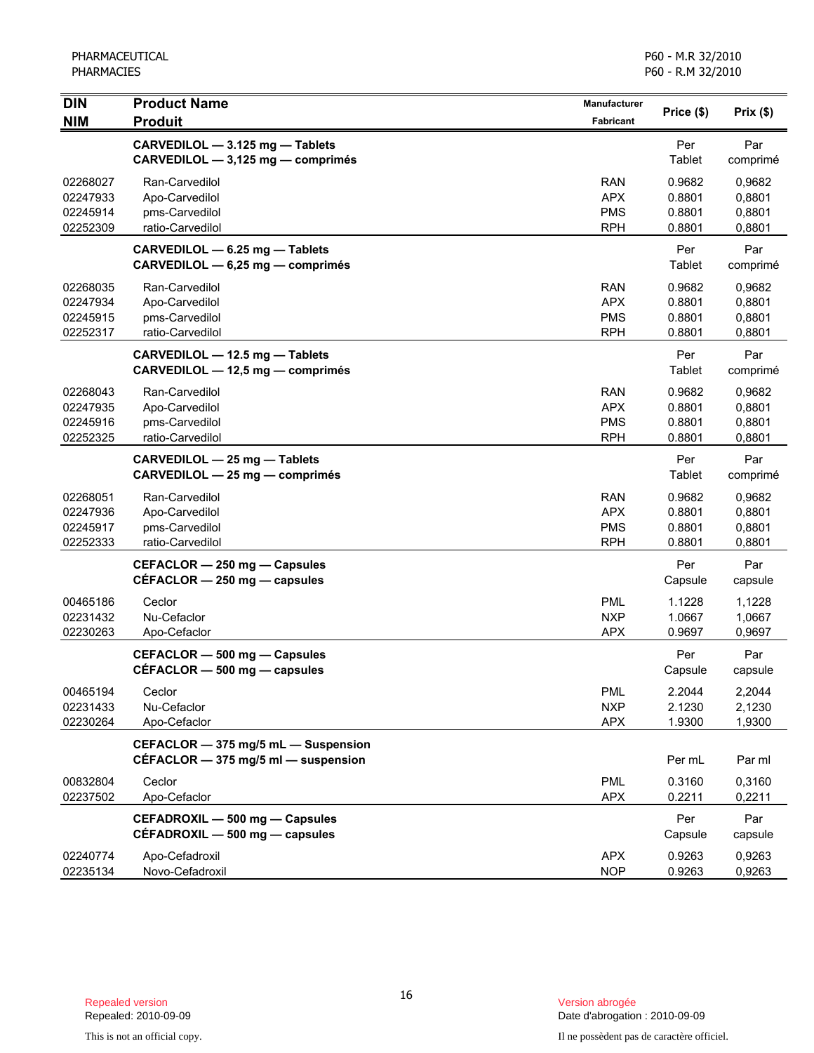| DIN<br>NIM | Product Name<br>Produit | Manufacturer<br>Fabricant | Price ($) | Prix ($) |
|---|---|---|---|---|
| | **CARVEDILOL — 3.125 mg — Tablets**<br>**CARVEDILOL — 3,125 mg — comprimés** | | Per Tablet | Par comprimé |
| 02268027 | Ran-Carvedilol | RAN | 0.9682 | 0,9682 |
| 02247933 | Apo-Carvedilol | APX | 0.8801 | 0,8801 |
| 02245914 | pms-Carvedilol | PMS | 0.8801 | 0,8801 |
| 02252309 | ratio-Carvedilol | RPH | 0.8801 | 0,8801 |
| | **CARVEDILOL — 6.25 mg — Tablets**<br>**CARVEDILOL — 6,25 mg — comprimés** | | Per Tablet | Par comprimé |
| 02268035 | Ran-Carvedilol | RAN | 0.9682 | 0,9682 |
| 02247934 | Apo-Carvedilol | APX | 0.8801 | 0,8801 |
| 02245915 | pms-Carvedilol | PMS | 0.8801 | 0,8801 |
| 02252317 | ratio-Carvedilol | RPH | 0.8801 | 0,8801 |
| | **CARVEDILOL — 12.5 mg — Tablets**<br>**CARVEDILOL — 12,5 mg — comprimés** | | Per Tablet | Par comprimé |
| 02268043 | Ran-Carvedilol | RAN | 0.9682 | 0,9682 |
| 02247935 | Apo-Carvedilol | APX | 0.8801 | 0,8801 |
| 02245916 | pms-Carvedilol | PMS | 0.8801 | 0,8801 |
| 02252325 | ratio-Carvedilol | RPH | 0.8801 | 0,8801 |
| | **CARVEDILOL — 25 mg — Tablets**<br>**CARVEDILOL — 25 mg — comprimés** | | Per Tablet | Par comprimé |
| 02268051 | Ran-Carvedilol | RAN | 0.9682 | 0,9682 |
| 02247936 | Apo-Carvedilol | APX | 0.8801 | 0,8801 |
| 02245917 | pms-Carvedilol | PMS | 0.8801 | 0,8801 |
| 02252333 | ratio-Carvedilol | RPH | 0.8801 | 0,8801 |
| | **CEFACLOR — 250 mg — Capsules**<br>**CÉFACLOR — 250 mg — capsules** | | Per Capsule | Par capsule |
| 00465186 | Ceclor | PML | 1.1228 | 1,1228 |
| 02231432 | Nu-Cefaclor | NXP | 1.0667 | 1,0667 |
| 02230263 | Apo-Cefaclor | APX | 0.9697 | 0,9697 |
| | **CEFACLOR — 500 mg — Capsules**<br>**CÉFACLOR — 500 mg — capsules** | | Per Capsule | Par capsule |
| 00465194 | Ceclor | PML | 2.2044 | 2,2044 |
| 02231433 | Nu-Cefaclor | NXP | 2.1230 | 2,1230 |
| 02230264 | Apo-Cefaclor | APX | 1.9300 | 1,9300 |
| | **CEFACLOR — 375 mg/5 mL — Suspension**<br>**CÉFACLOR — 375 mg/5 ml — suspension** | | Per mL | Par ml |
| 00832804 | Ceclor | PML | 0.3160 | 0,3160 |
| 02237502 | Apo-Cefaclor | APX | 0.2211 | 0,2211 |
| | **CEFADROXIL — 500 mg — Capsules**<br>**CÉFADROXIL — 500 mg — capsules** | | Per Capsule | Par capsule |
| 02240774 | Apo-Cefadroxil | APX | 0.9263 | 0,9263 |
| 02235134 | Novo-Cefadroxil | NOP | 0.9263 | 0,9263 |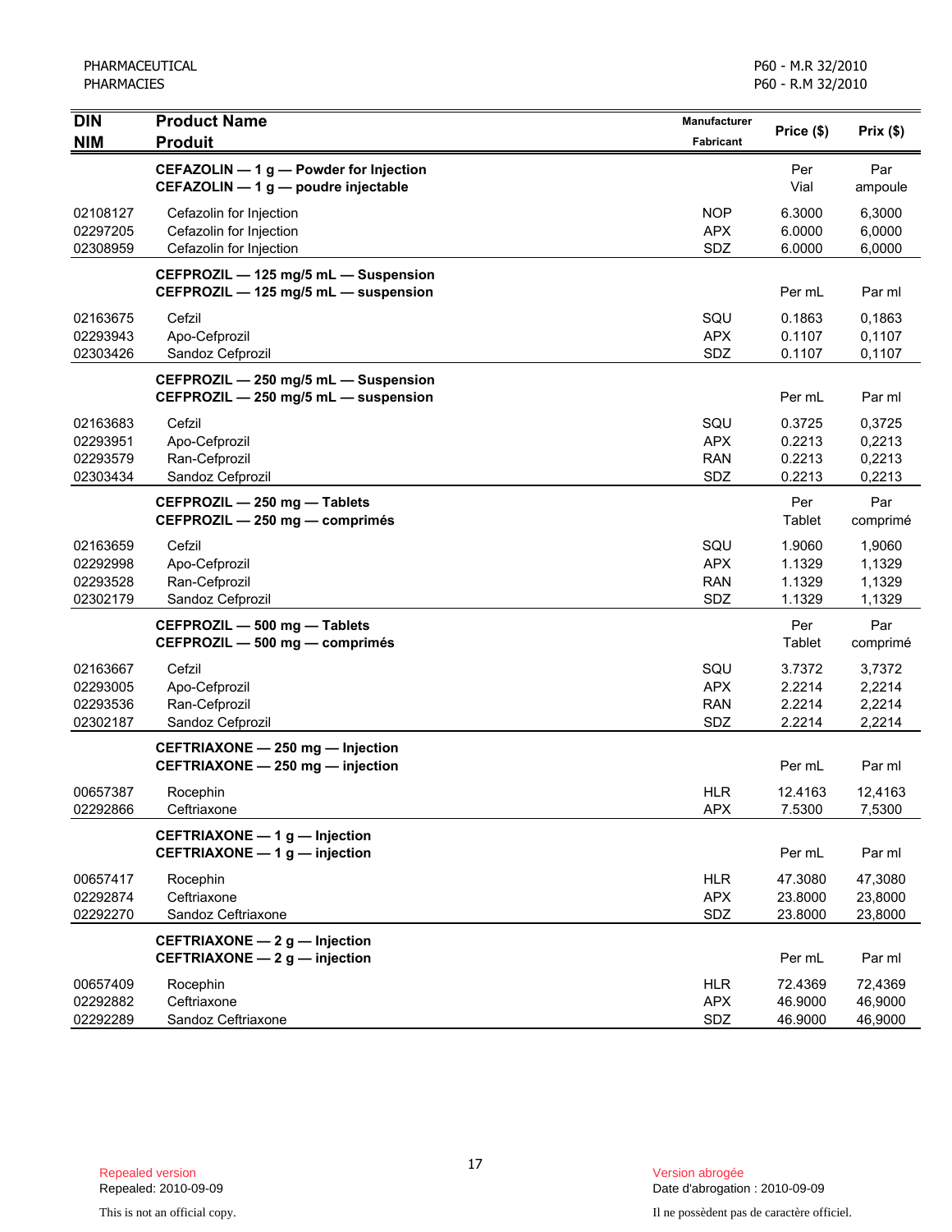| DIN<br>NIM | Product Name<br>Produit | Manufacturer<br>Fabricant | Price ($) | Prix ($) |
|---|---|---|---|---|
| | **CEFAZOLIN — 1 g — Powder for Injection**<br>**CEFAZOLIN — 1 g — poudre injectable** | | Per Vial | Par ampoule |
| 02108127 | Cefazolin for Injection | NOP | 6.3000 | 6,3000 |
| 02297205 | Cefazolin for Injection | APX | 6.0000 | 6,0000 |
| 02308959 | Cefazolin for Injection | SDZ | 6.0000 | 6,0000 |
| | **CEFPROZIL — 125 mg/5 mL — Suspension**<br>**CEFPROZIL — 125 mg/5 mL — suspension** | | Per mL | Par ml |
| 02163675 | Cefzil | SQU | 0.1863 | 0,1863 |
| 02293943 | Apo-Cefprozil | APX | 0.1107 | 0,1107 |
| 02303426 | Sandoz Cefprozil | SDZ | 0.1107 | 0,1107 |
| | **CEFPROZIL — 250 mg/5 mL — Suspension**<br>**CEFPROZIL — 250 mg/5 mL — suspension** | | Per mL | Par ml |
| 02163683 | Cefzil | SQU | 0.3725 | 0,3725 |
| 02293951 | Apo-Cefprozil | APX | 0.2213 | 0,2213 |
| 02293579 | Ran-Cefprozil | RAN | 0.2213 | 0,2213 |
| 02303434 | Sandoz Cefprozil | SDZ | 0.2213 | 0,2213 |
| | **CEFPROZIL — 250 mg — Tablets**<br>**CEFPROZIL — 250 mg — comprimés** | | Per Tablet | Par comprimé |
| 02163659 | Cefzil | SQU | 1.9060 | 1,9060 |
| 02292998 | Apo-Cefprozil | APX | 1.1329 | 1,1329 |
| 02293528 | Ran-Cefprozil | RAN | 1.1329 | 1,1329 |
| 02302179 | Sandoz Cefprozil | SDZ | 1.1329 | 1,1329 |
| | **CEFPROZIL — 500 mg — Tablets**<br>**CEFPROZIL — 500 mg — comprimés** | | Per Tablet | Par comprimé |
| 02163667 | Cefzil | SQU | 3.7372 | 3,7372 |
| 02293005 | Apo-Cefprozil | APX | 2.2214 | 2,2214 |
| 02293536 | Ran-Cefprozil | RAN | 2.2214 | 2,2214 |
| 02302187 | Sandoz Cefprozil | SDZ | 2.2214 | 2,2214 |
| | **CEFTRIAXONE — 250 mg — Injection**<br>**CEFTRIAXONE — 250 mg — injection** | | Per mL | Par ml |
| 00657387 | Rocephin | HLR | 12.4163 | 12,4163 |
| 02292866 | Ceftriaxone | APX | 7.5300 | 7,5300 |
| | **CEFTRIAXONE — 1 g — Injection**<br>**CEFTRIAXONE — 1 g — injection** | | Per mL | Par ml |
| 00657417 | Rocephin | HLR | 47.3080 | 47,3080 |
| 02292874 | Ceftriaxone | APX | 23.8000 | 23,8000 |
| 02292270 | Sandoz Ceftriaxone | SDZ | 23.8000 | 23,8000 |
| | **CEFTRIAXONE — 2 g — Injection**<br>**CEFTRIAXONE — 2 g — injection** | | Per mL | Par ml |
| 00657409 | Rocephin | HLR | 72.4369 | 72,4369 |
| 02292882 | Ceftriaxone | APX | 46.9000 | 46,9000 |
| 02292289 | Sandoz Ceftriaxone | SDZ | 46.9000 | 46,9000 |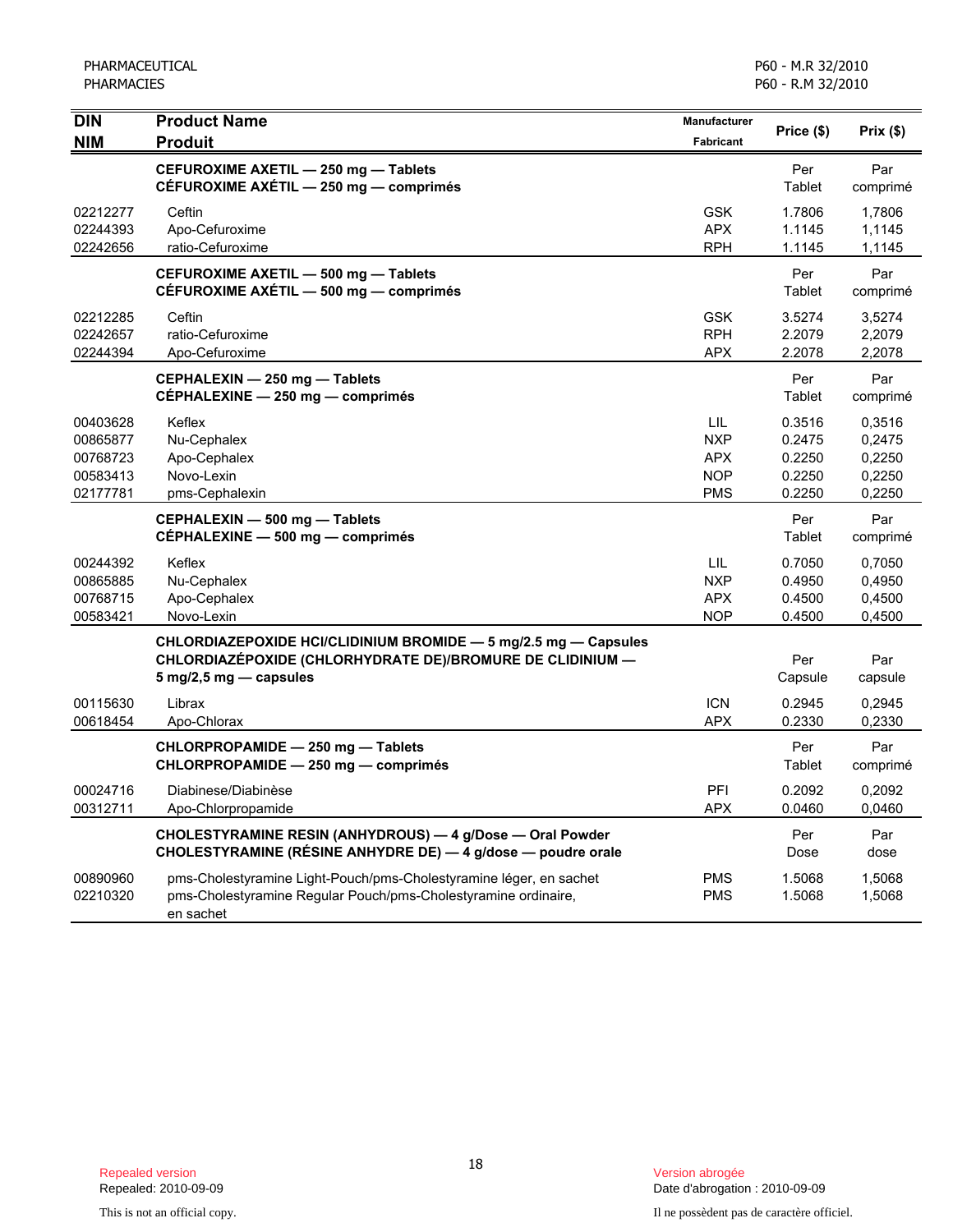| DIN<br>NIM | Product Name<br>Produit | Manufacturer<br>Fabricant | Price ($) | Prix ($) |
|---|---|---|---|---|
| | **CEFUROXIME AXETIL — 250 mg — Tablets**<br>**CÉFUROXIME AXÉTIL — 250 mg — comprimés** | | Per Tablet | Par comprimé |
| 02212277 | Ceftin | GSK | 1.7806 | 1,7806 |
| 02244393 | Apo-Cefuroxime | APX | 1.1145 | 1,1145 |
| 02242656 | ratio-Cefuroxime | RPH | 1.1145 | 1,1145 |
| | **CEFUROXIME AXETIL — 500 mg — Tablets**<br>**CÉFUROXIME AXÉTIL — 500 mg — comprimés** | | Per Tablet | Par comprimé |
| 02212285 | Ceftin | GSK | 3.5274 | 3,5274 |
| 02242657 | ratio-Cefuroxime | RPH | 2.2079 | 2,2079 |
| 02244394 | Apo-Cefuroxime | APX | 2.2078 | 2,2078 |
| | **CEPHALEXIN — 250 mg — Tablets**<br>**CÉPHALEXINE — 250 mg — comprimés** | | Per Tablet | Par comprimé |
| 00403628 | Keflex | LIL | 0.3516 | 0,3516 |
| 00865877 | Nu-Cephalex | NXP | 0.2475 | 0,2475 |
| 00768723 | Apo-Cephalex | APX | 0.2250 | 0,2250 |
| 00583413 | Novo-Lexin | NOP | 0.2250 | 0,2250 |
| 02177781 | pms-Cephalexin | PMS | 0.2250 | 0,2250 |
| | **CEPHALEXIN — 500 mg — Tablets**<br>**CÉPHALEXINE — 500 mg — comprimés** | | Per Tablet | Par comprimé |
| 00244392 | Keflex | LIL | 0.7050 | 0,7050 |
| 00865885 | Nu-Cephalex | NXP | 0.4950 | 0,4950 |
| 00768715 | Apo-Cephalex | APX | 0.4500 | 0,4500 |
| 00583421 | Novo-Lexin | NOP | 0.4500 | 0,4500 |
| | **CHLORDIAZEPOXIDE HCl/CLIDINIUM BROMIDE — 5 mg/2.5 mg — Capsules**<br>**CHLORDIAZÉPOXIDE (CHLORHYDRATE DE)/BROMURE DE CLIDINIUM — 5 mg/2,5 mg — capsules** | | Per Capsule | Par capsule |
| 00115630 | Librax | ICN | 0.2945 | 0,2945 |
| 00618454 | Apo-Chlorax | APX | 0.2330 | 0,2330 |
| | **CHLORPROPAMIDE — 250 mg — Tablets**<br>**CHLORPROPAMIDE — 250 mg — comprimés** | | Per Tablet | Par comprimé |
| 00024716 | Diabinese/Diabinèse | PFI | 0.2092 | 0,2092 |
| 00312711 | Apo-Chlorpropamide | APX | 0.0460 | 0,0460 |
| | **CHOLESTYRAMINE RESIN (ANHYDROUS) — 4 g/Dose — Oral Powder**<br>**CHOLESTYRAMINE (RÉSINE ANHYDRE DE) — 4 g/dose — poudre orale** | | Per Dose | Par dose |
| 00890960 | pms-Cholestyramine Light-Pouch/pms-Cholestyramine léger, en sachet | PMS | 1.5068 | 1,5068 |
| 02210320 | pms-Cholestyramine Regular Pouch/pms-Cholestyramine ordinaire, en sachet | PMS | 1.5068 | 1,5068 |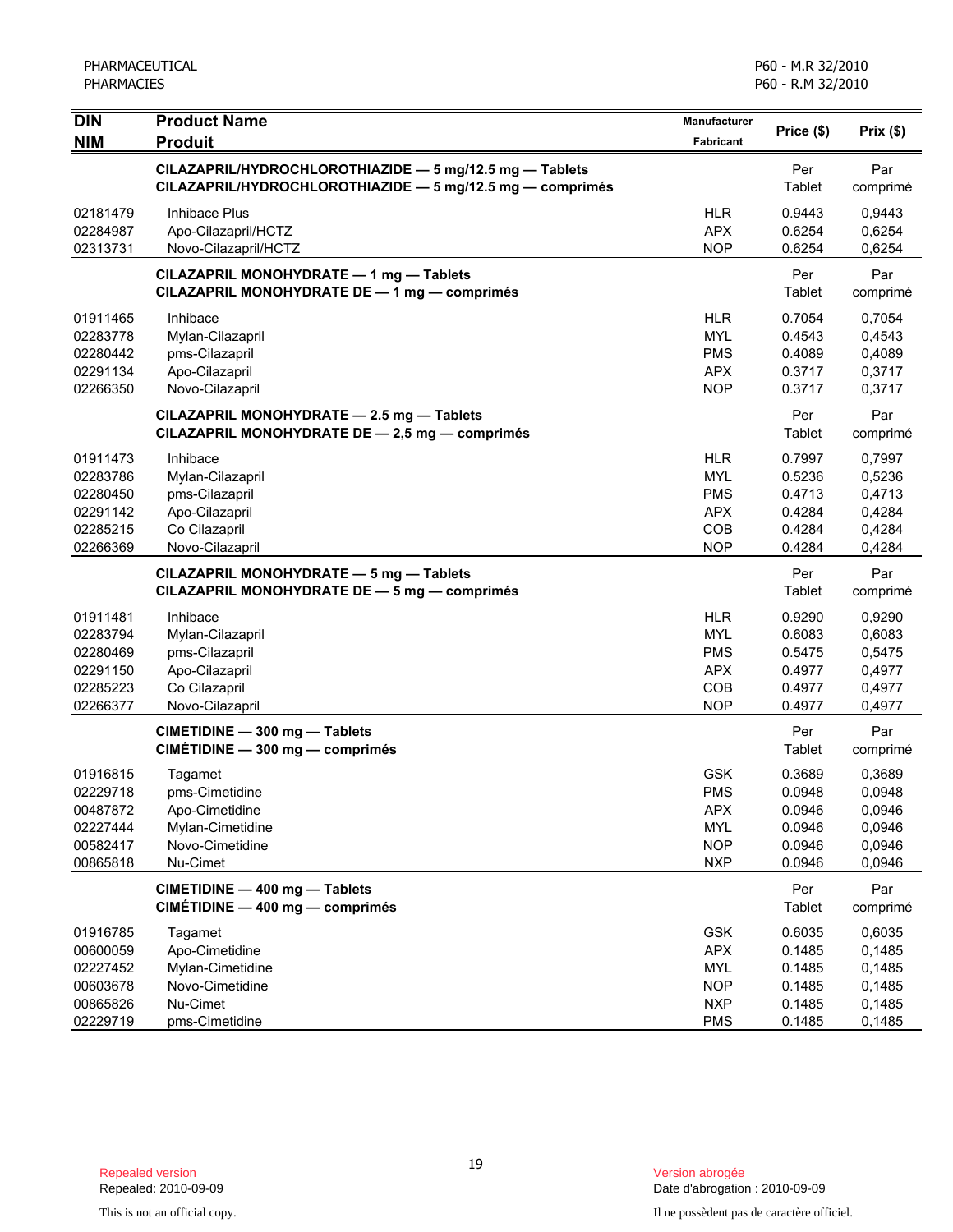| DIN<br>NIM | Product Name<br>Produit | Manufacturer<br>Fabricant | Price ($) | Prix ($) |
|---|---|---|---|---|
| | **CILAZAPRIL/HYDROCHLOROTHIAZIDE — 5 mg/12.5 mg — Tablets**<br>**CILAZAPRIL/HYDROCHLOROTHIAZIDE — 5 mg/12.5 mg — comprimés** | | Per Tablet | Par comprimé |
| 02181479 | Inhibace Plus | HLR | 0.9443 | 0,9443 |
| 02284987 | Apo-Cilazapril/HCTZ | APX | 0.6254 | 0,6254 |
| 02313731 | Novo-Cilazapril/HCTZ | NOP | 0.6254 | 0,6254 |
| | **CILAZAPRIL MONOHYDRATE — 1 mg — Tablets**<br>**CILAZAPRIL MONOHYDRATE DE — 1 mg — comprimés** | | Per Tablet | Par comprimé |
| 01911465 | Inhibace | HLR | 0.7054 | 0,7054 |
| 02283778 | Mylan-Cilazapril | MYL | 0.4543 | 0,4543 |
| 02280442 | pms-Cilazapril | PMS | 0.4089 | 0,4089 |
| 02291134 | Apo-Cilazapril | APX | 0.3717 | 0,3717 |
| 02266350 | Novo-Cilazapril | NOP | 0.3717 | 0,3717 |
| | **CILAZAPRIL MONOHYDRATE — 2.5 mg — Tablets**<br>**CILAZAPRIL MONOHYDRATE DE — 2,5 mg — comprimés** | | Per Tablet | Par comprimé |
| 01911473 | Inhibace | HLR | 0.7997 | 0,7997 |
| 02283786 | Mylan-Cilazapril | MYL | 0.5236 | 0,5236 |
| 02280450 | pms-Cilazapril | PMS | 0.4713 | 0,4713 |
| 02291142 | Apo-Cilazapril | APX | 0.4284 | 0,4284 |
| 02285215 | Co Cilazapril | COB | 0.4284 | 0,4284 |
| 02266369 | Novo-Cilazapril | NOP | 0.4284 | 0,4284 |
| | **CILAZAPRIL MONOHYDRATE — 5 mg — Tablets**<br>**CILAZAPRIL MONOHYDRATE DE — 5 mg — comprimés** | | Per Tablet | Par comprimé |
| 01911481 | Inhibace | HLR | 0.9290 | 0,9290 |
| 02283794 | Mylan-Cilazapril | MYL | 0.6083 | 0,6083 |
| 02280469 | pms-Cilazapril | PMS | 0.5475 | 0,5475 |
| 02291150 | Apo-Cilazapril | APX | 0.4977 | 0,4977 |
| 02285223 | Co Cilazapril | COB | 0.4977 | 0,4977 |
| 02266377 | Novo-Cilazapril | NOP | 0.4977 | 0,4977 |
| | **CIMETIDINE — 300 mg — Tablets**<br>**CIMÉTIDINE — 300 mg — comprimés** | | Per Tablet | Par comprimé |
| 01916815 | Tagamet | GSK | 0.3689 | 0,3689 |
| 02229718 | pms-Cimetidine | PMS | 0.0948 | 0,0948 |
| 00487872 | Apo-Cimetidine | APX | 0.0946 | 0,0946 |
| 02227444 | Mylan-Cimetidine | MYL | 0.0946 | 0,0946 |
| 00582417 | Novo-Cimetidine | NOP | 0.0946 | 0,0946 |
| 00865818 | Nu-Cimet | NXP | 0.0946 | 0,0946 |
| | **CIMETIDINE — 400 mg — Tablets**<br>**CIMÉTIDINE — 400 mg — comprimés** | | Per Tablet | Par comprimé |
| 01916785 | Tagamet | GSK | 0.6035 | 0,6035 |
| 00600059 | Apo-Cimetidine | APX | 0.1485 | 0,1485 |
| 02227452 | Mylan-Cimetidine | MYL | 0.1485 | 0,1485 |
| 00603678 | Novo-Cimetidine | NOP | 0.1485 | 0,1485 |
| 00865826 | Nu-Cimet | NXP | 0.1485 | 0,1485 |
| 02229719 | pms-Cimetidine | PMS | 0.1485 | 0,1485 |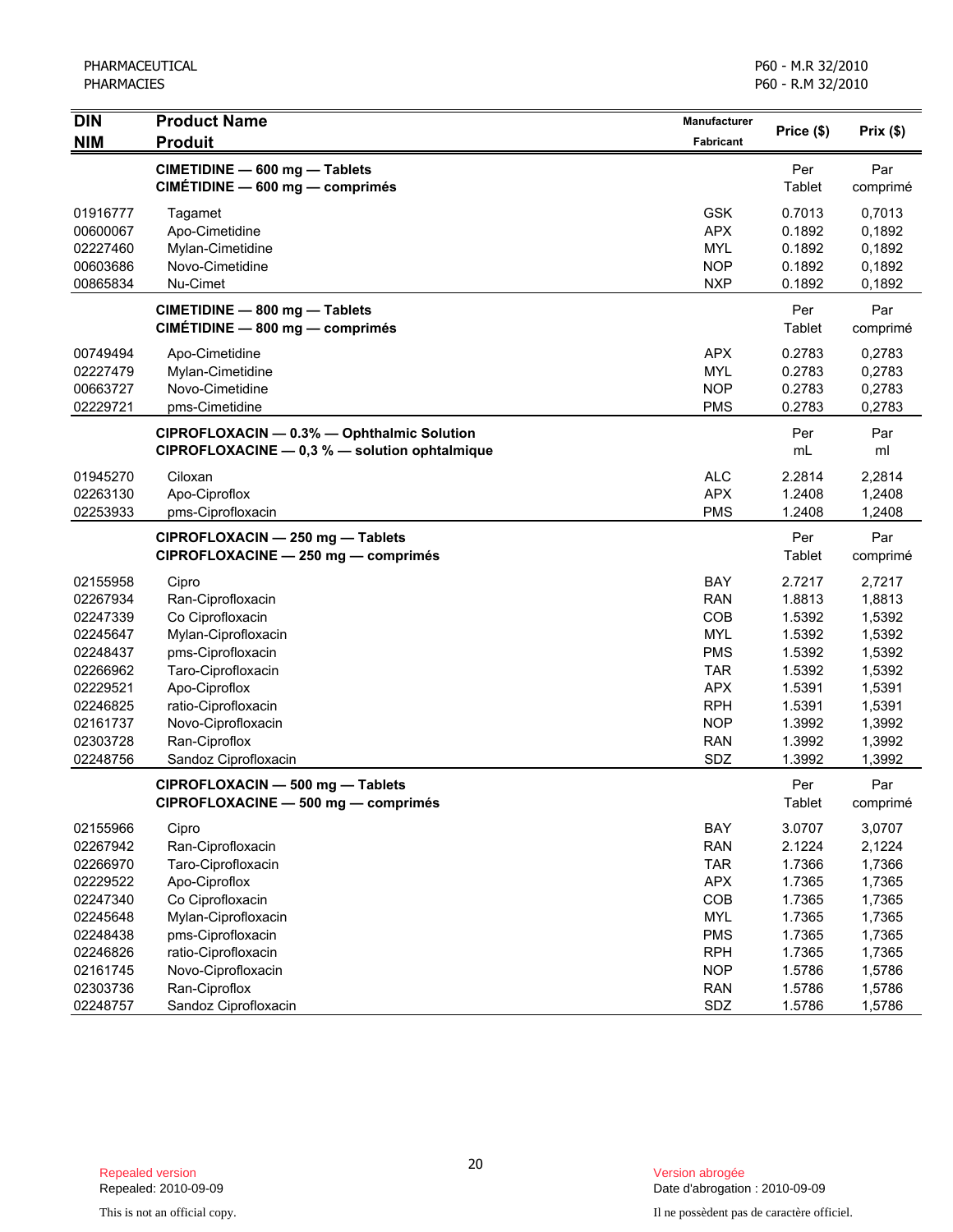| DIN<br>NIM | Product Name<br>Produit | Manufacturer<br>Fabricant | Price ($) | Prix ($) |
|---|---|---|---|---|
| | **CIMETIDINE — 600 mg — Tablets**<br>**CIMÉTIDINE — 600 mg — comprimés** | | Per Tablet | Par comprimé |
| 01916777 | Tagamet | GSK | 0.7013 | 0,7013 |
| 00600067 | Apo-Cimetidine | APX | 0.1892 | 0,1892 |
| 02227460 | Mylan-Cimetidine | MYL | 0.1892 | 0,1892 |
| 00603686 | Novo-Cimetidine | NOP | 0.1892 | 0,1892 |
| 00865834 | Nu-Cimet | NXP | 0.1892 | 0,1892 |
| | **CIMETIDINE — 800 mg — Tablets**<br>**CIMÉTIDINE — 800 mg — comprimés** | | Per Tablet | Par comprimé |
| 00749494 | Apo-Cimetidine | APX | 0.2783 | 0,2783 |
| 02227479 | Mylan-Cimetidine | MYL | 0.2783 | 0,2783 |
| 00663727 | Novo-Cimetidine | NOP | 0.2783 | 0,2783 |
| 02229721 | pms-Cimetidine | PMS | 0.2783 | 0,2783 |
| | **CIPROFLOXACIN — 0.3% — Ophthalmic Solution**<br>**CIPROFLOXACINE — 0,3 % — solution ophtalmique** | | Per mL | Par ml |
| 01945270 | Ciloxan | ALC | 2.2814 | 2,2814 |
| 02263130 | Apo-Ciproflox | APX | 1.2408 | 1,2408 |
| 02253933 | pms-Ciprofloxacin | PMS | 1.2408 | 1,2408 |
| | **CIPROFLOXACIN — 250 mg — Tablets**<br>**CIPROFLOXACINE — 250 mg — comprimés** | | Per Tablet | Par comprimé |
| 02155958 | Cipro | BAY | 2.7217 | 2,7217 |
| 02267934 | Ran-Ciprofloxacin | RAN | 1.8813 | 1,8813 |
| 02247339 | Co Ciprofloxacin | COB | 1.5392 | 1,5392 |
| 02245647 | Mylan-Ciprofloxacin | MYL | 1.5392 | 1,5392 |
| 02248437 | pms-Ciprofloxacin | PMS | 1.5392 | 1,5392 |
| 02266962 | Taro-Ciprofloxacin | TAR | 1.5392 | 1,5392 |
| 02229521 | Apo-Ciproflox | APX | 1.5391 | 1,5391 |
| 02246825 | ratio-Ciprofloxacin | RPH | 1.5391 | 1,5391 |
| 02161737 | Novo-Ciprofloxacin | NOP | 1.3992 | 1,3992 |
| 02303728 | Ran-Ciproflox | RAN | 1.3992 | 1,3992 |
| 02248756 | Sandoz Ciprofloxacin | SDZ | 1.3992 | 1,3992 |
| | **CIPROFLOXACIN — 500 mg — Tablets**<br>**CIPROFLOXACINE — 500 mg — comprimés** | | Per Tablet | Par comprimé |
| 02155966 | Cipro | BAY | 3.0707 | 3,0707 |
| 02267942 | Ran-Ciprofloxacin | RAN | 2.1224 | 2,1224 |
| 02266970 | Taro-Ciprofloxacin | TAR | 1.7366 | 1,7366 |
| 02229522 | Apo-Ciproflox | APX | 1.7365 | 1,7365 |
| 02247340 | Co Ciprofloxacin | COB | 1.7365 | 1,7365 |
| 02245648 | Mylan-Ciprofloxacin | MYL | 1.7365 | 1,7365 |
| 02248438 | pms-Ciprofloxacin | PMS | 1.7365 | 1,7365 |
| 02246826 | ratio-Ciprofloxacin | RPH | 1.7365 | 1,7365 |
| 02161745 | Novo-Ciprofloxacin | NOP | 1.5786 | 1,5786 |
| 02303736 | Ran-Ciproflox | RAN | 1.5786 | 1,5786 |
| 02248757 | Sandoz Ciprofloxacin | SDZ | 1.5786 | 1,5786 |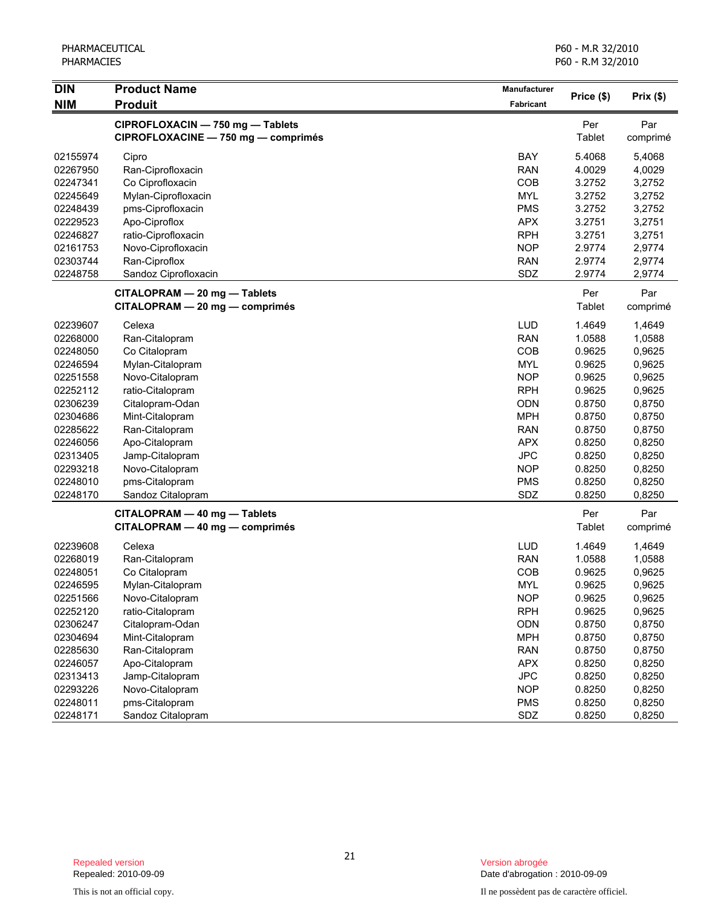| DIN<br>NIM | Product Name<br>Produit | Manufacturer<br>Fabricant | Price ($) | Prix ($) |
|---|---|---|---|---|
| | **CIPROFLOXACIN — 750 mg — Tablets**<br>**CIPROFLOXACINE — 750 mg — comprimés** | | Per Tablet | Par comprimé |
| 02155974 | Cipro | BAY | 5.4068 | 5,4068 |
| 02267950 | Ran-Ciprofloxacin | RAN | 4.0029 | 4,0029 |
| 02247341 | Co Ciprofloxacin | COB | 3.2752 | 3,2752 |
| 02245649 | Mylan-Ciprofloxacin | MYL | 3.2752 | 3,2752 |
| 02248439 | pms-Ciprofloxacin | PMS | 3.2752 | 3,2752 |
| 02229523 | Apo-Ciproflox | APX | 3.2751 | 3,2751 |
| 02246827 | ratio-Ciprofloxacin | RPH | 3.2751 | 3,2751 |
| 02161753 | Novo-Ciprofloxacin | NOP | 2.9774 | 2,9774 |
| 02303744 | Ran-Ciproflox | RAN | 2.9774 | 2,9774 |
| 02248758 | Sandoz Ciprofloxacin | SDZ | 2.9774 | 2,9774 |
| | **CITALOPRAM — 20 mg — Tablets**<br>**CITALOPRAM — 20 mg — comprimés** | | Per Tablet | Par comprimé |
| 02239607 | Celexa | LUD | 1.4649 | 1,4649 |
| 02268000 | Ran-Citalopram | RAN | 1.0588 | 1,0588 |
| 02248050 | Co Citalopram | COB | 0.9625 | 0,9625 |
| 02246594 | Mylan-Citalopram | MYL | 0.9625 | 0,9625 |
| 02251558 | Novo-Citalopram | NOP | 0.9625 | 0,9625 |
| 02252112 | ratio-Citalopram | RPH | 0.9625 | 0,9625 |
| 02306239 | Citalopram-Odan | ODN | 0.8750 | 0,8750 |
| 02304686 | Mint-Citalopram | MPH | 0.8750 | 0,8750 |
| 02285622 | Ran-Citalopram | RAN | 0.8750 | 0,8750 |
| 02246056 | Apo-Citalopram | APX | 0.8250 | 0,8250 |
| 02313405 | Jamp-Citalopram | JPC | 0.8250 | 0,8250 |
| 02293218 | Novo-Citalopram | NOP | 0.8250 | 0,8250 |
| 02248010 | pms-Citalopram | PMS | 0.8250 | 0,8250 |
| 02248170 | Sandoz Citalopram | SDZ | 0.8250 | 0,8250 |
| | **CITALOPRAM — 40 mg — Tablets**<br>**CITALOPRAM — 40 mg — comprimés** | | Per Tablet | Par comprimé |
| 02239608 | Celexa | LUD | 1.4649 | 1,4649 |
| 02268019 | Ran-Citalopram | RAN | 1.0588 | 1,0588 |
| 02248051 | Co Citalopram | COB | 0.9625 | 0,9625 |
| 02246595 | Mylan-Citalopram | MYL | 0.9625 | 0,9625 |
| 02251566 | Novo-Citalopram | NOP | 0.9625 | 0,9625 |
| 02252120 | ratio-Citalopram | RPH | 0.9625 | 0,9625 |
| 02306247 | Citalopram-Odan | ODN | 0.8750 | 0,8750 |
| 02304694 | Mint-Citalopram | MPH | 0.8750 | 0,8750 |
| 02285630 | Ran-Citalopram | RAN | 0.8750 | 0,8750 |
| 02246057 | Apo-Citalopram | APX | 0.8250 | 0,8250 |
| 02313413 | Jamp-Citalopram | JPC | 0.8250 | 0,8250 |
| 02293226 | Novo-Citalopram | NOP | 0.8250 | 0,8250 |
| 02248011 | pms-Citalopram | PMS | 0.8250 | 0,8250 |
| 02248171 | Sandoz Citalopram | SDZ | 0.8250 | 0,8250 |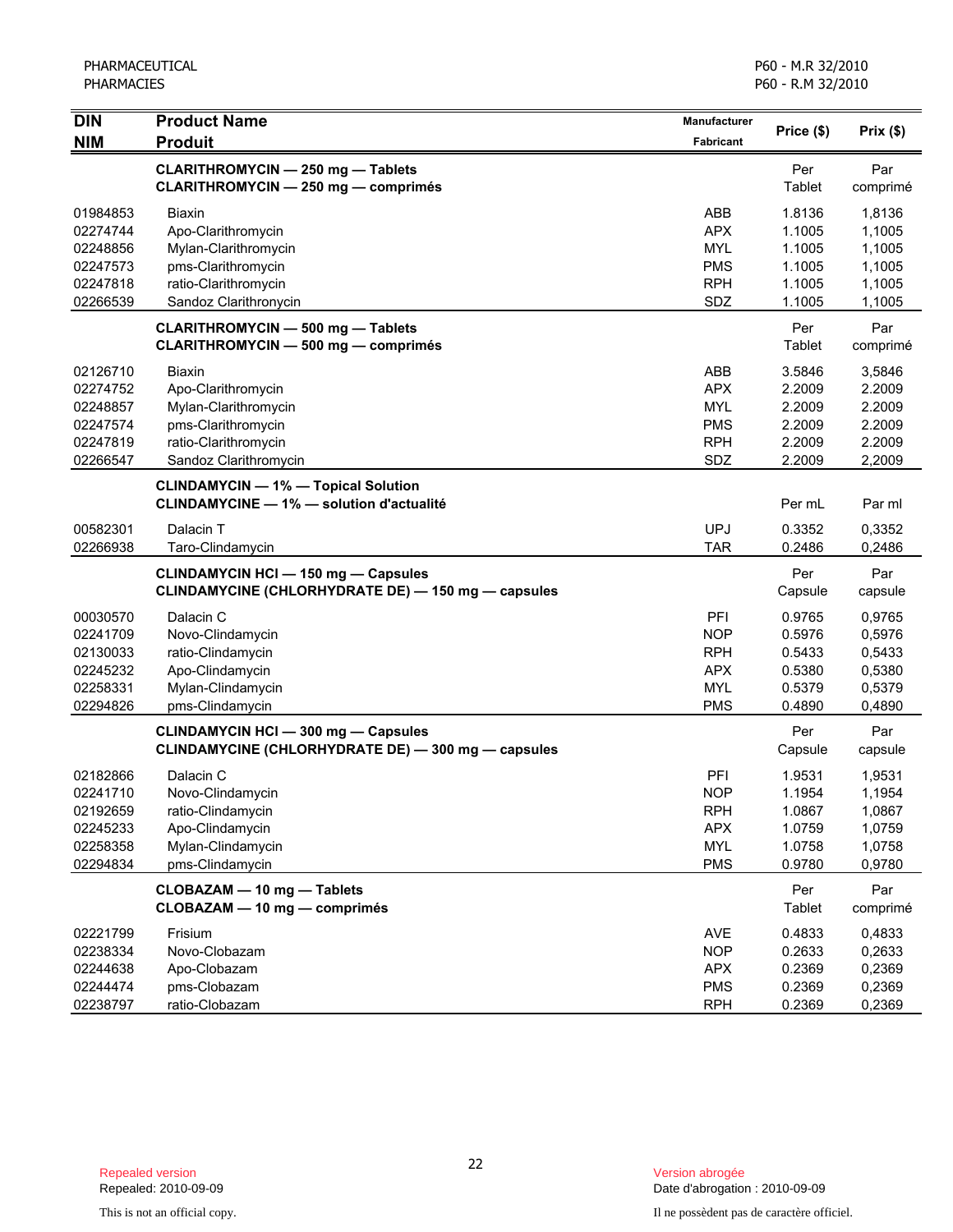| DIN<br>NIM | Product Name<br>Produit | Manufacturer<br>Fabricant | Price ($) | Prix ($) |
|---|---|---|---|---|
| | **CLARITHROMYCIN — 250 mg — Tablets**<br>**CLARITHROMYCIN — 250 mg — comprimés** | | Per Tablet | Par comprimé |
| 01984853 | Biaxin | ABB | 1.8136 | 1,8136 |
| 02274744 | Apo-Clarithromycin | APX | 1.1005 | 1,1005 |
| 02248856 | Mylan-Clarithromycin | MYL | 1.1005 | 1,1005 |
| 02247573 | pms-Clarithromycin | PMS | 1.1005 | 1,1005 |
| 02247818 | ratio-Clarithromycin | RPH | 1.1005 | 1,1005 |
| 02266539 | Sandoz Clarithronycin | SDZ | 1.1005 | 1,1005 |
| | **CLARITHROMYCIN — 500 mg — Tablets**<br>**CLARITHROMYCIN — 500 mg — comprimés** | | Per Tablet | Par comprimé |
| 02126710 | Biaxin | ABB | 3.5846 | 3,5846 |
| 02274752 | Apo-Clarithromycin | APX | 2.2009 | 2.2009 |
| 02248857 | Mylan-Clarithromycin | MYL | 2.2009 | 2.2009 |
| 02247574 | pms-Clarithromycin | PMS | 2.2009 | 2.2009 |
| 02247819 | ratio-Clarithromycin | RPH | 2.2009 | 2.2009 |
| 02266547 | Sandoz Clarithromycin | SDZ | 2.2009 | 2,2009 |
| | **CLINDAMYCIN — 1% — Topical Solution**<br>**CLINDAMYCINE — 1% — solution d'actualité** | | Per mL | Par ml |
| 00582301 | Dalacin T | UPJ | 0.3352 | 0,3352 |
| 02266938 | Taro-Clindamycin | TAR | 0.2486 | 0,2486 |
| | **CLINDAMYCIN HCl — 150 mg — Capsules**<br>**CLINDAMYCINE (CHLORHYDRATE DE) — 150 mg — capsules** | | Per Capsule | Par capsule |
| 00030570 | Dalacin C | PFI | 0.9765 | 0,9765 |
| 02241709 | Novo-Clindamycin | NOP | 0.5976 | 0,5976 |
| 02130033 | ratio-Clindamycin | RPH | 0.5433 | 0,5433 |
| 02245232 | Apo-Clindamycin | APX | 0.5380 | 0,5380 |
| 02258331 | Mylan-Clindamycin | MYL | 0.5379 | 0,5379 |
| 02294826 | pms-Clindamycin | PMS | 0.4890 | 0,4890 |
| | **CLINDAMYCIN HCl — 300 mg — Capsules**<br>**CLINDAMYCINE (CHLORHYDRATE DE) — 300 mg — capsules** | | Per Capsule | Par capsule |
| 02182866 | Dalacin C | PFI | 1.9531 | 1,9531 |
| 02241710 | Novo-Clindamycin | NOP | 1.1954 | 1,1954 |
| 02192659 | ratio-Clindamycin | RPH | 1.0867 | 1,0867 |
| 02245233 | Apo-Clindamycin | APX | 1.0759 | 1,0759 |
| 02258358 | Mylan-Clindamycin | MYL | 1.0758 | 1,0758 |
| 02294834 | pms-Clindamycin | PMS | 0.9780 | 0,9780 |
| | **CLOBAZAM — 10 mg — Tablets**<br>**CLOBAZAM — 10 mg — comprimés** | | Per Tablet | Par comprimé |
| 02221799 | Frisium | AVE | 0.4833 | 0,4833 |
| 02238334 | Novo-Clobazam | NOP | 0.2633 | 0,2633 |
| 02244638 | Apo-Clobazam | APX | 0.2369 | 0,2369 |
| 02244474 | pms-Clobazam | PMS | 0.2369 | 0,2369 |
| 02238797 | ratio-Clobazam | RPH | 0.2369 | 0,2369 |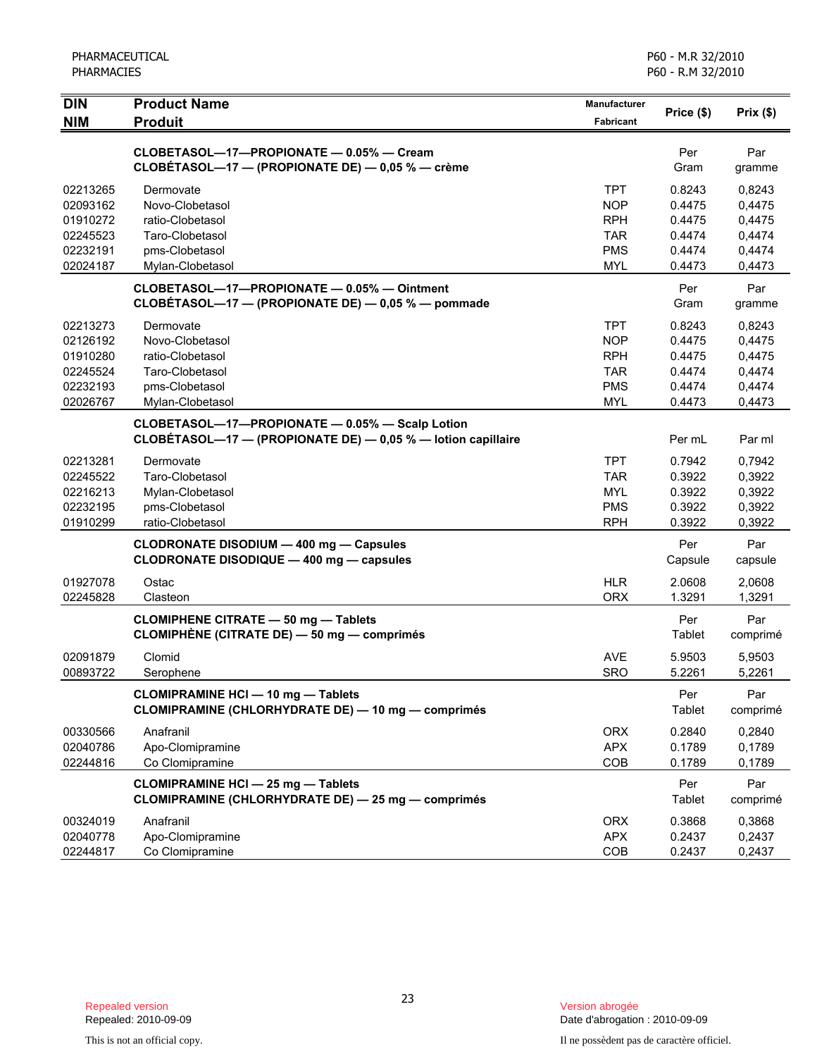| DIN<br>NIM | Product Name<br>Produit | Manufacturer<br>Fabricant | Price ($) | Prix ($) |
|---|---|---|---|---|
| | **CLOBETASOL—17—PROPIONATE — 0.05% — Cream**<br>**CLOBÉTASOL—17 — (PROPIONATE DE) — 0,05 % — crème** | | Per Gram | Par gramme |
| 02213265 | Dermovate | TPT | 0.8243 | 0,8243 |
| 02093162 | Novo-Clobetasol | NOP | 0.4475 | 0,4475 |
| 01910272 | ratio-Clobetasol | RPH | 0.4475 | 0,4475 |
| 02245523 | Taro-Clobetasol | TAR | 0.4474 | 0,4474 |
| 02232191 | pms-Clobetasol | PMS | 0.4474 | 0,4474 |
| 02024187 | Mylan-Clobetasol | MYL | 0.4473 | 0,4473 |
| | **CLOBETASOL—17—PROPIONATE — 0.05% — Ointment**<br>**CLOBÉTASOL—17 — (PROPIONATE DE) — 0,05 % — pommade** | | Per Gram | Par gramme |
| 02213273 | Dermovate | TPT | 0.8243 | 0,8243 |
| 02126192 | Novo-Clobetasol | NOP | 0.4475 | 0,4475 |
| 01910280 | ratio-Clobetasol | RPH | 0.4475 | 0,4475 |
| 02245524 | Taro-Clobetasol | TAR | 0.4474 | 0,4474 |
| 02232193 | pms-Clobetasol | PMS | 0.4474 | 0,4474 |
| 02026767 | Mylan-Clobetasol | MYL | 0.4473 | 0,4473 |
| | **CLOBETASOL—17—PROPIONATE — 0.05% — Scalp Lotion**<br>**CLOBÉTASOL—17 — (PROPIONATE DE) — 0,05 % — lotion capillaire** | | Per mL | Par ml |
| 02213281 | Dermovate | TPT | 0.7942 | 0,7942 |
| 02245522 | Taro-Clobetasol | TAR | 0.3922 | 0,3922 |
| 02216213 | Mylan-Clobetasol | MYL | 0.3922 | 0,3922 |
| 02232195 | pms-Clobetasol | PMS | 0.3922 | 0,3922 |
| 01910299 | ratio-Clobetasol | RPH | 0.3922 | 0,3922 |
| | **CLODRONATE DISODIUM — 400 mg — Capsules**<br>**CLODRONATE DISODIQUE — 400 mg — capsules** | | Per Capsule | Par capsule |
| 01927078 | Ostac | HLR | 2.0608 | 2,0608 |
| 02245828 | Clasteon | ORX | 1.3291 | 1,3291 |
| | **CLOMIPHENE CITRATE — 50 mg — Tablets**<br>**CLOMIPHÈNE (CITRATE DE) — 50 mg — comprimés** | | Per Tablet | Par comprimé |
| 02091879 | Clomid | AVE | 5.9503 | 5,9503 |
| 00893722 | Serophene | SRO | 5.2261 | 5,2261 |
| | **CLOMIPRAMINE HCl — 10 mg — Tablets**<br>**CLOMIPRAMINE (CHLORHYDRATE DE) — 10 mg — comprimés** | | Per Tablet | Par comprimé |
| 00330566 | Anafranil | ORX | 0.2840 | 0,2840 |
| 02040786 | Apo-Clomipramine | APX | 0.1789 | 0,1789 |
| 02244816 | Co Clomipramine | COB | 0.1789 | 0,1789 |
| | **CLOMIPRAMINE HCl — 25 mg — Tablets**<br>**CLOMIPRAMINE (CHLORHYDRATE DE) — 25 mg — comprimés** | | Per Tablet | Par comprimé |
| 00324019 | Anafranil | ORX | 0.3868 | 0,3868 |
| 02040778 | Apo-Clomipramine | APX | 0.2437 | 0,2437 |
| 02244817 | Co Clomipramine | COB | 0.2437 | 0,2437 |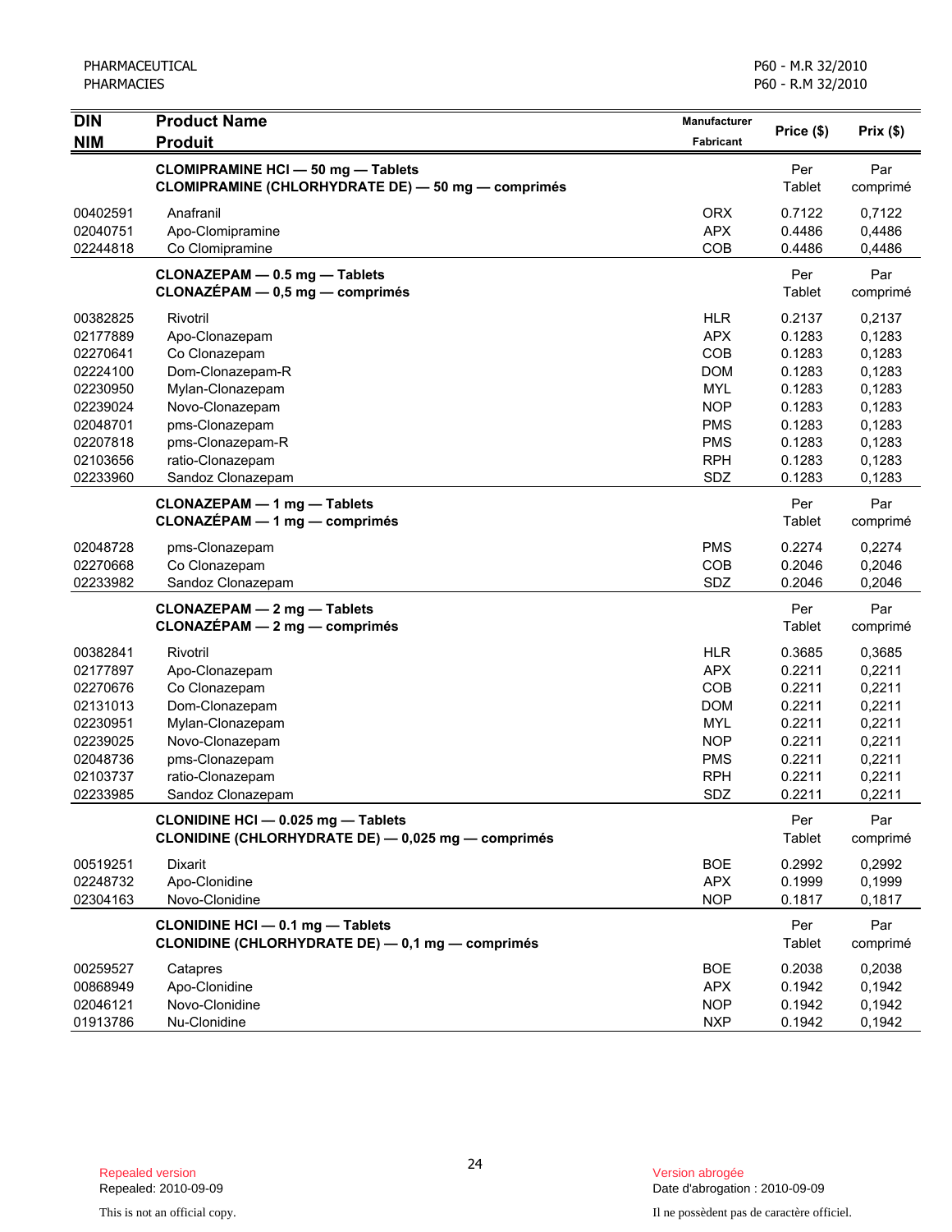| DIN<br>NIM | Product Name<br>Produit | Manufacturer<br>Fabricant | Price ($) | Prix ($) |
|---|---|---|---|---|
| | **CLOMIPRAMINE HCl — 50 mg — Tablets**<br>**CLOMIPRAMINE (CHLORHYDRATE DE) — 50 mg — comprimés** | | Per Tablet | Par comprimé |
| 00402591 | Anafranil | ORX | 0.7122 | 0,7122 |
| 02040751 | Apo-Clomipramine | APX | 0.4486 | 0,4486 |
| 02244818 | Co Clomipramine | COB | 0.4486 | 0,4486 |
| | **CLONAZEPAM — 0.5 mg — Tablets**<br>**CLONAZÉPAM — 0,5 mg — comprimés** | | Per Tablet | Par comprimé |
| 00382825 | Rivotril | HLR | 0.2137 | 0,2137 |
| 02177889 | Apo-Clonazepam | APX | 0.1283 | 0,1283 |
| 02270641 | Co Clonazepam | COB | 0.1283 | 0,1283 |
| 02224100 | Dom-Clonazepam-R | DOM | 0.1283 | 0,1283 |
| 02230950 | Mylan-Clonazepam | MYL | 0.1283 | 0,1283 |
| 02239024 | Novo-Clonazepam | NOP | 0.1283 | 0,1283 |
| 02048701 | pms-Clonazepam | PMS | 0.1283 | 0,1283 |
| 02207818 | pms-Clonazepam-R | PMS | 0.1283 | 0,1283 |
| 02103656 | ratio-Clonazepam | RPH | 0.1283 | 0,1283 |
| 02233960 | Sandoz Clonazepam | SDZ | 0.1283 | 0,1283 |
| | **CLONAZEPAM — 1 mg — Tablets**<br>**CLONAZÉPAM — 1 mg — comprimés** | | Per Tablet | Par comprimé |
| 02048728 | pms-Clonazepam | PMS | 0.2274 | 0,2274 |
| 02270668 | Co Clonazepam | COB | 0.2046 | 0,2046 |
| 02233982 | Sandoz Clonazepam | SDZ | 0.2046 | 0,2046 |
| | **CLONAZEPAM — 2 mg — Tablets**<br>**CLONAZÉPAM — 2 mg — comprimés** | | Per Tablet | Par comprimé |
| 00382841 | Rivotril | HLR | 0.3685 | 0,3685 |
| 02177897 | Apo-Clonazepam | APX | 0.2211 | 0,2211 |
| 02270676 | Co Clonazepam | COB | 0.2211 | 0,2211 |
| 02131013 | Dom-Clonazepam | DOM | 0.2211 | 0,2211 |
| 02230951 | Mylan-Clonazepam | MYL | 0.2211 | 0,2211 |
| 02239025 | Novo-Clonazepam | NOP | 0.2211 | 0,2211 |
| 02048736 | pms-Clonazepam | PMS | 0.2211 | 0,2211 |
| 02103737 | ratio-Clonazepam | RPH | 0.2211 | 0,2211 |
| 02233985 | Sandoz Clonazepam | SDZ | 0.2211 | 0,2211 |
| | **CLONIDINE HCl — 0.025 mg — Tablets**<br>**CLONIDINE (CHLORHYDRATE DE) — 0,025 mg — comprimés** | | Per Tablet | Par comprimé |
| 00519251 | Dixarit | BOE | 0.2992 | 0,2992 |
| 02248732 | Apo-Clonidine | APX | 0.1999 | 0,1999 |
| 02304163 | Novo-Clonidine | NOP | 0.1817 | 0,1817 |
| | **CLONIDINE HCl — 0.1 mg — Tablets**<br>**CLONIDINE (CHLORHYDRATE DE) — 0,1 mg — comprimés** | | Per Tablet | Par comprimé |
| 00259527 | Catapres | BOE | 0.2038 | 0,2038 |
| 00868949 | Apo-Clonidine | APX | 0.1942 | 0,1942 |
| 02046121 | Novo-Clonidine | NOP | 0.1942 | 0,1942 |
| 01913786 | Nu-Clonidine | NXP | 0.1942 | 0,1942 |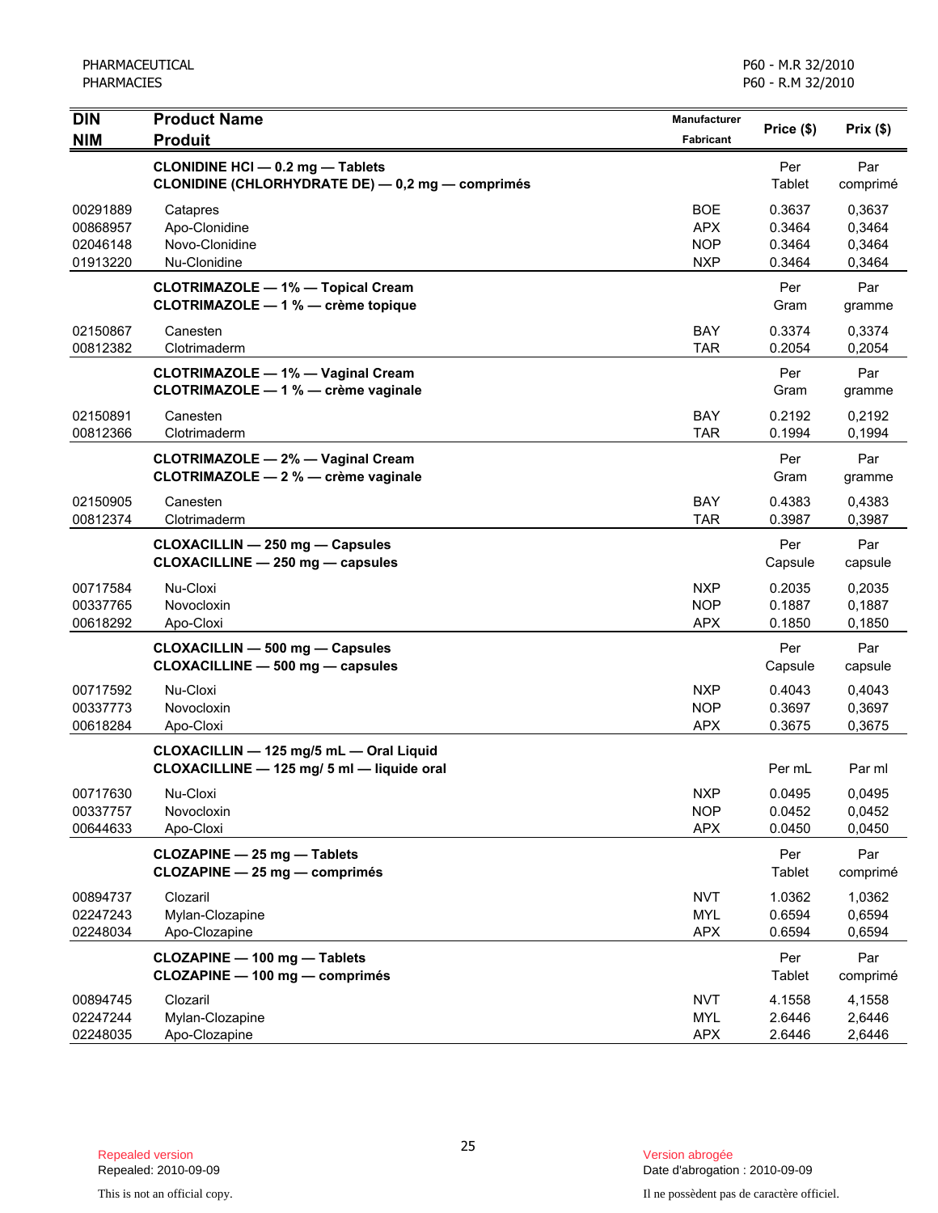| DIN<br>NIM | Product Name<br>Produit | Manufacturer<br>Fabricant | Price ($) | Prix ($) |
|---|---|---|---|---|
| | **CLONIDINE HCl — 0.2 mg — Tablets**<br>**CLONIDINE (CHLORHYDRATE DE) — 0,2 mg — comprimés** | | Per Tablet | Par comprimé |
| 00291889 | Catapres | BOE | 0.3637 | 0,3637 |
| 00868957 | Apo-Clonidine | APX | 0.3464 | 0,3464 |
| 02046148 | Novo-Clonidine | NOP | 0.3464 | 0,3464 |
| 01913220 | Nu-Clonidine | NXP | 0.3464 | 0,3464 |
| | **CLOTRIMAZOLE — 1% — Topical Cream**<br>**CLOTRIMAZOLE — 1 % — crème topique** | | Per Gram | Par gramme |
| 02150867 | Canesten | BAY | 0.3374 | 0,3374 |
| 00812382 | Clotrimaderm | TAR | 0.2054 | 0,2054 |
| | **CLOTRIMAZOLE — 1% — Vaginal Cream**<br>**CLOTRIMAZOLE — 1 % — crème vaginale** | | Per Gram | Par gramme |
| 02150891 | Canesten | BAY | 0.2192 | 0,2192 |
| 00812366 | Clotrimaderm | TAR | 0.1994 | 0,1994 |
| | **CLOTRIMAZOLE — 2% — Vaginal Cream**<br>**CLOTRIMAZOLE — 2 % — crème vaginale** | | Per Gram | Par gramme |
| 02150905 | Canesten | BAY | 0.4383 | 0,4383 |
| 00812374 | Clotrimaderm | TAR | 0.3987 | 0,3987 |
| | **CLOXACILLIN — 250 mg — Capsules**<br>**CLOXACILLINE — 250 mg — capsules** | | Per Capsule | Par capsule |
| 00717584 | Nu-Cloxi | NXP | 0.2035 | 0,2035 |
| 00337765 | Novocloxin | NOP | 0.1887 | 0,1887 |
| 00618292 | Apo-Cloxi | APX | 0.1850 | 0,1850 |
| | **CLOXACILLIN — 500 mg — Capsules**<br>**CLOXACILLINE — 500 mg — capsules** | | Per Capsule | Par capsule |
| 00717592 | Nu-Cloxi | NXP | 0.4043 | 0,4043 |
| 00337773 | Novocloxin | NOP | 0.3697 | 0,3697 |
| 00618284 | Apo-Cloxi | APX | 0.3675 | 0,3675 |
| | **CLOXACILLIN — 125 mg/5 mL — Oral Liquid**<br>**CLOXACILLINE — 125 mg/ 5 ml — liquide oral** | | Per mL | Par ml |
| 00717630 | Nu-Cloxi | NXP | 0.0495 | 0,0495 |
| 00337757 | Novocloxin | NOP | 0.0452 | 0,0452 |
| 00644633 | Apo-Cloxi | APX | 0.0450 | 0,0450 |
| | **CLOZAPINE — 25 mg — Tablets**<br>**CLOZAPINE — 25 mg — comprimés** | | Per Tablet | Par comprimé |
| 00894737 | Clozaril | NVT | 1.0362 | 1,0362 |
| 02247243 | Mylan-Clozapine | MYL | 0.6594 | 0,6594 |
| 02248034 | Apo-Clozapine | APX | 0.6594 | 0,6594 |
| | **CLOZAPINE — 100 mg — Tablets**<br>**CLOZAPINE — 100 mg — comprimés** | | Per Tablet | Par comprimé |
| 00894745 | Clozaril | NVT | 4.1558 | 4,1558 |
| 02247244 | Mylan-Clozapine | MYL | 2.6446 | 2,6446 |
| 02248035 | Apo-Clozapine | APX | 2.6446 | 2,6446 |

Repealed version
Repealed: 2010-09-09

This is not an official copy.

Version abrogée
Date d'abrogation : 2010-09-09

Il ne possèdent pas de caractère officiel.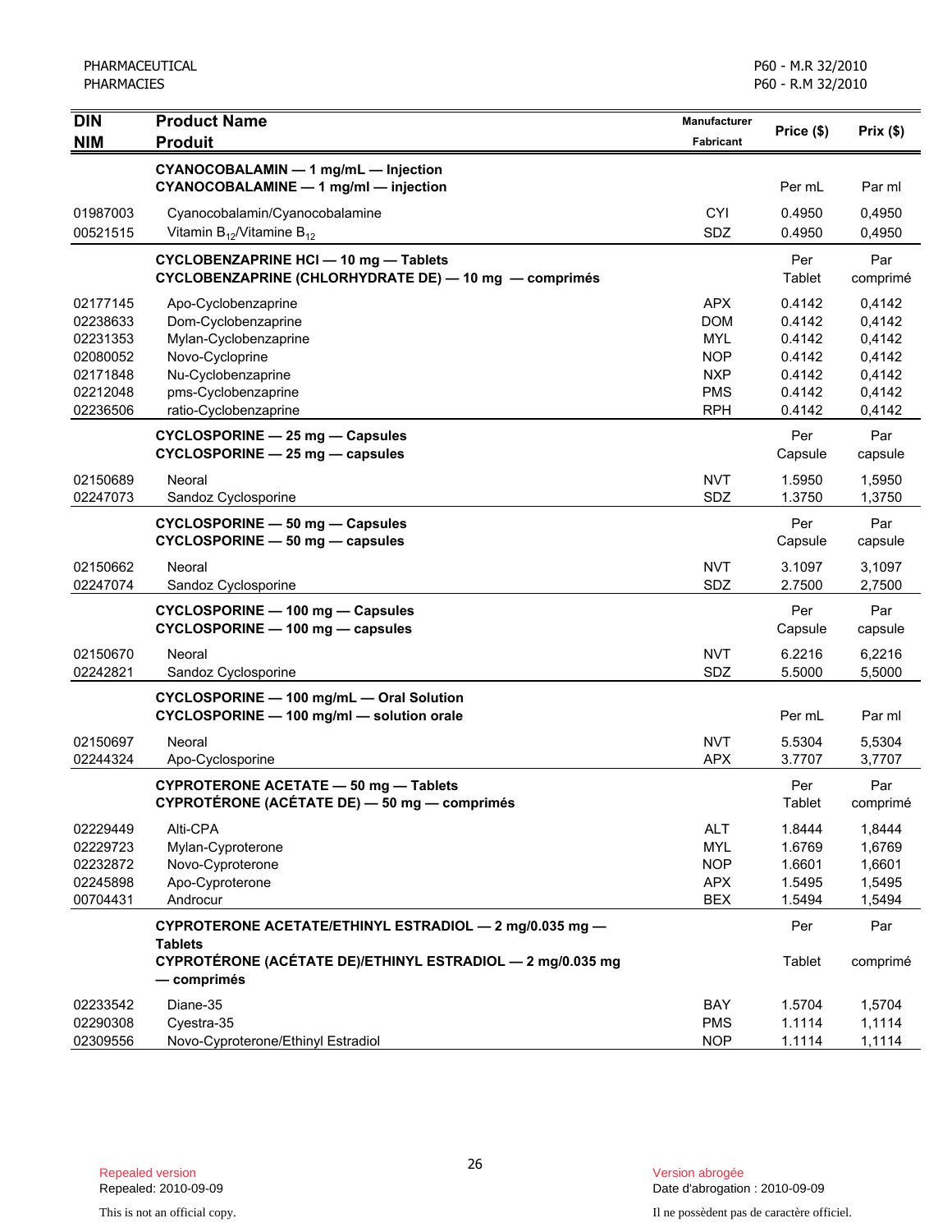| DIN<br>NIM | Product Name<br>Produit | Manufacturer<br>Fabricant | Price ($) | Prix ($) |
|---|---|---|---|---|
| | **CYANOCOBALAMIN — 1 mg/mL — Injection**<br>**CYANOCOBALAMINE — 1 mg/ml — injection** | | Per mL | Par ml |
| 01987003 | Cyanocobalamin/Cyanocobalamine | CYI | 0.4950 | 0,4950 |
| 00521515 | Vitamin $B_{12}$/Vitamine $B_{12}$ | SDZ | 0.4950 | 0,4950 |
| | **CYCLOBENZAPRINE HCl — 10 mg — Tablets**<br>**CYCLOBENZAPRINE (CHLORHYDRATE DE) — 10 mg — comprimés** | | Per Tablet | Par comprimé |
| 02177145 | Apo-Cyclobenzaprine | APX | 0.4142 | 0,4142 |
| 02238633 | Dom-Cyclobenzaprine | DOM | 0.4142 | 0,4142 |
| 02231353 | Mylan-Cyclobenzaprine | MYL | 0.4142 | 0,4142 |
| 02080052 | Novo-Cycloprine | NOP | 0.4142 | 0,4142 |
| 02171848 | Nu-Cyclobenzaprine | NXP | 0.4142 | 0,4142 |
| 02212048 | pms-Cyclobenzaprine | PMS | 0.4142 | 0,4142 |
| 02236506 | ratio-Cyclobenzaprine | RPH | 0.4142 | 0,4142 |
| | **CYCLOSPORINE — 25 mg — Capsules**<br>**CYCLOSPORINE — 25 mg — capsules** | | Per Capsule | Par capsule |
| 02150689 | Neoral | NVT | 1.5950 | 1,5950 |
| 02247073 | Sandoz Cyclosporine | SDZ | 1.3750 | 1,3750 |
| | **CYCLOSPORINE — 50 mg — Capsules**<br>**CYCLOSPORINE — 50 mg — capsules** | | Per Capsule | Par capsule |
| 02150662 | Neoral | NVT | 3.1097 | 3,1097 |
| 02247074 | Sandoz Cyclosporine | SDZ | 2.7500 | 2,7500 |
| | **CYCLOSPORINE — 100 mg — Capsules**<br>**CYCLOSPORINE — 100 mg — capsules** | | Per Capsule | Par capsule |
| 02150670 | Neoral | NVT | 6.2216 | 6,2216 |
| 02242821 | Sandoz Cyclosporine | SDZ | 5.5000 | 5,5000 |
| | **CYCLOSPORINE — 100 mg/mL — Oral Solution**<br>**CYCLOSPORINE — 100 mg/ml — solution orale** | | Per mL | Par ml |
| 02150697 | Neoral | NVT | 5.5304 | 5,5304 |
| 02244324 | Apo-Cyclosporine | APX | 3.7707 | 3,7707 |
| | **CYPROTERONE ACETATE — 50 mg — Tablets**<br>**CYPROTÉRONE (ACÉTATE DE) — 50 mg — comprimés** | | Per Tablet | Par comprimé |
| 02229449 | Alti-CPA | ALT | 1.8444 | 1,8444 |
| 02229723 | Mylan-Cyproterone | MYL | 1.6769 | 1,6769 |
| 02232872 | Novo-Cyproterone | NOP | 1.6601 | 1,6601 |
| 02245898 | Apo-Cyproterone | APX | 1.5495 | 1,5495 |
| 00704431 | Androcur | BEX | 1.5494 | 1,5494 |
| | **CYPROTERONE ACETATE/ETHINYL ESTRADIOL — 2 mg/0.035 mg — Tablets**<br>**CYPROTÉRONE (ACÉTATE DE)/ETHINYL ESTRADIOL — 2 mg/0.035 mg — comprimés** | | Per Tablet | Par comprimé |
| 02233542 | Diane-35 | BAY | 1.5704 | 1,5704 |
| 02290308 | Cyestra-35 | PMS | 1.1114 | 1,1114 |
| 02309556 | Novo-Cyproterone/Ethinyl Estradiol | NOP | 1.1114 | 1,1114 |

Repealed version
Repealed: 2010-09-09

Version abrogée
Date d'abrogation : 2010-09-09

This is not an official copy.

Il ne possèdent pas de caractère officiel.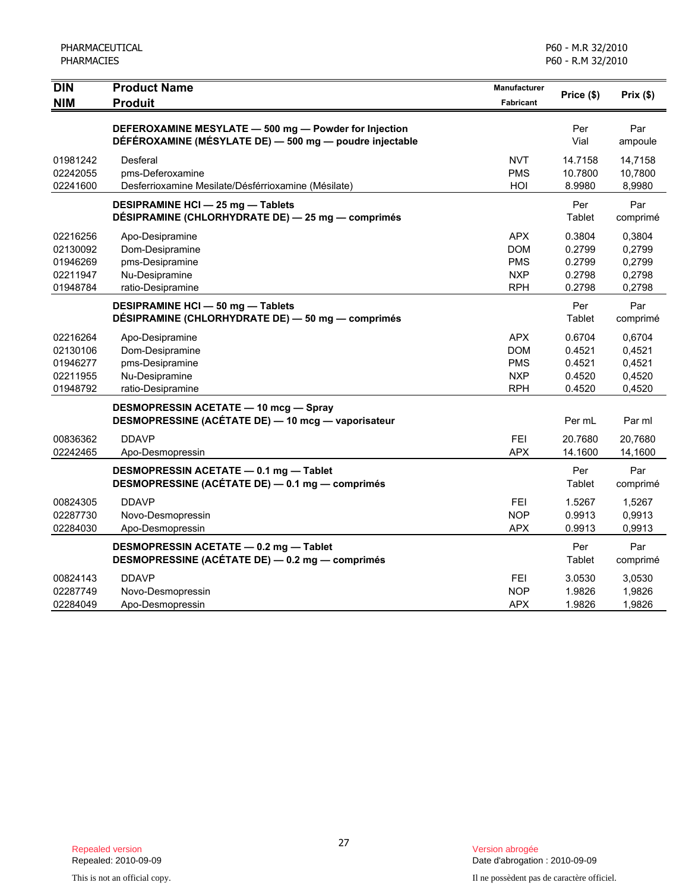| DIN<br>NIM | Product Name<br>Produit | Manufacturer<br>Fabricant | Price ($) | Prix ($) |
|---|---|---|---|---|
| | **DEFEROXAMINE MESYLATE — 500 mg — Powder for Injection**<br>**DÉFÉROXAMINE (MÉSYLATE DE) — 500 mg — poudre injectable** | | Per Vial | Par ampoule |
| 01981242 | Desferal | NVT | 14.7158 | 14,7158 |
| 02242055 | pms-Deferoxamine | PMS | 10.7800 | 10,7800 |
| 02241600 | Desferrioxamine Mesilate/Désférrioxamine (Mésilate) | HOI | 8.9980 | 8,9980 |
| | **DESIPRAMINE HCl — 25 mg — Tablets**<br>**DÉSIPRAMINE (CHLORHYDRATE DE) — 25 mg — comprimés** | | Per Tablet | Par comprimé |
| 02216256 | Apo-Desipramine | APX | 0.3804 | 0,3804 |
| 02130092 | Dom-Desipramine | DOM | 0.2799 | 0,2799 |
| 01946269 | pms-Desipramine | PMS | 0.2799 | 0,2799 |
| 02211947 | Nu-Desipramine | NXP | 0.2798 | 0,2798 |
| 01948784 | ratio-Desipramine | RPH | 0.2798 | 0,2798 |
| | **DESIPRAMINE HCl — 50 mg — Tablets**<br>**DÉSIPRAMINE (CHLORHYDRATE DE) — 50 mg — comprimés** | | Per Tablet | Par comprimé |
| 02216264 | Apo-Desipramine | APX | 0.6704 | 0,6704 |
| 02130106 | Dom-Desipramine | DOM | 0.4521 | 0,4521 |
| 01946277 | pms-Desipramine | PMS | 0.4521 | 0,4521 |
| 02211955 | Nu-Desipramine | NXP | 0.4520 | 0,4520 |
| 01948792 | ratio-Desipramine | RPH | 0.4520 | 0,4520 |
| | **DESMOPRESSIN ACETATE — 10 mcg — Spray**<br>**DESMOPRESSINE (ACÉTATE DE) — 10 mcg — vaporisateur** | | Per mL | Par ml |
| 00836362 | DDAVP | FEI | 20.7680 | 20,7680 |
| 02242465 | Apo-Desmopressin | APX | 14.1600 | 14,1600 |
| | **DESMOPRESSIN ACETATE — 0.1 mg — Tablet**<br>**DESMOPRESSINE (ACÉTATE DE) — 0.1 mg — comprimés** | | Per Tablet | Par comprimé |
| 00824305 | DDAVP | FEI | 1.5267 | 1,5267 |
| 02287730 | Novo-Desmopressin | NOP | 0.9913 | 0,9913 |
| 02284030 | Apo-Desmopressin | APX | 0.9913 | 0,9913 |
| | **DESMOPRESSIN ACETATE — 0.2 mg — Tablet**<br>**DESMOPRESSINE (ACÉTATE DE) — 0.2 mg — comprimés** | | Per Tablet | Par comprimé |
| 00824143 | DDAVP | FEI | 3.0530 | 3,0530 |
| 02287749 | Novo-Desmopressin | NOP | 1.9826 | 1,9826 |
| 02284049 | Apo-Desmopressin | APX | 1.9826 | 1,9826 |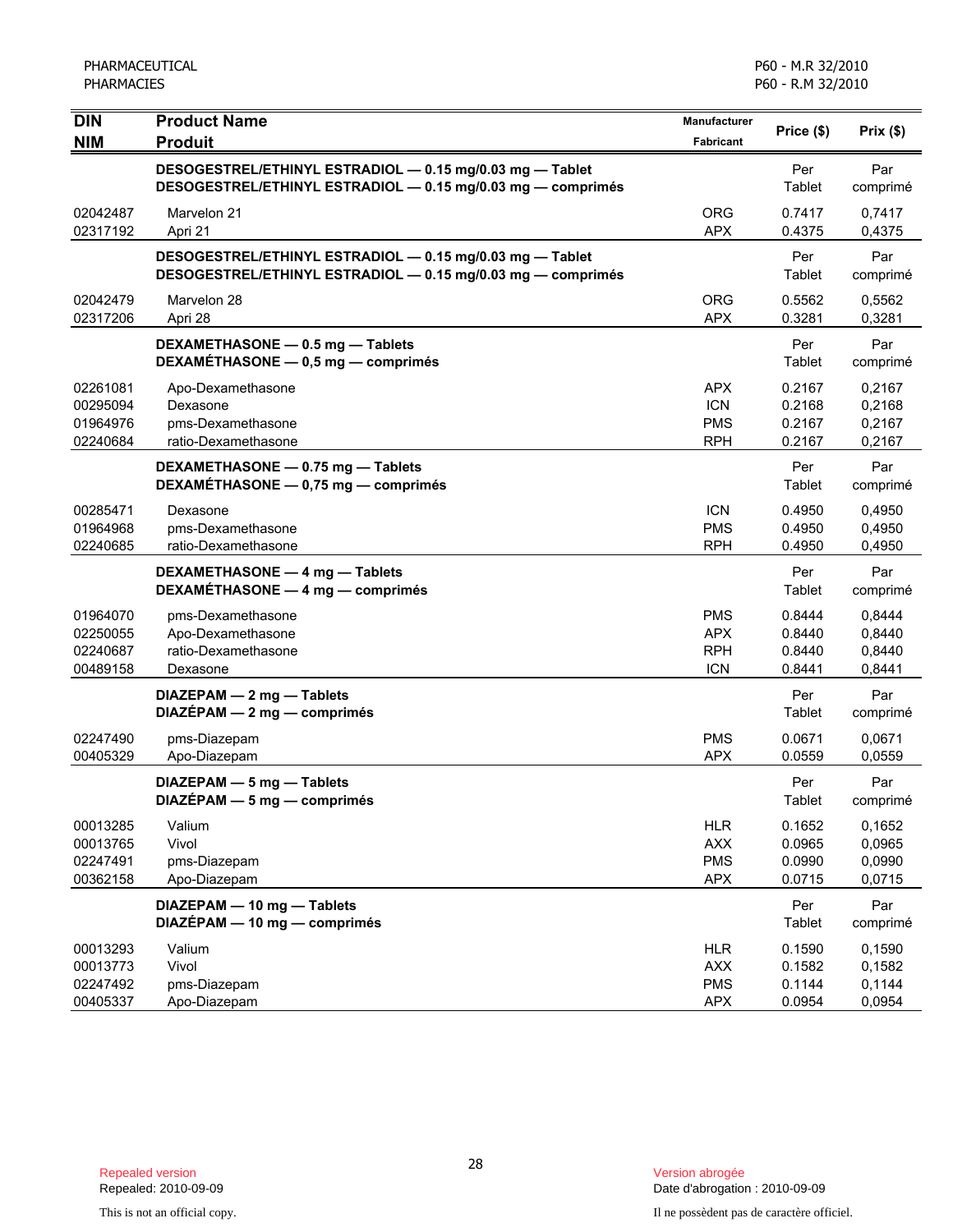| DIN<br>NIM | Product Name<br>Produit | Manufacturer<br>Fabricant | Price ($) | Prix ($) |
|---|---|---|---|---|
| | **DESOGESTREL/ETHINYL ESTRADIOL — 0.15 mg/0.03 mg — Tablet**<br>**DESOGESTREL/ETHINYL ESTRADIOL — 0.15 mg/0.03 mg — comprimés** | | Per Tablet | Par comprimé |
| 02042487 | Marvelon 21 | ORG | 0.7417 | 0,7417 |
| 02317192 | Apri 21 | APX | 0.4375 | 0,4375 |
| | **DESOGESTREL/ETHINYL ESTRADIOL — 0.15 mg/0.03 mg — Tablet**<br>**DESOGESTREL/ETHINYL ESTRADIOL — 0.15 mg/0.03 mg — comprimés** | | Per Tablet | Par comprimé |
| 02042479 | Marvelon 28 | ORG | 0.5562 | 0,5562 |
| 02317206 | Apri 28 | APX | 0.3281 | 0,3281 |
| | **DEXAMETHASONE — 0.5 mg — Tablets**<br>**DEXAMÉTHASONE — 0,5 mg — comprimés** | | Per Tablet | Par comprimé |
| 02261081 | Apo-Dexamethasone | APX | 0.2167 | 0,2167 |
| 00295094 | Dexasone | ICN | 0.2168 | 0,2168 |
| 01964976 | pms-Dexamethasone | PMS | 0.2167 | 0,2167 |
| 02240684 | ratio-Dexamethasone | RPH | 0.2167 | 0,2167 |
| | **DEXAMETHASONE — 0.75 mg — Tablets**<br>**DEXAMÉTHASONE — 0,75 mg — comprimés** | | Per Tablet | Par comprimé |
| 00285471 | Dexasone | ICN | 0.4950 | 0,4950 |
| 01964968 | pms-Dexamethasone | PMS | 0.4950 | 0,4950 |
| 02240685 | ratio-Dexamethasone | RPH | 0.4950 | 0,4950 |
| | **DEXAMETHASONE — 4 mg — Tablets**<br>**DEXAMÉTHASONE — 4 mg — comprimés** | | Per Tablet | Par comprimé |
| 01964070 | pms-Dexamethasone | PMS | 0.8444 | 0,8444 |
| 02250055 | Apo-Dexamethasone | APX | 0.8440 | 0,8440 |
| 02240687 | ratio-Dexamethasone | RPH | 0.8440 | 0,8440 |
| 00489158 | Dexasone | ICN | 0.8441 | 0,8441 |
| | **DIAZEPAM — 2 mg — Tablets**<br>**DIAZÉPAM — 2 mg — comprimés** | | Per Tablet | Par comprimé |
| 02247490 | pms-Diazepam | PMS | 0.0671 | 0,0671 |
| 00405329 | Apo-Diazepam | APX | 0.0559 | 0,0559 |
| | **DIAZEPAM — 5 mg — Tablets**<br>**DIAZÉPAM — 5 mg — comprimés** | | Per Tablet | Par comprimé |
| 00013285 | Valium | HLR | 0.1652 | 0,1652 |
| 00013765 | Vivol | AXX | 0.0965 | 0,0965 |
| 02247491 | pms-Diazepam | PMS | 0.0990 | 0,0990 |
| 00362158 | Apo-Diazepam | APX | 0.0715 | 0,0715 |
| | **DIAZEPAM — 10 mg — Tablets**<br>**DIAZÉPAM — 10 mg — comprimés** | | Per Tablet | Par comprimé |
| 00013293 | Valium | HLR | 0.1590 | 0,1590 |
| 00013773 | Vivol | AXX | 0.1582 | 0,1582 |
| 02247492 | pms-Diazepam | PMS | 0.1144 | 0,1144 |
| 00405337 | Apo-Diazepam | APX | 0.0954 | 0,0954 |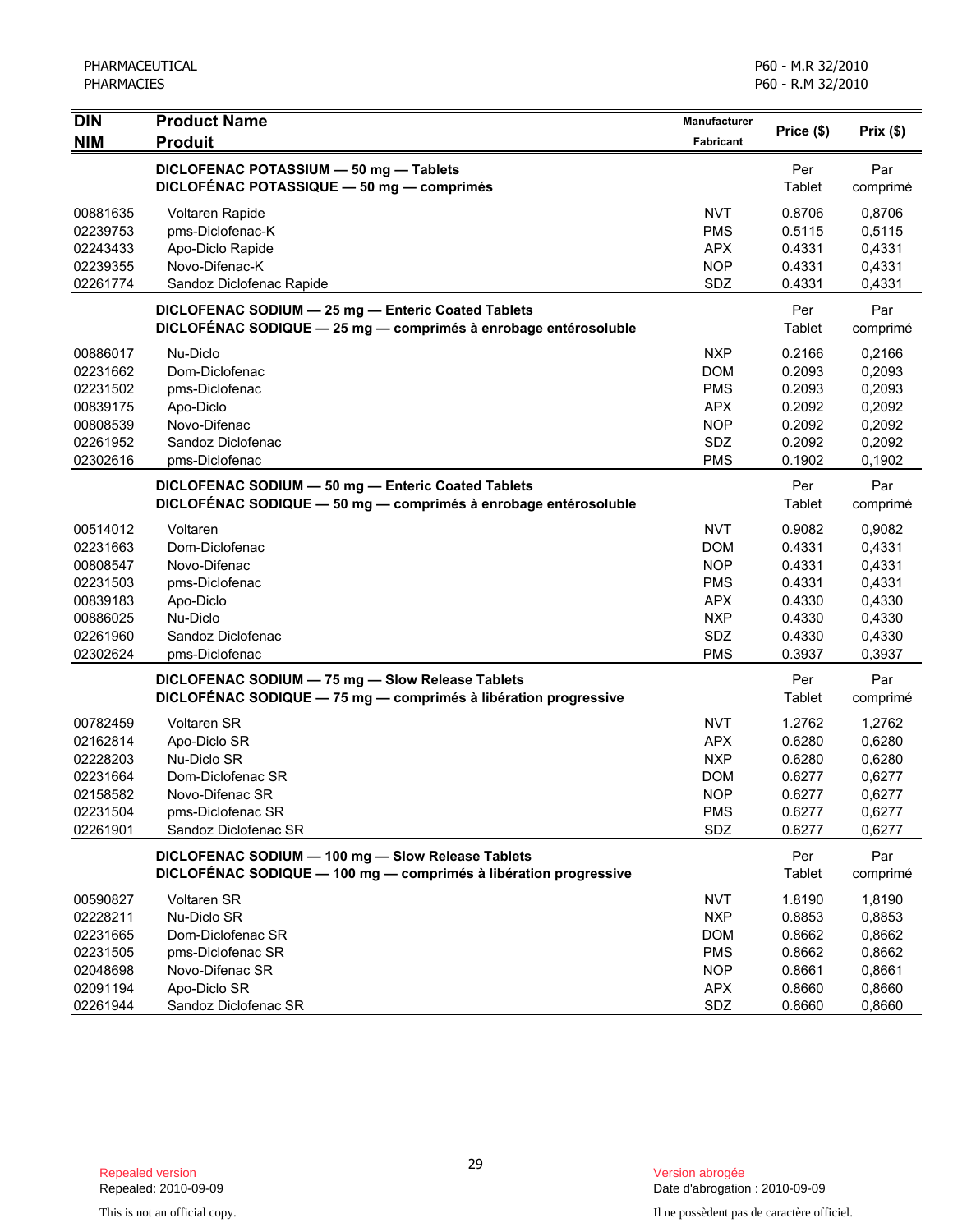| DIN<br>NIM | Product Name<br>Produit | Manufacturer<br>Fabricant | Price ($) | Prix ($) |
|---|---|---|---|---|
| | **DICLOFENAC POTASSIUM — 50 mg — Tablets**<br>**DICLOFÉNAC POTASSIQUE — 50 mg — comprimés** | | Per Tablet | Par comprimé |
| 00881635 | Voltaren Rapide | NVT | 0.8706 | 0,8706 |
| 02239753 | pms-Diclofenac-K | PMS | 0.5115 | 0,5115 |
| 02243433 | Apo-Diclo Rapide | APX | 0.4331 | 0,4331 |
| 02239355 | Novo-Difenac-K | NOP | 0.4331 | 0,4331 |
| 02261774 | Sandoz Diclofenac Rapide | SDZ | 0.4331 | 0,4331 |
| | **DICLOFENAC SODIUM — 25 mg — Enteric Coated Tablets**<br>**DICLOFÉNAC SODIQUE — 25 mg — comprimés à enrobage entérosoluble** | | Per Tablet | Par comprimé |
| 00886017 | Nu-Diclo | NXP | 0.2166 | 0,2166 |
| 02231662 | Dom-Diclofenac | DOM | 0.2093 | 0,2093 |
| 02231502 | pms-Diclofenac | PMS | 0.2093 | 0,2093 |
| 00839175 | Apo-Diclo | APX | 0.2092 | 0,2092 |
| 00808539 | Novo-Difenac | NOP | 0.2092 | 0,2092 |
| 02261952 | Sandoz Diclofenac | SDZ | 0.2092 | 0,2092 |
| 02302616 | pms-Diclofenac | PMS | 0.1902 | 0,1902 |
| | **DICLOFENAC SODIUM — 50 mg — Enteric Coated Tablets**<br>**DICLOFÉNAC SODIQUE — 50 mg — comprimés à enrobage entérosoluble** | | Per Tablet | Par comprimé |
| 00514012 | Voltaren | NVT | 0.9082 | 0,9082 |
| 02231663 | Dom-Diclofenac | DOM | 0.4331 | 0,4331 |
| 00808547 | Novo-Difenac | NOP | 0.4331 | 0,4331 |
| 02231503 | pms-Diclofenac | PMS | 0.4331 | 0,4331 |
| 00839183 | Apo-Diclo | APX | 0.4330 | 0,4330 |
| 00886025 | Nu-Diclo | NXP | 0.4330 | 0,4330 |
| 02261960 | Sandoz Diclofenac | SDZ | 0.4330 | 0,4330 |
| 02302624 | pms-Diclofenac | PMS | 0.3937 | 0,3937 |
| | **DICLOFENAC SODIUM — 75 mg — Slow Release Tablets**<br>**DICLOFÉNAC SODIQUE — 75 mg — comprimés à libération progressive** | | Per Tablet | Par comprimé |
| 00782459 | Voltaren SR | NVT | 1.2762 | 1,2762 |
| 02162814 | Apo-Diclo SR | APX | 0.6280 | 0,6280 |
| 02228203 | Nu-Diclo SR | NXP | 0.6280 | 0,6280 |
| 02231664 | Dom-Diclofenac SR | DOM | 0.6277 | 0,6277 |
| 02158582 | Novo-Difenac SR | NOP | 0.6277 | 0,6277 |
| 02231504 | pms-Diclofenac SR | PMS | 0.6277 | 0,6277 |
| 02261901 | Sandoz Diclofenac SR | SDZ | 0.6277 | 0,6277 |
| | **DICLOFENAC SODIUM — 100 mg — Slow Release Tablets**<br>**DICLOFÉNAC SODIQUE — 100 mg — comprimés à libération progressive** | | Per Tablet | Par comprimé |
| 00590827 | Voltaren SR | NVT | 1.8190 | 1,8190 |
| 02228211 | Nu-Diclo SR | NXP | 0.8853 | 0,8853 |
| 02231665 | Dom-Diclofenac SR | DOM | 0.8662 | 0,8662 |
| 02231505 | pms-Diclofenac SR | PMS | 0.8662 | 0,8662 |
| 02048698 | Novo-Difenac SR | NOP | 0.8661 | 0,8661 |
| 02091194 | Apo-Diclo SR | APX | 0.8660 | 0,8660 |
| 02261944 | Sandoz Diclofenac SR | SDZ | 0.8660 | 0,8660 |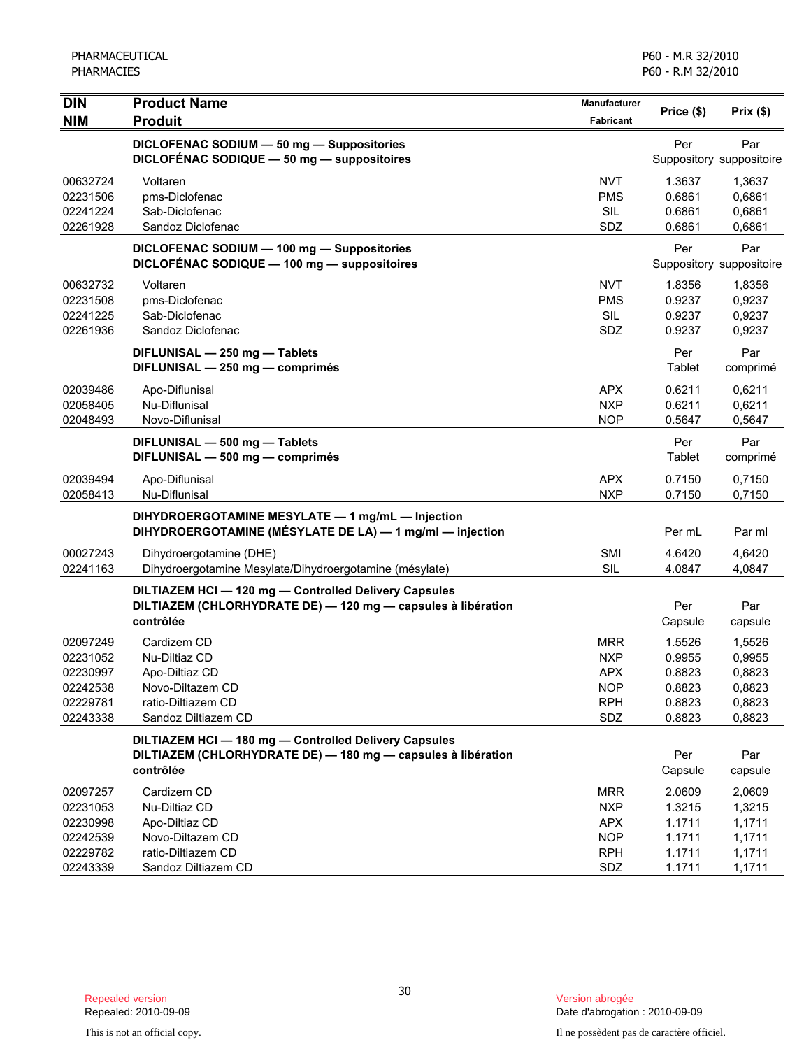| DIN<br>NIM | Product Name<br>Produit | Manufacturer<br>Fabricant | Price ($) | Prix ($) |
|---|---|---|---|---|
| | **DICLOFENAC SODIUM — 50 mg — Suppositories**<br>**DICLOFÉNAC SODIQUE — 50 mg — suppositoires** | | Per Suppository | Par suppositoire |
| 00632724 | Voltaren | NVT | 1.3637 | 1,3637 |
| 02231506 | pms-Diclofenac | PMS | 0.6861 | 0,6861 |
| 02241224 | Sab-Diclofenac | SIL | 0.6861 | 0,6861 |
| 02261928 | Sandoz Diclofenac | SDZ | 0.6861 | 0,6861 |
| | **DICLOFENAC SODIUM — 100 mg — Suppositories**<br>**DICLOFÉNAC SODIQUE — 100 mg — suppositoires** | | Per Suppository | Par suppositoire |
| 00632732 | Voltaren | NVT | 1.8356 | 1,8356 |
| 02231508 | pms-Diclofenac | PMS | 0.9237 | 0,9237 |
| 02241225 | Sab-Diclofenac | SIL | 0.9237 | 0,9237 |
| 02261936 | Sandoz Diclofenac | SDZ | 0.9237 | 0,9237 |
| | **DIFLUNISAL — 250 mg — Tablets**<br>**DIFLUNISAL — 250 mg — comprimés** | | Per Tablet | Par comprimé |
| 02039486 | Apo-Diflunisal | APX | 0.6211 | 0,6211 |
| 02058405 | Nu-Diflunisal | NXP | 0.6211 | 0,6211 |
| 02048493 | Novo-Diflunisal | NOP | 0.5647 | 0,5647 |
| | **DIFLUNISAL — 500 mg — Tablets**<br>**DIFLUNISAL — 500 mg — comprimés** | | Per Tablet | Par comprimé |
| 02039494 | Apo-Diflunisal | APX | 0.7150 | 0,7150 |
| 02058413 | Nu-Diflunisal | NXP | 0.7150 | 0,7150 |
| | **DIHYDROERGOTAMINE MESYLATE — 1 mg/mL — Injection**<br>**DIHYDROERGOTAMINE (MÉSYLATE DE LA) — 1 mg/ml — injection** | | Per mL | Par ml |
| 00027243 | Dihydroergotamine (DHE) | SMI | 4.6420 | 4,6420 |
| 02241163 | Dihydroergotamine Mesylate/Dihydroergotamine (mésylate) | SIL | 4.0847 | 4,0847 |
| | **DILTIAZEM HCl — 120 mg — Controlled Delivery Capsules**<br>**DILTIAZEM (CHLORHYDRATE DE) — 120 mg — capsules à libération contrôlée** | | Per Capsule | Par capsule |
| 02097249 | Cardizem CD | MRR | 1.5526 | 1,5526 |
| 02231052 | Nu-Diltiaz CD | NXP | 0.9955 | 0,9955 |
| 02230997 | Apo-Diltiaz CD | APX | 0.8823 | 0,8823 |
| 02242538 | Novo-Diltazem CD | NOP | 0.8823 | 0,8823 |
| 02229781 | ratio-Diltiazem CD | RPH | 0.8823 | 0,8823 |
| 02243338 | Sandoz Diltiazem CD | SDZ | 0.8823 | 0,8823 |
| | **DILTIAZEM HCl — 180 mg — Controlled Delivery Capsules**<br>**DILTIAZEM (CHLORHYDRATE DE) — 180 mg — capsules à libération contrôlée** | | Per Capsule | Par capsule |
| 02097257 | Cardizem CD | MRR | 2.0609 | 2,0609 |
| 02231053 | Nu-Diltiaz CD | NXP | 1.3215 | 1,3215 |
| 02230998 | Apo-Diltiaz CD | APX | 1.1711 | 1,1711 |
| 02242539 | Novo-Diltazem CD | NOP | 1.1711 | 1,1711 |
| 02229782 | ratio-Diltiazem CD | RPH | 1.1711 | 1,1711 |
| 02243339 | Sandoz Diltiazem CD | SDZ | 1.1711 | 1,1711 |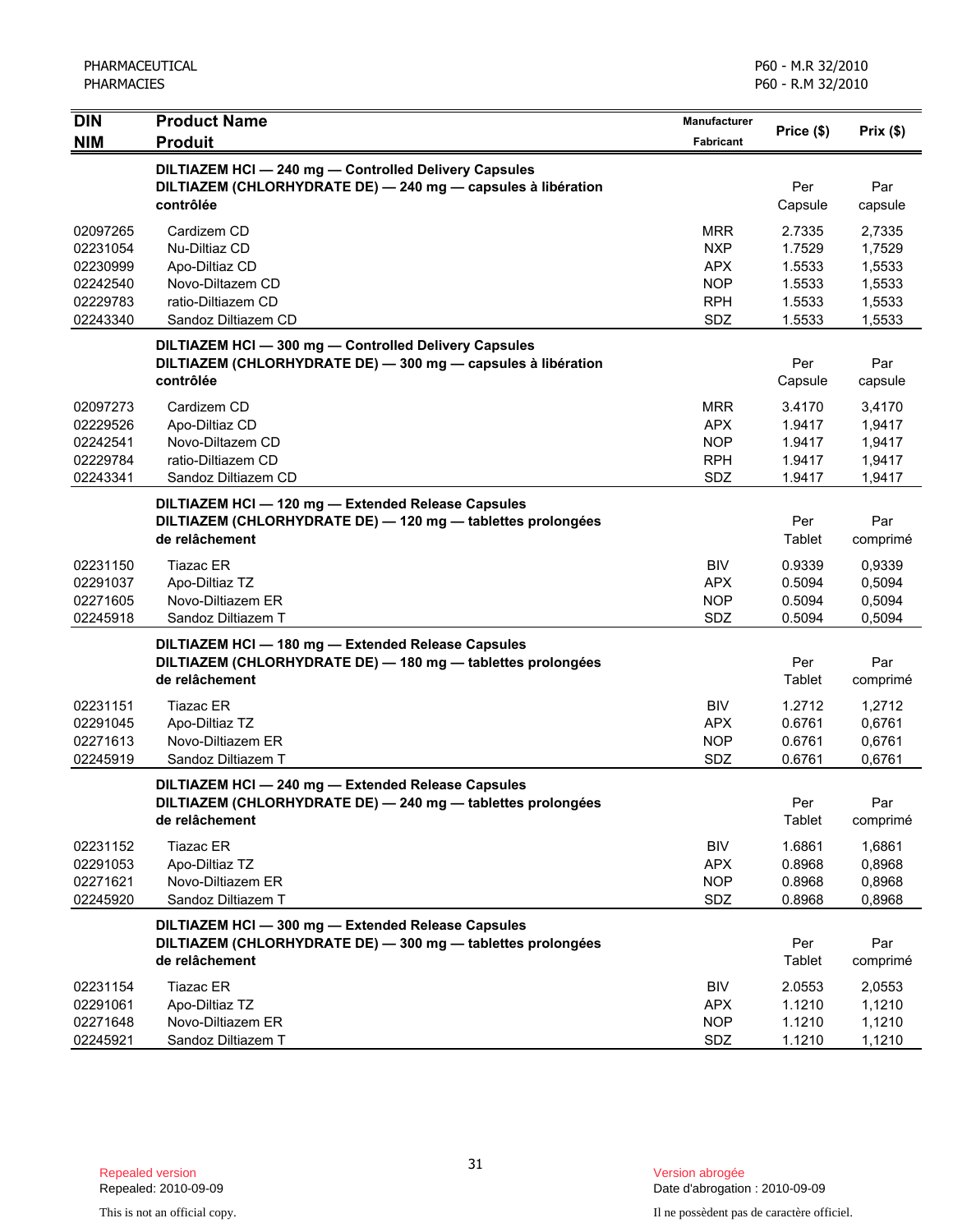| DIN<br>NIM | Product Name<br>Produit | Manufacturer<br>Fabricant | Price ($) | Prix ($) |
|---|---|---|---|---|
| | **DILTIAZEM HCl — 240 mg — Controlled Delivery Capsules**<br>**DILTIAZEM (CHLORHYDRATE DE) — 240 mg — capsules à libération contrôlée** | | Per Capsule | Par capsule |
| 02097265 | Cardizem CD | MRR | 2.7335 | 2,7335 |
| 02231054 | Nu-Diltiaz CD | NXP | 1.7529 | 1,7529 |
| 02230999 | Apo-Diltiaz CD | APX | 1.5533 | 1,5533 |
| 02242540 | Novo-Diltazem CD | NOP | 1.5533 | 1,5533 |
| 02229783 | ratio-Diltiazem CD | RPH | 1.5533 | 1,5533 |
| 02243340 | Sandoz Diltiazem CD | SDZ | 1.5533 | 1,5533 |
| | **DILTIAZEM HCl — 300 mg — Controlled Delivery Capsules**<br>**DILTIAZEM (CHLORHYDRATE DE) — 300 mg — capsules à libération contrôlée** | | Per Capsule | Par capsule |
| 02097273 | Cardizem CD | MRR | 3.4170 | 3,4170 |
| 02229526 | Apo-Diltiaz CD | APX | 1.9417 | 1,9417 |
| 02242541 | Novo-Diltazem CD | NOP | 1.9417 | 1,9417 |
| 02229784 | ratio-Diltiazem CD | RPH | 1.9417 | 1,9417 |
| 02243341 | Sandoz Diltiazem CD | SDZ | 1.9417 | 1,9417 |
| | **DILTIAZEM HCl — 120 mg — Extended Release Capsules**<br>**DILTIAZEM (CHLORHYDRATE DE) — 120 mg — tablettes prolongées de relâchement** | | Per Tablet | Par comprimé |
| 02231150 | Tiazac ER | BIV | 0.9339 | 0,9339 |
| 02291037 | Apo-Diltiaz TZ | APX | 0.5094 | 0,5094 |
| 02271605 | Novo-Diltiazem ER | NOP | 0.5094 | 0,5094 |
| 02245918 | Sandoz Diltiazem T | SDZ | 0.5094 | 0,5094 |
| | **DILTIAZEM HCl — 180 mg — Extended Release Capsules**<br>**DILTIAZEM (CHLORHYDRATE DE) — 180 mg — tablettes prolongées de relâchement** | | Per Tablet | Par comprimé |
| 02231151 | Tiazac ER | BIV | 1.2712 | 1,2712 |
| 02291045 | Apo-Diltiaz TZ | APX | 0.6761 | 0,6761 |
| 02271613 | Novo-Diltiazem ER | NOP | 0.6761 | 0,6761 |
| 02245919 | Sandoz Diltiazem T | SDZ | 0.6761 | 0,6761 |
| | **DILTIAZEM HCl — 240 mg — Extended Release Capsules**<br>**DILTIAZEM (CHLORHYDRATE DE) — 240 mg — tablettes prolongées de relâchement** | | Per Tablet | Par comprimé |
| 02231152 | Tiazac ER | BIV | 1.6861 | 1,6861 |
| 02291053 | Apo-Diltiaz TZ | APX | 0.8968 | 0,8968 |
| 02271621 | Novo-Diltiazem ER | NOP | 0.8968 | 0,8968 |
| 02245920 | Sandoz Diltiazem T | SDZ | 0.8968 | 0,8968 |
| | **DILTIAZEM HCl — 300 mg — Extended Release Capsules**<br>**DILTIAZEM (CHLORHYDRATE DE) — 300 mg — tablettes prolongées de relâchement** | | Per Tablet | Par comprimé |
| 02231154 | Tiazac ER | BIV | 2.0553 | 2,0553 |
| 02291061 | Apo-Diltiaz TZ | APX | 1.1210 | 1,1210 |
| 02271648 | Novo-Diltiazem ER | NOP | 1.1210 | 1,1210 |
| 02245921 | Sandoz Diltiazem T | SDZ | 1.1210 | 1,1210 |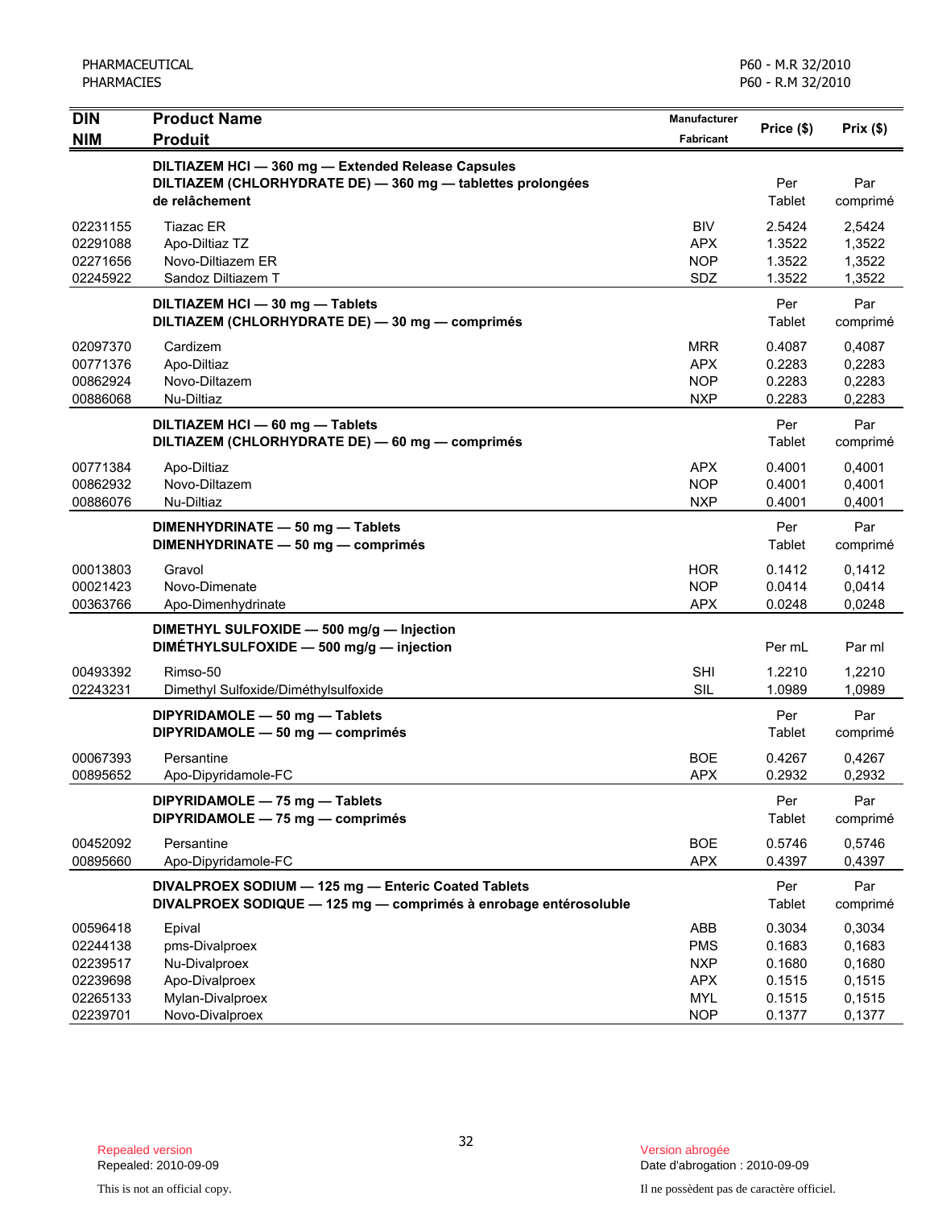| DIN<br>NIM | Product Name<br>Produit | Manufacturer<br>Fabricant | Price ($) | Prix ($) |
|---|---|---|---|---|
| | **DILTIAZEM HCl — 360 mg — Extended Release Capsules**<br>**DILTIAZEM (CHLORHYDRATE DE) — 360 mg — tablettes prolongées de relâchement** | | Per Tablet | Par comprimé |
| 02231155 | Tiazac ER | BIV | 2.5424 | 2,5424 |
| 02291088 | Apo-Diltiaz TZ | APX | 1.3522 | 1,3522 |
| 02271656 | Novo-Diltiazem ER | NOP | 1.3522 | 1,3522 |
| 02245922 | Sandoz Diltiazem T | SDZ | 1.3522 | 1,3522 |
| | **DILTIAZEM HCl — 30 mg — Tablets**<br>**DILTIAZEM (CHLORHYDRATE DE) — 30 mg — comprimés** | | Per Tablet | Par comprimé |
| 02097370 | Cardizem | MRR | 0.4087 | 0,4087 |
| 00771376 | Apo-Diltiaz | APX | 0.2283 | 0,2283 |
| 00862924 | Novo-Diltazem | NOP | 0.2283 | 0,2283 |
| 00886068 | Nu-Diltiaz | NXP | 0.2283 | 0,2283 |
| | **DILTIAZEM HCl — 60 mg — Tablets**<br>**DILTIAZEM (CHLORHYDRATE DE) — 60 mg — comprimés** | | Per Tablet | Par comprimé |
| 00771384 | Apo-Diltiaz | APX | 0.4001 | 0,4001 |
| 00862932 | Novo-Diltazem | NOP | 0.4001 | 0,4001 |
| 00886076 | Nu-Diltiaz | NXP | 0.4001 | 0,4001 |
| | **DIMENHYDRINATE — 50 mg — Tablets**<br>**DIMENHYDRINATE — 50 mg — comprimés** | | Per Tablet | Par comprimé |
| 00013803 | Gravol | HOR | 0.1412 | 0,1412 |
| 00021423 | Novo-Dimenate | NOP | 0.0414 | 0,0414 |
| 00363766 | Apo-Dimenhydrinate | APX | 0.0248 | 0,0248 |
| | **DIMETHYL SULFOXIDE — 500 mg/g — Injection**<br>**DIMÉTHYLSULFOXIDE — 500 mg/g — injection** | | Per mL | Par ml |
| 00493392 | Rimso-50 | SHI | 1.2210 | 1,2210 |
| 02243231 | Dimethyl Sulfoxide/Diméthylsulfoxide | SIL | 1.0989 | 1,0989 |
| | **DIPYRIDAMOLE — 50 mg — Tablets**<br>**DIPYRIDAMOLE — 50 mg — comprimés** | | Per Tablet | Par comprimé |
| 00067393 | Persantine | BOE | 0.4267 | 0,4267 |
| 00895652 | Apo-Dipyridamole-FC | APX | 0.2932 | 0,2932 |
| | **DIPYRIDAMOLE — 75 mg — Tablets**<br>**DIPYRIDAMOLE — 75 mg — comprimés** | | Per Tablet | Par comprimé |
| 00452092 | Persantine | BOE | 0.5746 | 0,5746 |
| 00895660 | Apo-Dipyridamole-FC | APX | 0.4397 | 0,4397 |
| | **DIVALPROEX SODIUM — 125 mg — Enteric Coated Tablets**<br>**DIVALPROEX SODIQUE — 125 mg — comprimés à enrobage entérosoluble** | | Per Tablet | Par comprimé |
| 00596418 | Epival | ABB | 0.3034 | 0,3034 |
| 02244138 | pms-Divalproex | PMS | 0.1683 | 0,1683 |
| 02239517 | Nu-Divalproex | NXP | 0.1680 | 0,1680 |
| 02239698 | Apo-Divalproex | APX | 0.1515 | 0,1515 |
| 02265133 | Mylan-Divalproex | MYL | 0.1515 | 0,1515 |
| 02239701 | Novo-Divalproex | NOP | 0.1377 | 0,1377 |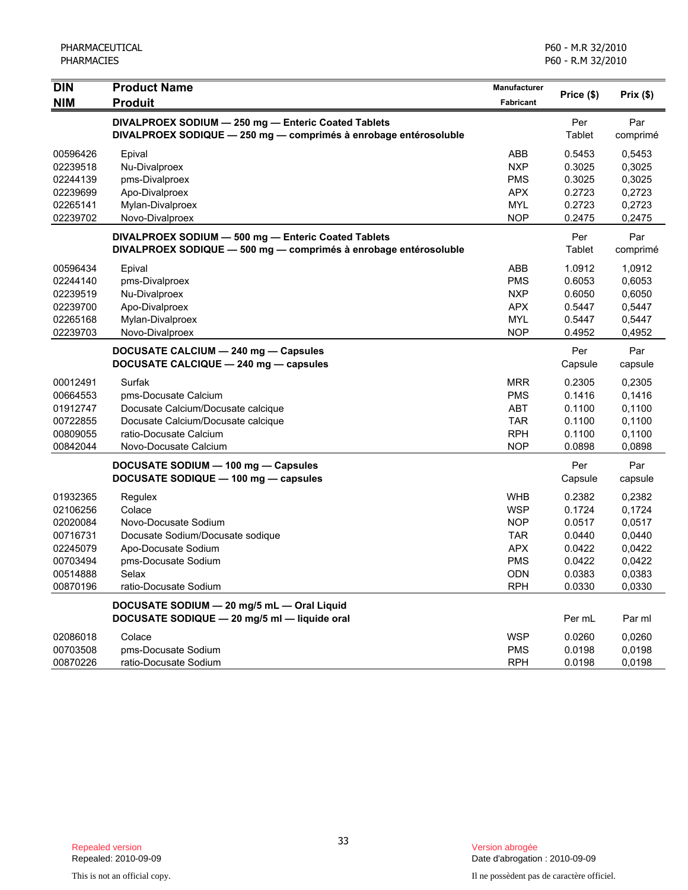| DIN<br>NIM | Product Name<br>Produit | Manufacturer<br>Fabricant | Price ($) | Prix ($) |
|---|---|---|---|---|
| | **DIVALPROEX SODIUM — 250 mg — Enteric Coated Tablets**<br>**DIVALPROEX SODIQUE — 250 mg — comprimés à enrobage entérosoluble** | | Per Tablet | Par comprimé |
| 00596426 | Epival | ABB | 0.5453 | 0,5453 |
| 02239518 | Nu-Divalproex | NXP | 0.3025 | 0,3025 |
| 02244139 | pms-Divalproex | PMS | 0.3025 | 0,3025 |
| 02239699 | Apo-Divalproex | APX | 0.2723 | 0,2723 |
| 02265141 | Mylan-Divalproex | MYL | 0.2723 | 0,2723 |
| 02239702 | Novo-Divalproex | NOP | 0.2475 | 0,2475 |
| | **DIVALPROEX SODIUM — 500 mg — Enteric Coated Tablets**<br>**DIVALPROEX SODIQUE — 500 mg — comprimés à enrobage entérosoluble** | | Per Tablet | Par comprimé |
| 00596434 | Epival | ABB | 1.0912 | 1,0912 |
| 02244140 | pms-Divalproex | PMS | 0.6053 | 0,6053 |
| 02239519 | Nu-Divalproex | NXP | 0.6050 | 0,6050 |
| 02239700 | Apo-Divalproex | APX | 0.5447 | 0,5447 |
| 02265168 | Mylan-Divalproex | MYL | 0.5447 | 0,5447 |
| 02239703 | Novo-Divalproex | NOP | 0.4952 | 0,4952 |
| | **DOCUSATE CALCIUM — 240 mg — Capsules**<br>**DOCUSATE CALCIQUE — 240 mg — capsules** | | Per Capsule | Par capsule |
| 00012491 | Surfak | MRR | 0.2305 | 0,2305 |
| 00664553 | pms-Docusate Calcium | PMS | 0.1416 | 0,1416 |
| 01912747 | Docusate Calcium/Docusate calcique | ABT | 0.1100 | 0,1100 |
| 00722855 | Docusate Calcium/Docusate calcique | TAR | 0.1100 | 0,1100 |
| 00809055 | ratio-Docusate Calcium | RPH | 0.1100 | 0,1100 |
| 00842044 | Novo-Docusate Calcium | NOP | 0.0898 | 0,0898 |
| | **DOCUSATE SODIUM — 100 mg — Capsules**<br>**DOCUSATE SODIQUE — 100 mg — capsules** | | Per Capsule | Par capsule |
| 01932365 | Regulex | WHB | 0.2382 | 0,2382 |
| 02106256 | Colace | WSP | 0.1724 | 0,1724 |
| 02020084 | Novo-Docusate Sodium | NOP | 0.0517 | 0,0517 |
| 00716731 | Docusate Sodium/Docusate sodique | TAR | 0.0440 | 0,0440 |
| 02245079 | Apo-Docusate Sodium | APX | 0.0422 | 0,0422 |
| 00703494 | pms-Docusate Sodium | PMS | 0.0422 | 0,0422 |
| 00514888 | Selax | ODN | 0.0383 | 0,0383 |
| 00870196 | ratio-Docusate Sodium | RPH | 0.0330 | 0,0330 |
| | **DOCUSATE SODIUM — 20 mg/5 mL — Oral Liquid**<br>**DOCUSATE SODIQUE — 20 mg/5 ml — liquide oral** | | Per mL | Par ml |
| 02086018 | Colace | WSP | 0.0260 | 0,0260 |
| 00703508 | pms-Docusate Sodium | PMS | 0.0198 | 0,0198 |
| 00870226 | ratio-Docusate Sodium | RPH | 0.0198 | 0,0198 |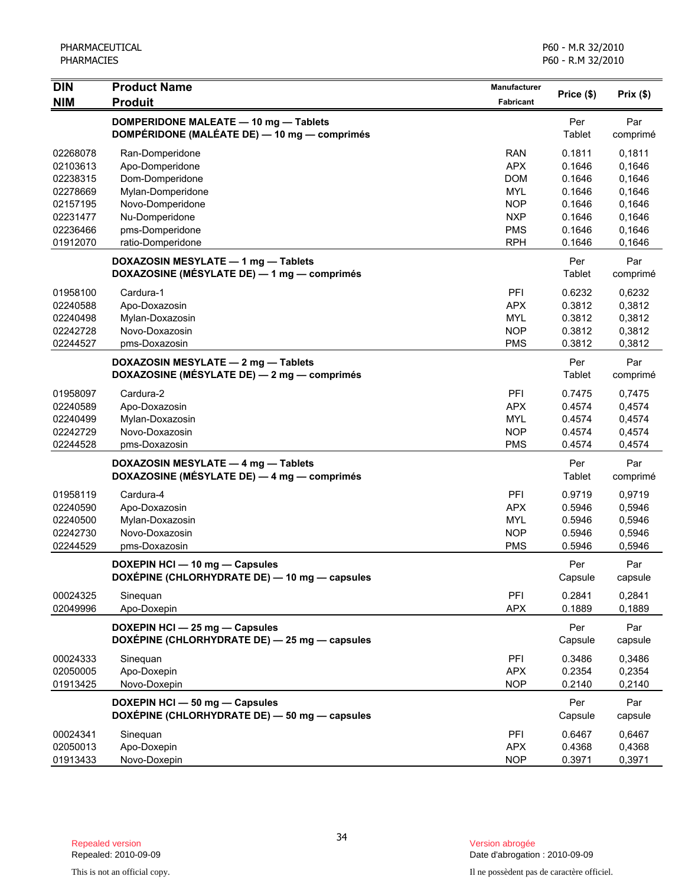| DIN<br>NIM | Product Name<br>Produit | Manufacturer<br>Fabricant | Price ($) | Prix ($) |
|---|---|---|---|---|
| | **DOMPERIDONE MALEATE — 10 mg — Tablets**<br>**DOMPÉRIDONE (MALÉATE DE) — 10 mg — comprimés** | | Per Tablet | Par comprimé |
| 02268078 | Ran-Domperidone | RAN | 0.1811 | 0,1811 |
| 02103613 | Apo-Domperidone | APX | 0.1646 | 0,1646 |
| 02238315 | Dom-Domperidone | DOM | 0.1646 | 0,1646 |
| 02278669 | Mylan-Domperidone | MYL | 0.1646 | 0,1646 |
| 02157195 | Novo-Domperidone | NOP | 0.1646 | 0,1646 |
| 02231477 | Nu-Domperidone | NXP | 0.1646 | 0,1646 |
| 02236466 | pms-Domperidone | PMS | 0.1646 | 0,1646 |
| 01912070 | ratio-Domperidone | RPH | 0.1646 | 0,1646 |
| | **DOXAZOSIN MESYLATE — 1 mg — Tablets**<br>**DOXAZOSINE (MÉSYLATE DE) — 1 mg — comprimés** | | Per Tablet | Par comprimé |
| 01958100 | Cardura-1 | PFI | 0.6232 | 0,6232 |
| 02240588 | Apo-Doxazosin | APX | 0.3812 | 0,3812 |
| 02240498 | Mylan-Doxazosin | MYL | 0.3812 | 0,3812 |
| 02242728 | Novo-Doxazosin | NOP | 0.3812 | 0,3812 |
| 02244527 | pms-Doxazosin | PMS | 0.3812 | 0,3812 |
| | **DOXAZOSIN MESYLATE — 2 mg — Tablets**<br>**DOXAZOSINE (MÉSYLATE DE) — 2 mg — comprimés** | | Per Tablet | Par comprimé |
| 01958097 | Cardura-2 | PFI | 0.7475 | 0,7475 |
| 02240589 | Apo-Doxazosin | APX | 0.4574 | 0,4574 |
| 02240499 | Mylan-Doxazosin | MYL | 0.4574 | 0,4574 |
| 02242729 | Novo-Doxazosin | NOP | 0.4574 | 0,4574 |
| 02244528 | pms-Doxazosin | PMS | 0.4574 | 0,4574 |
| | **DOXAZOSIN MESYLATE — 4 mg — Tablets**<br>**DOXAZOSINE (MÉSYLATE DE) — 4 mg — comprimés** | | Per Tablet | Par comprimé |
| 01958119 | Cardura-4 | PFI | 0.9719 | 0,9719 |
| 02240590 | Apo-Doxazosin | APX | 0.5946 | 0,5946 |
| 02240500 | Mylan-Doxazosin | MYL | 0.5946 | 0,5946 |
| 02242730 | Novo-Doxazosin | NOP | 0.5946 | 0,5946 |
| 02244529 | pms-Doxazosin | PMS | 0.5946 | 0,5946 |
| | **DOXEPIN HCl — 10 mg — Capsules**<br>**DOXÉPINE (CHLORHYDRATE DE) — 10 mg — capsules** | | Per Capsule | Par capsule |
| 00024325 | Sinequan | PFI | 0.2841 | 0,2841 |
| 02049996 | Apo-Doxepin | APX | 0.1889 | 0,1889 |
| | **DOXEPIN HCl — 25 mg — Capsules**<br>**DOXÉPINE (CHLORHYDRATE DE) — 25 mg — capsules** | | Per Capsule | Par capsule |
| 00024333 | Sinequan | PFI | 0.3486 | 0,3486 |
| 02050005 | Apo-Doxepin | APX | 0.2354 | 0,2354 |
| 01913425 | Novo-Doxepin | NOP | 0.2140 | 0,2140 |
| | **DOXEPIN HCl — 50 mg — Capsules**<br>**DOXÉPINE (CHLORHYDRATE DE) — 50 mg — capsules** | | Per Capsule | Par capsule |
| 00024341 | Sinequan | PFI | 0.6467 | 0,6467 |
| 02050013 | Apo-Doxepin | APX | 0.4368 | 0,4368 |
| 01913433 | Novo-Doxepin | NOP | 0.3971 | 0,3971 |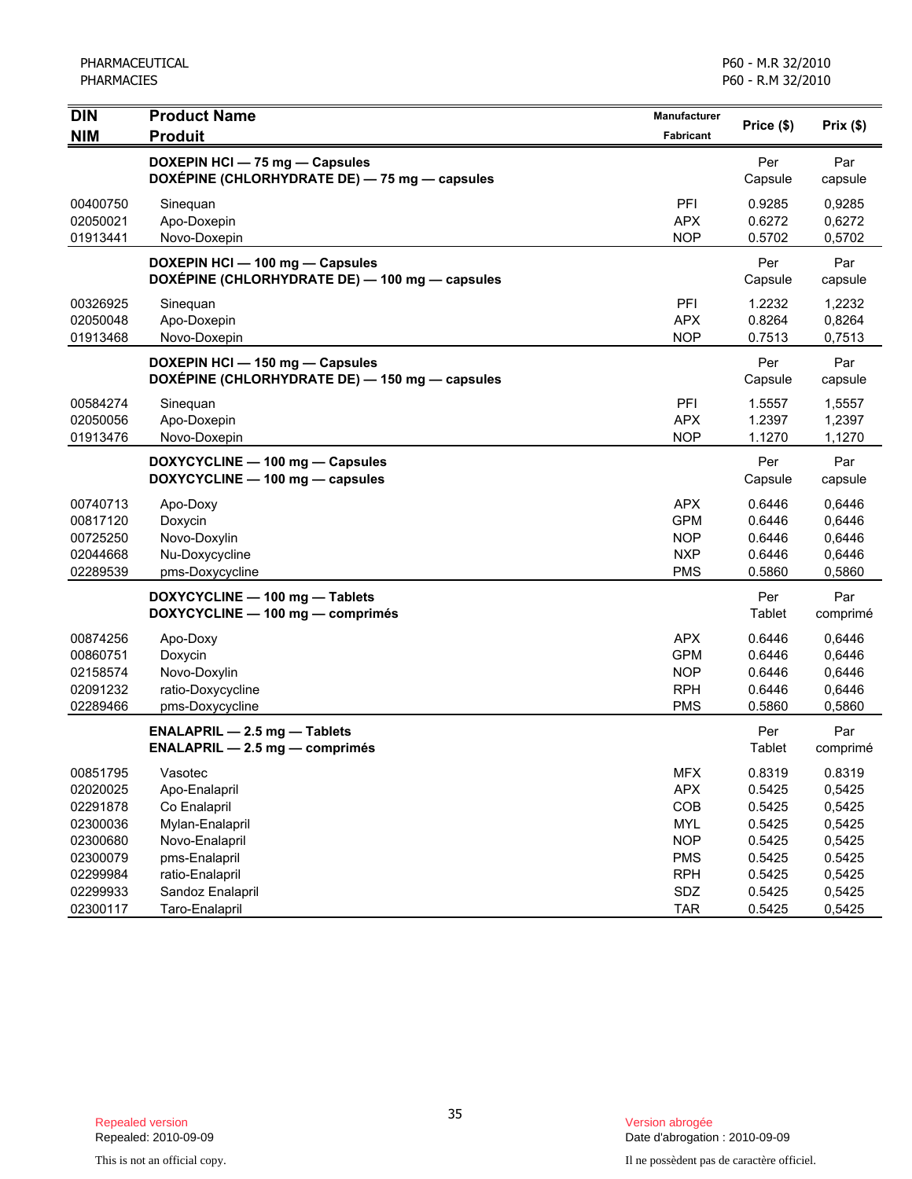| DIN<br>NIM | Product Name<br>Produit | Manufacturer<br>Fabricant | Price ($) | Prix ($) |
|---|---|---|---|---|
| | **DOXEPIN HCl — 75 mg — Capsules**<br>**DOXÉPINE (CHLORHYDRATE DE) — 75 mg — capsules** | | Per Capsule | Par capsule |
| 00400750 | Sinequan | PFI | 0.9285 | 0,9285 |
| 02050021 | Apo-Doxepin | APX | 0.6272 | 0,6272 |
| 01913441 | Novo-Doxepin | NOP | 0.5702 | 0,5702 |
| | **DOXEPIN HCl — 100 mg — Capsules**<br>**DOXÉPINE (CHLORHYDRATE DE) — 100 mg — capsules** | | Per Capsule | Par capsule |
| 00326925 | Sinequan | PFI | 1.2232 | 1,2232 |
| 02050048 | Apo-Doxepin | APX | 0.8264 | 0,8264 |
| 01913468 | Novo-Doxepin | NOP | 0.7513 | 0,7513 |
| | **DOXEPIN HCl — 150 mg — Capsules**<br>**DOXÉPINE (CHLORHYDRATE DE) — 150 mg — capsules** | | Per Capsule | Par capsule |
| 00584274 | Sinequan | PFI | 1.5557 | 1,5557 |
| 02050056 | Apo-Doxepin | APX | 1.2397 | 1,2397 |
| 01913476 | Novo-Doxepin | NOP | 1.1270 | 1,1270 |
| | **DOXYCYCLINE — 100 mg — Capsules**<br>**DOXYCYCLINE — 100 mg — capsules** | | Per Capsule | Par capsule |
| 00740713 | Apo-Doxy | APX | 0.6446 | 0,6446 |
| 00817120 | Doxycin | GPM | 0.6446 | 0,6446 |
| 00725250 | Novo-Doxylin | NOP | 0.6446 | 0,6446 |
| 02044668 | Nu-Doxycycline | NXP | 0.6446 | 0,6446 |
| 02289539 | pms-Doxycycline | PMS | 0.5860 | 0,5860 |
| | **DOXYCYCLINE — 100 mg — Tablets**<br>**DOXYCYCLINE — 100 mg — comprimés** | | Per Tablet | Par comprimé |
| 00874256 | Apo-Doxy | APX | 0.6446 | 0,6446 |
| 00860751 | Doxycin | GPM | 0.6446 | 0,6446 |
| 02158574 | Novo-Doxylin | NOP | 0.6446 | 0,6446 |
| 02091232 | ratio-Doxycycline | RPH | 0.6446 | 0,6446 |
| 02289466 | pms-Doxycycline | PMS | 0.5860 | 0,5860 |
| | **ENALAPRIL — 2.5 mg — Tablets**<br>**ENALAPRIL — 2.5 mg — comprimés** | | Per Tablet | Par comprimé |
| 00851795 | Vasotec | MFX | 0.8319 | 0.8319 |
| 02020025 | Apo-Enalapril | APX | 0.5425 | 0,5425 |
| 02291878 | Co Enalapril | COB | 0.5425 | 0,5425 |
| 02300036 | Mylan-Enalapril | MYL | 0.5425 | 0,5425 |
| 02300680 | Novo-Enalapril | NOP | 0.5425 | 0,5425 |
| 02300079 | pms-Enalapril | PMS | 0.5425 | 0.5425 |
| 02299984 | ratio-Enalapril | RPH | 0.5425 | 0,5425 |
| 02299933 | Sandoz Enalapril | SDZ | 0.5425 | 0,5425 |
| 02300117 | Taro-Enalapril | TAR | 0.5425 | 0,5425 |

Repealed version
Repealed: 2010-09-09

This is not an official copy.

Version abrogée
Date d'abrogation : 2010-09-09

Il ne possèdent pas de caractère officiel.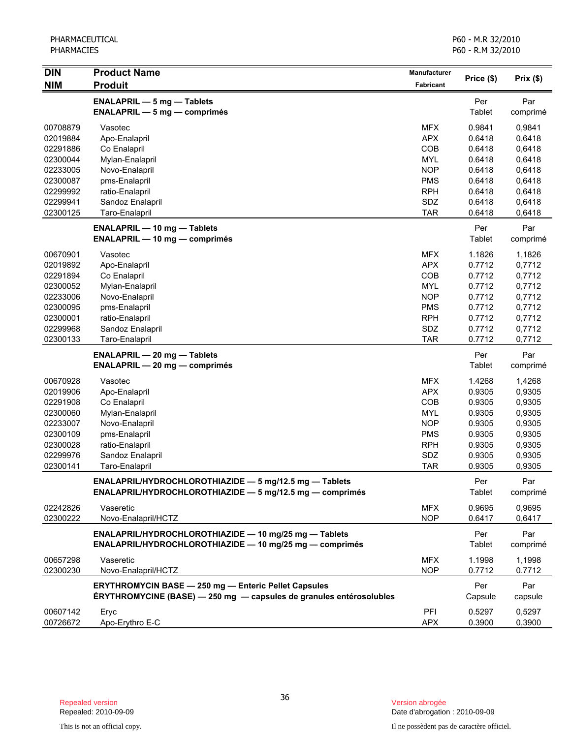| DIN<br>NIM | Product Name<br>Produit | Manufacturer<br>Fabricant | Price ($) | Prix ($) |
|---|---|---|---|---|
| | **ENALAPRIL — 5 mg — Tablets**<br>**ENALAPRIL — 5 mg — comprimés** | | Per Tablet | Par comprimé |
| 00708879 | Vasotec | MFX | 0.9841 | 0,9841 |
| 02019884 | Apo-Enalapril | APX | 0.6418 | 0,6418 |
| 02291886 | Co Enalapril | COB | 0.6418 | 0,6418 |
| 02300044 | Mylan-Enalapril | MYL | 0.6418 | 0,6418 |
| 02233005 | Novo-Enalapril | NOP | 0.6418 | 0,6418 |
| 02300087 | pms-Enalapril | PMS | 0.6418 | 0,6418 |
| 02299992 | ratio-Enalapril | RPH | 0.6418 | 0,6418 |
| 02299941 | Sandoz Enalapril | SDZ | 0.6418 | 0,6418 |
| 02300125 | Taro-Enalapril | TAR | 0.6418 | 0,6418 |
| | **ENALAPRIL — 10 mg — Tablets**<br>**ENALAPRIL — 10 mg — comprimés** | | Per Tablet | Par comprimé |
| 00670901 | Vasotec | MFX | 1.1826 | 1,1826 |
| 02019892 | Apo-Enalapril | APX | 0.7712 | 0,7712 |
| 02291894 | Co Enalapril | COB | 0.7712 | 0,7712 |
| 02300052 | Mylan-Enalapril | MYL | 0.7712 | 0,7712 |
| 02233006 | Novo-Enalapril | NOP | 0.7712 | 0,7712 |
| 02300095 | pms-Enalapril | PMS | 0.7712 | 0,7712 |
| 02300001 | ratio-Enalapril | RPH | 0.7712 | 0,7712 |
| 02299968 | Sandoz Enalapril | SDZ | 0.7712 | 0,7712 |
| 02300133 | Taro-Enalapril | TAR | 0.7712 | 0,7712 |
| | **ENALAPRIL — 20 mg — Tablets**<br>**ENALAPRIL — 20 mg — comprimés** | | Per Tablet | Par comprimé |
| 00670928 | Vasotec | MFX | 1.4268 | 1,4268 |
| 02019906 | Apo-Enalapril | APX | 0.9305 | 0,9305 |
| 02291908 | Co Enalapril | COB | 0.9305 | 0,9305 |
| 02300060 | Mylan-Enalapril | MYL | 0.9305 | 0,9305 |
| 02233007 | Novo-Enalapril | NOP | 0.9305 | 0,9305 |
| 02300109 | pms-Enalapril | PMS | 0.9305 | 0,9305 |
| 02300028 | ratio-Enalapril | RPH | 0.9305 | 0,9305 |
| 02299976 | Sandoz Enalapril | SDZ | 0.9305 | 0,9305 |
| 02300141 | Taro-Enalapril | TAR | 0.9305 | 0,9305 |
| | **ENALAPRIL/HYDROCHLOROTHIAZIDE — 5 mg/12.5 mg — Tablets**<br>**ENALAPRIL/HYDROCHLOROTHIAZIDE — 5 mg/12.5 mg — comprimés** | | Per Tablet | Par comprimé |
| 02242826 | Vaseretic | MFX | 0.9695 | 0,9695 |
| 02300222 | Novo-Enalapril/HCTZ | NOP | 0.6417 | 0,6417 |
| | **ENALAPRIL/HYDROCHLOROTHIAZIDE — 10 mg/25 mg — Tablets**<br>**ENALAPRIL/HYDROCHLOROTHIAZIDE — 10 mg/25 mg — comprimés** | | Per Tablet | Par comprimé |
| 00657298 | Vaseretic | MFX | 1.1998 | 1,1998 |
| 02300230 | Novo-Enalapril/HCTZ | NOP | 0.7712 | 0.7712 |
| | **ERYTHROMYCIN BASE — 250 mg — Enteric Pellet Capsules**<br>**ÉRYTHROMYCINE (BASE) — 250 mg — capsules de granules entérosolubles** | | Per Capsule | Par capsule |
| 00607142 | Eryc | PFI | 0.5297 | 0,5297 |
| 00726672 | Apo-Erythro E-C | APX | 0.3900 | 0,3900 |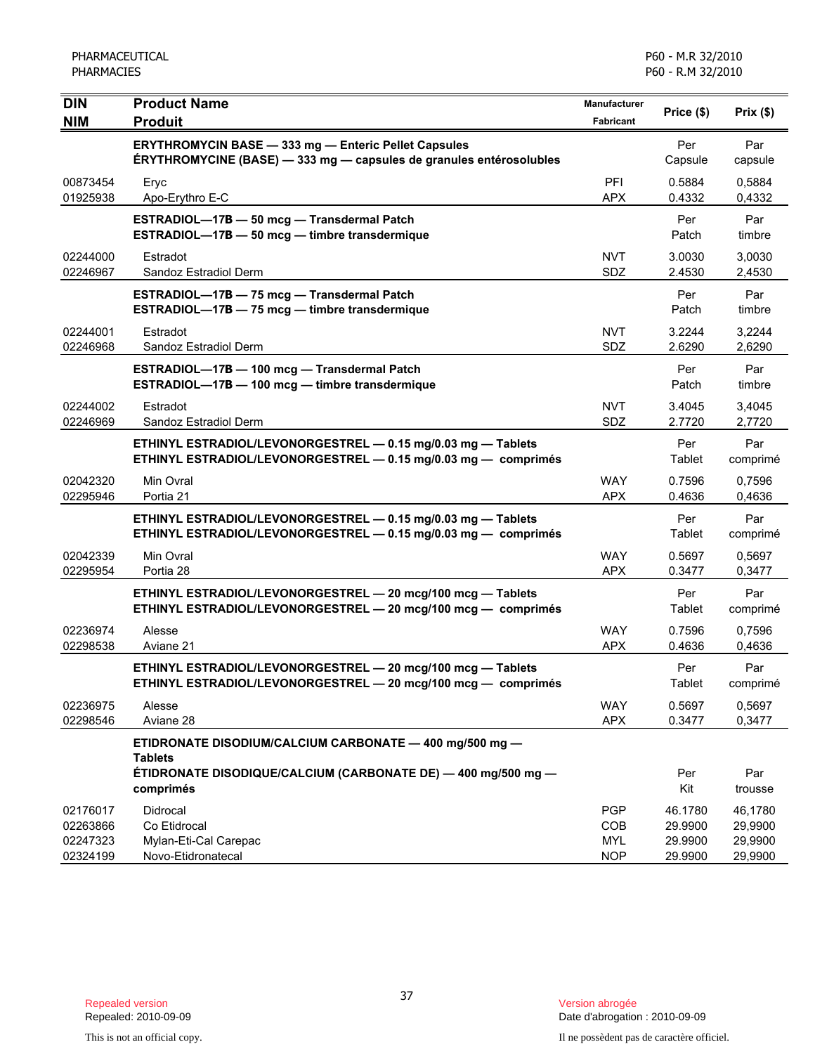| DIN<br>NIM | Product Name<br>Produit | Manufacturer<br>Fabricant | Price ($) | Prix ($) |
|---|---|---|---|---|
| | **ERYTHROMYCIN BASE — 333 mg — Enteric Pellet Capsules**<br>**ÉRYTHROMYCINE (BASE) — 333 mg — capsules de granules entérosolubles** | | Per Capsule | Par capsule |
| 00873454 | Eryc | PFI | 0.5884 | 0,5884 |
| 01925938 | Apo-Erythro E-C | APX | 0.4332 | 0,4332 |
| | **ESTRADIOL—17B — 50 mcg — Transdermal Patch**<br>**ESTRADIOL—17B — 50 mcg — timbre transdermique** | | Per Patch | Par timbre |
| 02244000 | Estradot | NVT | 3.0030 | 3,0030 |
| 02246967 | Sandoz Estradiol Derm | SDZ | 2.4530 | 2,4530 |
| | **ESTRADIOL—17B — 75 mcg — Transdermal Patch**<br>**ESTRADIOL—17B — 75 mcg — timbre transdermique** | | Per Patch | Par timbre |
| 02244001 | Estradot | NVT | 3.2244 | 3,2244 |
| 02246968 | Sandoz Estradiol Derm | SDZ | 2.6290 | 2,6290 |
| | **ESTRADIOL—17B — 100 mcg — Transdermal Patch**<br>**ESTRADIOL—17B — 100 mcg — timbre transdermique** | | Per Patch | Par timbre |
| 02244002 | Estradot | NVT | 3.4045 | 3,4045 |
| 02246969 | Sandoz Estradiol Derm | SDZ | 2.7720 | 2,7720 |
| | **ETHINYL ESTRADIOL/LEVONORGESTREL — 0.15 mg/0.03 mg — Tablets**<br>**ETHINYL ESTRADIOL/LEVONORGESTREL — 0.15 mg/0.03 mg — comprimés** | | Per Tablet | Par comprimé |
| 02042320 | Min Ovral | WAY | 0.7596 | 0,7596 |
| 02295946 | Portia 21 | APX | 0.4636 | 0,4636 |
| | **ETHINYL ESTRADIOL/LEVONORGESTREL — 0.15 mg/0.03 mg — Tablets**<br>**ETHINYL ESTRADIOL/LEVONORGESTREL — 0.15 mg/0.03 mg — comprimés** | | Per Tablet | Par comprimé |
| 02042339 | Min Ovral | WAY | 0.5697 | 0,5697 |
| 02295954 | Portia 28 | APX | 0.3477 | 0,3477 |
| | **ETHINYL ESTRADIOL/LEVONORGESTREL — 20 mcg/100 mcg — Tablets**<br>**ETHINYL ESTRADIOL/LEVONORGESTREL — 20 mcg/100 mcg — comprimés** | | Per Tablet | Par comprimé |
| 02236974 | Alesse | WAY | 0.7596 | 0,7596 |
| 02298538 | Aviane 21 | APX | 0.4636 | 0,4636 |
| | **ETHINYL ESTRADIOL/LEVONORGESTREL — 20 mcg/100 mcg — Tablets**<br>**ETHINYL ESTRADIOL/LEVONORGESTREL — 20 mcg/100 mcg — comprimés** | | Per Tablet | Par comprimé |
| 02236975 | Alesse | WAY | 0.5697 | 0,5697 |
| 02298546 | Aviane 28 | APX | 0.3477 | 0,3477 |
| | **ETIDRONATE DISODIUM/CALCIUM CARBONATE — 400 mg/500 mg — Tablets**<br>**ÉTIDRONATE DISODIQUE/CALCIUM (CARBONATE DE) — 400 mg/500 mg — comprimés** | | Per Kit | Par trousse |
| 02176017 | Didrocal | PGP | 46.1780 | 46,1780 |
| 02263866 | Co Etidrocal | COB | 29.9900 | 29,9900 |
| 02247323 | Mylan-Eti-Cal Carepac | MYL | 29.9900 | 29,9900 |
| 02324199 | Novo-Etidronatecal | NOP | 29.9900 | 29,9900 |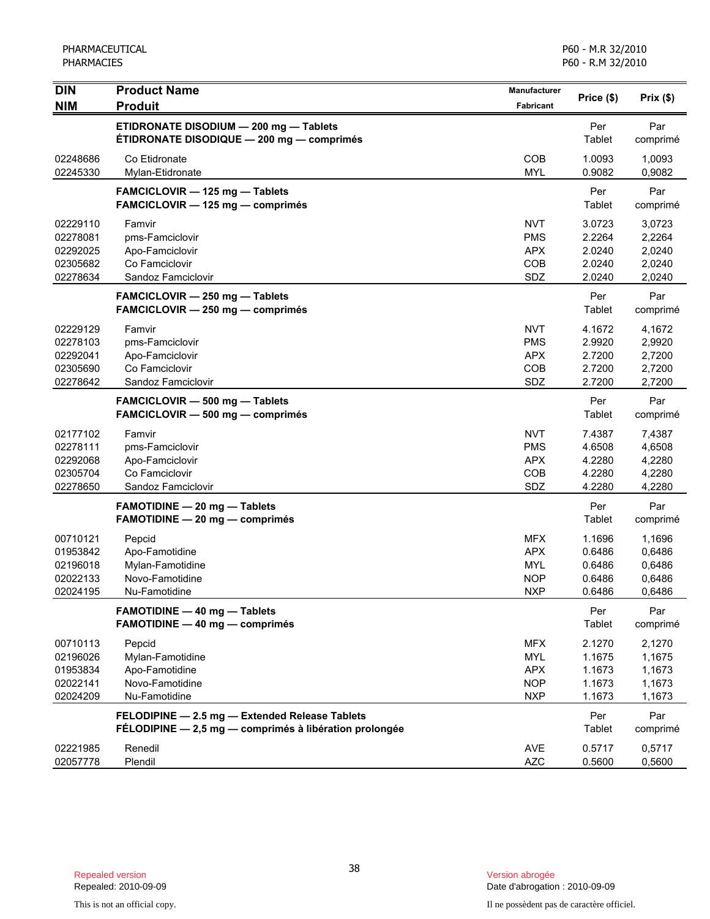| DIN<br>NIM | Product Name<br>Produit | Manufacturer<br>Fabricant | Price ($) | Prix ($) |
|---|---|---|---|---|
| | **ETIDRONATE DISODIUM — 200 mg — Tablets**<br>**ÉTIDRONATE DISODIQUE — 200 mg — comprimés** | | Per Tablet | Par comprimé |
| 02248686 | Co Etidronate | COB | 1.0093 | 1,0093 |
| 02245330 | Mylan-Etidronate | MYL | 0.9082 | 0,9082 |
| | **FAMCICLOVIR — 125 mg — Tablets**<br>**FAMCICLOVIR — 125 mg — comprimés** | | Per Tablet | Par comprimé |
| 02229110 | Famvir | NVT | 3.0723 | 3,0723 |
| 02278081 | pms-Famciclovir | PMS | 2.2264 | 2,2264 |
| 02292025 | Apo-Famciclovir | APX | 2.0240 | 2,0240 |
| 02305682 | Co Famciclovir | COB | 2.0240 | 2,0240 |
| 02278634 | Sandoz Famciclovir | SDZ | 2.0240 | 2,0240 |
| | **FAMCICLOVIR — 250 mg — Tablets**<br>**FAMCICLOVIR — 250 mg — comprimés** | | Per Tablet | Par comprimé |
| 02229129 | Famvir | NVT | 4.1672 | 4,1672 |
| 02278103 | pms-Famciclovir | PMS | 2.9920 | 2,9920 |
| 02292041 | Apo-Famciclovir | APX | 2.7200 | 2,7200 |
| 02305690 | Co Famciclovir | COB | 2.7200 | 2,7200 |
| 02278642 | Sandoz Famciclovir | SDZ | 2.7200 | 2,7200 |
| | **FAMCICLOVIR — 500 mg — Tablets**<br>**FAMCICLOVIR — 500 mg — comprimés** | | Per Tablet | Par comprimé |
| 02177102 | Famvir | NVT | 7.4387 | 7,4387 |
| 02278111 | pms-Famciclovir | PMS | 4.6508 | 4,6508 |
| 02292068 | Apo-Famciclovir | APX | 4.2280 | 4,2280 |
| 02305704 | Co Famciclovir | COB | 4.2280 | 4,2280 |
| 02278650 | Sandoz Famciclovir | SDZ | 4.2280 | 4,2280 |
| | **FAMOTIDINE — 20 mg — Tablets**<br>**FAMOTIDINE — 20 mg — comprimés** | | Per Tablet | Par comprimé |
| 00710121 | Pepcid | MFX | 1.1696 | 1,1696 |
| 01953842 | Apo-Famotidine | APX | 0.6486 | 0,6486 |
| 02196018 | Mylan-Famotidine | MYL | 0.6486 | 0,6486 |
| 02022133 | Novo-Famotidine | NOP | 0.6486 | 0,6486 |
| 02024195 | Nu-Famotidine | NXP | 0.6486 | 0,6486 |
| | **FAMOTIDINE — 40 mg — Tablets**<br>**FAMOTIDINE — 40 mg — comprimés** | | Per Tablet | Par comprimé |
| 00710113 | Pepcid | MFX | 2.1270 | 2,1270 |
| 02196026 | Mylan-Famotidine | MYL | 1.1675 | 1,1675 |
| 01953834 | Apo-Famotidine | APX | 1.1673 | 1,1673 |
| 02022141 | Novo-Famotidine | NOP | 1.1673 | 1,1673 |
| 02024209 | Nu-Famotidine | NXP | 1.1673 | 1,1673 |
| | **FELODIPINE — 2.5 mg — Extended Release Tablets**<br>**FÉLODIPINE — 2,5 mg — comprimés à libération prolongée** | | Per Tablet | Par comprimé |
| 02221985 | Renedil | AVE | 0.5717 | 0,5717 |
| 02057778 | Plendil | AZC | 0.5600 | 0,5600 |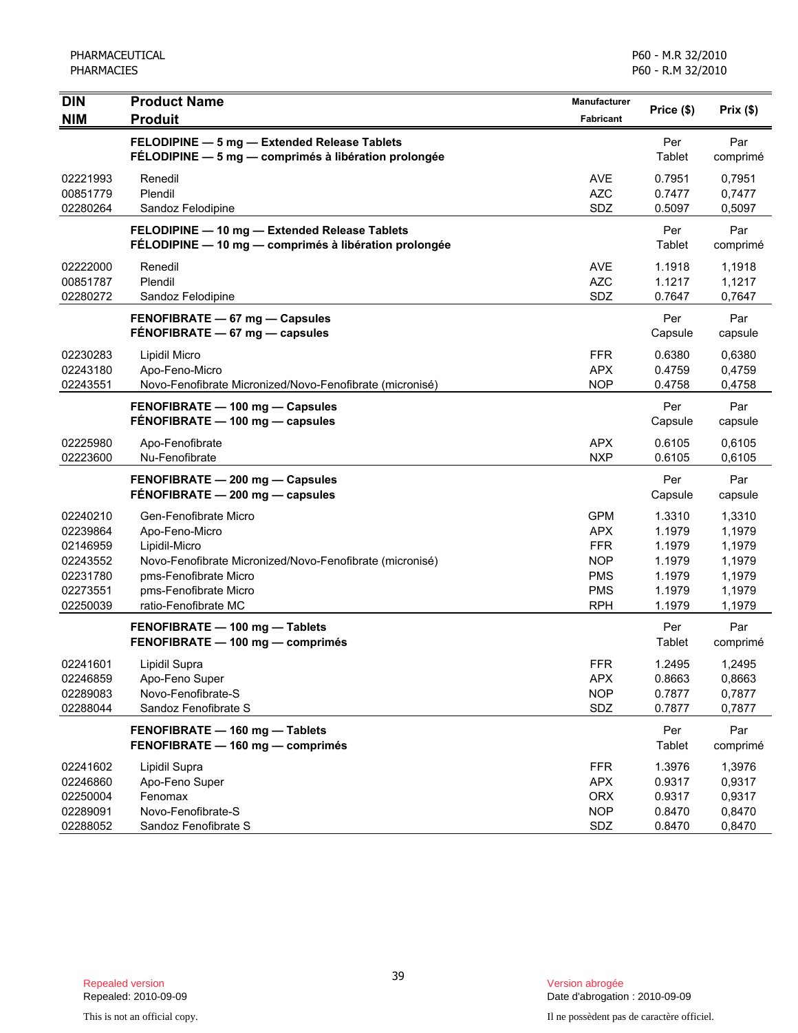| DIN<br>NIM | Product Name<br>Produit | Manufacturer<br>Fabricant | Price ($) | Prix ($) |
|---|---|---|---|---|
| | **FELODIPINE — 5 mg — Extended Release Tablets**<br>**FÉLODIPINE — 5 mg — comprimés à libération prolongée** | | Per Tablet | Par comprimé |
| 02221993 | Renedil | AVE | 0.7951 | 0,7951 |
| 00851779 | Plendil | AZC | 0.7477 | 0,7477 |
| 02280264 | Sandoz Felodipine | SDZ | 0.5097 | 0,5097 |
| | **FELODIPINE — 10 mg — Extended Release Tablets**<br>**FÉLODIPINE — 10 mg — comprimés à libération prolongée** | | Per Tablet | Par comprimé |
| 02222000 | Renedil | AVE | 1.1918 | 1,1918 |
| 00851787 | Plendil | AZC | 1.1217 | 1,1217 |
| 02280272 | Sandoz Felodipine | SDZ | 0.7647 | 0,7647 |
| | **FENOFIBRATE — 67 mg — Capsules**<br>**FÉNOFIBRATE — 67 mg — capsules** | | Per Capsule | Par capsule |
| 02230283 | Lipidil Micro | FFR | 0.6380 | 0,6380 |
| 02243180 | Apo-Feno-Micro | APX | 0.4759 | 0,4759 |
| 02243551 | Novo-Fenofibrate Micronized/Novo-Fenofibrate (micronisé) | NOP | 0.4758 | 0,4758 |
| | **FENOFIBRATE — 100 mg — Capsules**<br>**FÉNOFIBRATE — 100 mg — capsules** | | Per Capsule | Par capsule |
| 02225980 | Apo-Fenofibrate | APX | 0.6105 | 0,6105 |
| 02223600 | Nu-Fenofibrate | NXP | 0.6105 | 0,6105 |
| | **FENOFIBRATE — 200 mg — Capsules**<br>**FÉNOFIBRATE — 200 mg — capsules** | | Per Capsule | Par capsule |
| 02240210 | Gen-Fenofibrate Micro | GPM | 1.3310 | 1,3310 |
| 02239864 | Apo-Feno-Micro | APX | 1.1979 | 1,1979 |
| 02146959 | Lipidil-Micro | FFR | 1.1979 | 1,1979 |
| 02243552 | Novo-Fenofibrate Micronized/Novo-Fenofibrate (micronisé) | NOP | 1.1979 | 1,1979 |
| 02231780 | pms-Fenofibrate Micro | PMS | 1.1979 | 1,1979 |
| 02273551 | pms-Fenofibrate Micro | PMS | 1.1979 | 1,1979 |
| 02250039 | ratio-Fenofibrate MC | RPH | 1.1979 | 1,1979 |
| | **FENOFIBRATE — 100 mg — Tablets**<br>**FENOFIBRATE — 100 mg — comprimés** | | Per Tablet | Par comprimé |
| 02241601 | Lipidil Supra | FFR | 1.2495 | 1,2495 |
| 02246859 | Apo-Feno Super | APX | 0.8663 | 0,8663 |
| 02289083 | Novo-Fenofibrate-S | NOP | 0.7877 | 0,7877 |
| 02288044 | Sandoz Fenofibrate S | SDZ | 0.7877 | 0,7877 |
| | **FENOFIBRATE — 160 mg — Tablets**<br>**FENOFIBRATE — 160 mg — comprimés** | | Per Tablet | Par comprimé |
| 02241602 | Lipidil Supra | FFR | 1.3976 | 1,3976 |
| 02246860 | Apo-Feno Super | APX | 0.9317 | 0,9317 |
| 02250004 | Fenomax | ORX | 0.9317 | 0,9317 |
| 02289091 | Novo-Fenofibrate-S | NOP | 0.8470 | 0,8470 |
| 02288052 | Sandoz Fenofibrate S | SDZ | 0.8470 | 0,8470 |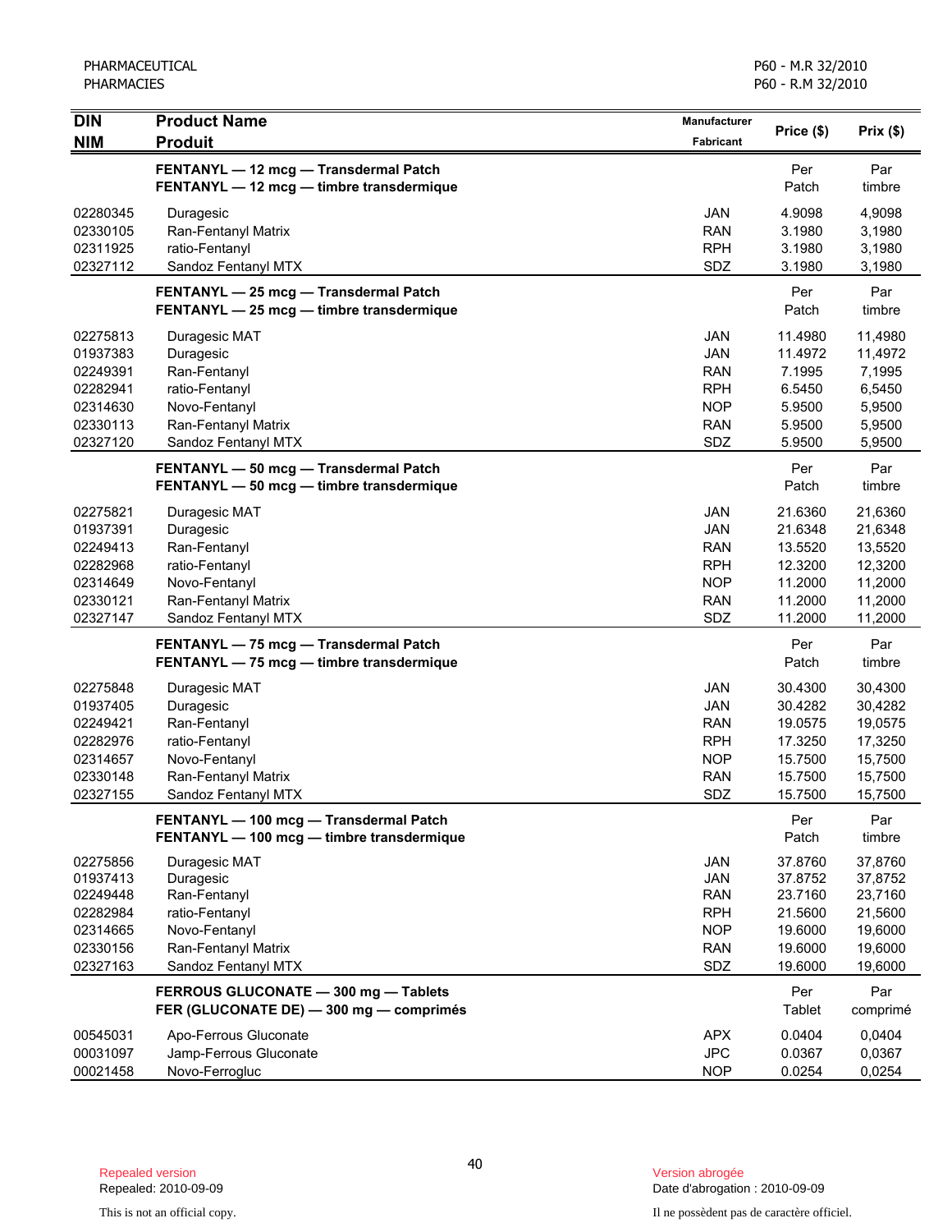| DIN<br>NIM | Product Name<br>Produit | Manufacturer<br>Fabricant | Price ($) | Prix ($) |
|---|---|---|---|---|
| | **FENTANYL — 12 mcg — Transdermal Patch**<br>**FENTANYL — 12 mcg — timbre transdermique** | | Per Patch | Par timbre |
| 02280345 | Duragesic | JAN | 4.9098 | 4,9098 |
| 02330105 | Ran-Fentanyl Matrix | RAN | 3.1980 | 3,1980 |
| 02311925 | ratio-Fentanyl | RPH | 3.1980 | 3,1980 |
| 02327112 | Sandoz Fentanyl MTX | SDZ | 3.1980 | 3,1980 |
| | **FENTANYL — 25 mcg — Transdermal Patch**<br>**FENTANYL — 25 mcg — timbre transdermique** | | Per Patch | Par timbre |
| 02275813 | Duragesic MAT | JAN | 11.4980 | 11,4980 |
| 01937383 | Duragesic | JAN | 11.4972 | 11,4972 |
| 02249391 | Ran-Fentanyl | RAN | 7.1995 | 7,1995 |
| 02282941 | ratio-Fentanyl | RPH | 6.5450 | 6,5450 |
| 02314630 | Novo-Fentanyl | NOP | 5.9500 | 5,9500 |
| 02330113 | Ran-Fentanyl Matrix | RAN | 5.9500 | 5,9500 |
| 02327120 | Sandoz Fentanyl MTX | SDZ | 5.9500 | 5,9500 |
| | **FENTANYL — 50 mcg — Transdermal Patch**<br>**FENTANYL — 50 mcg — timbre transdermique** | | Per Patch | Par timbre |
| 02275821 | Duragesic MAT | JAN | 21.6360 | 21,6360 |
| 01937391 | Duragesic | JAN | 21.6348 | 21,6348 |
| 02249413 | Ran-Fentanyl | RAN | 13.5520 | 13,5520 |
| 02282968 | ratio-Fentanyl | RPH | 12.3200 | 12,3200 |
| 02314649 | Novo-Fentanyl | NOP | 11.2000 | 11,2000 |
| 02330121 | Ran-Fentanyl Matrix | RAN | 11.2000 | 11,2000 |
| 02327147 | Sandoz Fentanyl MTX | SDZ | 11.2000 | 11,2000 |
| | **FENTANYL — 75 mcg — Transdermal Patch**<br>**FENTANYL — 75 mcg — timbre transdermique** | | Per Patch | Par timbre |
| 02275848 | Duragesic MAT | JAN | 30.4300 | 30,4300 |
| 01937405 | Duragesic | JAN | 30.4282 | 30,4282 |
| 02249421 | Ran-Fentanyl | RAN | 19.0575 | 19,0575 |
| 02282976 | ratio-Fentanyl | RPH | 17.3250 | 17,3250 |
| 02314657 | Novo-Fentanyl | NOP | 15.7500 | 15,7500 |
| 02330148 | Ran-Fentanyl Matrix | RAN | 15.7500 | 15,7500 |
| 02327155 | Sandoz Fentanyl MTX | SDZ | 15.7500 | 15,7500 |
| | **FENTANYL — 100 mcg — Transdermal Patch**<br>**FENTANYL — 100 mcg — timbre transdermique** | | Per Patch | Par timbre |
| 02275856 | Duragesic MAT | JAN | 37.8760 | 37,8760 |
| 01937413 | Duragesic | JAN | 37.8752 | 37,8752 |
| 02249448 | Ran-Fentanyl | RAN | 23.7160 | 23,7160 |
| 02282984 | ratio-Fentanyl | RPH | 21.5600 | 21,5600 |
| 02314665 | Novo-Fentanyl | NOP | 19.6000 | 19,6000 |
| 02330156 | Ran-Fentanyl Matrix | RAN | 19.6000 | 19,6000 |
| 02327163 | Sandoz Fentanyl MTX | SDZ | 19.6000 | 19,6000 |
| | **FERROUS GLUCONATE — 300 mg — Tablets**<br>**FER (GLUCONATE DE) — 300 mg — comprimés** | | Per Tablet | Par comprimé |
| 00545031 | Apo-Ferrous Gluconate | APX | 0.0404 | 0,0404 |
| 00031097 | Jamp-Ferrous Gluconate | JPC | 0.0367 | 0,0367 |
| 00021458 | Novo-Ferrogluc | NOP | 0.0254 | 0,0254 |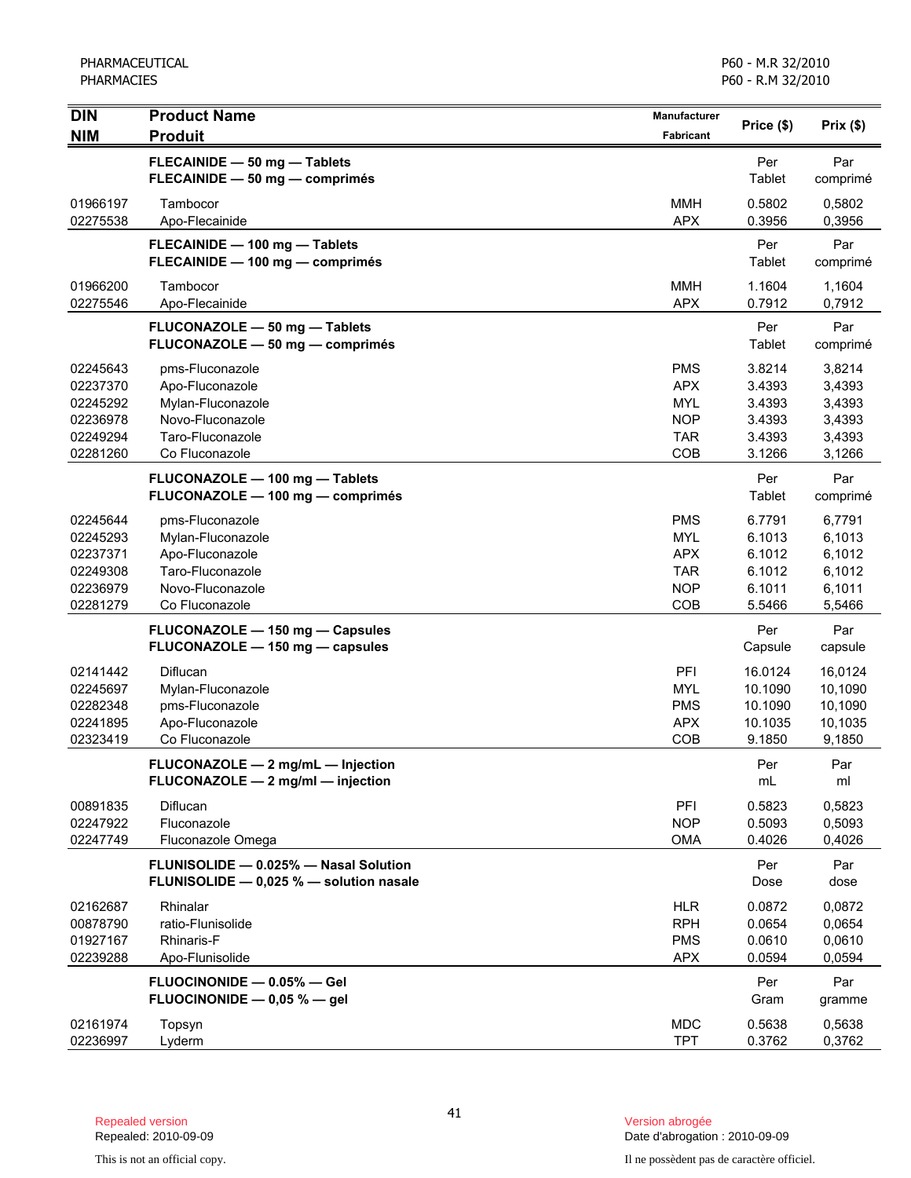| DIN<br>NIM | Product Name<br>Produit | Manufacturer<br>Fabricant | Price ($) | Prix ($) |
|---|---|---|---|---|
| | **FLECAINIDE — 50 mg — Tablets**<br>**FLECAINIDE — 50 mg — comprimés** | | Per Tablet | Par comprimé |
| 01966197 | Tambocor | MMH | 0.5802 | 0,5802 |
| 02275538 | Apo-Flecainide | APX | 0.3956 | 0,3956 |
| | **FLECAINIDE — 100 mg — Tablets**<br>**FLECAINIDE — 100 mg — comprimés** | | Per Tablet | Par comprimé |
| 01966200 | Tambocor | MMH | 1.1604 | 1,1604 |
| 02275546 | Apo-Flecainide | APX | 0.7912 | 0,7912 |
| | **FLUCONAZOLE — 50 mg — Tablets**<br>**FLUCONAZOLE — 50 mg — comprimés** | | Per Tablet | Par comprimé |
| 02245643 | pms-Fluconazole | PMS | 3.8214 | 3,8214 |
| 02237370 | Apo-Fluconazole | APX | 3.4393 | 3,4393 |
| 02245292 | Mylan-Fluconazole | MYL | 3.4393 | 3,4393 |
| 02236978 | Novo-Fluconazole | NOP | 3.4393 | 3,4393 |
| 02249294 | Taro-Fluconazole | TAR | 3.4393 | 3,4393 |
| 02281260 | Co Fluconazole | COB | 3.1266 | 3,1266 |
| | **FLUCONAZOLE — 100 mg — Tablets**<br>**FLUCONAZOLE — 100 mg — comprimés** | | Per Tablet | Par comprimé |
| 02245644 | pms-Fluconazole | PMS | 6.7791 | 6,7791 |
| 02245293 | Mylan-Fluconazole | MYL | 6.1013 | 6,1013 |
| 02237371 | Apo-Fluconazole | APX | 6.1012 | 6,1012 |
| 02249308 | Taro-Fluconazole | TAR | 6.1012 | 6,1012 |
| 02236979 | Novo-Fluconazole | NOP | 6.1011 | 6,1011 |
| 02281279 | Co Fluconazole | COB | 5.5466 | 5,5466 |
| | **FLUCONAZOLE — 150 mg — Capsules**<br>**FLUCONAZOLE — 150 mg — capsules** | | Per Capsule | Par capsule |
| 02141442 | Diflucan | PFI | 16.0124 | 16,0124 |
| 02245697 | Mylan-Fluconazole | MYL | 10.1090 | 10,1090 |
| 02282348 | pms-Fluconazole | PMS | 10.1090 | 10,1090 |
| 02241895 | Apo-Fluconazole | APX | 10.1035 | 10,1035 |
| 02323419 | Co Fluconazole | COB | 9.1850 | 9,1850 |
| | **FLUCONAZOLE — 2 mg/mL — Injection**<br>**FLUCONAZOLE — 2 mg/ml — injection** | | Per mL | Par ml |
| 00891835 | Diflucan | PFI | 0.5823 | 0,5823 |
| 02247922 | Fluconazole | NOP | 0.5093 | 0,5093 |
| 02247749 | Fluconazole Omega | OMA | 0.4026 | 0,4026 |
| | **FLUNISOLIDE — 0.025% — Nasal Solution**<br>**FLUNISOLIDE — 0,025 % — solution nasale** | | Per Dose | Par dose |
| 02162687 | Rhinalar | HLR | 0.0872 | 0,0872 |
| 00878790 | ratio-Flunisolide | RPH | 0.0654 | 0,0654 |
| 01927167 | Rhinaris-F | PMS | 0.0610 | 0,0610 |
| 02239288 | Apo-Flunisolide | APX | 0.0594 | 0,0594 |
| | **FLUOCINONIDE — 0.05% — Gel**<br>**FLUOCINONIDE — 0,05 % — gel** | | Per Gram | Par gramme |
| 02161974 | Topsyn | MDC | 0.5638 | 0,5638 |
| 02236997 | Lyderm | TPT | 0.3762 | 0,3762 |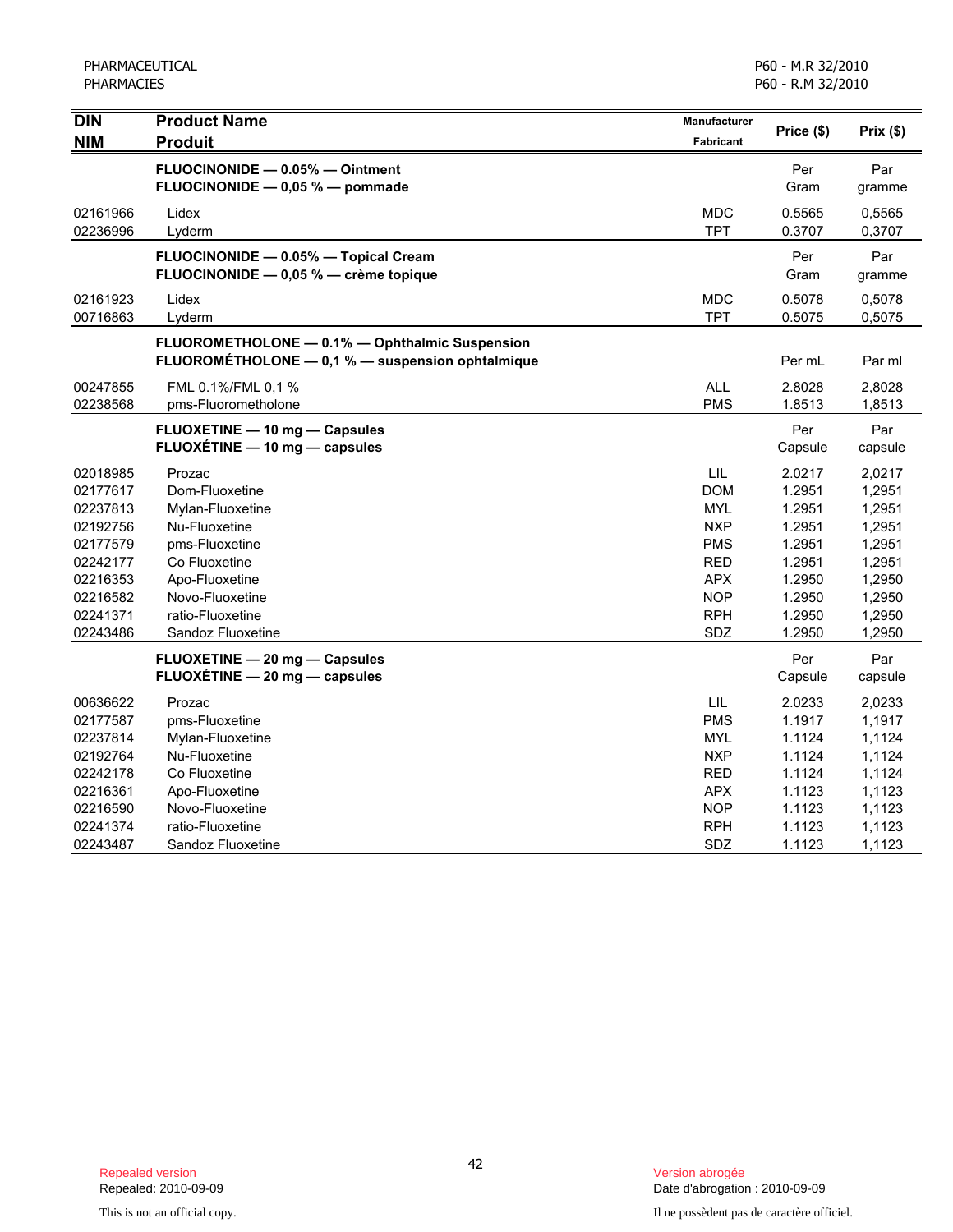| DIN<br>NIM | Product Name<br>Produit | Manufacturer<br>Fabricant | Price ($) | Prix ($) |
|---|---|---|---|---|
| | **FLUOCINONIDE — 0.05% — Ointment**<br>**FLUOCINONIDE — 0,05 % — pommade** | | Per Gram | Par gramme |
| 02161966 | Lidex | MDC | 0.5565 | 0,5565 |
| 02236996 | Lyderm | TPT | 0.3707 | 0,3707 |
| | **FLUOCINONIDE — 0.05% — Topical Cream**<br>**FLUOCINONIDE — 0,05 % — crème topique** | | Per Gram | Par gramme |
| 02161923 | Lidex | MDC | 0.5078 | 0,5078 |
| 00716863 | Lyderm | TPT | 0.5075 | 0,5075 |
| | **FLUOROMETHOLONE — 0.1% — Ophthalmic Suspension**<br>**FLUOROMÉTHOLONE — 0,1 % — suspension ophtalmique** | | Per mL | Par ml |
| 00247855 | FML 0.1%/FML 0,1 % | ALL | 2.8028 | 2,8028 |
| 02238568 | pms-Fluorometholone | PMS | 1.8513 | 1,8513 |
| | **FLUOXETINE — 10 mg — Capsules**<br>**FLUOXÉTINE — 10 mg — capsules** | | Per Capsule | Par capsule |
| 02018985 | Prozac | LIL | 2.0217 | 2,0217 |
| 02177617 | Dom-Fluoxetine | DOM | 1.2951 | 1,2951 |
| 02237813 | Mylan-Fluoxetine | MYL | 1.2951 | 1,2951 |
| 02192756 | Nu-Fluoxetine | NXP | 1.2951 | 1,2951 |
| 02177579 | pms-Fluoxetine | PMS | 1.2951 | 1,2951 |
| 02242177 | Co Fluoxetine | RED | 1.2951 | 1,2951 |
| 02216353 | Apo-Fluoxetine | APX | 1.2950 | 1,2950 |
| 02216582 | Novo-Fluoxetine | NOP | 1.2950 | 1,2950 |
| 02241371 | ratio-Fluoxetine | RPH | 1.2950 | 1,2950 |
| 02243486 | Sandoz Fluoxetine | SDZ | 1.2950 | 1,2950 |
| | **FLUOXETINE — 20 mg — Capsules**<br>**FLUOXÉTINE — 20 mg — capsules** | | Per Capsule | Par capsule |
| 00636622 | Prozac | LIL | 2.0233 | 2,0233 |
| 02177587 | pms-Fluoxetine | PMS | 1.1917 | 1,1917 |
| 02237814 | Mylan-Fluoxetine | MYL | 1.1124 | 1,1124 |
| 02192764 | Nu-Fluoxetine | NXP | 1.1124 | 1,1124 |
| 02242178 | Co Fluoxetine | RED | 1.1124 | 1,1124 |
| 02216361 | Apo-Fluoxetine | APX | 1.1123 | 1,1123 |
| 02216590 | Novo-Fluoxetine | NOP | 1.1123 | 1,1123 |
| 02241374 | ratio-Fluoxetine | RPH | 1.1123 | 1,1123 |
| 02243487 | Sandoz Fluoxetine | SDZ | 1.1123 | 1,1123 |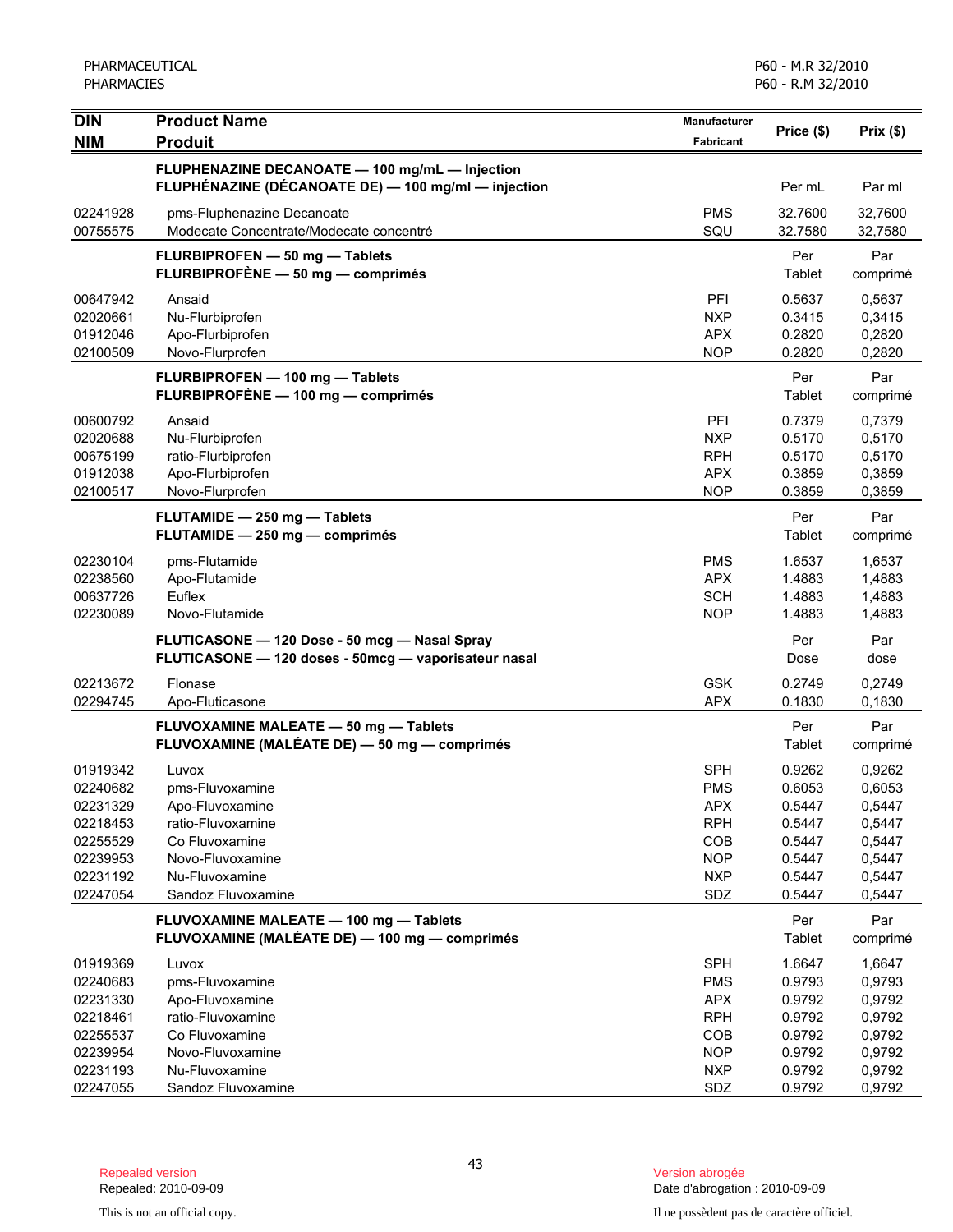| DIN<br>NIM | Product Name<br>Produit | Manufacturer<br>Fabricant | Price ($) | Prix ($) |
|---|---|---|---|---|
| | **FLUPHENAZINE DECANOATE — 100 mg/mL — Injection**<br>**FLUPHÉNAZINE (DÉCANOATE DE) — 100 mg/ml — injection** | | Per mL | Par ml |
| 02241928 | pms-Fluphenazine Decanoate | PMS | 32.7600 | 32,7600 |
| 00755575 | Modecate Concentrate/Modecate concentré | SQU | 32.7580 | 32,7580 |
| | **FLURBIPROFEN — 50 mg — Tablets**<br>**FLURBIPROFÈNE — 50 mg — comprimés** | | Per Tablet | Par comprimé |
| 00647942 | Ansaid | PFI | 0.5637 | 0,5637 |
| 02020661 | Nu-Flurbiprofen | NXP | 0.3415 | 0,3415 |
| 01912046 | Apo-Flurbiprofen | APX | 0.2820 | 0,2820 |
| 02100509 | Novo-Flurprofen | NOP | 0.2820 | 0,2820 |
| | **FLURBIPROFEN — 100 mg — Tablets**<br>**FLURBIPROFÈNE — 100 mg — comprimés** | | Per Tablet | Par comprimé |
| 00600792 | Ansaid | PFI | 0.7379 | 0,7379 |
| 02020688 | Nu-Flurbiprofen | NXP | 0.5170 | 0,5170 |
| 00675199 | ratio-Flurbiprofen | RPH | 0.5170 | 0,5170 |
| 01912038 | Apo-Flurbiprofen | APX | 0.3859 | 0,3859 |
| 02100517 | Novo-Flurprofen | NOP | 0.3859 | 0,3859 |
| | **FLUTAMIDE — 250 mg — Tablets**<br>**FLUTAMIDE — 250 mg — comprimés** | | Per Tablet | Par comprimé |
| 02230104 | pms-Flutamide | PMS | 1.6537 | 1,6537 |
| 02238560 | Apo-Flutamide | APX | 1.4883 | 1,4883 |
| 00637726 | Euflex | SCH | 1.4883 | 1,4883 |
| 02230089 | Novo-Flutamide | NOP | 1.4883 | 1,4883 |
| | **FLUTICASONE — 120 Dose - 50 mcg — Nasal Spray**<br>**FLUTICASONE — 120 doses - 50mcg — vaporisateur nasal** | | Per Dose | Par dose |
| 02213672 | Flonase | GSK | 0.2749 | 0,2749 |
| 02294745 | Apo-Fluticasone | APX | 0.1830 | 0,1830 |
| | **FLUVOXAMINE MALEATE — 50 mg — Tablets**<br>**FLUVOXAMINE (MALÉATE DE) — 50 mg — comprimés** | | Per Tablet | Par comprimé |
| 01919342 | Luvox | SPH | 0.9262 | 0,9262 |
| 02240682 | pms-Fluvoxamine | PMS | 0.6053 | 0,6053 |
| 02231329 | Apo-Fluvoxamine | APX | 0.5447 | 0,5447 |
| 02218453 | ratio-Fluvoxamine | RPH | 0.5447 | 0,5447 |
| 02255529 | Co Fluvoxamine | COB | 0.5447 | 0,5447 |
| 02239953 | Novo-Fluvoxamine | NOP | 0.5447 | 0,5447 |
| 02231192 | Nu-Fluvoxamine | NXP | 0.5447 | 0,5447 |
| 02247054 | Sandoz Fluvoxamine | SDZ | 0.5447 | 0,5447 |
| | **FLUVOXAMINE MALEATE — 100 mg — Tablets**<br>**FLUVOXAMINE (MALÉATE DE) — 100 mg — comprimés** | | Per Tablet | Par comprimé |
| 01919369 | Luvox | SPH | 1.6647 | 1,6647 |
| 02240683 | pms-Fluvoxamine | PMS | 0.9793 | 0,9793 |
| 02231330 | Apo-Fluvoxamine | APX | 0.9792 | 0,9792 |
| 02218461 | ratio-Fluvoxamine | RPH | 0.9792 | 0,9792 |
| 02255537 | Co Fluvoxamine | COB | 0.9792 | 0,9792 |
| 02239954 | Novo-Fluvoxamine | NOP | 0.9792 | 0,9792 |
| 02231193 | Nu-Fluvoxamine | NXP | 0.9792 | 0,9792 |
| 02247055 | Sandoz Fluvoxamine | SDZ | 0.9792 | 0,9792 |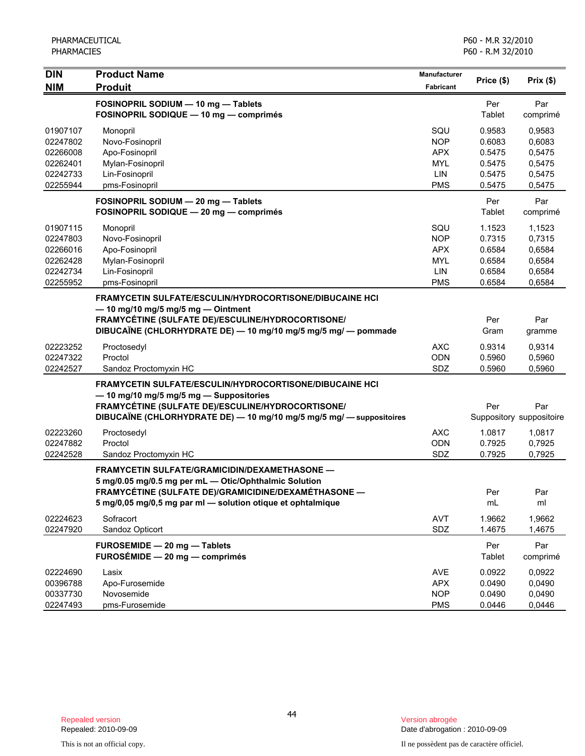| DIN<br>NIM | Product Name<br>Produit | Manufacturer<br>Fabricant | Price ($) | Prix ($) |
|---|---|---|---|---|
| | **FOSINOPRIL SODIUM — 10 mg — Tablets**<br>**FOSINOPRIL SODIQUE — 10 mg — comprimés** | | Per Tablet | Par comprimé |
| 01907107 | Monopril | SQU | 0.9583 | 0,9583 |
| 02247802 | Novo-Fosinopril | NOP | 0.6083 | 0,6083 |
| 02266008 | Apo-Fosinopril | APX | 0.5475 | 0,5475 |
| 02262401 | Mylan-Fosinopril | MYL | 0.5475 | 0,5475 |
| 02242733 | Lin-Fosinopril | LIN | 0.5475 | 0,5475 |
| 02255944 | pms-Fosinopril | PMS | 0.5475 | 0,5475 |
| | **FOSINOPRIL SODIUM — 20 mg — Tablets**<br>**FOSINOPRIL SODIQUE — 20 mg — comprimés** | | Per Tablet | Par comprimé |
| 01907115 | Monopril | SQU | 1.1523 | 1,1523 |
| 02247803 | Novo-Fosinopril | NOP | 0.7315 | 0,7315 |
| 02266016 | Apo-Fosinopril | APX | 0.6584 | 0,6584 |
| 02262428 | Mylan-Fosinopril | MYL | 0.6584 | 0,6584 |
| 02242734 | Lin-Fosinopril | LIN | 0.6584 | 0,6584 |
| 02255952 | pms-Fosinopril | PMS | 0.6584 | 0,6584 |
| | **FRAMYCETIN SULFATE/ESCULIN/HYDROCORTISONE/DIBUCAINE HCl — 10 mg/10 mg/5 mg/5 mg — Ointment**<br>**FRAMYCÉTINE (SULFATE DE)/ESCULINE/HYDROCORTISONE/ DIBUCAÏNE (CHLORHYDRATE DE) — 10 mg/10 mg/5 mg/5 mg/ — pommade** | | Per Gram | Par gramme |
| 02223252 | Proctosedyl | AXC | 0.9314 | 0,9314 |
| 02247322 | Proctol | ODN | 0.5960 | 0,5960 |
| 02242527 | Sandoz Proctomyxin HC | SDZ | 0.5960 | 0,5960 |
| | **FRAMYCETIN SULFATE/ESCULIN/HYDROCORTISONE/DIBUCAINE HCl — 10 mg/10 mg/5 mg/5 mg — Suppositories**<br>**FRAMYCÉTINE (SULFATE DE)/ESCULINE/HYDROCORTISONE/ DIBUCAÏNE (CHLORHYDRATE DE) — 10 mg/10 mg/5 mg/5 mg/ — suppositoires** | | Per Suppository | Par suppositoire |
| 02223260 | Proctosedyl | AXC | 1.0817 | 1,0817 |
| 02247882 | Proctol | ODN | 0.7925 | 0,7925 |
| 02242528 | Sandoz Proctomyxin HC | SDZ | 0.7925 | 0,7925 |
| | **FRAMYCETIN SULFATE/GRAMICIDIN/DEXAMETHASONE — 5 mg/0.05 mg/0.5 mg per mL — Otic/Ophthalmic Solution**<br>**FRAMYCÉTINE (SULFATE DE)/GRAMICIDINE/DEXAMÉTHASONE — 5 mg/0,05 mg/0,5 mg par ml — solution otique et ophtalmique** | | Per mL | Par ml |
| 02224623 | Sofracort | AVT | 1.9662 | 1,9662 |
| 02247920 | Sandoz Opticort | SDZ | 1.4675 | 1,4675 |
| | **FUROSEMIDE — 20 mg — Tablets**<br>**FUROSÉMIDE — 20 mg — comprimés** | | Per Tablet | Par comprimé |
| 02224690 | Lasix | AVE | 0.0922 | 0,0922 |
| 00396788 | Apo-Furosemide | APX | 0.0490 | 0,0490 |
| 00337730 | Novosemide | NOP | 0.0490 | 0,0490 |
| 02247493 | pms-Furosemide | PMS | 0.0446 | 0,0446 |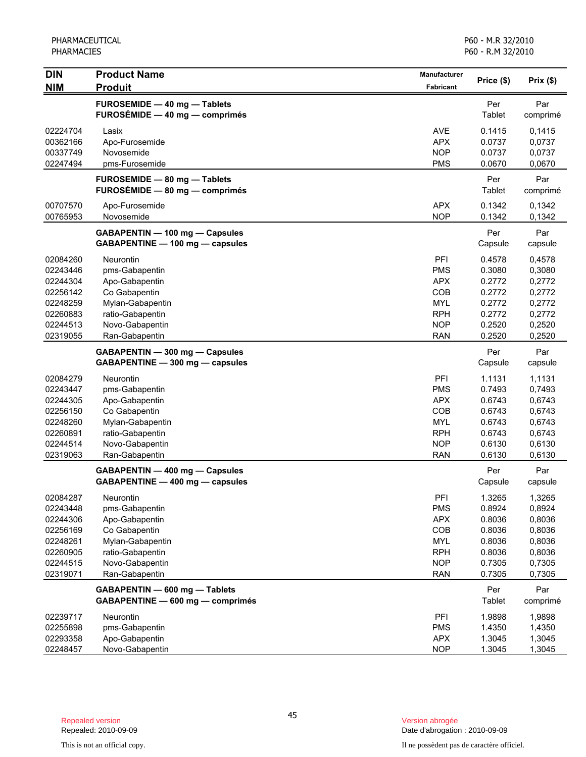| DIN<br>NIM | Product Name<br>Produit | Manufacturer<br>Fabricant | Price ($) | Prix ($) |
|---|---|---|---|---|
| | **FUROSEMIDE — 40 mg — Tablets**<br>**FUROSÉMIDE — 40 mg — comprimés** | | Per Tablet | Par comprimé |
| 02224704 | Lasix | AVE | 0.1415 | 0,1415 |
| 00362166 | Apo-Furosemide | APX | 0.0737 | 0,0737 |
| 00337749 | Novosemide | NOP | 0.0737 | 0,0737 |
| 02247494 | pms-Furosemide | PMS | 0.0670 | 0,0670 |
| | **FUROSEMIDE — 80 mg — Tablets**<br>**FUROSÉMIDE — 80 mg — comprimés** | | Per Tablet | Par comprimé |
| 00707570 | Apo-Furosemide | APX | 0.1342 | 0,1342 |
| 00765953 | Novosemide | NOP | 0.1342 | 0,1342 |
| | **GABAPENTIN — 100 mg — Capsules**<br>**GABAPENTINE — 100 mg — capsules** | | Per Capsule | Par capsule |
| 02084260 | Neurontin | PFI | 0.4578 | 0,4578 |
| 02243446 | pms-Gabapentin | PMS | 0.3080 | 0,3080 |
| 02244304 | Apo-Gabapentin | APX | 0.2772 | 0,2772 |
| 02256142 | Co Gabapentin | COB | 0.2772 | 0,2772 |
| 02248259 | Mylan-Gabapentin | MYL | 0.2772 | 0,2772 |
| 02260883 | ratio-Gabapentin | RPH | 0.2772 | 0,2772 |
| 02244513 | Novo-Gabapentin | NOP | 0.2520 | 0,2520 |
| 02319055 | Ran-Gabapentin | RAN | 0.2520 | 0,2520 |
| | **GABAPENTIN — 300 mg — Capsules**<br>**GABAPENTINE — 300 mg — capsules** | | Per Capsule | Par capsule |
| 02084279 | Neurontin | PFI | 1.1131 | 1,1131 |
| 02243447 | pms-Gabapentin | PMS | 0.7493 | 0,7493 |
| 02244305 | Apo-Gabapentin | APX | 0.6743 | 0,6743 |
| 02256150 | Co Gabapentin | COB | 0.6743 | 0,6743 |
| 02248260 | Mylan-Gabapentin | MYL | 0.6743 | 0,6743 |
| 02260891 | ratio-Gabapentin | RPH | 0.6743 | 0,6743 |
| 02244514 | Novo-Gabapentin | NOP | 0.6130 | 0,6130 |
| 02319063 | Ran-Gabapentin | RAN | 0.6130 | 0,6130 |
| | **GABAPENTIN — 400 mg — Capsules**<br>**GABAPENTINE — 400 mg — capsules** | | Per Capsule | Par capsule |
| 02084287 | Neurontin | PFI | 1.3265 | 1,3265 |
| 02243448 | pms-Gabapentin | PMS | 0.8924 | 0,8924 |
| 02244306 | Apo-Gabapentin | APX | 0.8036 | 0,8036 |
| 02256169 | Co Gabapentin | COB | 0.8036 | 0,8036 |
| 02248261 | Mylan-Gabapentin | MYL | 0.8036 | 0,8036 |
| 02260905 | ratio-Gabapentin | RPH | 0.8036 | 0,8036 |
| 02244515 | Novo-Gabapentin | NOP | 0.7305 | 0,7305 |
| 02319071 | Ran-Gabapentin | RAN | 0.7305 | 0,7305 |
| | **GABAPENTIN — 600 mg — Tablets**<br>**GABAPENTINE — 600 mg — comprimés** | | Per Tablet | Par comprimé |
| 02239717 | Neurontin | PFI | 1.9898 | 1,9898 |
| 02255898 | pms-Gabapentin | PMS | 1.4350 | 1,4350 |
| 02293358 | Apo-Gabapentin | APX | 1.3045 | 1,3045 |
| 02248457 | Novo-Gabapentin | NOP | 1.3045 | 1,3045 |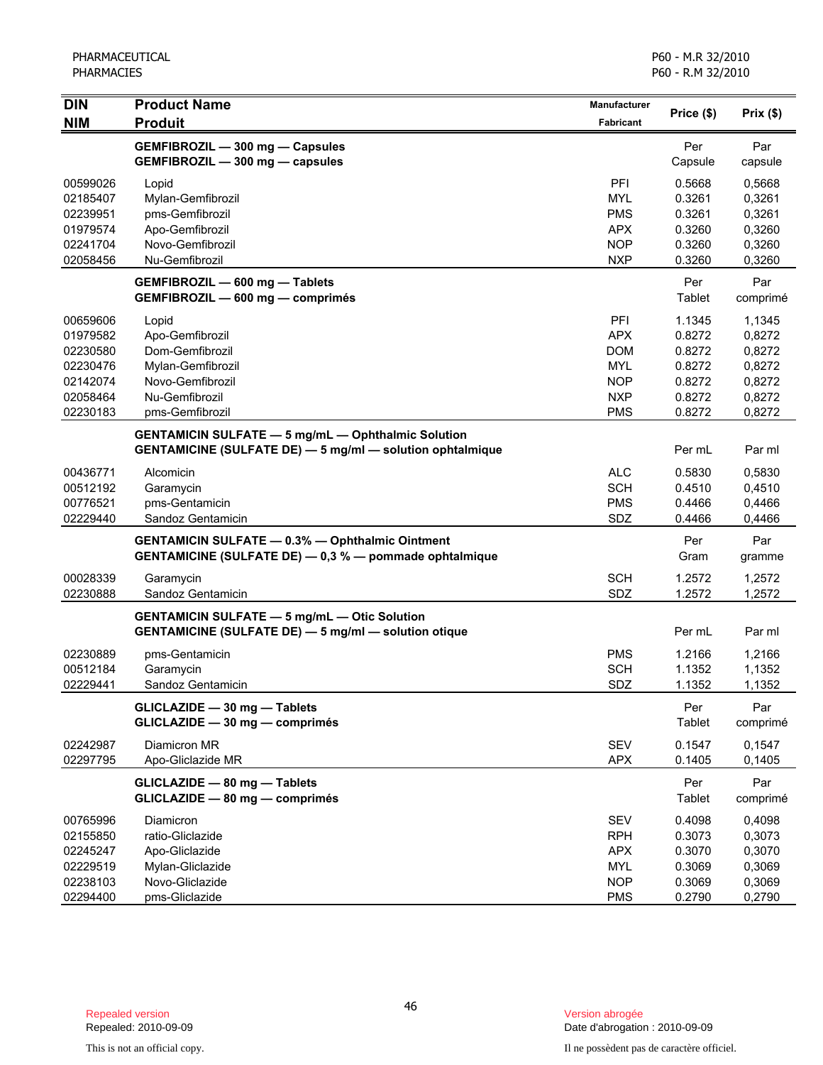| DIN<br>NIM | Product Name<br>Produit | Manufacturer<br>Fabricant | Price ($) | Prix ($) |
|---|---|---|---|---|
| | **GEMFIBROZIL — 300 mg — Capsules**<br>**GEMFIBROZIL — 300 mg — capsules** | | Per Capsule | Par capsule |
| 00599026 | Lopid | PFI | 0.5668 | 0,5668 |
| 02185407 | Mylan-Gemfibrozil | MYL | 0.3261 | 0,3261 |
| 02239951 | pms-Gemfibrozil | PMS | 0.3261 | 0,3261 |
| 01979574 | Apo-Gemfibrozil | APX | 0.3260 | 0,3260 |
| 02241704 | Novo-Gemfibrozil | NOP | 0.3260 | 0,3260 |
| 02058456 | Nu-Gemfibrozil | NXP | 0.3260 | 0,3260 |
| | **GEMFIBROZIL — 600 mg — Tablets**<br>**GEMFIBROZIL — 600 mg — comprimés** | | Per Tablet | Par comprimé |
| 00659606 | Lopid | PFI | 1.1345 | 1,1345 |
| 01979582 | Apo-Gemfibrozil | APX | 0.8272 | 0,8272 |
| 02230580 | Dom-Gemfibrozil | DOM | 0.8272 | 0,8272 |
| 02230476 | Mylan-Gemfibrozil | MYL | 0.8272 | 0,8272 |
| 02142074 | Novo-Gemfibrozil | NOP | 0.8272 | 0,8272 |
| 02058464 | Nu-Gemfibrozil | NXP | 0.8272 | 0,8272 |
| 02230183 | pms-Gemfibrozil | PMS | 0.8272 | 0,8272 |
| | **GENTAMICIN SULFATE — 5 mg/mL — Ophthalmic Solution**<br>**GENTAMICINE (SULFATE DE) — 5 mg/ml — solution ophtalmique** | | Per mL | Par ml |
| 00436771 | Alcomicin | ALC | 0.5830 | 0,5830 |
| 00512192 | Garamycin | SCH | 0.4510 | 0,4510 |
| 00776521 | pms-Gentamicin | PMS | 0.4466 | 0,4466 |
| 02229440 | Sandoz Gentamicin | SDZ | 0.4466 | 0,4466 |
| | **GENTAMICIN SULFATE — 0.3% — Ophthalmic Ointment**<br>**GENTAMICINE (SULFATE DE) — 0,3 % — pommade ophtalmique** | | Per Gram | Par gramme |
| 00028339 | Garamycin | SCH | 1.2572 | 1,2572 |
| 02230888 | Sandoz Gentamicin | SDZ | 1.2572 | 1,2572 |
| | **GENTAMICIN SULFATE — 5 mg/mL — Otic Solution**<br>**GENTAMICINE (SULFATE DE) — 5 mg/ml — solution otique** | | Per mL | Par ml |
| 02230889 | pms-Gentamicin | PMS | 1.2166 | 1,2166 |
| 00512184 | Garamycin | SCH | 1.1352 | 1,1352 |
| 02229441 | Sandoz Gentamicin | SDZ | 1.1352 | 1,1352 |
| | **GLICLAZIDE — 30 mg — Tablets**<br>**GLICLAZIDE — 30 mg — comprimés** | | Per Tablet | Par comprimé |
| 02242987 | Diamicron MR | SEV | 0.1547 | 0,1547 |
| 02297795 | Apo-Gliclazide MR | APX | 0.1405 | 0,1405 |
| | **GLICLAZIDE — 80 mg — Tablets**<br>**GLICLAZIDE — 80 mg — comprimés** | | Per Tablet | Par comprimé |
| 00765996 | Diamicron | SEV | 0.4098 | 0,4098 |
| 02155850 | ratio-Gliclazide | RPH | 0.3073 | 0,3073 |
| 02245247 | Apo-Gliclazide | APX | 0.3070 | 0,3070 |
| 02229519 | Mylan-Gliclazide | MYL | 0.3069 | 0,3069 |
| 02238103 | Novo-Gliclazide | NOP | 0.3069 | 0,3069 |
| 02294400 | pms-Gliclazide | PMS | 0.2790 | 0,2790 |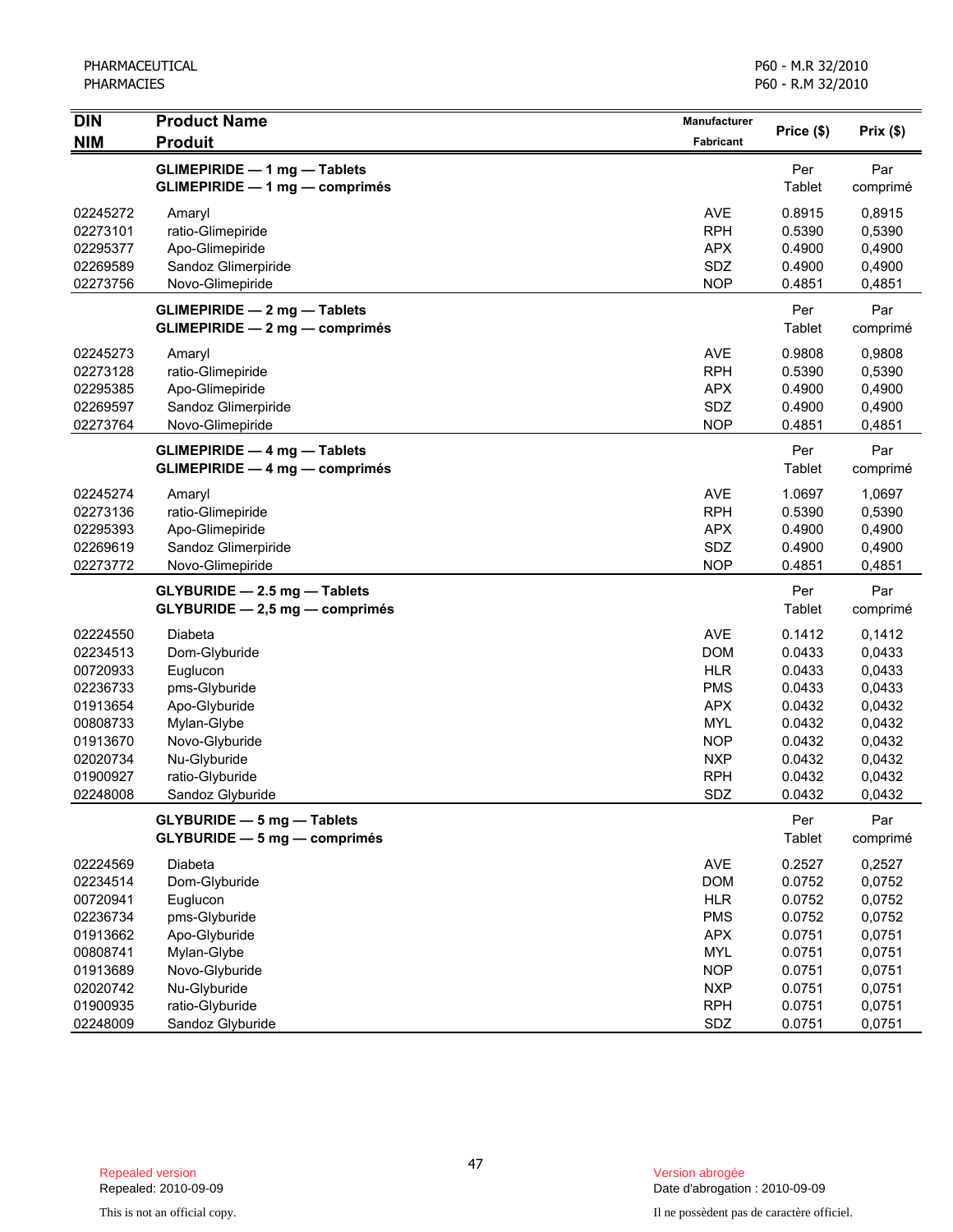| DIN<br>NIM | Product Name<br>Produit | Manufacturer<br>Fabricant | Price ($) | Prix ($) |
|---|---|---|---|---|
| | **GLIMEPIRIDE — 1 mg — Tablets**<br>**GLIMEPIRIDE — 1 mg — comprimés** | | Per Tablet | Par comprimé |
| 02245272 | Amaryl | AVE | 0.8915 | 0,8915 |
| 02273101 | ratio-Glimepiride | RPH | 0.5390 | 0,5390 |
| 02295377 | Apo-Glimepiride | APX | 0.4900 | 0,4900 |
| 02269589 | Sandoz Glimerpiride | SDZ | 0.4900 | 0,4900 |
| 02273756 | Novo-Glimepiride | NOP | 0.4851 | 0,4851 |
| | **GLIMEPIRIDE — 2 mg — Tablets**<br>**GLIMEPIRIDE — 2 mg — comprimés** | | Per Tablet | Par comprimé |
| 02245273 | Amaryl | AVE | 0.9808 | 0,9808 |
| 02273128 | ratio-Glimepiride | RPH | 0.5390 | 0,5390 |
| 02295385 | Apo-Glimepiride | APX | 0.4900 | 0,4900 |
| 02269597 | Sandoz Glimerpiride | SDZ | 0.4900 | 0,4900 |
| 02273764 | Novo-Glimepiride | NOP | 0.4851 | 0,4851 |
| | **GLIMEPIRIDE — 4 mg — Tablets**<br>**GLIMEPIRIDE — 4 mg — comprimés** | | Per Tablet | Par comprimé |
| 02245274 | Amaryl | AVE | 1.0697 | 1,0697 |
| 02273136 | ratio-Glimepiride | RPH | 0.5390 | 0,5390 |
| 02295393 | Apo-Glimepiride | APX | 0.4900 | 0,4900 |
| 02269619 | Sandoz Glimerpiride | SDZ | 0.4900 | 0,4900 |
| 02273772 | Novo-Glimepiride | NOP | 0.4851 | 0,4851 |
| | **GLYBURIDE — 2.5 mg — Tablets**<br>**GLYBURIDE — 2,5 mg — comprimés** | | Per Tablet | Par comprimé |
| 02224550 | Diabeta | AVE | 0.1412 | 0,1412 |
| 02234513 | Dom-Glyburide | DOM | 0.0433 | 0,0433 |
| 00720933 | Euglucon | HLR | 0.0433 | 0,0433 |
| 02236733 | pms-Glyburide | PMS | 0.0433 | 0,0433 |
| 01913654 | Apo-Glyburide | APX | 0.0432 | 0,0432 |
| 00808733 | Mylan-Glybe | MYL | 0.0432 | 0,0432 |
| 01913670 | Novo-Glyburide | NOP | 0.0432 | 0,0432 |
| 02020734 | Nu-Glyburide | NXP | 0.0432 | 0,0432 |
| 01900927 | ratio-Glyburide | RPH | 0.0432 | 0,0432 |
| 02248008 | Sandoz Glyburide | SDZ | 0.0432 | 0,0432 |
| | **GLYBURIDE — 5 mg — Tablets**<br>**GLYBURIDE — 5 mg — comprimés** | | Per Tablet | Par comprimé |
| 02224569 | Diabeta | AVE | 0.2527 | 0,2527 |
| 02234514 | Dom-Glyburide | DOM | 0.0752 | 0,0752 |
| 00720941 | Euglucon | HLR | 0.0752 | 0,0752 |
| 02236734 | pms-Glyburide | PMS | 0.0752 | 0,0752 |
| 01913662 | Apo-Glyburide | APX | 0.0751 | 0,0751 |
| 00808741 | Mylan-Glybe | MYL | 0.0751 | 0,0751 |
| 01913689 | Novo-Glyburide | NOP | 0.0751 | 0,0751 |
| 02020742 | Nu-Glyburide | NXP | 0.0751 | 0,0751 |
| 01900935 | ratio-Glyburide | RPH | 0.0751 | 0,0751 |
| 02248009 | Sandoz Glyburide | SDZ | 0.0751 | 0,0751 |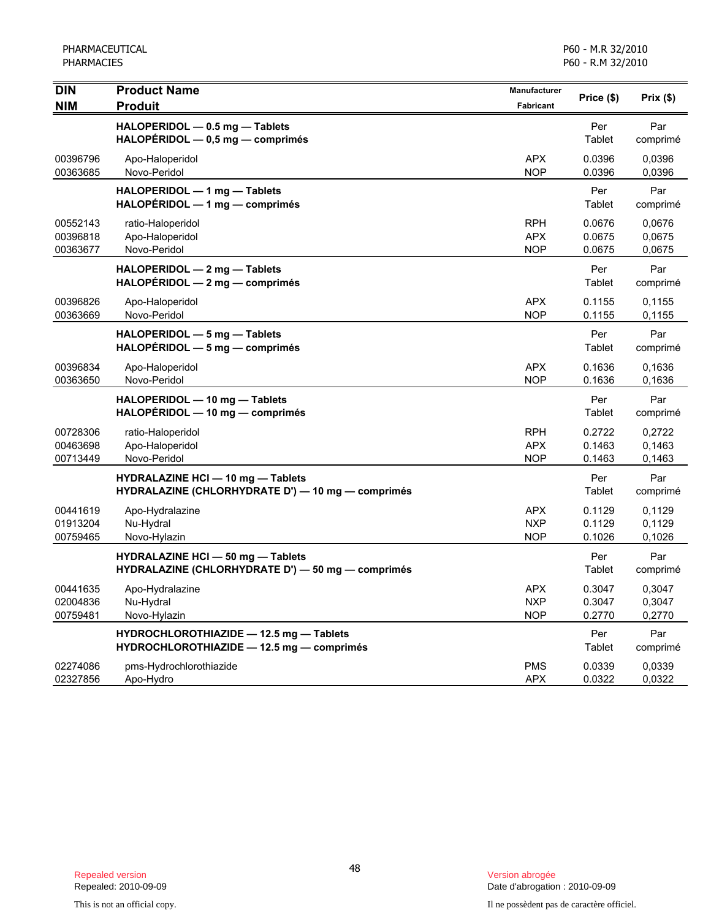| DIN<br>NIM | Product Name<br>Produit | Manufacturer<br>Fabricant | Price ($) | Prix ($) |
|---|---|---|---|---|
| | **HALOPERIDOL — 0.5 mg — Tablets**<br>**HALOPÉRIDOL — 0,5 mg — comprimés** | | Per Tablet | Par comprimé |
| 00396796 | Apo-Haloperidol | APX | 0.0396 | 0,0396 |
| 00363685 | Novo-Peridol | NOP | 0.0396 | 0,0396 |
| | **HALOPERIDOL — 1 mg — Tablets**<br>**HALOPÉRIDOL — 1 mg — comprimés** | | Per Tablet | Par comprimé |
| 00552143 | ratio-Haloperidol | RPH | 0.0676 | 0,0676 |
| 00396818 | Apo-Haloperidol | APX | 0.0675 | 0,0675 |
| 00363677 | Novo-Peridol | NOP | 0.0675 | 0,0675 |
| | **HALOPERIDOL — 2 mg — Tablets**<br>**HALOPÉRIDOL — 2 mg — comprimés** | | Per Tablet | Par comprimé |
| 00396826 | Apo-Haloperidol | APX | 0.1155 | 0,1155 |
| 00363669 | Novo-Peridol | NOP | 0.1155 | 0,1155 |
| | **HALOPERIDOL — 5 mg — Tablets**<br>**HALOPÉRIDOL — 5 mg — comprimés** | | Per Tablet | Par comprimé |
| 00396834 | Apo-Haloperidol | APX | 0.1636 | 0,1636 |
| 00363650 | Novo-Peridol | NOP | 0.1636 | 0,1636 |
| | **HALOPERIDOL — 10 mg — Tablets**<br>**HALOPÉRIDOL — 10 mg — comprimés** | | Per Tablet | Par comprimé |
| 00728306 | ratio-Haloperidol | RPH | 0.2722 | 0,2722 |
| 00463698 | Apo-Haloperidol | APX | 0.1463 | 0,1463 |
| 00713449 | Novo-Peridol | NOP | 0.1463 | 0,1463 |
| | **HYDRALAZINE HCl — 10 mg — Tablets**<br>**HYDRALAZINE (CHLORHYDRATE D') — 10 mg — comprimés** | | Per Tablet | Par comprimé |
| 00441619 | Apo-Hydralazine | APX | 0.1129 | 0,1129 |
| 01913204 | Nu-Hydral | NXP | 0.1129 | 0,1129 |
| 00759465 | Novo-Hylazin | NOP | 0.1026 | 0,1026 |
| | **HYDRALAZINE HCl — 50 mg — Tablets**<br>**HYDRALAZINE (CHLORHYDRATE D') — 50 mg — comprimés** | | Per Tablet | Par comprimé |
| 00441635 | Apo-Hydralazine | APX | 0.3047 | 0,3047 |
| 02004836 | Nu-Hydral | NXP | 0.3047 | 0,3047 |
| 00759481 | Novo-Hylazin | NOP | 0.2770 | 0,2770 |
| | **HYDROCHLOROTHIAZIDE — 12.5 mg — Tablets**<br>**HYDROCHLOROTHIAZIDE — 12.5 mg — comprimés** | | Per Tablet | Par comprimé |
| 02274086 | pms-Hydrochlorothiazide | PMS | 0.0339 | 0,0339 |
| 02327856 | Apo-Hydro | APX | 0.0322 | 0,0322 |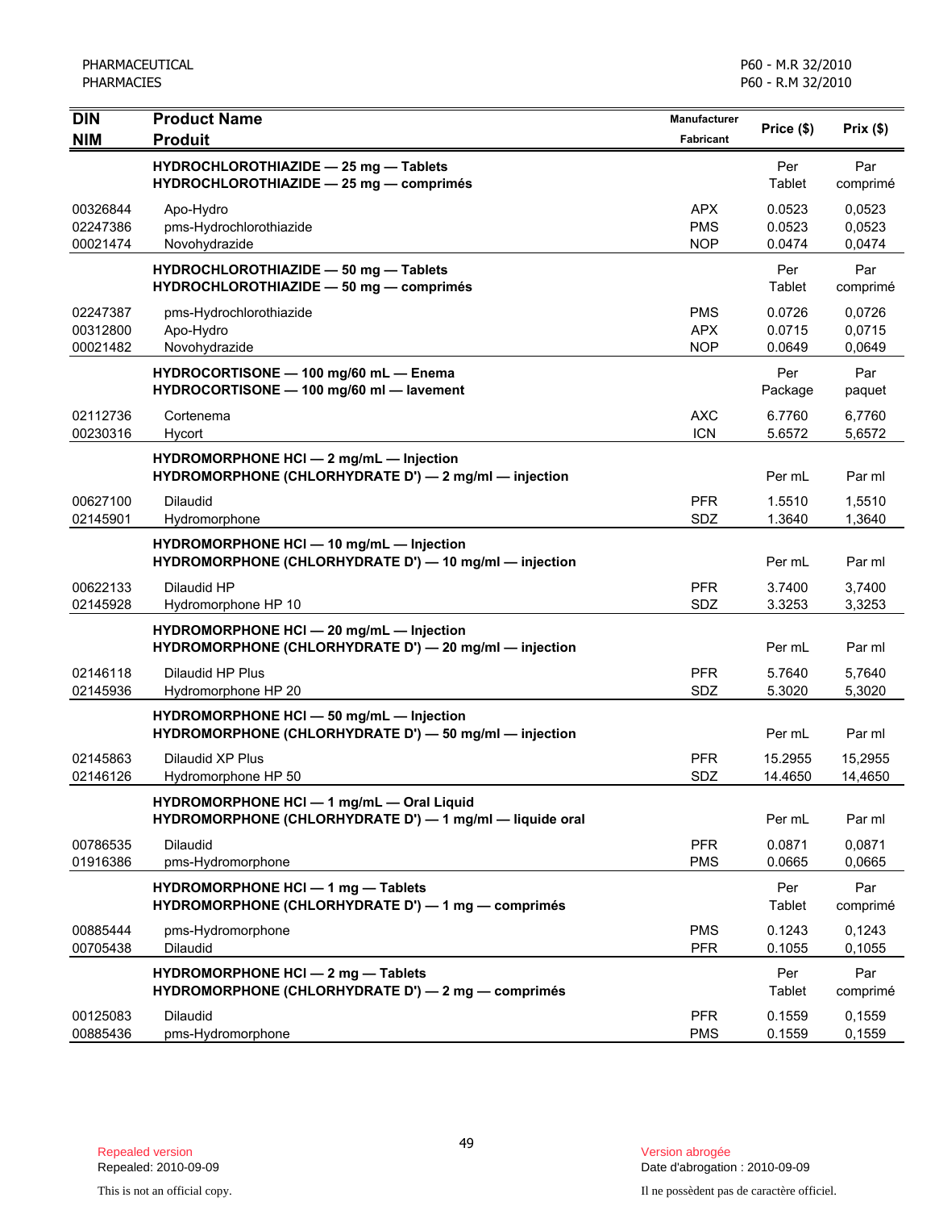| DIN<br>NIM | Product Name<br>Produit | Manufacturer<br>Fabricant | Price ($) | Prix ($) |
|---|---|---|---|---|
| | **HYDROCHLOROTHIAZIDE — 25 mg — Tablets**<br>**HYDROCHLOROTHIAZIDE — 25 mg — comprimés** | | Per Tablet | Par comprimé |
| 00326844 | Apo-Hydro | APX | 0.0523 | 0,0523 |
| 02247386 | pms-Hydrochlorothiazide | PMS | 0.0523 | 0,0523 |
| 00021474 | Novohydrazide | NOP | 0.0474 | 0,0474 |
| | **HYDROCHLOROTHIAZIDE — 50 mg — Tablets**<br>**HYDROCHLOROTHIAZIDE — 50 mg — comprimés** | | Per Tablet | Par comprimé |
| 02247387 | pms-Hydrochlorothiazide | PMS | 0.0726 | 0,0726 |
| 00312800 | Apo-Hydro | APX | 0.0715 | 0,0715 |
| 00021482 | Novohydrazide | NOP | 0.0649 | 0,0649 |
| | **HYDROCORTISONE — 100 mg/60 mL — Enema**<br>**HYDROCORTISONE — 100 mg/60 ml — lavement** | | Per Package | Par paquet |
| 02112736 | Cortenema | AXC | 6.7760 | 6,7760 |
| 00230316 | Hycort | ICN | 5.6572 | 5,6572 |
| | **HYDROMORPHONE HCl — 2 mg/mL — Injection**<br>**HYDROMORPHONE (CHLORHYDRATE D') — 2 mg/ml — injection** | | Per mL | Par ml |
| 00627100 | Dilaudid | PFR | 1.5510 | 1,5510 |
| 02145901 | Hydromorphone | SDZ | 1.3640 | 1,3640 |
| | **HYDROMORPHONE HCl — 10 mg/mL — Injection**<br>**HYDROMORPHONE (CHLORHYDRATE D') — 10 mg/ml — injection** | | Per mL | Par ml |
| 00622133 | Dilaudid HP | PFR | 3.7400 | 3,7400 |
| 02145928 | Hydromorphone HP 10 | SDZ | 3.3253 | 3,3253 |
| | **HYDROMORPHONE HCl — 20 mg/mL — Injection**<br>**HYDROMORPHONE (CHLORHYDRATE D') — 20 mg/ml — injection** | | Per mL | Par ml |
| 02146118 | Dilaudid HP Plus | PFR | 5.7640 | 5,7640 |
| 02145936 | Hydromorphone HP 20 | SDZ | 5.3020 | 5,3020 |
| | **HYDROMORPHONE HCl — 50 mg/mL — Injection**<br>**HYDROMORPHONE (CHLORHYDRATE D') — 50 mg/ml — injection** | | Per mL | Par ml |
| 02145863 | Dilaudid XP Plus | PFR | 15.2955 | 15,2955 |
| 02146126 | Hydromorphone HP 50 | SDZ | 14.4650 | 14,4650 |
| | **HYDROMORPHONE HCl — 1 mg/mL — Oral Liquid**<br>**HYDROMORPHONE (CHLORHYDRATE D') — 1 mg/ml — liquide oral** | | Per mL | Par ml |
| 00786535 | Dilaudid | PFR | 0.0871 | 0,0871 |
| 01916386 | pms-Hydromorphone | PMS | 0.0665 | 0,0665 |
| | **HYDROMORPHONE HCl — 1 mg — Tablets**<br>**HYDROMORPHONE (CHLORHYDRATE D') — 1 mg — comprimés** | | Per Tablet | Par comprimé |
| 00885444 | pms-Hydromorphone | PMS | 0.1243 | 0,1243 |
| 00705438 | Dilaudid | PFR | 0.1055 | 0,1055 |
| | **HYDROMORPHONE HCl — 2 mg — Tablets**<br>**HYDROMORPHONE (CHLORHYDRATE D') — 2 mg — comprimés** | | Per Tablet | Par comprimé |
| 00125083 | Dilaudid | PFR | 0.1559 | 0,1559 |
| 00885436 | pms-Hydromorphone | PMS | 0.1559 | 0,1559 |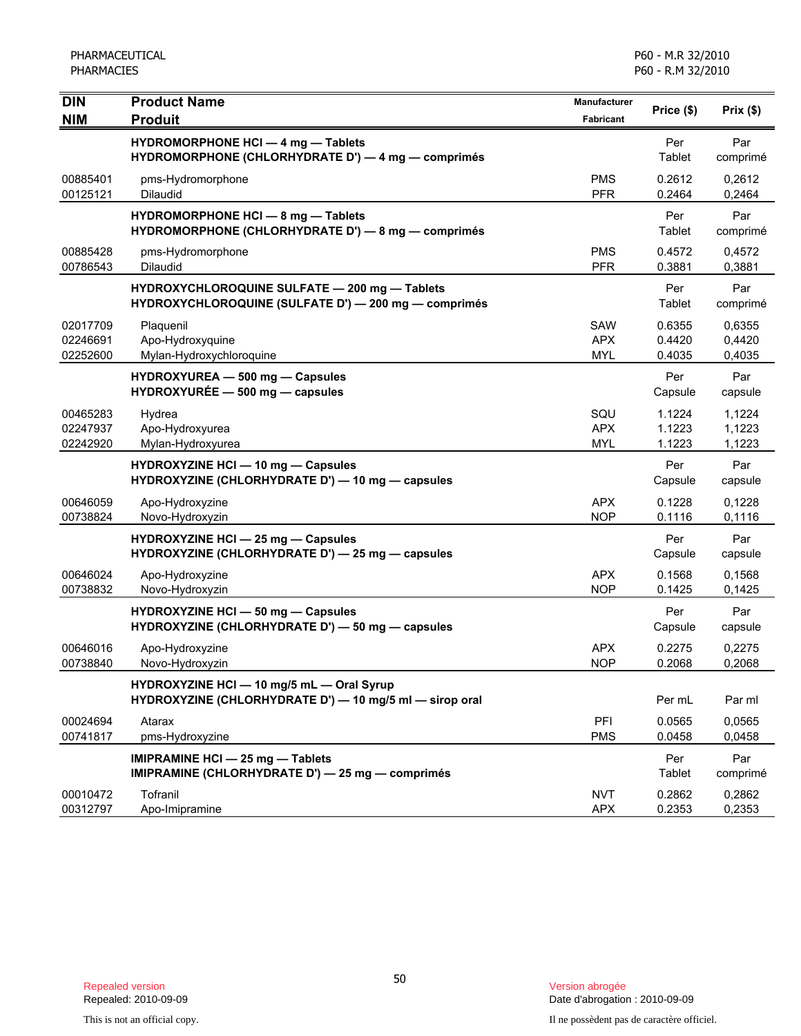| DIN<br>NIM | Product Name<br>Produit | Manufacturer<br>Fabricant | Price ($) | Prix ($) |
|---|---|---|---|---|
| | **HYDROMORPHONE HCl — 4 mg — Tablets<br>HYDROMORPHONE (CHLORHYDRATE D') — 4 mg — comprimés** | | Per Tablet | Par comprimé |
| 00885401 | pms-Hydromorphone | PMS | 0.2612 | 0,2612 |
| 00125121 | Dilaudid | PFR | 0.2464 | 0,2464 |
| | **HYDROMORPHONE HCl — 8 mg — Tablets<br>HYDROMORPHONE (CHLORHYDRATE D') — 8 mg — comprimés** | | Per Tablet | Par comprimé |
| 00885428 | pms-Hydromorphone | PMS | 0.4572 | 0,4572 |
| 00786543 | Dilaudid | PFR | 0.3881 | 0,3881 |
| | **HYDROXYCHLOROQUINE SULFATE — 200 mg — Tablets<br>HYDROXYCHLOROQUINE (SULFATE D') — 200 mg — comprimés** | | Per Tablet | Par comprimé |
| 02017709 | Plaquenil | SAW | 0.6355 | 0,6355 |
| 02246691 | Apo-Hydroxyquine | APX | 0.4420 | 0,4420 |
| 02252600 | Mylan-Hydroxychloroquine | MYL | 0.4035 | 0,4035 |
| | **HYDROXYUREA — 500 mg — Capsules<br>HYDROXYURÉE — 500 mg — capsules** | | Per Capsule | Par capsule |
| 00465283 | Hydrea | SQU | 1.1224 | 1,1224 |
| 02247937 | Apo-Hydroxyurea | APX | 1.1223 | 1,1223 |
| 02242920 | Mylan-Hydroxyurea | MYL | 1.1223 | 1,1223 |
| | **HYDROXYZINE HCl — 10 mg — Capsules<br>HYDROXYZINE (CHLORHYDRATE D') — 10 mg — capsules** | | Per Capsule | Par capsule |
| 00646059 | Apo-Hydroxyzine | APX | 0.1228 | 0,1228 |
| 00738824 | Novo-Hydroxyzin | NOP | 0.1116 | 0,1116 |
| | **HYDROXYZINE HCl — 25 mg — Capsules<br>HYDROXYZINE (CHLORHYDRATE D') — 25 mg — capsules** | | Per Capsule | Par capsule |
| 00646024 | Apo-Hydroxyzine | APX | 0.1568 | 0,1568 |
| 00738832 | Novo-Hydroxyzin | NOP | 0.1425 | 0,1425 |
| | **HYDROXYZINE HCl — 50 mg — Capsules<br>HYDROXYZINE (CHLORHYDRATE D') — 50 mg — capsules** | | Per Capsule | Par capsule |
| 00646016 | Apo-Hydroxyzine | APX | 0.2275 | 0,2275 |
| 00738840 | Novo-Hydroxyzin | NOP | 0.2068 | 0,2068 |
| | **HYDROXYZINE HCl — 10 mg/5 mL — Oral Syrup<br>HYDROXYZINE (CHLORHYDRATE D') — 10 mg/5 ml — sirop oral** | | Per mL | Par ml |
| 00024694 | Atarax | PFI | 0.0565 | 0,0565 |
| 00741817 | pms-Hydroxyzine | PMS | 0.0458 | 0,0458 |
| | **IMIPRAMINE HCl — 25 mg — Tablets<br>IMIPRAMINE (CHLORHYDRATE D') — 25 mg — comprimés** | | Per Tablet | Par comprimé |
| 00010472 | Tofranil | NVT | 0.2862 | 0,2862 |
| 00312797 | Apo-Imipramine | APX | 0.2353 | 0,2353 |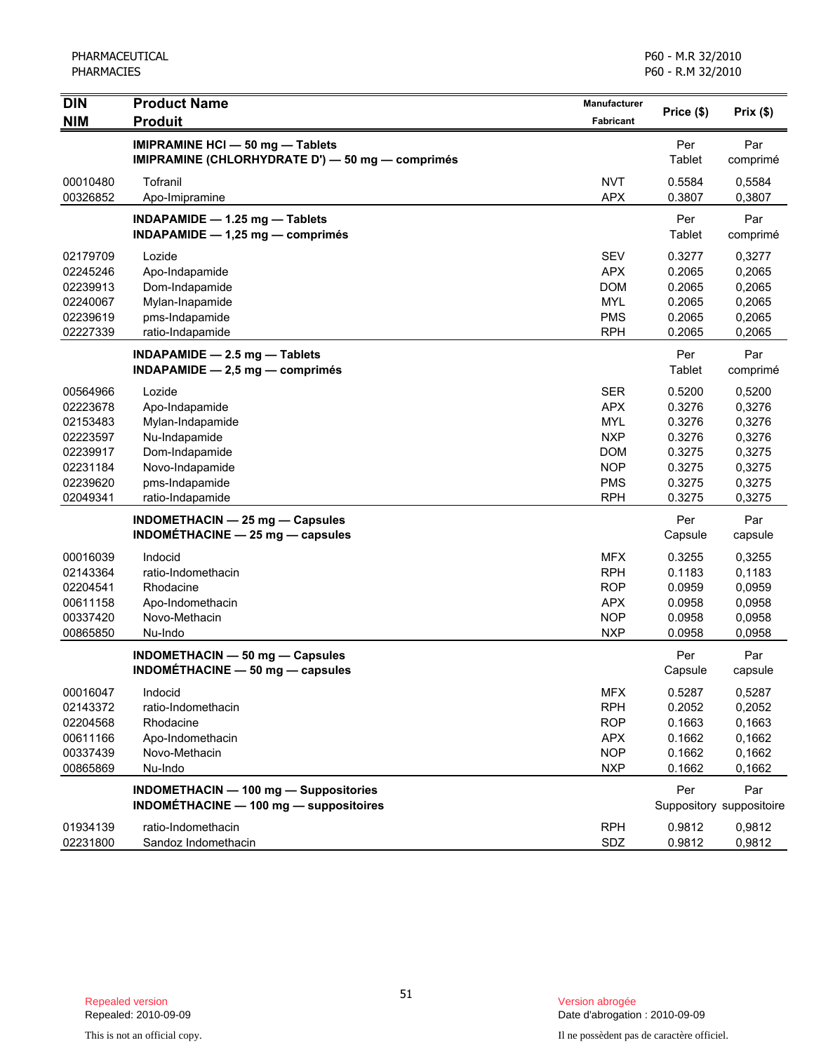| DIN<br>NIM | Product Name<br>Produit | Manufacturer<br>Fabricant | Price ($) | Prix ($) |
|---|---|---|---|---|
| | **IMIPRAMINE HCl — 50 mg — Tablets**<br>**IMIPRAMINE (CHLORHYDRATE D') — 50 mg — comprimés** | | Per Tablet | Par comprimé |
| 00010480 | Tofranil | NVT | 0.5584 | 0,5584 |
| 00326852 | Apo-Imipramine | APX | 0.3807 | 0,3807 |
| | **INDAPAMIDE — 1.25 mg — Tablets**<br>**INDAPAMIDE — 1,25 mg — comprimés** | | Per Tablet | Par comprimé |
| 02179709 | Lozide | SEV | 0.3277 | 0,3277 |
| 02245246 | Apo-Indapamide | APX | 0.2065 | 0,2065 |
| 02239913 | Dom-Indapamide | DOM | 0.2065 | 0,2065 |
| 02240067 | Mylan-Inapamide | MYL | 0.2065 | 0,2065 |
| 02239619 | pms-Indapamide | PMS | 0.2065 | 0,2065 |
| 02227339 | ratio-Indapamide | RPH | 0.2065 | 0,2065 |
| | **INDAPAMIDE — 2.5 mg — Tablets**<br>**INDAPAMIDE — 2,5 mg — comprimés** | | Per Tablet | Par comprimé |
| 00564966 | Lozide | SER | 0.5200 | 0,5200 |
| 02223678 | Apo-Indapamide | APX | 0.3276 | 0,3276 |
| 02153483 | Mylan-Indapamide | MYL | 0.3276 | 0,3276 |
| 02223597 | Nu-Indapamide | NXP | 0.3276 | 0,3276 |
| 02239917 | Dom-Indapamide | DOM | 0.3275 | 0,3275 |
| 02231184 | Novo-Indapamide | NOP | 0.3275 | 0,3275 |
| 02239620 | pms-Indapamide | PMS | 0.3275 | 0,3275 |
| 02049341 | ratio-Indapamide | RPH | 0.3275 | 0,3275 |
| | **INDOMETHACIN — 25 mg — Capsules**<br>**INDOMÉTHACINE — 25 mg — capsules** | | Per Capsule | Par capsule |
| 00016039 | Indocid | MFX | 0.3255 | 0,3255 |
| 02143364 | ratio-Indomethacin | RPH | 0.1183 | 0,1183 |
| 02204541 | Rhodacine | ROP | 0.0959 | 0,0959 |
| 00611158 | Apo-Indomethacin | APX | 0.0958 | 0,0958 |
| 00337420 | Novo-Methacin | NOP | 0.0958 | 0,0958 |
| 00865850 | Nu-Indo | NXP | 0.0958 | 0,0958 |
| | **INDOMETHACIN — 50 mg — Capsules**<br>**INDOMÉTHACINE — 50 mg — capsules** | | Per Capsule | Par capsule |
| 00016047 | Indocid | MFX | 0.5287 | 0,5287 |
| 02143372 | ratio-Indomethacin | RPH | 0.2052 | 0,2052 |
| 02204568 | Rhodacine | ROP | 0.1663 | 0,1663 |
| 00611166 | Apo-Indomethacin | APX | 0.1662 | 0,1662 |
| 00337439 | Novo-Methacin | NOP | 0.1662 | 0,1662 |
| 00865869 | Nu-Indo | NXP | 0.1662 | 0,1662 |
| | **INDOMETHACIN — 100 mg — Suppositories**<br>**INDOMÉTHACINE — 100 mg — suppositoires** | | Per Suppository | Par suppositoire |
| 01934139 | ratio-Indomethacin | RPH | 0.9812 | 0,9812 |
| 02231800 | Sandoz Indomethacin | SDZ | 0.9812 | 0,9812 |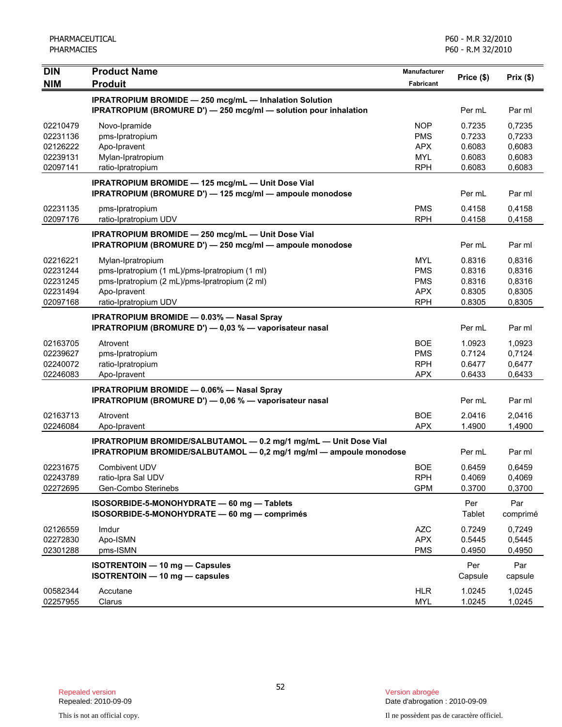| DIN<br>NIM | Product Name<br>Produit | Manufacturer<br>Fabricant | Price ($) | Prix ($) |
|---|---|---|---|---|
| | **IPRATROPIUM BROMIDE — 250 mcg/mL — Inhalation Solution**<br>**IPRATROPIUM (BROMURE D') — 250 mcg/ml — solution pour inhalation** | | Per mL | Par ml |
| 02210479 | Novo-Ipramide | NOP | 0.7235 | 0,7235 |
| 02231136 | pms-Ipratropium | PMS | 0.7233 | 0,7233 |
| 02126222 | Apo-Ipravent | APX | 0.6083 | 0,6083 |
| 02239131 | Mylan-Ipratropium | MYL | 0.6083 | 0,6083 |
| 02097141 | ratio-Ipratropium | RPH | 0.6083 | 0,6083 |
| | **IPRATROPIUM BROMIDE — 125 mcg/mL — Unit Dose Vial**<br>**IPRATROPIUM (BROMURE D') — 125 mcg/ml — ampoule monodose** | | Per mL | Par ml |
| 02231135 | pms-Ipratropium | PMS | 0.4158 | 0,4158 |
| 02097176 | ratio-Ipratropium UDV | RPH | 0.4158 | 0,4158 |
| | **IPRATROPIUM BROMIDE — 250 mcg/mL — Unit Dose Vial**<br>**IPRATROPIUM (BROMURE D') — 250 mcg/ml — ampoule monodose** | | Per mL | Par ml |
| 02216221 | Mylan-Ipratropium | MYL | 0.8316 | 0,8316 |
| 02231244 | pms-Ipratropium (1 mL)/pms-Ipratropium (1 ml) | PMS | 0.8316 | 0,8316 |
| 02231245 | pms-Ipratropium (2 mL)/pms-Ipratropium (2 ml) | PMS | 0.8316 | 0,8316 |
| 02231494 | Apo-Ipravent | APX | 0.8305 | 0,8305 |
| 02097168 | ratio-Ipratropium UDV | RPH | 0.8305 | 0,8305 |
| | **IPRATROPIUM BROMIDE — 0.03% — Nasal Spray**<br>**IPRATROPIUM (BROMURE D') — 0,03 % — vaporisateur nasal** | | Per mL | Par ml |
| 02163705 | Atrovent | BOE | 1.0923 | 1,0923 |
| 02239627 | pms-Ipratropium | PMS | 0.7124 | 0,7124 |
| 02240072 | ratio-Ipratropium | RPH | 0.6477 | 0,6477 |
| 02246083 | Apo-Ipravent | APX | 0.6433 | 0,6433 |
| | **IPRATROPIUM BROMIDE — 0.06% — Nasal Spray**<br>**IPRATROPIUM (BROMURE D') — 0,06 % — vaporisateur nasal** | | Per mL | Par ml |
| 02163713 | Atrovent | BOE | 2.0416 | 2,0416 |
| 02246084 | Apo-Ipravent | APX | 1.4900 | 1,4900 |
| | **IPRATROPIUM BROMIDE/SALBUTAMOL — 0.2 mg/1 mg/mL — Unit Dose Vial**<br>**IPRATROPIUM BROMIDE/SALBUTAMOL — 0,2 mg/1 mg/ml — ampoule monodose** | | Per mL | Par ml |
| 02231675 | Combivent UDV | BOE | 0.6459 | 0,6459 |
| 02243789 | ratio-Ipra Sal UDV | RPH | 0.4069 | 0,4069 |
| 02272695 | Gen-Combo Sterinebs | GPM | 0.3700 | 0,3700 |
| | **ISOSORBIDE-5-MONOHYDRATE — 60 mg — Tablets**<br>**ISOSORBIDE-5-MONOHYDRATE — 60 mg — comprimés** | | Per Tablet | Par comprimé |
| 02126559 | Imdur | AZC | 0.7249 | 0,7249 |
| 02272830 | Apo-ISMN | APX | 0.5445 | 0,5445 |
| 02301288 | pms-ISMN | PMS | 0.4950 | 0,4950 |
| | **ISOTRENTOIN — 10 mg — Capsules**<br>**ISOTRENTOIN — 10 mg — capsules** | | Per Capsule | Par capsule |
| 00582344 | Accutane | HLR | 1.0245 | 1,0245 |
| 02257955 | Clarus | MYL | 1.0245 | 1,0245 |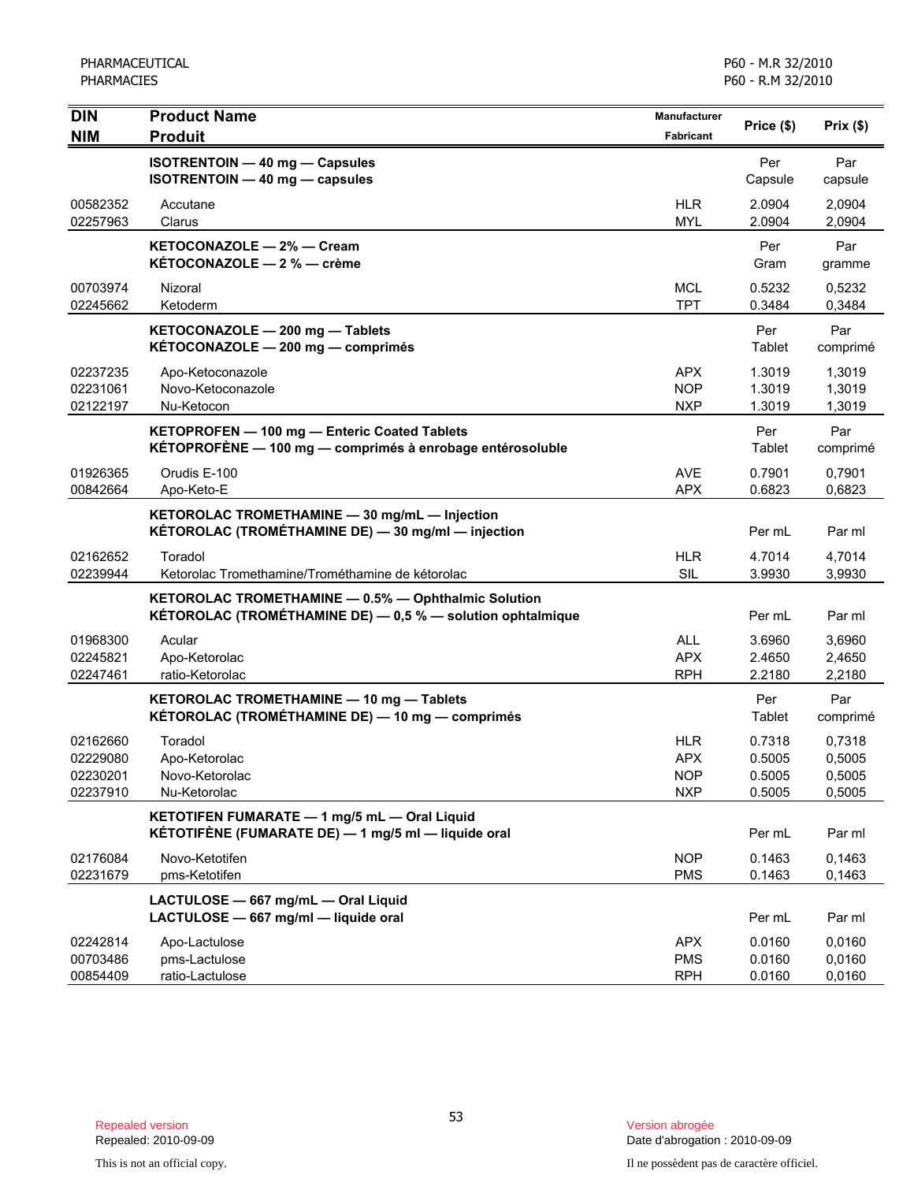| DIN<br>NIM | Product Name<br>Produit | Manufacturer<br>Fabricant | Price ($) | Prix ($) |
|---|---|---|---|---|
| | **ISOTRENTOIN — 40 mg — Capsules**<br>**ISOTRENTOIN — 40 mg — capsules** | | Per Capsule | Par capsule |
| 00582352 | Accutane | HLR | 2.0904 | 2,0904 |
| 02257963 | Clarus | MYL | 2.0904 | 2,0904 |
| | **KETOCONAZOLE — 2% — Cream**<br>**KÉTOCONAZOLE — 2 % — crème** | | Per Gram | Par gramme |
| 00703974 | Nizoral | MCL | 0.5232 | 0,5232 |
| 02245662 | Ketoderm | TPT | 0.3484 | 0,3484 |
| | **KETOCONAZOLE — 200 mg — Tablets**<br>**KÉTOCONAZOLE — 200 mg — comprimés** | | Per Tablet | Par comprimé |
| 02237235 | Apo-Ketoconazole | APX | 1.3019 | 1,3019 |
| 02231061 | Novo-Ketoconazole | NOP | 1.3019 | 1,3019 |
| 02122197 | Nu-Ketocon | NXP | 1.3019 | 1,3019 |
| | **KETOPROFEN — 100 mg — Enteric Coated Tablets**<br>**KÉTOPROFÈNE — 100 mg — comprimés à enrobage entérosoluble** | | Per Tablet | Par comprimé |
| 01926365 | Orudis E-100 | AVE | 0.7901 | 0,7901 |
| 00842664 | Apo-Keto-E | APX | 0.6823 | 0,6823 |
| | **KETOROLAC TROMETHAMINE — 30 mg/mL — Injection**<br>**KÉTOROLAC (TROMÉTHAMINE DE) — 30 mg/ml — injection** | | Per mL | Par ml |
| 02162652 | Toradol | HLR | 4.7014 | 4,7014 |
| 02239944 | Ketorolac Tromethamine/Trométhamine de kétorolac | SIL | 3.9930 | 3,9930 |
| | **KETOROLAC TROMETHAMINE — 0.5% — Ophthalmic Solution**<br>**KÉTOROLAC (TROMÉTHAMINE DE) — 0,5 % — solution ophtalmique** | | Per mL | Par ml |
| 01968300 | Acular | ALL | 3.6960 | 3,6960 |
| 02245821 | Apo-Ketorolac | APX | 2.4650 | 2,4650 |
| 02247461 | ratio-Ketorolac | RPH | 2.2180 | 2,2180 |
| | **KETOROLAC TROMETHAMINE — 10 mg — Tablets**<br>**KÉTOROLAC (TROMÉTHAMINE DE) — 10 mg — comprimés** | | Per Tablet | Par comprimé |
| 02162660 | Toradol | HLR | 0.7318 | 0,7318 |
| 02229080 | Apo-Ketorolac | APX | 0.5005 | 0,5005 |
| 02230201 | Novo-Ketorolac | NOP | 0.5005 | 0,5005 |
| 02237910 | Nu-Ketorolac | NXP | 0.5005 | 0,5005 |
| | **KETOTIFEN FUMARATE — 1 mg/5 mL — Oral Liquid**<br>**KÉTOTIFÈNE (FUMARATE DE) — 1 mg/5 ml — liquide oral** | | Per mL | Par ml |
| 02176084 | Novo-Ketotifen | NOP | 0.1463 | 0,1463 |
| 02231679 | pms-Ketotifen | PMS | 0.1463 | 0,1463 |
| | **LACTULOSE — 667 mg/mL — Oral Liquid**<br>**LACTULOSE — 667 mg/ml — liquide oral** | | Per mL | Par ml |
| 02242814 | Apo-Lactulose | APX | 0.0160 | 0,0160 |
| 00703486 | pms-Lactulose | PMS | 0.0160 | 0,0160 |
| 00854409 | ratio-Lactulose | RPH | 0.0160 | 0,0160 |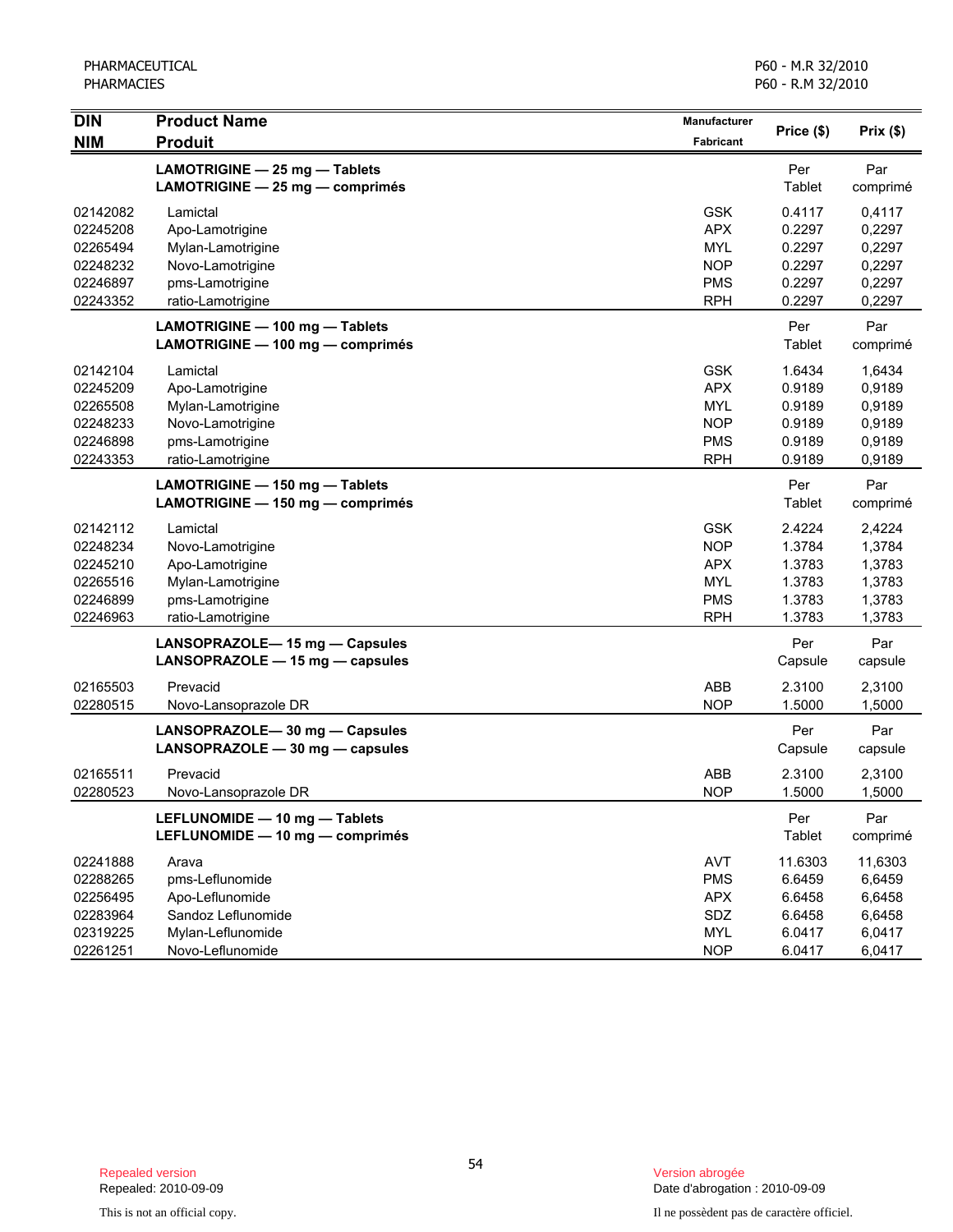| DIN<br>NIM | Product Name<br>Produit | Manufacturer<br>Fabricant | Price ($) | Prix ($) |
|---|---|---|---|---|
| | **LAMOTRIGINE — 25 mg — Tablets**<br>**LAMOTRIGINE — 25 mg — comprimés** | | Per Tablet | Par comprimé |
| 02142082 | Lamictal | GSK | 0.4117 | 0,4117 |
| 02245208 | Apo-Lamotrigine | APX | 0.2297 | 0,2297 |
| 02265494 | Mylan-Lamotrigine | MYL | 0.2297 | 0,2297 |
| 02248232 | Novo-Lamotrigine | NOP | 0.2297 | 0,2297 |
| 02246897 | pms-Lamotrigine | PMS | 0.2297 | 0,2297 |
| 02243352 | ratio-Lamotrigine | RPH | 0.2297 | 0,2297 |
| | **LAMOTRIGINE — 100 mg — Tablets**<br>**LAMOTRIGINE — 100 mg — comprimés** | | Per Tablet | Par comprimé |
| 02142104 | Lamictal | GSK | 1.6434 | 1,6434 |
| 02245209 | Apo-Lamotrigine | APX | 0.9189 | 0,9189 |
| 02265508 | Mylan-Lamotrigine | MYL | 0.9189 | 0,9189 |
| 02248233 | Novo-Lamotrigine | NOP | 0.9189 | 0,9189 |
| 02246898 | pms-Lamotrigine | PMS | 0.9189 | 0,9189 |
| 02243353 | ratio-Lamotrigine | RPH | 0.9189 | 0,9189 |
| | **LAMOTRIGINE — 150 mg — Tablets**<br>**LAMOTRIGINE — 150 mg — comprimés** | | Per Tablet | Par comprimé |
| 02142112 | Lamictal | GSK | 2.4224 | 2,4224 |
| 02248234 | Novo-Lamotrigine | NOP | 1.3784 | 1,3784 |
| 02245210 | Apo-Lamotrigine | APX | 1.3783 | 1,3783 |
| 02265516 | Mylan-Lamotrigine | MYL | 1.3783 | 1,3783 |
| 02246899 | pms-Lamotrigine | PMS | 1.3783 | 1,3783 |
| 02246963 | ratio-Lamotrigine | RPH | 1.3783 | 1,3783 |
| | **LANSOPRAZOLE— 15 mg — Capsules**<br>**LANSOPRAZOLE — 15 mg — capsules** | | Per Capsule | Par capsule |
| 02165503 | Prevacid | ABB | 2.3100 | 2,3100 |
| 02280515 | Novo-Lansoprazole DR | NOP | 1.5000 | 1,5000 |
| | **LANSOPRAZOLE— 30 mg — Capsules**<br>**LANSOPRAZOLE — 30 mg — capsules** | | Per Capsule | Par capsule |
| 02165511 | Prevacid | ABB | 2.3100 | 2,3100 |
| 02280523 | Novo-Lansoprazole DR | NOP | 1.5000 | 1,5000 |
| | **LEFLUNOMIDE — 10 mg — Tablets**<br>**LEFLUNOMIDE — 10 mg — comprimés** | | Per Tablet | Par comprimé |
| 02241888 | Arava | AVT | 11.6303 | 11,6303 |
| 02288265 | pms-Leflunomide | PMS | 6.6459 | 6,6459 |
| 02256495 | Apo-Leflunomide | APX | 6.6458 | 6,6458 |
| 02283964 | Sandoz Leflunomide | SDZ | 6.6458 | 6,6458 |
| 02319225 | Mylan-Leflunomide | MYL | 6.0417 | 6,0417 |
| 02261251 | Novo-Leflunomide | NOP | 6.0417 | 6,0417 |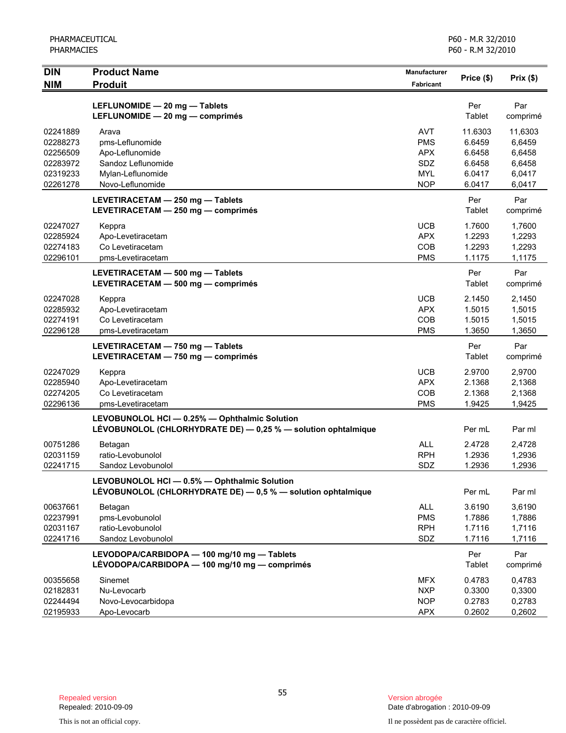| DIN<br>NIM | Product Name<br>Produit | Manufacturer<br>Fabricant | Price ($) | Prix ($) |
|---|---|---|---|---|
| | **LEFLUNOMIDE — 20 mg — Tablets**<br>**LEFLUNOMIDE — 20 mg — comprimés** | | Per Tablet | Par comprimé |
| 02241889 | Arava | AVT | 11.6303 | 11,6303 |
| 02288273 | pms-Leflunomide | PMS | 6.6459 | 6,6459 |
| 02256509 | Apo-Leflunomide | APX | 6.6458 | 6,6458 |
| 02283972 | Sandoz Leflunomide | SDZ | 6.6458 | 6,6458 |
| 02319233 | Mylan-Leflunomide | MYL | 6.0417 | 6,0417 |
| 02261278 | Novo-Leflunomide | NOP | 6.0417 | 6,0417 |
| | **LEVETIRACETAM — 250 mg — Tablets**<br>**LEVETIRACETAM — 250 mg — comprimés** | | Per Tablet | Par comprimé |
| 02247027 | Keppra | UCB | 1.7600 | 1,7600 |
| 02285924 | Apo-Levetiracetam | APX | 1.2293 | 1,2293 |
| 02274183 | Co Levetiracetam | COB | 1.2293 | 1,2293 |
| 02296101 | pms-Levetiracetam | PMS | 1.1175 | 1,1175 |
| | **LEVETIRACETAM — 500 mg — Tablets**<br>**LEVETIRACETAM — 500 mg — comprimés** | | Per Tablet | Par comprimé |
| 02247028 | Keppra | UCB | 2.1450 | 2,1450 |
| 02285932 | Apo-Levetiracetam | APX | 1.5015 | 1,5015 |
| 02274191 | Co Levetiracetam | COB | 1.5015 | 1,5015 |
| 02296128 | pms-Levetiracetam | PMS | 1.3650 | 1,3650 |
| | **LEVETIRACETAM — 750 mg — Tablets**<br>**LEVETIRACETAM — 750 mg — comprimés** | | Per Tablet | Par comprimé |
| 02247029 | Keppra | UCB | 2.9700 | 2,9700 |
| 02285940 | Apo-Levetiracetam | APX | 2.1368 | 2,1368 |
| 02274205 | Co Levetiracetam | COB | 2.1368 | 2,1368 |
| 02296136 | pms-Levetiracetam | PMS | 1.9425 | 1,9425 |
| | **LEVOBUNOLOL HCl — 0.25% — Ophthalmic Solution**<br>**LÉVOBUNOLOL (CHLORHYDRATE DE) — 0,25 % — solution ophtalmique** | | Per mL | Par ml |
| 00751286 | Betagan | ALL | 2.4728 | 2,4728 |
| 02031159 | ratio-Levobunolol | RPH | 1.2936 | 1,2936 |
| 02241715 | Sandoz Levobunolol | SDZ | 1.2936 | 1,2936 |
| | **LEVOBUNOLOL HCl — 0.5% — Ophthalmic Solution**<br>**LÉVOBUNOLOL (CHLORHYDRATE DE) — 0,5 % — solution ophtalmique** | | Per mL | Par ml |
| 00637661 | Betagan | ALL | 3.6190 | 3,6190 |
| 02237991 | pms-Levobunolol | PMS | 1.7886 | 1,7886 |
| 02031167 | ratio-Levobunolol | RPH | 1.7116 | 1,7116 |
| 02241716 | Sandoz Levobunolol | SDZ | 1.7116 | 1,7116 |
| | **LEVODOPA/CARBIDOPA — 100 mg/10 mg — Tablets**<br>**LÉVODOPA/CARBIDOPA — 100 mg/10 mg — comprimés** | | Per Tablet | Par comprimé |
| 00355658 | Sinemet | MFX | 0.4783 | 0,4783 |
| 02182831 | Nu-Levocarb | NXP | 0.3300 | 0,3300 |
| 02244494 | Novo-Levocarbidopa | NOP | 0.2783 | 0,2783 |
| 02195933 | Apo-Levocarb | APX | 0.2602 | 0,2602 |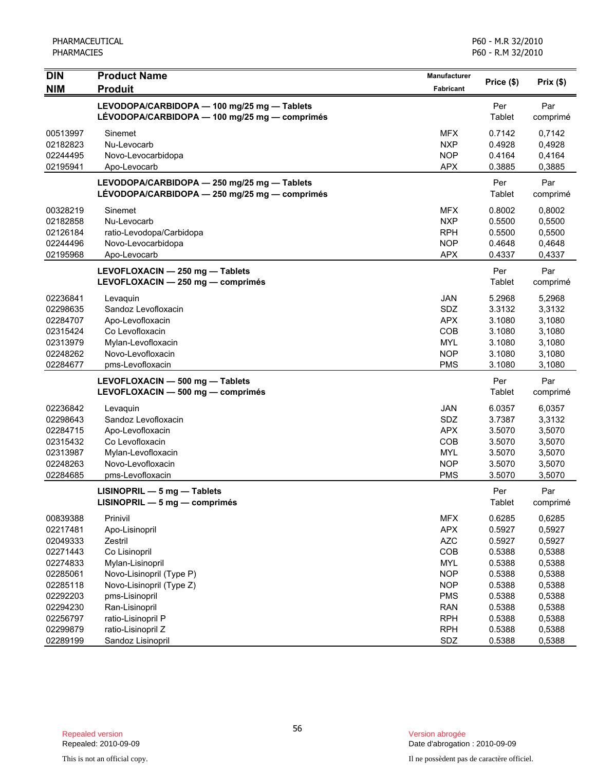| DIN<br>NIM | Product Name<br>Produit | Manufacturer<br>Fabricant | Price ($) | Prix ($) |
|---|---|---|---|---|
| | **LEVODOPA/CARBIDOPA — 100 mg/25 mg — Tablets**<br>**LÉVODOPA/CARBIDOPA — 100 mg/25 mg — comprimés** | | Per Tablet | Par comprimé |
| 00513997 | Sinemet | MFX | 0.7142 | 0,7142 |
| 02182823 | Nu-Levocarb | NXP | 0.4928 | 0,4928 |
| 02244495 | Novo-Levocarbidopa | NOP | 0.4164 | 0,4164 |
| 02195941 | Apo-Levocarb | APX | 0.3885 | 0,3885 |
| | **LEVODOPA/CARBIDOPA — 250 mg/25 mg — Tablets**<br>**LÉVODOPA/CARBIDOPA — 250 mg/25 mg — comprimés** | | Per Tablet | Par comprimé |
| 00328219 | Sinemet | MFX | 0.8002 | 0,8002 |
| 02182858 | Nu-Levocarb | NXP | 0.5500 | 0,5500 |
| 02126184 | ratio-Levodopa/Carbidopa | RPH | 0.5500 | 0,5500 |
| 02244496 | Novo-Levocarbidopa | NOP | 0.4648 | 0,4648 |
| 02195968 | Apo-Levocarb | APX | 0.4337 | 0,4337 |
| | **LEVOFLOXACIN — 250 mg — Tablets**<br>**LEVOFLOXACIN — 250 mg — comprimés** | | Per Tablet | Par comprimé |
| 02236841 | Levaquin | JAN | 5.2968 | 5,2968 |
| 02298635 | Sandoz Levofloxacin | SDZ | 3.3132 | 3,3132 |
| 02284707 | Apo-Levofloxacin | APX | 3.1080 | 3,1080 |
| 02315424 | Co Levofloxacin | COB | 3.1080 | 3,1080 |
| 02313979 | Mylan-Levofloxacin | MYL | 3.1080 | 3,1080 |
| 02248262 | Novo-Levofloxacin | NOP | 3.1080 | 3,1080 |
| 02284677 | pms-Levofloxacin | PMS | 3.1080 | 3,1080 |
| | **LEVOFLOXACIN — 500 mg — Tablets**<br>**LEVOFLOXACIN — 500 mg — comprimés** | | Per Tablet | Par comprimé |
| 02236842 | Levaquin | JAN | 6.0357 | 6,0357 |
| 02298643 | Sandoz Levofloxacin | SDZ | 3.7387 | 3,3132 |
| 02284715 | Apo-Levofloxacin | APX | 3.5070 | 3,5070 |
| 02315432 | Co Levofloxacin | COB | 3.5070 | 3,5070 |
| 02313987 | Mylan-Levofloxacin | MYL | 3.5070 | 3,5070 |
| 02248263 | Novo-Levofloxacin | NOP | 3.5070 | 3,5070 |
| 02284685 | pms-Levofloxacin | PMS | 3.5070 | 3,5070 |
| | **LISINOPRIL — 5 mg — Tablets**<br>**LISINOPRIL — 5 mg — comprimés** | | Per Tablet | Par comprimé |
| 00839388 | Prinivil | MFX | 0.6285 | 0,6285 |
| 02217481 | Apo-Lisinopril | APX | 0.5927 | 0,5927 |
| 02049333 | Zestril | AZC | 0.5927 | 0,5927 |
| 02271443 | Co Lisinopril | COB | 0.5388 | 0,5388 |
| 02274833 | Mylan-Lisinopril | MYL | 0.5388 | 0,5388 |
| 02285061 | Novo-Lisinopril (Type P) | NOP | 0.5388 | 0,5388 |
| 02285118 | Novo-Lisinopril (Type Z) | NOP | 0.5388 | 0,5388 |
| 02292203 | pms-Lisinopril | PMS | 0.5388 | 0,5388 |
| 02294230 | Ran-Lisinopril | RAN | 0.5388 | 0,5388 |
| 02256797 | ratio-Lisinopril P | RPH | 0.5388 | 0,5388 |
| 02299879 | ratio-Lisinopril Z | RPH | 0.5388 | 0,5388 |
| 02289199 | Sandoz Lisinopril | SDZ | 0.5388 | 0,5388 |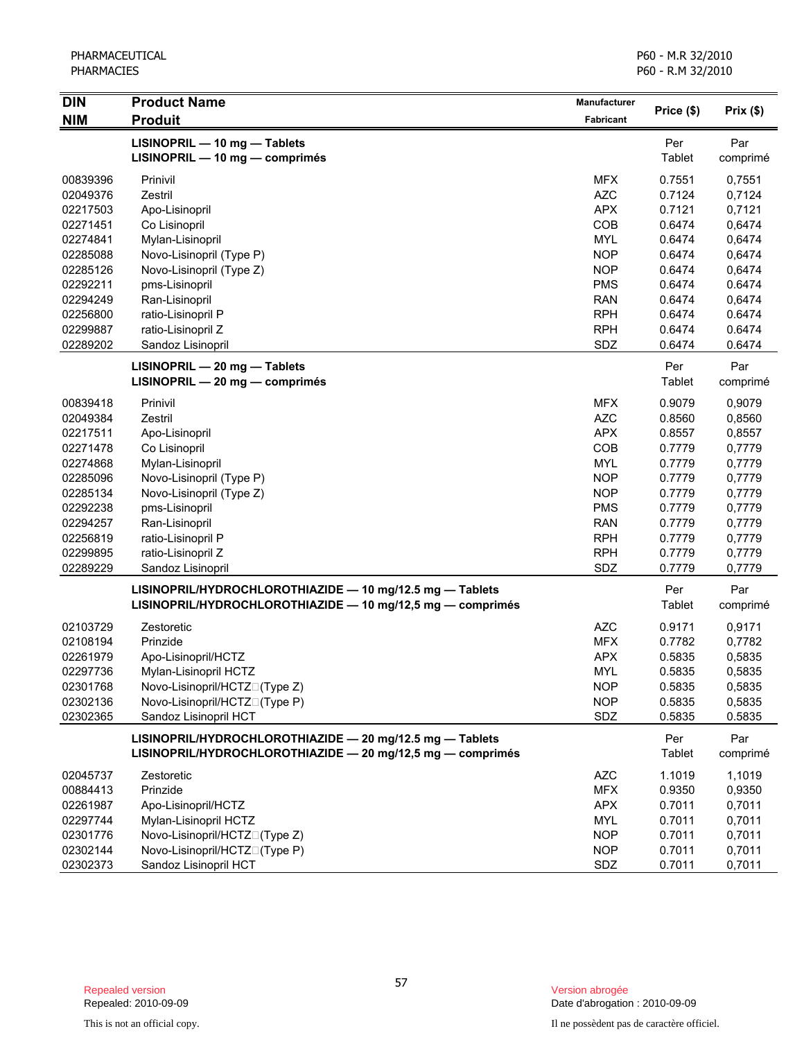| DIN<br>NIM | Product Name<br>Produit | Manufacturer<br>Fabricant | Price ($) | Prix ($) |
|---|---|---|---|---|
| | **LISINOPRIL — 10 mg — Tablets**<br>**LISINOPRIL — 10 mg — comprimés** | | Per Tablet | Par comprimé |
| 00839396 | Prinivil | MFX | 0.7551 | 0,7551 |
| 02049376 | Zestril | AZC | 0.7124 | 0,7124 |
| 02217503 | Apo-Lisinopril | APX | 0.7121 | 0,7121 |
| 02271451 | Co Lisinopril | COB | 0.6474 | 0,6474 |
| 02274841 | Mylan-Lisinopril | MYL | 0.6474 | 0,6474 |
| 02285088 | Novo-Lisinopril (Type P) | NOP | 0.6474 | 0,6474 |
| 02285126 | Novo-Lisinopril (Type Z) | NOP | 0.6474 | 0,6474 |
| 02292211 | pms-Lisinopril | PMS | 0.6474 | 0.6474 |
| 02294249 | Ran-Lisinopril | RAN | 0.6474 | 0,6474 |
| 02256800 | ratio-Lisinopril P | RPH | 0.6474 | 0.6474 |
| 02299887 | ratio-Lisinopril Z | RPH | 0.6474 | 0.6474 |
| 02289202 | Sandoz Lisinopril | SDZ | 0.6474 | 0.6474 |
| | **LISINOPRIL — 20 mg — Tablets**<br>**LISINOPRIL — 20 mg — comprimés** | | Per Tablet | Par comprimé |
| 00839418 | Prinivil | MFX | 0.9079 | 0,9079 |
| 02049384 | Zestril | AZC | 0.8560 | 0,8560 |
| 02217511 | Apo-Lisinopril | APX | 0.8557 | 0,8557 |
| 02271478 | Co Lisinopril | COB | 0.7779 | 0,7779 |
| 02274868 | Mylan-Lisinopril | MYL | 0.7779 | 0,7779 |
| 02285096 | Novo-Lisinopril (Type P) | NOP | 0.7779 | 0,7779 |
| 02285134 | Novo-Lisinopril (Type Z) | NOP | 0.7779 | 0,7779 |
| 02292238 | pms-Lisinopril | PMS | 0.7779 | 0,7779 |
| 02294257 | Ran-Lisinopril | RAN | 0.7779 | 0,7779 |
| 02256819 | ratio-Lisinopril P | RPH | 0.7779 | 0,7779 |
| 02299895 | ratio-Lisinopril Z | RPH | 0.7779 | 0,7779 |
| 02289229 | Sandoz Lisinopril | SDZ | 0.7779 | 0,7779 |
| | **LISINOPRIL/HYDROCHLOROTHIAZIDE — 10 mg/12.5 mg — Tablets**<br>**LISINOPRIL/HYDROCHLOROTHIAZIDE — 10 mg/12,5 mg — comprimés** | | Per Tablet | Par comprimé |
| 02103729 | Zestoretic | AZC | 0.9171 | 0,9171 |
| 02108194 | Prinzide | MFX | 0.7782 | 0,7782 |
| 02261979 | Apo-Lisinopril/HCTZ | APX | 0.5835 | 0,5835 |
| 02297736 | Mylan-Lisinopril HCTZ | MYL | 0.5835 | 0,5835 |
| 02301768 | Novo-Lisinopril/HCTZ (Type Z) | NOP | 0.5835 | 0,5835 |
| 02302136 | Novo-Lisinopril/HCTZ (Type P) | NOP | 0.5835 | 0,5835 |
| 02302365 | Sandoz Lisinopril HCT | SDZ | 0.5835 | 0.5835 |
| | **LISINOPRIL/HYDROCHLOROTHIAZIDE — 20 mg/12.5 mg — Tablets**<br>**LISINOPRIL/HYDROCHLOROTHIAZIDE — 20 mg/12,5 mg — comprimés** | | Per Tablet | Par comprimé |
| 02045737 | Zestoretic | AZC | 1.1019 | 1,1019 |
| 00884413 | Prinzide | MFX | 0.9350 | 0,9350 |
| 02261987 | Apo-Lisinopril/HCTZ | APX | 0.7011 | 0,7011 |
| 02297744 | Mylan-Lisinopril HCTZ | MYL | 0.7011 | 0,7011 |
| 02301776 | Novo-Lisinopril/HCTZ (Type Z) | NOP | 0.7011 | 0,7011 |
| 02302144 | Novo-Lisinopril/HCTZ (Type P) | NOP | 0.7011 | 0,7011 |
| 02302373 | Sandoz Lisinopril HCT | SDZ | 0.7011 | 0,7011 |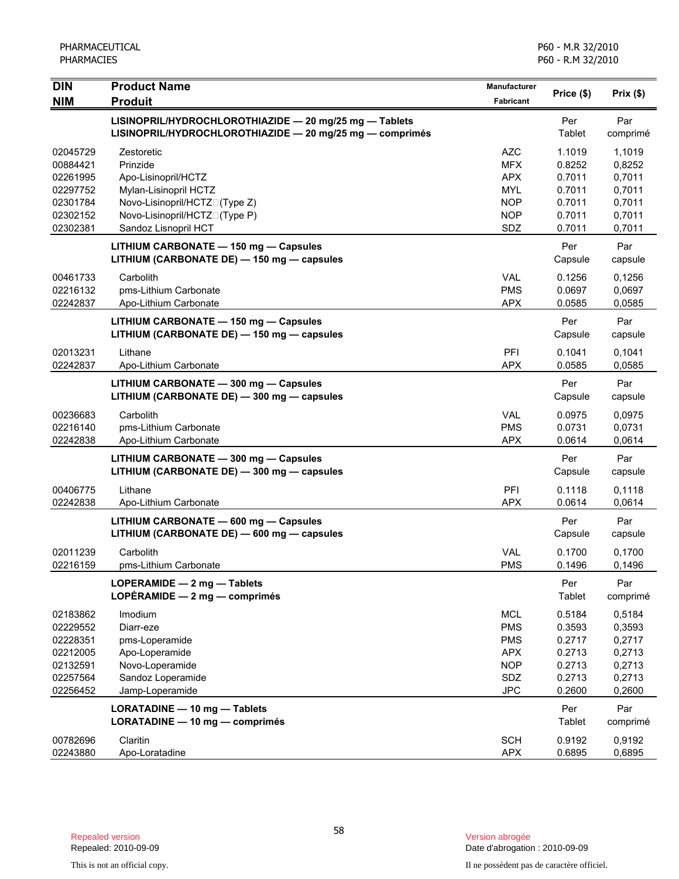| DIN<br>NIM | Product Name<br>Produit | Manufacturer<br>Fabricant | Price ($) | Prix ($) |
|---|---|---|---|---|
| | **LISINOPRIL/HYDROCHLOROTHIAZIDE — 20 mg/25 mg — Tablets**<br>**LISINOPRIL/HYDROCHLOROTHIAZIDE — 20 mg/25 mg — comprimés** | | Per Tablet | Par comprimé |
| 02045729 | Zestoretic | AZC | 1.1019 | 1,1019 |
| 00884421 | Prinzide | MFX | 0.8252 | 0,8252 |
| 02261995 | Apo-Lisinopril/HCTZ | APX | 0.7011 | 0,7011 |
| 02297752 | Mylan-Lisinopril HCTZ | MYL | 0.7011 | 0,7011 |
| 02301784 | Novo-Lisinopril/HCTZ (Type Z) | NOP | 0.7011 | 0,7011 |
| 02302152 | Novo-Lisinopril/HCTZ (Type P) | NOP | 0.7011 | 0,7011 |
| 02302381 | Sandoz Lisnopril HCT | SDZ | 0.7011 | 0,7011 |
| | **LITHIUM CARBONATE — 150 mg — Capsules**<br>**LITHIUM (CARBONATE DE) — 150 mg — capsules** | | Per Capsule | Par capsule |
| 00461733 | Carbolith | VAL | 0.1256 | 0,1256 |
| 02216132 | pms-Lithium Carbonate | PMS | 0.0697 | 0,0697 |
| 02242837 | Apo-Lithium Carbonate | APX | 0.0585 | 0,0585 |
| | **LITHIUM CARBONATE — 150 mg — Capsules**<br>**LITHIUM (CARBONATE DE) — 150 mg — capsules** | | Per Capsule | Par capsule |
| 02013231 | Lithane | PFI | 0.1041 | 0,1041 |
| 02242837 | Apo-Lithium Carbonate | APX | 0.0585 | 0,0585 |
| | **LITHIUM CARBONATE — 300 mg — Capsules**<br>**LITHIUM (CARBONATE DE) — 300 mg — capsules** | | Per Capsule | Par capsule |
| 00236683 | Carbolith | VAL | 0.0975 | 0,0975 |
| 02216140 | pms-Lithium Carbonate | PMS | 0.0731 | 0,0731 |
| 02242838 | Apo-Lithium Carbonate | APX | 0.0614 | 0,0614 |
| | **LITHIUM CARBONATE — 300 mg — Capsules**<br>**LITHIUM (CARBONATE DE) — 300 mg — capsules** | | Per Capsule | Par capsule |
| 00406775 | Lithane | PFI | 0.1118 | 0,1118 |
| 02242838 | Apo-Lithium Carbonate | APX | 0.0614 | 0,0614 |
| | **LITHIUM CARBONATE — 600 mg — Capsules**<br>**LITHIUM (CARBONATE DE) — 600 mg — capsules** | | Per Capsule | Par capsule |
| 02011239 | Carbolith | VAL | 0.1700 | 0,1700 |
| 02216159 | pms-Lithium Carbonate | PMS | 0.1496 | 0,1496 |
| | **LOPERAMIDE — 2 mg — Tablets**<br>**LOPÉRAMIDE — 2 mg — comprimés** | | Per Tablet | Par comprimé |
| 02183862 | Imodium | MCL | 0.5184 | 0,5184 |
| 02229552 | Diarr-eze | PMS | 0.3593 | 0,3593 |
| 02228351 | pms-Loperamide | PMS | 0.2717 | 0,2717 |
| 02212005 | Apo-Loperamide | APX | 0.2713 | 0,2713 |
| 02132591 | Novo-Loperamide | NOP | 0.2713 | 0,2713 |
| 02257564 | Sandoz Loperamide | SDZ | 0.2713 | 0,2713 |
| 02256452 | Jamp-Loperamide | JPC | 0.2600 | 0,2600 |
| | **LORATADINE — 10 mg — Tablets**<br>**LORATADINE — 10 mg — comprimés** | | Per Tablet | Par comprimé |
| 00782696 | Claritin | SCH | 0.9192 | 0,9192 |
| 02243880 | Apo-Loratadine | APX | 0.6895 | 0,6895 |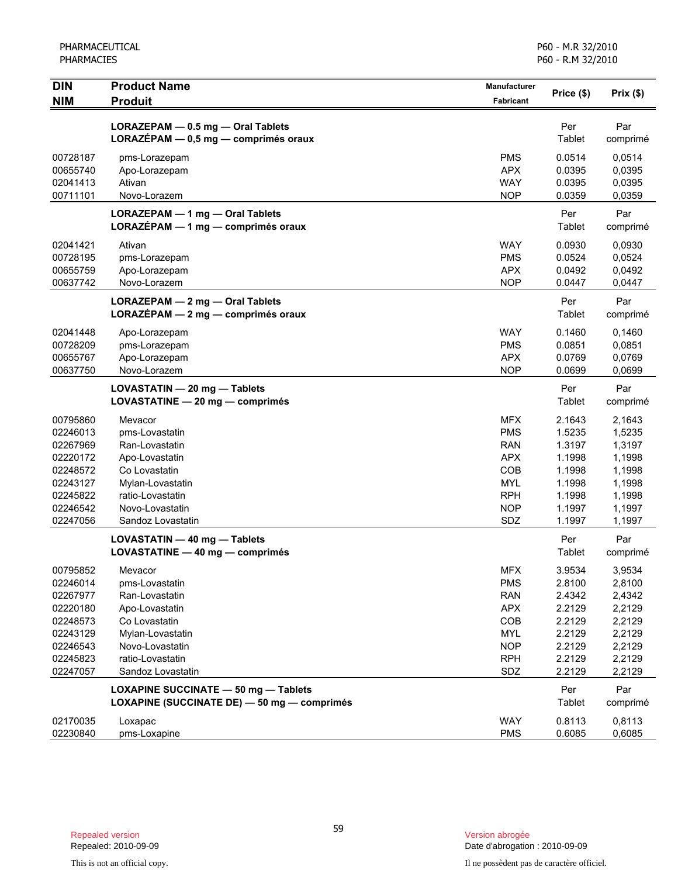| DIN<br>NIM | Product Name<br>Produit | Manufacturer<br>Fabricant | Price ($) | Prix ($) |
|---|---|---|---|---|
| | **LORAZEPAM — 0.5 mg — Oral Tablets**<br>**LORAZÉPAM — 0,5 mg — comprimés oraux** | | Per Tablet | Par comprimé |
| 00728187 | pms-Lorazepam | PMS | 0.0514 | 0,0514 |
| 00655740 | Apo-Lorazepam | APX | 0.0395 | 0,0395 |
| 02041413 | Ativan | WAY | 0.0395 | 0,0395 |
| 00711101 | Novo-Lorazem | NOP | 0.0359 | 0,0359 |
| | **LORAZEPAM — 1 mg — Oral Tablets**<br>**LORAZÉPAM — 1 mg — comprimés oraux** | | Per Tablet | Par comprimé |
| 02041421 | Ativan | WAY | 0.0930 | 0,0930 |
| 00728195 | pms-Lorazepam | PMS | 0.0524 | 0,0524 |
| 00655759 | Apo-Lorazepam | APX | 0.0492 | 0,0492 |
| 00637742 | Novo-Lorazem | NOP | 0.0447 | 0,0447 |
| | **LORAZEPAM — 2 mg — Oral Tablets**<br>**LORAZÉPAM — 2 mg — comprimés oraux** | | Per Tablet | Par comprimé |
| 02041448 | Apo-Lorazepam | WAY | 0.1460 | 0,1460 |
| 00728209 | pms-Lorazepam | PMS | 0.0851 | 0,0851 |
| 00655767 | Apo-Lorazepam | APX | 0.0769 | 0,0769 |
| 00637750 | Novo-Lorazem | NOP | 0.0699 | 0,0699 |
| | **LOVASTATIN — 20 mg — Tablets**<br>**LOVASTATINE — 20 mg — comprimés** | | Per Tablet | Par comprimé |
| 00795860 | Mevacor | MFX | 2.1643 | 2,1643 |
| 02246013 | pms-Lovastatin | PMS | 1.5235 | 1,5235 |
| 02267969 | Ran-Lovastatin | RAN | 1.3197 | 1,3197 |
| 02220172 | Apo-Lovastatin | APX | 1.1998 | 1,1998 |
| 02248572 | Co Lovastatin | COB | 1.1998 | 1,1998 |
| 02243127 | Mylan-Lovastatin | MYL | 1.1998 | 1,1998 |
| 02245822 | ratio-Lovastatin | RPH | 1.1998 | 1,1998 |
| 02246542 | Novo-Lovastatin | NOP | 1.1997 | 1,1997 |
| 02247056 | Sandoz Lovastatin | SDZ | 1.1997 | 1,1997 |
| | **LOVASTATIN — 40 mg — Tablets**<br>**LOVASTATINE — 40 mg — comprimés** | | Per Tablet | Par comprimé |
| 00795852 | Mevacor | MFX | 3.9534 | 3,9534 |
| 02246014 | pms-Lovastatin | PMS | 2.8100 | 2,8100 |
| 02267977 | Ran-Lovastatin | RAN | 2.4342 | 2,4342 |
| 02220180 | Apo-Lovastatin | APX | 2.2129 | 2,2129 |
| 02248573 | Co Lovastatin | COB | 2.2129 | 2,2129 |
| 02243129 | Mylan-Lovastatin | MYL | 2.2129 | 2,2129 |
| 02246543 | Novo-Lovastatin | NOP | 2.2129 | 2,2129 |
| 02245823 | ratio-Lovastatin | RPH | 2.2129 | 2,2129 |
| 02247057 | Sandoz Lovastatin | SDZ | 2.2129 | 2,2129 |
| | **LOXAPINE SUCCINATE — 50 mg — Tablets**<br>**LOXAPINE (SUCCINATE DE) — 50 mg — comprimés** | | Per Tablet | Par comprimé |
| 02170035 | Loxapac | WAY | 0.8113 | 0,8113 |
| 02230840 | pms-Loxapine | PMS | 0.6085 | 0,6085 |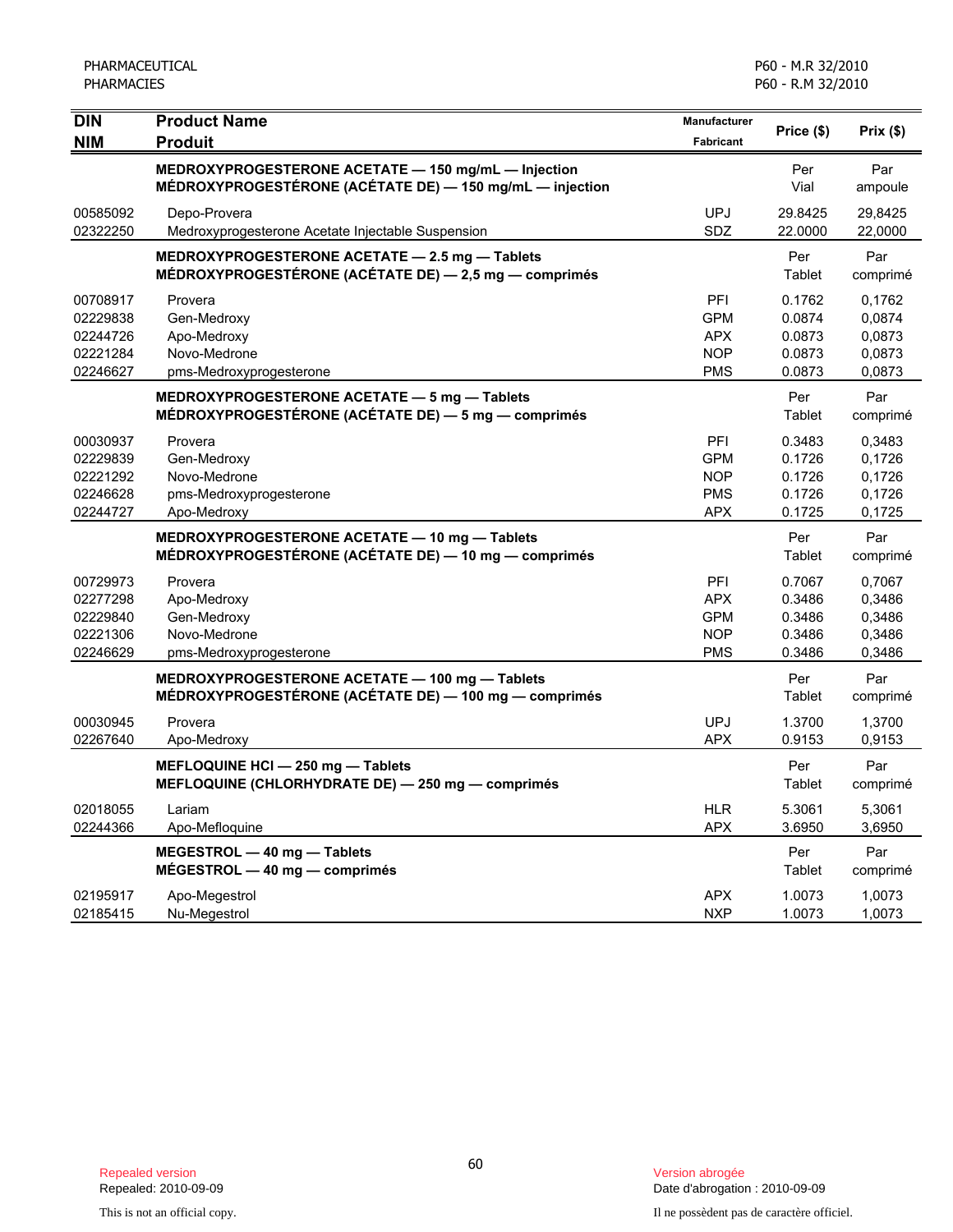| DIN<br>NIM | Product Name<br>Produit | Manufacturer<br>Fabricant | Price ($) | Prix ($) |
|---|---|---|---|---|
| | **MEDROXYPROGESTERONE ACETATE — 150 mg/mL — Injection**<br>**MÉDROXYPROGESTÉRONE (ACÉTATE DE) — 150 mg/mL — injection** | | Per Vial | Par ampoule |
| 00585092 | Depo-Provera | UPJ | 29.8425 | 29,8425 |
| 02322250 | Medroxyprogesterone Acetate Injectable Suspension | SDZ | 22.0000 | 22,0000 |
| | **MEDROXYPROGESTERONE ACETATE — 2.5 mg — Tablets**<br>**MÉDROXYPROGESTÉRONE (ACÉTATE DE) — 2,5 mg — comprimés** | | Per Tablet | Par comprimé |
| 00708917 | Provera | PFI | 0.1762 | 0,1762 |
| 02229838 | Gen-Medroxy | GPM | 0.0874 | 0,0874 |
| 02244726 | Apo-Medroxy | APX | 0.0873 | 0,0873 |
| 02221284 | Novo-Medrone | NOP | 0.0873 | 0,0873 |
| 02246627 | pms-Medroxyprogesterone | PMS | 0.0873 | 0,0873 |
| | **MEDROXYPROGESTERONE ACETATE — 5 mg — Tablets**<br>**MÉDROXYPROGESTÉRONE (ACÉTATE DE) — 5 mg — comprimés** | | Per Tablet | Par comprimé |
| 00030937 | Provera | PFI | 0.3483 | 0,3483 |
| 02229839 | Gen-Medroxy | GPM | 0.1726 | 0,1726 |
| 02221292 | Novo-Medrone | NOP | 0.1726 | 0,1726 |
| 02246628 | pms-Medroxyprogesterone | PMS | 0.1726 | 0,1726 |
| 02244727 | Apo-Medroxy | APX | 0.1725 | 0,1725 |
| | **MEDROXYPROGESTERONE ACETATE — 10 mg — Tablets**<br>**MÉDROXYPROGESTÉRONE (ACÉTATE DE) — 10 mg — comprimés** | | Per Tablet | Par comprimé |
| 00729973 | Provera | PFI | 0.7067 | 0,7067 |
| 02277298 | Apo-Medroxy | APX | 0.3486 | 0,3486 |
| 02229840 | Gen-Medroxy | GPM | 0.3486 | 0,3486 |
| 02221306 | Novo-Medrone | NOP | 0.3486 | 0,3486 |
| 02246629 | pms-Medroxyprogesterone | PMS | 0.3486 | 0,3486 |
| | **MEDROXYPROGESTERONE ACETATE — 100 mg — Tablets**<br>**MÉDROXYPROGESTÉRONE (ACÉTATE DE) — 100 mg — comprimés** | | Per Tablet | Par comprimé |
| 00030945 | Provera | UPJ | 1.3700 | 1,3700 |
| 02267640 | Apo-Medroxy | APX | 0.9153 | 0,9153 |
| | **MEFLOQUINE HCl — 250 mg — Tablets**<br>**MEFLOQUINE (CHLORHYDRATE DE) — 250 mg — comprimés** | | Per Tablet | Par comprimé |
| 02018055 | Lariam | HLR | 5.3061 | 5,3061 |
| 02244366 | Apo-Mefloquine | APX | 3.6950 | 3,6950 |
| | **MEGESTROL — 40 mg — Tablets**<br>**MÉGESTROL — 40 mg — comprimés** | | Per Tablet | Par comprimé |
| 02195917 | Apo-Megestrol | APX | 1.0073 | 1,0073 |
| 02185415 | Nu-Megestrol | NXP | 1.0073 | 1,0073 |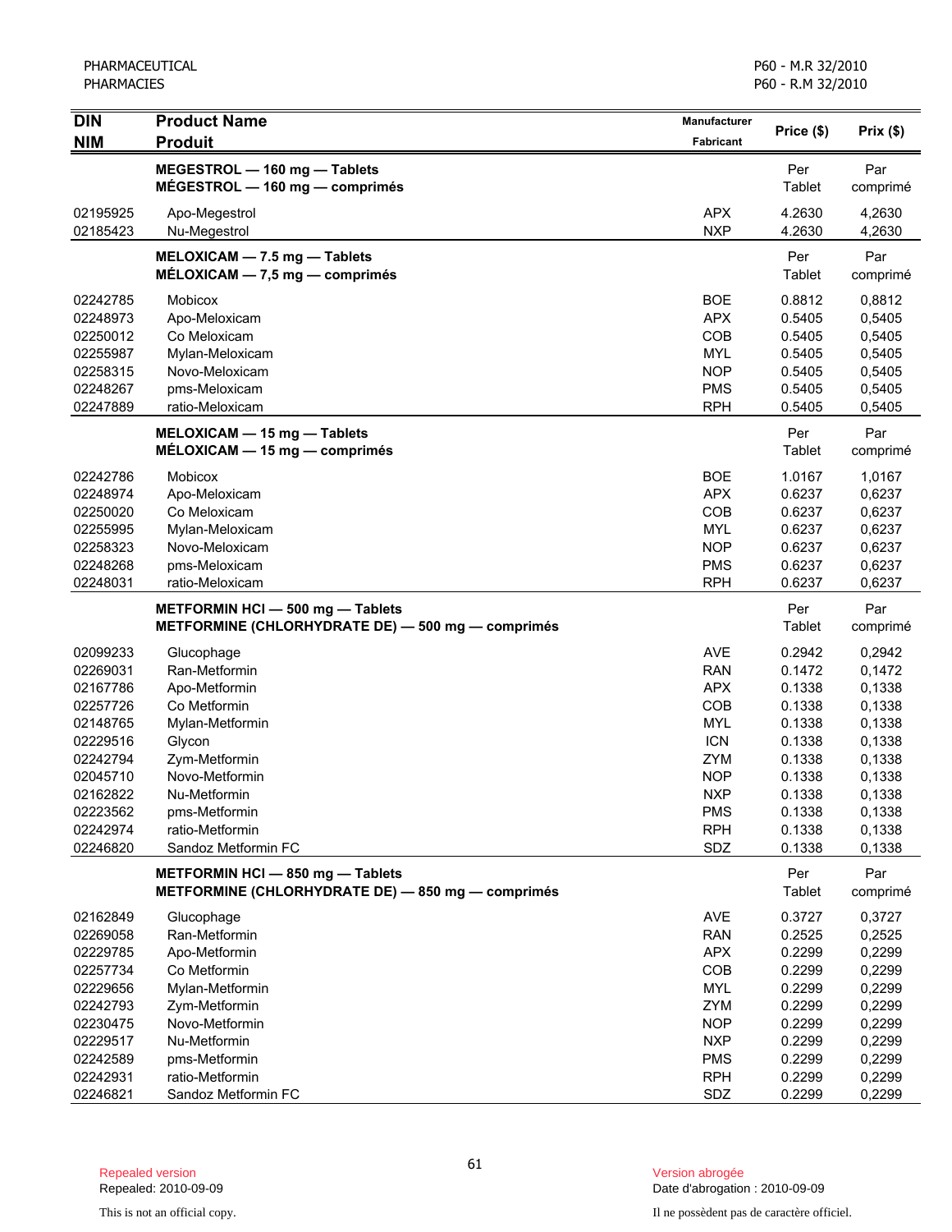| DIN<br>NIM | Product Name<br>Produit | Manufacturer<br>Fabricant | Price ($) | Prix ($) |
|---|---|---|---|---|
| | **MEGESTROL — 160 mg — Tablets**<br>**MÉGESTROL — 160 mg — comprimés** | | Per Tablet | Par comprimé |
| 02195925 | Apo-Megestrol | APX | 4.2630 | 4,2630 |
| 02185423 | Nu-Megestrol | NXP | 4.2630 | 4,2630 |
| | **MELOXICAM — 7.5 mg — Tablets**<br>**MÉLOXICAM — 7,5 mg — comprimés** | | Per Tablet | Par comprimé |
| 02242785 | Mobicox | BOE | 0.8812 | 0,8812 |
| 02248973 | Apo-Meloxicam | APX | 0.5405 | 0,5405 |
| 02250012 | Co Meloxicam | COB | 0.5405 | 0,5405 |
| 02255987 | Mylan-Meloxicam | MYL | 0.5405 | 0,5405 |
| 02258315 | Novo-Meloxicam | NOP | 0.5405 | 0,5405 |
| 02248267 | pms-Meloxicam | PMS | 0.5405 | 0,5405 |
| 02247889 | ratio-Meloxicam | RPH | 0.5405 | 0,5405 |
| | **MELOXICAM — 15 mg — Tablets**<br>**MÉLOXICAM — 15 mg — comprimés** | | Per Tablet | Par comprimé |
| 02242786 | Mobicox | BOE | 1.0167 | 1,0167 |
| 02248974 | Apo-Meloxicam | APX | 0.6237 | 0,6237 |
| 02250020 | Co Meloxicam | COB | 0.6237 | 0,6237 |
| 02255995 | Mylan-Meloxicam | MYL | 0.6237 | 0,6237 |
| 02258323 | Novo-Meloxicam | NOP | 0.6237 | 0,6237 |
| 02248268 | pms-Meloxicam | PMS | 0.6237 | 0,6237 |
| 02248031 | ratio-Meloxicam | RPH | 0.6237 | 0,6237 |
| | **METFORMIN HCl — 500 mg — Tablets**<br>**METFORMINE (CHLORHYDRATE DE) — 500 mg — comprimés** | | Per Tablet | Par comprimé |
| 02099233 | Glucophage | AVE | 0.2942 | 0,2942 |
| 02269031 | Ran-Metformin | RAN | 0.1472 | 0,1472 |
| 02167786 | Apo-Metformin | APX | 0.1338 | 0,1338 |
| 02257726 | Co Metformin | COB | 0.1338 | 0,1338 |
| 02148765 | Mylan-Metformin | MYL | 0.1338 | 0,1338 |
| 02229516 | Glycon | ICN | 0.1338 | 0,1338 |
| 02242794 | Zym-Metformin | ZYM | 0.1338 | 0,1338 |
| 02045710 | Novo-Metformin | NOP | 0.1338 | 0,1338 |
| 02162822 | Nu-Metformin | NXP | 0.1338 | 0,1338 |
| 02223562 | pms-Metformin | PMS | 0.1338 | 0,1338 |
| 02242974 | ratio-Metformin | RPH | 0.1338 | 0,1338 |
| 02246820 | Sandoz Metformin FC | SDZ | 0.1338 | 0,1338 |
| | **METFORMIN HCl — 850 mg — Tablets**<br>**METFORMINE (CHLORHYDRATE DE) — 850 mg — comprimés** | | Per Tablet | Par comprimé |
| 02162849 | Glucophage | AVE | 0.3727 | 0,3727 |
| 02269058 | Ran-Metformin | RAN | 0.2525 | 0,2525 |
| 02229785 | Apo-Metformin | APX | 0.2299 | 0,2299 |
| 02257734 | Co Metformin | COB | 0.2299 | 0,2299 |
| 02229656 | Mylan-Metformin | MYL | 0.2299 | 0,2299 |
| 02242793 | Zym-Metformin | ZYM | 0.2299 | 0,2299 |
| 02230475 | Novo-Metformin | NOP | 0.2299 | 0,2299 |
| 02229517 | Nu-Metformin | NXP | 0.2299 | 0,2299 |
| 02242589 | pms-Metformin | PMS | 0.2299 | 0,2299 |
| 02242931 | ratio-Metformin | RPH | 0.2299 | 0,2299 |
| 02246821 | Sandoz Metformin FC | SDZ | 0.2299 | 0,2299 |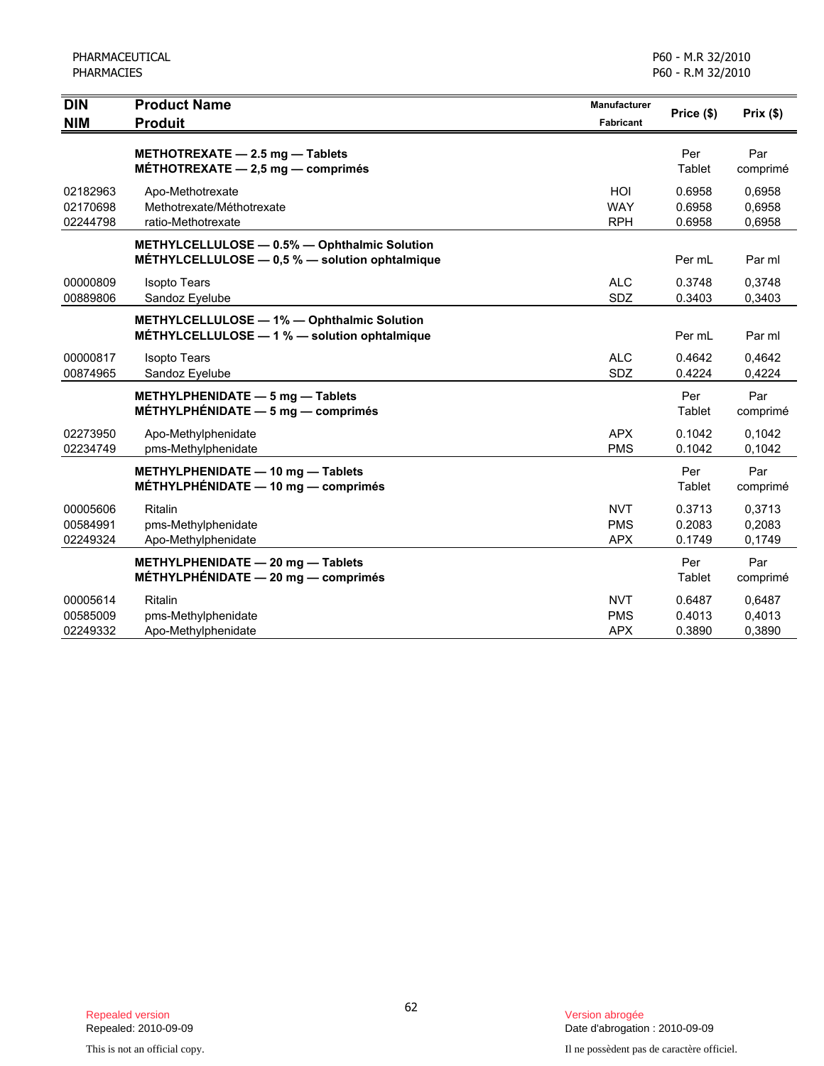PHARMACEUTICAL
PHARMACIES

P60 - M.R 32/2010
P60 - R.M 32/2010

| DIN<br>NIM | Product Name<br>Produit | Manufacturer<br>Fabricant | Price ($) | Prix ($) |
|---|---|---|---|---|
| | **METHOTREXATE — 2.5 mg — Tablets**<br>**MÉTHOTREXATE — 2,5 mg — comprimés** | | Per Tablet | Par comprimé |
| 02182963 | Apo-Methotrexate | HOI | 0.6958 | 0,6958 |
| 02170698 | Methotrexate/Méthotrexate | WAY | 0.6958 | 0,6958 |
| 02244798 | ratio-Methotrexate | RPH | 0.6958 | 0,6958 |
| | **METHYLCELLULOSE — 0.5% — Ophthalmic Solution**<br>**MÉTHYLCELLULOSE — 0,5 % — solution ophtalmique** | | Per mL | Par ml |
| 00000809 | Isopto Tears | ALC | 0.3748 | 0,3748 |
| 00889806 | Sandoz Eyelube | SDZ | 0.3403 | 0,3403 |
| | **METHYLCELLULOSE — 1% — Ophthalmic Solution**<br>**MÉTHYLCELLULOSE — 1 % — solution ophtalmique** | | Per mL | Par ml |
| 00000817 | Isopto Tears | ALC | 0.4642 | 0,4642 |
| 00874965 | Sandoz Eyelube | SDZ | 0.4224 | 0,4224 |
| | **METHYLPHENIDATE — 5 mg — Tablets**<br>**MÉTHYLPHÉNIDATE — 5 mg — comprimés** | | Per Tablet | Par comprimé |
| 02273950 | Apo-Methylphenidate | APX | 0.1042 | 0,1042 |
| 02234749 | pms-Methylphenidate | PMS | 0.1042 | 0,1042 |
| | **METHYLPHENIDATE — 10 mg — Tablets**<br>**MÉTHYLPHÉNIDATE — 10 mg — comprimés** | | Per Tablet | Par comprimé |
| 00005606 | Ritalin | NVT | 0.3713 | 0,3713 |
| 00584991 | pms-Methylphenidate | PMS | 0.2083 | 0,2083 |
| 02249324 | Apo-Methylphenidate | APX | 0.1749 | 0,1749 |
| | **METHYLPHENIDATE — 20 mg — Tablets**<br>**MÉTHYLPHÉNIDATE — 20 mg — comprimés** | | Per Tablet | Par comprimé |
| 00005614 | Ritalin | NVT | 0.6487 | 0,6487 |
| 00585009 | pms-Methylphenidate | PMS | 0.4013 | 0,4013 |
| 02249332 | Apo-Methylphenidate | APX | 0.3890 | 0,3890 |

Repealed version
Repealed: 2010-09-09

Version abrogée
Date d'abrogation : 2010-09-09

This is not an official copy.

Il ne possèdent pas de caractère officiel.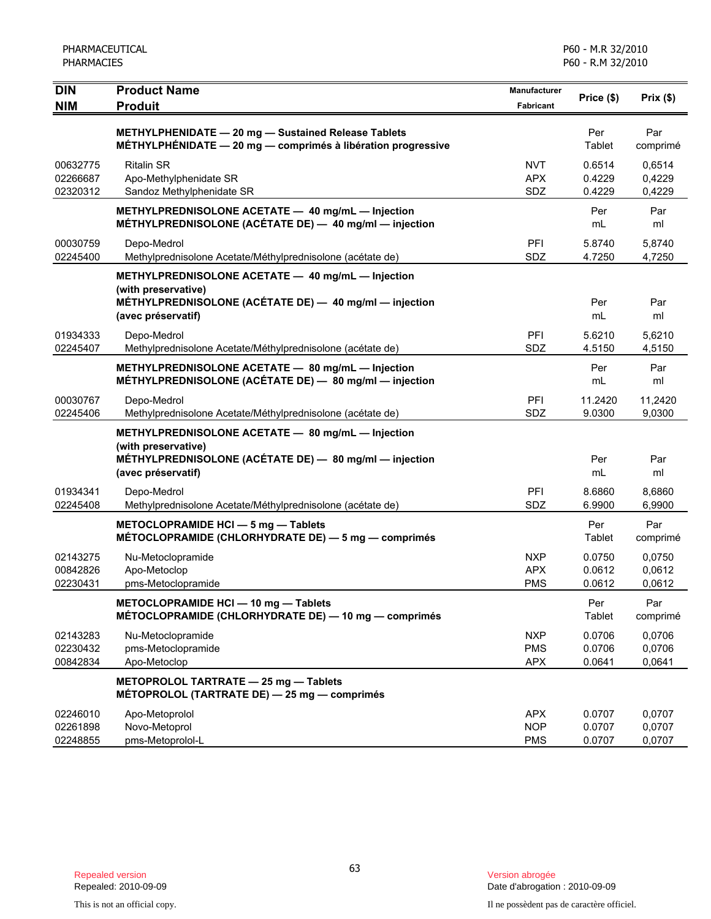| DIN<br>NIM | Product Name<br>Produit | Manufacturer<br>Fabricant | Price ($) | Prix ($) |
|---|---|---|---|---|
| | **METHYLPHENIDATE — 20 mg — Sustained Release Tablets**<br>**MÉTHYLPHÉNIDATE — 20 mg — comprimés à libération progressive** | | Per Tablet | Par comprimé |
| 00632775 | Ritalin SR | NVT | 0.6514 | 0,6514 |
| 02266687 | Apo-Methylphenidate SR | APX | 0.4229 | 0,4229 |
| 02320312 | Sandoz Methylphenidate SR | SDZ | 0.4229 | 0,4229 |
| | **METHYLPREDNISOLONE ACETATE — 40 mg/mL — Injection**<br>**MÉTHYLPREDNISOLONE (ACÉTATE DE) — 40 mg/ml — injection** | | Per mL | Par ml |
| 00030759 | Depo-Medrol | PFI | 5.8740 | 5,8740 |
| 02245400 | Methylprednisolone Acetate/Méthylprednisolone (acétate de) | SDZ | 4.7250 | 4,7250 |
| | **METHYLPREDNISOLONE ACETATE — 40 mg/mL — Injection (with preservative)**<br>**MÉTHYLPREDNISOLONE (ACÉTATE DE) — 40 mg/ml — injection (avec préservatif)** | | Per mL | Par ml |
| 01934333 | Depo-Medrol | PFI | 5.6210 | 5,6210 |
| 02245407 | Methylprednisolone Acetate/Méthylprednisolone (acétate de) | SDZ | 4.5150 | 4,5150 |
| | **METHYLPREDNISOLONE ACETATE — 80 mg/mL — Injection**<br>**MÉTHYLPREDNISOLONE (ACÉTATE DE) — 80 mg/ml — injection** | | Per mL | Par ml |
| 00030767 | Depo-Medrol | PFI | 11.2420 | 11,2420 |
| 02245406 | Methylprednisolone Acetate/Méthylprednisolone (acétate de) | SDZ | 9.0300 | 9,0300 |
| | **METHYLPREDNISOLONE ACETATE — 80 mg/mL — Injection (with preservative)**<br>**MÉTHYLPREDNISOLONE (ACÉTATE DE) — 80 mg/ml — injection (avec préservatif)** | | Per mL | Par ml |
| 01934341 | Depo-Medrol | PFI | 8.6860 | 8,6860 |
| 02245408 | Methylprednisolone Acetate/Méthylprednisolone (acétate de) | SDZ | 6.9900 | 6,9900 |
| | **METOCLOPRAMIDE HCl — 5 mg — Tablets**<br>**MÉTOCLOPRAMIDE (CHLORHYDRATE DE) — 5 mg — comprimés** | | Per Tablet | Par comprimé |
| 02143275 | Nu-Metoclopramide | NXP | 0.0750 | 0,0750 |
| 00842826 | Apo-Metoclop | APX | 0.0612 | 0,0612 |
| 02230431 | pms-Metoclopramide | PMS | 0.0612 | 0,0612 |
| | **METOCLOPRAMIDE HCl — 10 mg — Tablets**<br>**MÉTOCLOPRAMIDE (CHLORHYDRATE DE) — 10 mg — comprimés** | | Per Tablet | Par comprimé |
| 02143283 | Nu-Metoclopramide | NXP | 0.0706 | 0,0706 |
| 02230432 | pms-Metoclopramide | PMS | 0.0706 | 0,0706 |
| 00842834 | Apo-Metoclop | APX | 0.0641 | 0,0641 |
| | **METOPROLOL TARTRATE — 25 mg — Tablets**<br>**MÉTOPROLOL (TARTRATE DE) — 25 mg — comprimés** | | | |
| 02246010 | Apo-Metoprolol | APX | 0.0707 | 0,0707 |
| 02261898 | Novo-Metoprol | NOP | 0.0707 | 0,0707 |
| 02248855 | pms-Metoprolol-L | PMS | 0.0707 | 0,0707 |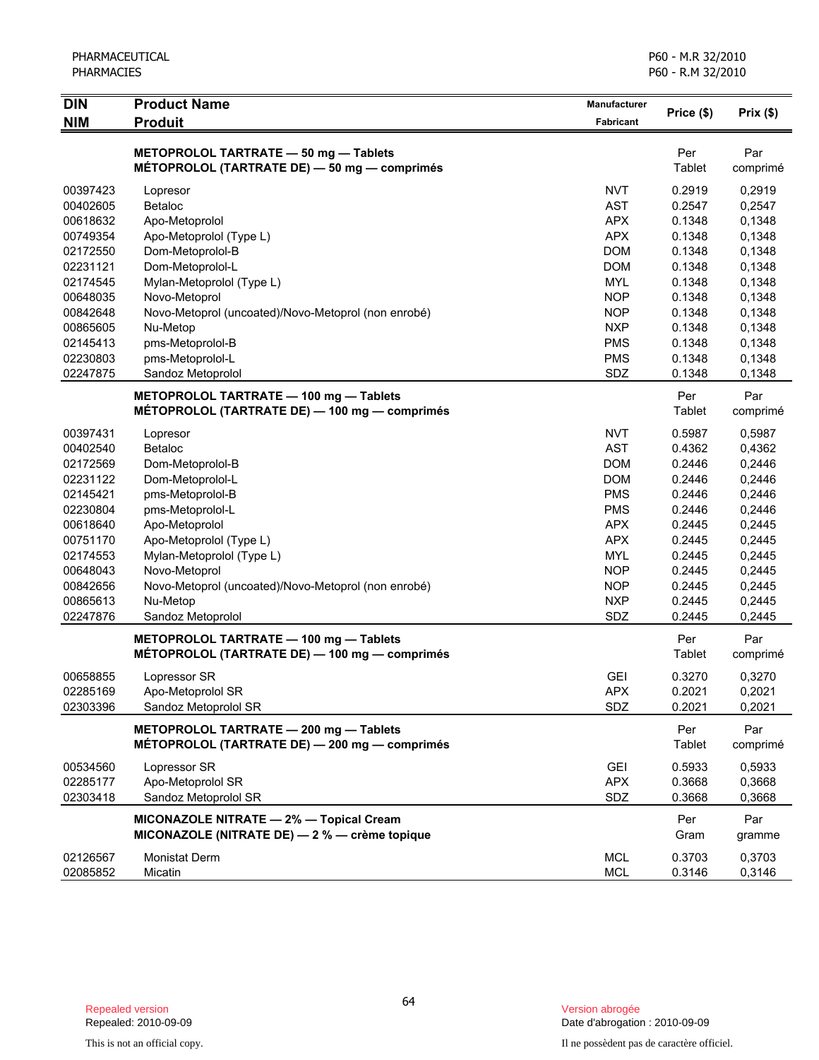| DIN<br>NIM | Product Name<br>Produit | Manufacturer<br>Fabricant | Price ($) | Prix ($) |
|---|---|---|---|---|
| | **METOPROLOL TARTRATE — 50 mg — Tablets**<br>**MÉTOPROLOL (TARTRATE DE) — 50 mg — comprimés** | | Per Tablet | Par comprimé |
| 00397423 | Lopresor | NVT | 0.2919 | 0,2919 |
| 00402605 | Betaloc | AST | 0.2547 | 0,2547 |
| 00618632 | Apo-Metoprolol | APX | 0.1348 | 0,1348 |
| 00749354 | Apo-Metoprolol (Type L) | APX | 0.1348 | 0,1348 |
| 02172550 | Dom-Metoprolol-B | DOM | 0.1348 | 0,1348 |
| 02231121 | Dom-Metoprolol-L | DOM | 0.1348 | 0,1348 |
| 02174545 | Mylan-Metoprolol (Type L) | MYL | 0.1348 | 0,1348 |
| 00648035 | Novo-Metoprol | NOP | 0.1348 | 0,1348 |
| 00842648 | Novo-Metoprol (uncoated)/Novo-Metoprol (non enrobé) | NOP | 0.1348 | 0,1348 |
| 00865605 | Nu-Metop | NXP | 0.1348 | 0,1348 |
| 02145413 | pms-Metoprolol-B | PMS | 0.1348 | 0,1348 |
| 02230803 | pms-Metoprolol-L | PMS | 0.1348 | 0,1348 |
| 02247875 | Sandoz Metoprolol | SDZ | 0.1348 | 0,1348 |
| | **METOPROLOL TARTRATE — 100 mg — Tablets**<br>**MÉTOPROLOL (TARTRATE DE) — 100 mg — comprimés** | | Per Tablet | Par comprimé |
| 00397431 | Lopresor | NVT | 0.5987 | 0,5987 |
| 00402540 | Betaloc | AST | 0.4362 | 0,4362 |
| 02172569 | Dom-Metoprolol-B | DOM | 0.2446 | 0,2446 |
| 02231122 | Dom-Metoprolol-L | DOM | 0.2446 | 0,2446 |
| 02145421 | pms-Metoprolol-B | PMS | 0.2446 | 0,2446 |
| 02230804 | pms-Metoprolol-L | PMS | 0.2446 | 0,2446 |
| 00618640 | Apo-Metoprolol | APX | 0.2445 | 0,2445 |
| 00751170 | Apo-Metoprolol (Type L) | APX | 0.2445 | 0,2445 |
| 02174553 | Mylan-Metoprolol (Type L) | MYL | 0.2445 | 0,2445 |
| 00648043 | Novo-Metoprol | NOP | 0.2445 | 0,2445 |
| 00842656 | Novo-Metoprol (uncoated)/Novo-Metoprol (non enrobé) | NOP | 0.2445 | 0,2445 |
| 00865613 | Nu-Metop | NXP | 0.2445 | 0,2445 |
| 02247876 | Sandoz Metoprolol | SDZ | 0.2445 | 0,2445 |
| | **METOPROLOL TARTRATE — 100 mg — Tablets**<br>**MÉTOPROLOL (TARTRATE DE) — 100 mg — comprimés** | | Per Tablet | Par comprimé |
| 00658855 | Lopressor SR | GEI | 0.3270 | 0,3270 |
| 02285169 | Apo-Metoprolol SR | APX | 0.2021 | 0,2021 |
| 02303396 | Sandoz Metoprolol SR | SDZ | 0.2021 | 0,2021 |
| | **METOPROLOL TARTRATE — 200 mg — Tablets**<br>**MÉTOPROLOL (TARTRATE DE) — 200 mg — comprimés** | | Per Tablet | Par comprimé |
| 00534560 | Lopressor SR | GEI | 0.5933 | 0,5933 |
| 02285177 | Apo-Metoprolol SR | APX | 0.3668 | 0,3668 |
| 02303418 | Sandoz Metoprolol SR | SDZ | 0.3668 | 0,3668 |
| | **MICONAZOLE NITRATE — 2% — Topical Cream**<br>**MICONAZOLE (NITRATE DE) — 2 % — crème topique** | | Per Gram | Par gramme |
| 02126567 | Monistat Derm | MCL | 0.3703 | 0,3703 |
| 02085852 | Micatin | MCL | 0.3146 | 0,3146 |

Repealed version
Repealed: 2010-09-09

Version abrogée
Date d'abrogation : 2010-09-09

This is not an official copy.

Il ne possèdent pas de caractère officiel.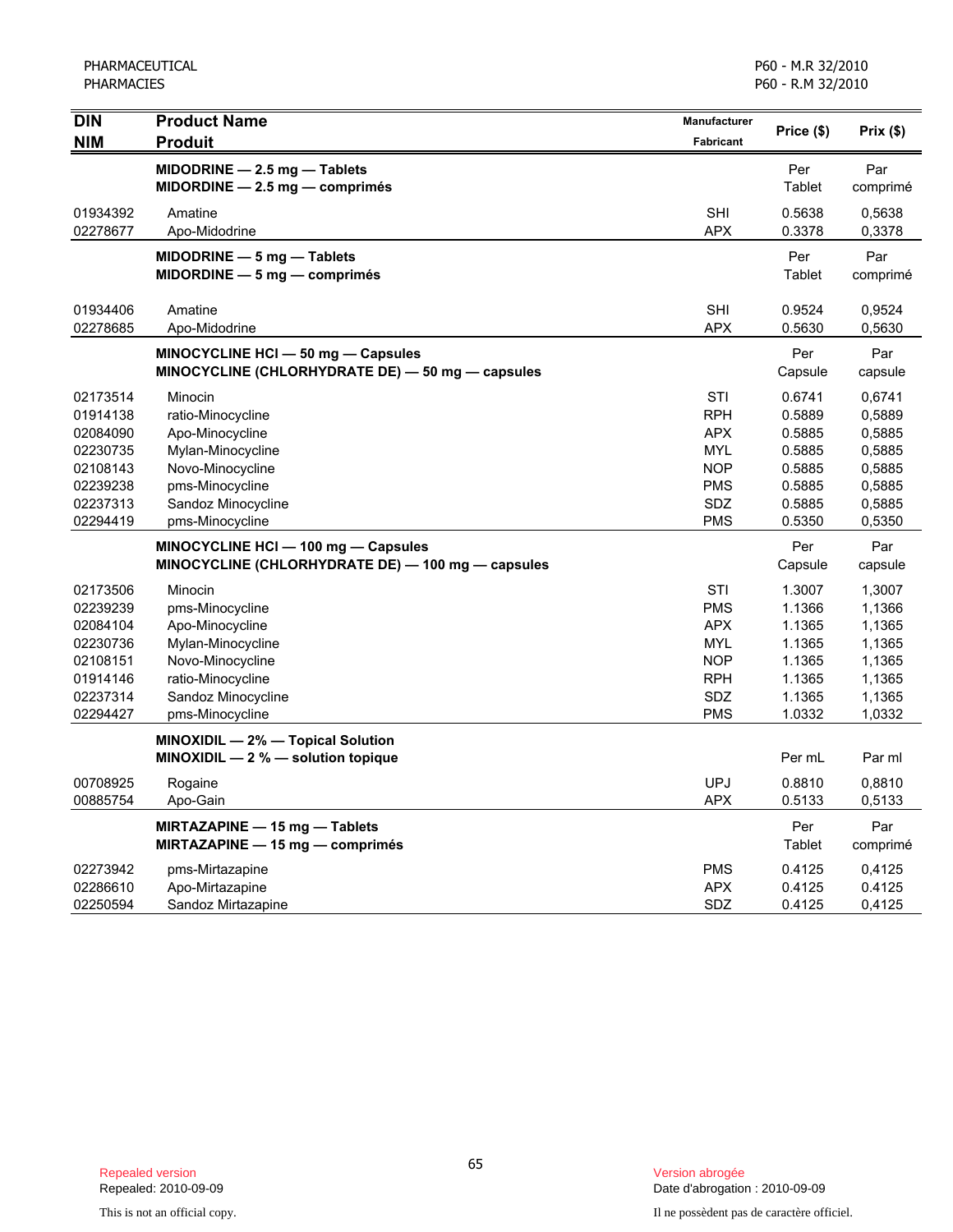| DIN<br>NIM | Product Name<br>Produit | Manufacturer<br>Fabricant | Price ($) | Prix ($) |
|---|---|---|---|---|
| | **MIDODRINE — 2.5 mg — Tablets**<br>**MIDORDINE — 2.5 mg — comprimés** | | Per Tablet | Par comprimé |
| 01934392 | Amatine | SHI | 0.5638 | 0,5638 |
| 02278677 | Apo-Midodrine | APX | 0.3378 | 0,3378 |
| | **MIDODRINE — 5 mg — Tablets**<br>**MIDORDINE — 5 mg — comprimés** | | Per Tablet | Par comprimé |
| 01934406 | Amatine | SHI | 0.9524 | 0,9524 |
| 02278685 | Apo-Midodrine | APX | 0.5630 | 0,5630 |
| | **MINOCYCLINE HCl — 50 mg — Capsules**<br>**MINOCYCLINE (CHLORHYDRATE DE) — 50 mg — capsules** | | Per Capsule | Par capsule |
| 02173514 | Minocin | STI | 0.6741 | 0,6741 |
| 01914138 | ratio-Minocycline | RPH | 0.5889 | 0,5889 |
| 02084090 | Apo-Minocycline | APX | 0.5885 | 0,5885 |
| 02230735 | Mylan-Minocycline | MYL | 0.5885 | 0,5885 |
| 02108143 | Novo-Minocycline | NOP | 0.5885 | 0,5885 |
| 02239238 | pms-Minocycline | PMS | 0.5885 | 0,5885 |
| 02237313 | Sandoz Minocycline | SDZ | 0.5885 | 0,5885 |
| 02294419 | pms-Minocycline | PMS | 0.5350 | 0,5350 |
| | **MINOCYCLINE HCl — 100 mg — Capsules**<br>**MINOCYCLINE (CHLORHYDRATE DE) — 100 mg — capsules** | | Per Capsule | Par capsule |
| 02173506 | Minocin | STI | 1.3007 | 1,3007 |
| 02239239 | pms-Minocycline | PMS | 1.1366 | 1,1366 |
| 02084104 | Apo-Minocycline | APX | 1.1365 | 1,1365 |
| 02230736 | Mylan-Minocycline | MYL | 1.1365 | 1,1365 |
| 02108151 | Novo-Minocycline | NOP | 1.1365 | 1,1365 |
| 01914146 | ratio-Minocycline | RPH | 1.1365 | 1,1365 |
| 02237314 | Sandoz Minocycline | SDZ | 1.1365 | 1,1365 |
| 02294427 | pms-Minocycline | PMS | 1.0332 | 1,0332 |
| | **MINOXIDIL — 2% — Topical Solution**<br>**MINOXIDIL — 2 % — solution topique** | | Per mL | Par ml |
| 00708925 | Rogaine | UPJ | 0.8810 | 0,8810 |
| 00885754 | Apo-Gain | APX | 0.5133 | 0,5133 |
| | **MIRTAZAPINE — 15 mg — Tablets**<br>**MIRTAZAPINE — 15 mg — comprimés** | | Per Tablet | Par comprimé |
| 02273942 | pms-Mirtazapine | PMS | 0.4125 | 0,4125 |
| 02286610 | Apo-Mirtazapine | APX | 0.4125 | 0.4125 |
| 02250594 | Sandoz Mirtazapine | SDZ | 0.4125 | 0,4125 |

Repealed version
Repealed: 2010-09-09

This is not an official copy.

Version abrogée
Date d'abrogation : 2010-09-09

Il ne possèdent pas de caractère officiel.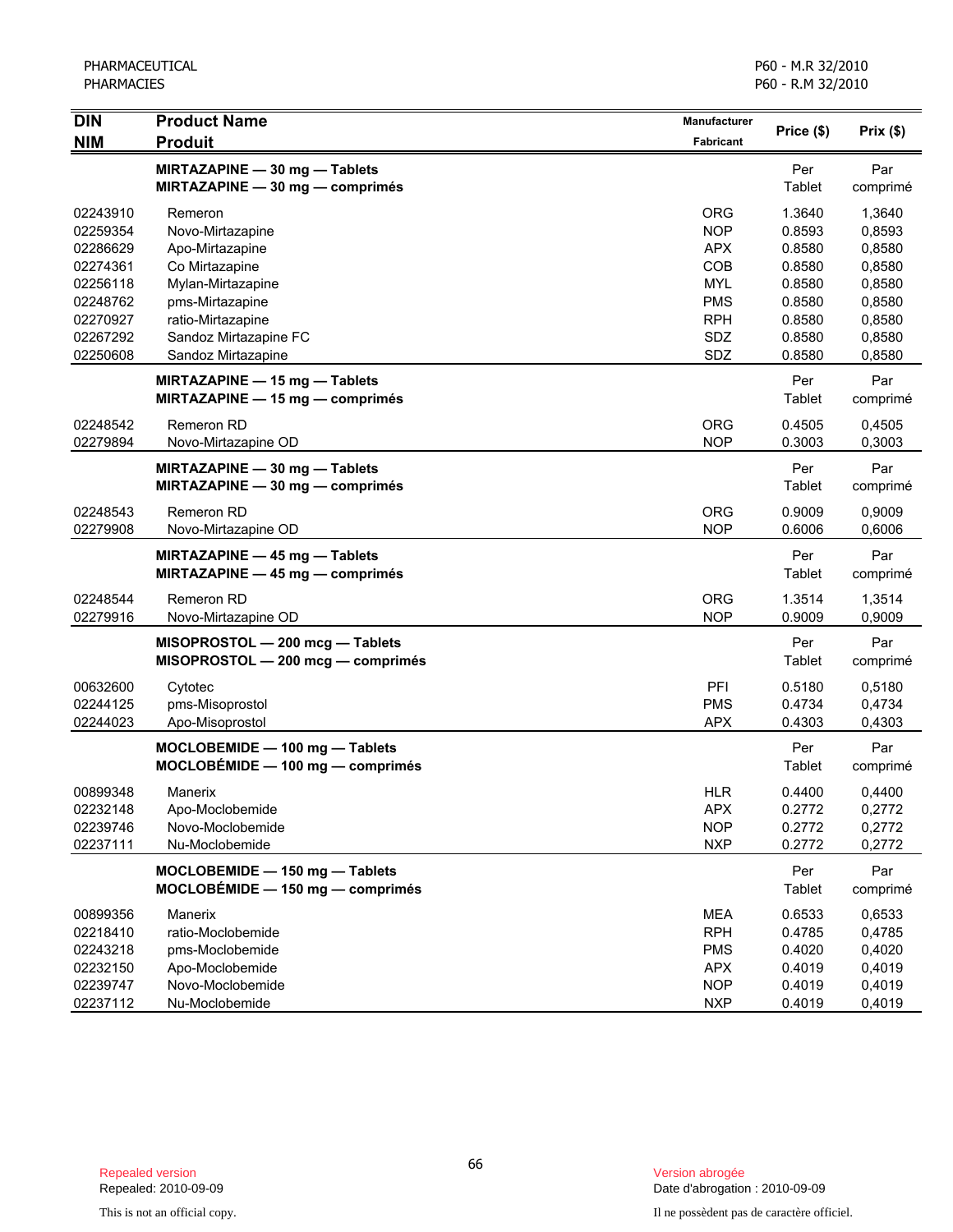| DIN / NIM | Product Name / Produit | Manufacturer / Fabricant | Price ($) | Prix ($) |
|---|---|---|---|---|
| | **MIRTAZAPINE — 30 mg — Tablets** **MIRTAZAPINE — 30 mg — comprimés** | | Per Tablet | Par comprimé |
| 02243910 | Remeron | ORG | 1.3640 | 1,3640 |
| 02259354 | Novo-Mirtazapine | NOP | 0.8593 | 0,8593 |
| 02286629 | Apo-Mirtazapine | APX | 0.8580 | 0,8580 |
| 02274361 | Co Mirtazapine | COB | 0.8580 | 0,8580 |
| 02256118 | Mylan-Mirtazapine | MYL | 0.8580 | 0,8580 |
| 02248762 | pms-Mirtazapine | PMS | 0.8580 | 0,8580 |
| 02270927 | ratio-Mirtazapine | RPH | 0.8580 | 0,8580 |
| 02267292 | Sandoz Mirtazapine FC | SDZ | 0.8580 | 0,8580 |
| 02250608 | Sandoz Mirtazapine | SDZ | 0.8580 | 0,8580 |
| | **MIRTAZAPINE — 15 mg — Tablets** **MIRTAZAPINE — 15 mg — comprimés** | | Per Tablet | Par comprimé |
| 02248542 | Remeron RD | ORG | 0.4505 | 0,4505 |
| 02279894 | Novo-Mirtazapine OD | NOP | 0.3003 | 0,3003 |
| | **MIRTAZAPINE — 30 mg — Tablets** **MIRTAZAPINE — 30 mg — comprimés** | | Per Tablet | Par comprimé |
| 02248543 | Remeron RD | ORG | 0.9009 | 0,9009 |
| 02279908 | Novo-Mirtazapine OD | NOP | 0.6006 | 0,6006 |
| | **MIRTAZAPINE — 45 mg — Tablets** **MIRTAZAPINE — 45 mg — comprimés** | | Per Tablet | Par comprimé |
| 02248544 | Remeron RD | ORG | 1.3514 | 1,3514 |
| 02279916 | Novo-Mirtazapine OD | NOP | 0.9009 | 0,9009 |
| | **MISOPROSTOL — 200 mcg — Tablets** **MISOPROSTOL — 200 mcg — comprimés** | | Per Tablet | Par comprimé |
| 00632600 | Cytotec | PFI | 0.5180 | 0,5180 |
| 02244125 | pms-Misoprostol | PMS | 0.4734 | 0,4734 |
| 02244023 | Apo-Misoprostol | APX | 0.4303 | 0,4303 |
| | **MOCLOBEMIDE — 100 mg — Tablets** **MOCLOBÉMIDE — 100 mg — comprimés** | | Per Tablet | Par comprimé |
| 00899348 | Manerix | HLR | 0.4400 | 0,4400 |
| 02232148 | Apo-Moclobemide | APX | 0.2772 | 0,2772 |
| 02239746 | Novo-Moclobemide | NOP | 0.2772 | 0,2772 |
| 02237111 | Nu-Moclobemide | NXP | 0.2772 | 0,2772 |
| | **MOCLOBEMIDE — 150 mg — Tablets** **MOCLOBÉMIDE — 150 mg — comprimés** | | Per Tablet | Par comprimé |
| 00899356 | Manerix | MEA | 0.6533 | 0,6533 |
| 02218410 | ratio-Moclobemide | RPH | 0.4785 | 0,4785 |
| 02243218 | pms-Moclobemide | PMS | 0.4020 | 0,4020 |
| 02232150 | Apo-Moclobemide | APX | 0.4019 | 0,4019 |
| 02239747 | Novo-Moclobemide | NOP | 0.4019 | 0,4019 |
| 02237112 | Nu-Moclobemide | NXP | 0.4019 | 0,4019 |

Repealed version
Repealed: 2010-09-09

This is not an official copy.

Version abrogée
Date d'abrogation : 2010-09-09

Il ne possèdent pas de caractère officiel.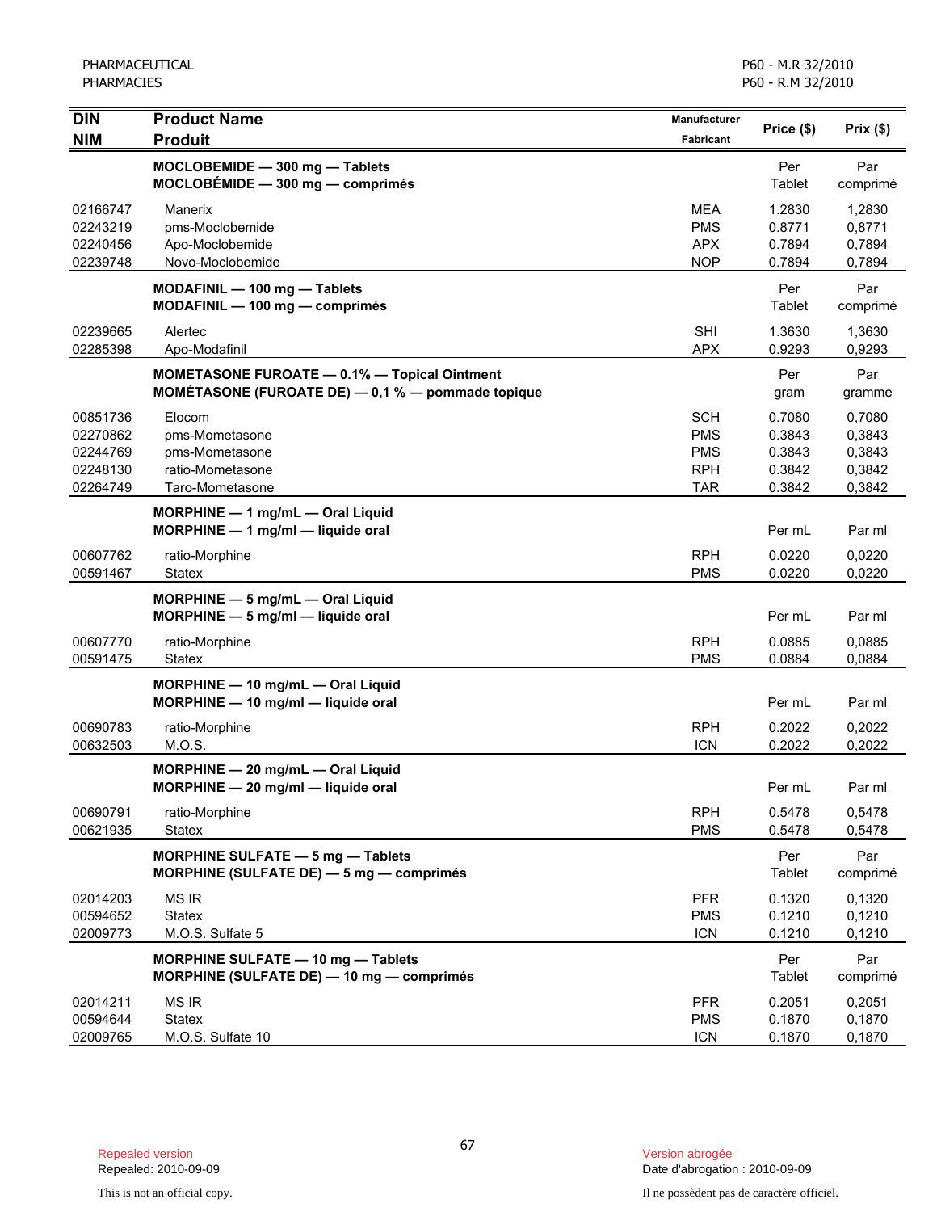| DIN<br>NIM | Product Name<br>Produit | Manufacturer<br>Fabricant | Price ($) | Prix ($) |
|---|---|---|---|---|
| | **MOCLOBEMIDE — 300 mg — Tablets**<br>**MOCLOBÉMIDE — 300 mg — comprimés** | | Per Tablet | Par comprimé |
| 02166747 | Manerix | MEA | 1.2830 | 1,2830 |
| 02243219 | pms-Moclobemide | PMS | 0.8771 | 0,8771 |
| 02240456 | Apo-Moclobemide | APX | 0.7894 | 0,7894 |
| 02239748 | Novo-Moclobemide | NOP | 0.7894 | 0,7894 |
| | **MODAFINIL — 100 mg — Tablets**<br>**MODAFINIL — 100 mg — comprimés** | | Per Tablet | Par comprimé |
| 02239665 | Alertec | SHI | 1.3630 | 1,3630 |
| 02285398 | Apo-Modafinil | APX | 0.9293 | 0,9293 |
| | **MOMETASONE FUROATE — 0.1% — Topical Ointment**<br>**MOMÉTASONE (FUROATE DE) — 0,1 % — pommade topique** | | Per gram | Par gramme |
| 00851736 | Elocom | SCH | 0.7080 | 0,7080 |
| 02270862 | pms-Mometasone | PMS | 0.3843 | 0,3843 |
| 02244769 | pms-Mometasone | PMS | 0.3843 | 0,3843 |
| 02248130 | ratio-Mometasone | RPH | 0.3842 | 0,3842 |
| 02264749 | Taro-Mometasone | TAR | 0.3842 | 0,3842 |
| | **MORPHINE — 1 mg/mL — Oral Liquid**<br>**MORPHINE — 1 mg/ml — liquide oral** | | Per mL | Par ml |
| 00607762 | ratio-Morphine | RPH | 0.0220 | 0,0220 |
| 00591467 | Statex | PMS | 0.0220 | 0,0220 |
| | **MORPHINE — 5 mg/mL — Oral Liquid**<br>**MORPHINE — 5 mg/ml — liquide oral** | | Per mL | Par ml |
| 00607770 | ratio-Morphine | RPH | 0.0885 | 0,0885 |
| 00591475 | Statex | PMS | 0.0884 | 0,0884 |
| | **MORPHINE — 10 mg/mL — Oral Liquid**<br>**MORPHINE — 10 mg/ml — liquide oral** | | Per mL | Par ml |
| 00690783 | ratio-Morphine | RPH | 0.2022 | 0,2022 |
| 00632503 | M.O.S. | ICN | 0.2022 | 0,2022 |
| | **MORPHINE — 20 mg/mL — Oral Liquid**<br>**MORPHINE — 20 mg/ml — liquide oral** | | Per mL | Par ml |
| 00690791 | ratio-Morphine | RPH | 0.5478 | 0,5478 |
| 00621935 | Statex | PMS | 0.5478 | 0,5478 |
| | **MORPHINE SULFATE — 5 mg — Tablets**<br>**MORPHINE (SULFATE DE) — 5 mg — comprimés** | | Per Tablet | Par comprimé |
| 02014203 | MS IR | PFR | 0.1320 | 0,1320 |
| 00594652 | Statex | PMS | 0.1210 | 0,1210 |
| 02009773 | M.O.S. Sulfate 5 | ICN | 0.1210 | 0,1210 |
| | **MORPHINE SULFATE — 10 mg — Tablets**<br>**MORPHINE (SULFATE DE) — 10 mg — comprimés** | | Per Tablet | Par comprimé |
| 02014211 | MS IR | PFR | 0.2051 | 0,2051 |
| 00594644 | Statex | PMS | 0.1870 | 0,1870 |
| 02009765 | M.O.S. Sulfate 10 | ICN | 0.1870 | 0,1870 |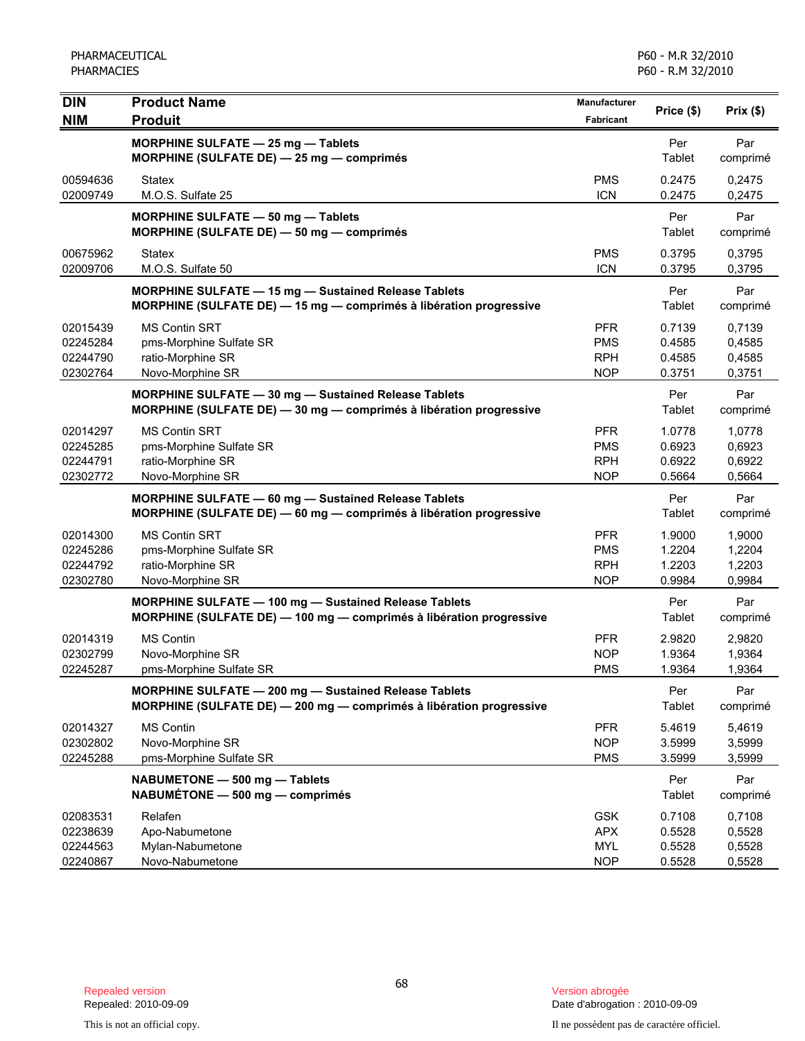| DIN<br>NIM | Product Name<br>Produit | Manufacturer<br>Fabricant | Price ($) | Prix ($) |
|---|---|---|---|---|
| | **MORPHINE SULFATE — 25 mg — Tablets**<br>**MORPHINE (SULFATE DE) — 25 mg — comprimés** | | Per Tablet | Par comprimé |
| 00594636 | Statex | PMS | 0.2475 | 0,2475 |
| 02009749 | M.O.S. Sulfate 25 | ICN | 0.2475 | 0,2475 |
| | **MORPHINE SULFATE — 50 mg — Tablets**<br>**MORPHINE (SULFATE DE) — 50 mg — comprimés** | | Per Tablet | Par comprimé |
| 00675962 | Statex | PMS | 0.3795 | 0,3795 |
| 02009706 | M.O.S. Sulfate 50 | ICN | 0.3795 | 0,3795 |
| | **MORPHINE SULFATE — 15 mg — Sustained Release Tablets**<br>**MORPHINE (SULFATE DE) — 15 mg — comprimés à libération progressive** | | Per Tablet | Par comprimé |
| 02015439 | MS Contin SRT | PFR | 0.7139 | 0,7139 |
| 02245284 | pms-Morphine Sulfate SR | PMS | 0.4585 | 0,4585 |
| 02244790 | ratio-Morphine SR | RPH | 0.4585 | 0,4585 |
| 02302764 | Novo-Morphine SR | NOP | 0.3751 | 0,3751 |
| | **MORPHINE SULFATE — 30 mg — Sustained Release Tablets**<br>**MORPHINE (SULFATE DE) — 30 mg — comprimés à libération progressive** | | Per Tablet | Par comprimé |
| 02014297 | MS Contin SRT | PFR | 1.0778 | 1,0778 |
| 02245285 | pms-Morphine Sulfate SR | PMS | 0.6923 | 0,6923 |
| 02244791 | ratio-Morphine SR | RPH | 0.6922 | 0,6922 |
| 02302772 | Novo-Morphine SR | NOP | 0.5664 | 0,5664 |
| | **MORPHINE SULFATE — 60 mg — Sustained Release Tablets**<br>**MORPHINE (SULFATE DE) — 60 mg — comprimés à libération progressive** | | Per Tablet | Par comprimé |
| 02014300 | MS Contin SRT | PFR | 1.9000 | 1,9000 |
| 02245286 | pms-Morphine Sulfate SR | PMS | 1.2204 | 1,2204 |
| 02244792 | ratio-Morphine SR | RPH | 1.2203 | 1,2203 |
| 02302780 | Novo-Morphine SR | NOP | 0.9984 | 0,9984 |
| | **MORPHINE SULFATE — 100 mg — Sustained Release Tablets**<br>**MORPHINE (SULFATE DE) — 100 mg — comprimés à libération progressive** | | Per Tablet | Par comprimé |
| 02014319 | MS Contin | PFR | 2.9820 | 2,9820 |
| 02302799 | Novo-Morphine SR | NOP | 1.9364 | 1,9364 |
| 02245287 | pms-Morphine Sulfate SR | PMS | 1.9364 | 1,9364 |
| | **MORPHINE SULFATE — 200 mg — Sustained Release Tablets**<br>**MORPHINE (SULFATE DE) — 200 mg — comprimés à libération progressive** | | Per Tablet | Par comprimé |
| 02014327 | MS Contin | PFR | 5.4619 | 5,4619 |
| 02302802 | Novo-Morphine SR | NOP | 3.5999 | 3,5999 |
| 02245288 | pms-Morphine Sulfate SR | PMS | 3.5999 | 3,5999 |
| | **NABUMETONE — 500 mg — Tablets**<br>**NABUMÉTONE — 500 mg — comprimés** | | Per Tablet | Par comprimé |
| 02083531 | Relafen | GSK | 0.7108 | 0,7108 |
| 02238639 | Apo-Nabumetone | APX | 0.5528 | 0,5528 |
| 02244563 | Mylan-Nabumetone | MYL | 0.5528 | 0,5528 |
| 02240867 | Novo-Nabumetone | NOP | 0.5528 | 0,5528 |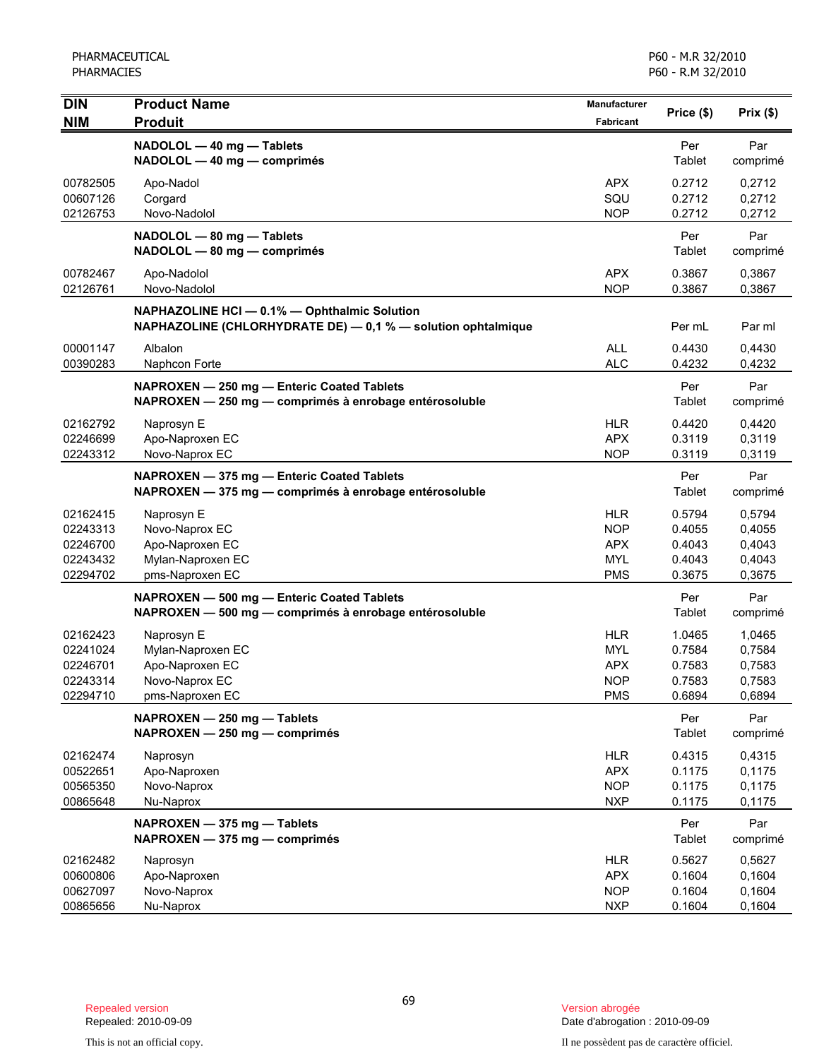| DIN<br>NIM | Product Name<br>Produit | Manufacturer<br>Fabricant | Price ($) | Prix ($) |
|---|---|---|---|---|
| | **NADOLOL — 40 mg — Tablets**<br>**NADOLOL — 40 mg — comprimés** | | Per Tablet | Par comprimé |
| 00782505 | Apo-Nadol | APX | 0.2712 | 0,2712 |
| 00607126 | Corgard | SQU | 0.2712 | 0,2712 |
| 02126753 | Novo-Nadolol | NOP | 0.2712 | 0,2712 |
| | **NADOLOL — 80 mg — Tablets**<br>**NADOLOL — 80 mg — comprimés** | | Per Tablet | Par comprimé |
| 00782467 | Apo-Nadolol | APX | 0.3867 | 0,3867 |
| 02126761 | Novo-Nadolol | NOP | 0.3867 | 0,3867 |
| | **NAPHAZOLINE HCl — 0.1% — Ophthalmic Solution**<br>**NAPHAZOLINE (CHLORHYDRATE DE) — 0,1 % — solution ophtalmique** | | Per mL | Par ml |
| 00001147 | Albalon | ALL | 0.4430 | 0,4430 |
| 00390283 | Naphcon Forte | ALC | 0.4232 | 0,4232 |
| | **NAPROXEN — 250 mg — Enteric Coated Tablets**<br>**NAPROXEN — 250 mg — comprimés à enrobage entérosoluble** | | Per Tablet | Par comprimé |
| 02162792 | Naprosyn E | HLR | 0.4420 | 0,4420 |
| 02246699 | Apo-Naproxen EC | APX | 0.3119 | 0,3119 |
| 02243312 | Novo-Naprox EC | NOP | 0.3119 | 0,3119 |
| | **NAPROXEN — 375 mg — Enteric Coated Tablets**<br>**NAPROXEN — 375 mg — comprimés à enrobage entérosoluble** | | Per Tablet | Par comprimé |
| 02162415 | Naprosyn E | HLR | 0.5794 | 0,5794 |
| 02243313 | Novo-Naprox EC | NOP | 0.4055 | 0,4055 |
| 02246700 | Apo-Naproxen EC | APX | 0.4043 | 0,4043 |
| 02243432 | Mylan-Naproxen EC | MYL | 0.4043 | 0,4043 |
| 02294702 | pms-Naproxen EC | PMS | 0.3675 | 0,3675 |
| | **NAPROXEN — 500 mg — Enteric Coated Tablets**<br>**NAPROXEN — 500 mg — comprimés à enrobage entérosoluble** | | Per Tablet | Par comprimé |
| 02162423 | Naprosyn E | HLR | 1.0465 | 1,0465 |
| 02241024 | Mylan-Naproxen EC | MYL | 0.7584 | 0,7584 |
| 02246701 | Apo-Naproxen EC | APX | 0.7583 | 0,7583 |
| 02243314 | Novo-Naprox EC | NOP | 0.7583 | 0,7583 |
| 02294710 | pms-Naproxen EC | PMS | 0.6894 | 0,6894 |
| | **NAPROXEN — 250 mg — Tablets**<br>**NAPROXEN — 250 mg — comprimés** | | Per Tablet | Par comprimé |
| 02162474 | Naprosyn | HLR | 0.4315 | 0,4315 |
| 00522651 | Apo-Naproxen | APX | 0.1175 | 0,1175 |
| 00565350 | Novo-Naprox | NOP | 0.1175 | 0,1175 |
| 00865648 | Nu-Naprox | NXP | 0.1175 | 0,1175 |
| | **NAPROXEN — 375 mg — Tablets**<br>**NAPROXEN — 375 mg — comprimés** | | Per Tablet | Par comprimé |
| 02162482 | Naprosyn | HLR | 0.5627 | 0,5627 |
| 00600806 | Apo-Naproxen | APX | 0.1604 | 0,1604 |
| 00627097 | Novo-Naprox | NOP | 0.1604 | 0,1604 |
| 00865656 | Nu-Naprox | NXP | 0.1604 | 0,1604 |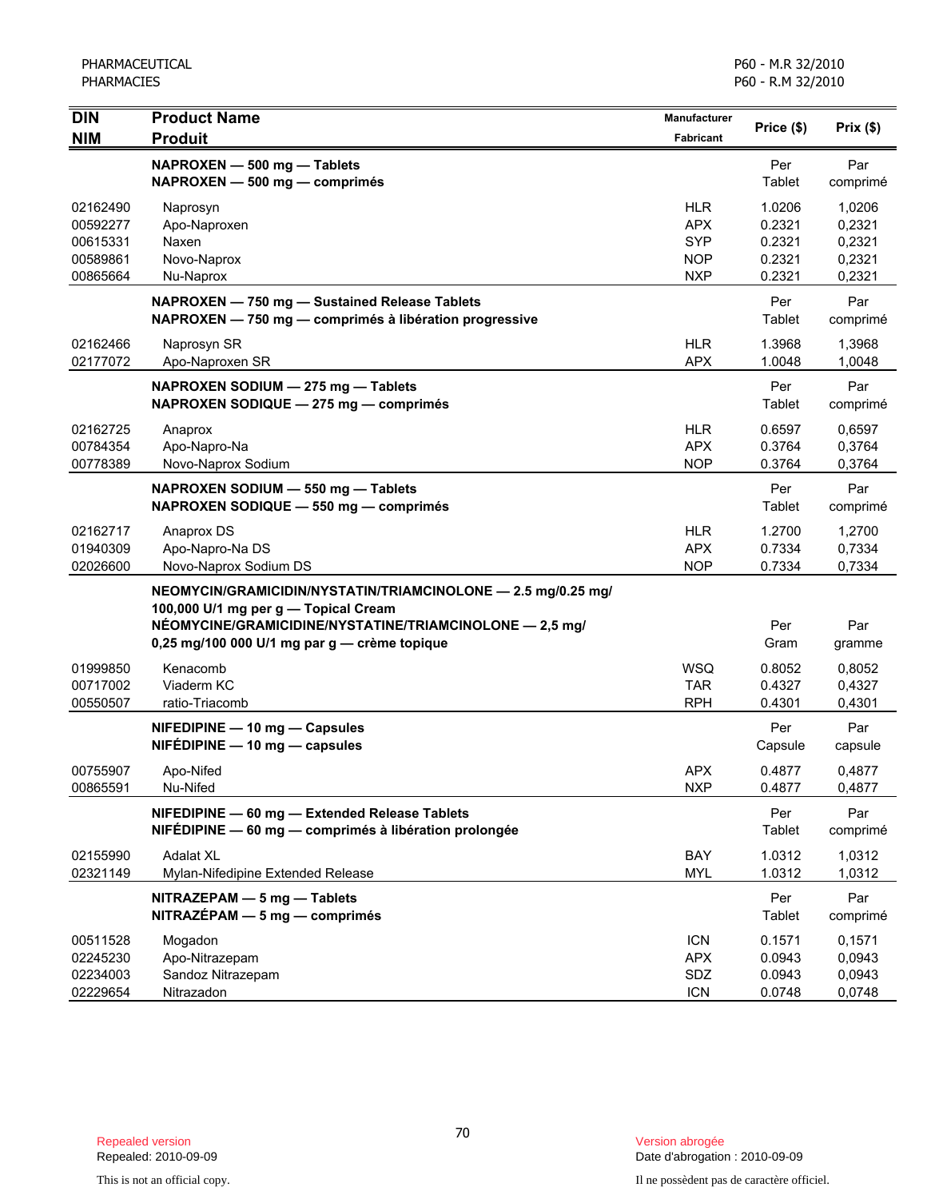| DIN<br>NIM | Product Name<br>Produit | Manufacturer<br>Fabricant | Price ($) | Prix ($) |
|---|---|---|---|---|
| | **NAPROXEN — 500 mg — Tablets**<br>**NAPROXEN — 500 mg — comprimés** | | Per Tablet | Par comprimé |
| 02162490 | Naprosyn | HLR | 1.0206 | 1,0206 |
| 00592277 | Apo-Naproxen | APX | 0.2321 | 0,2321 |
| 00615331 | Naxen | SYP | 0.2321 | 0,2321 |
| 00589861 | Novo-Naprox | NOP | 0.2321 | 0,2321 |
| 00865664 | Nu-Naprox | NXP | 0.2321 | 0,2321 |
| | **NAPROXEN — 750 mg — Sustained Release Tablets**<br>**NAPROXEN — 750 mg — comprimés à libération progressive** | | Per Tablet | Par comprimé |
| 02162466 | Naprosyn SR | HLR | 1.3968 | 1,3968 |
| 02177072 | Apo-Naproxen SR | APX | 1.0048 | 1,0048 |
| | **NAPROXEN SODIUM — 275 mg — Tablets**<br>**NAPROXEN SODIQUE — 275 mg — comprimés** | | Per Tablet | Par comprimé |
| 02162725 | Anaprox | HLR | 0.6597 | 0,6597 |
| 00784354 | Apo-Napro-Na | APX | 0.3764 | 0,3764 |
| 00778389 | Novo-Naprox Sodium | NOP | 0.3764 | 0,3764 |
| | **NAPROXEN SODIUM — 550 mg — Tablets**<br>**NAPROXEN SODIQUE — 550 mg — comprimés** | | Per Tablet | Par comprimé |
| 02162717 | Anaprox DS | HLR | 1.2700 | 1,2700 |
| 01940309 | Apo-Napro-Na DS | APX | 0.7334 | 0,7334 |
| 02026600 | Novo-Naprox Sodium DS | NOP | 0.7334 | 0,7334 |
| | **NEOMYCIN/GRAMICIDIN/NYSTATIN/TRIAMCINOLONE — 2.5 mg/0.25 mg/ 100,000 U/1 mg per g — Topical Cream**<br>**NÉOMYCINE/GRAMICIDINE/NYSTATINE/TRIAMCINOLONE — 2,5 mg/ 0,25 mg/100 000 U/1 mg par g — crème topique** | | Per Gram | Par gramme |
| 01999850 | Kenacomb | WSQ | 0.8052 | 0,8052 |
| 00717002 | Viaderm KC | TAR | 0.4327 | 0,4327 |
| 00550507 | ratio-Triacomb | RPH | 0.4301 | 0,4301 |
| | **NIFEDIPINE — 10 mg — Capsules**<br>**NIFÉDIPINE — 10 mg — capsules** | | Per Capsule | Par capsule |
| 00755907 | Apo-Nifed | APX | 0.4877 | 0,4877 |
| 00865591 | Nu-Nifed | NXP | 0.4877 | 0,4877 |
| | **NIFEDIPINE — 60 mg — Extended Release Tablets**<br>**NIFÉDIPINE — 60 mg — comprimés à libération prolongée** | | Per Tablet | Par comprimé |
| 02155990 | Adalat XL | BAY | 1.0312 | 1,0312 |
| 02321149 | Mylan-Nifedipine Extended Release | MYL | 1.0312 | 1,0312 |
| | **NITRAZEPAM — 5 mg — Tablets**<br>**NITRAZÉPAM — 5 mg — comprimés** | | Per Tablet | Par comprimé |
| 00511528 | Mogadon | ICN | 0.1571 | 0,1571 |
| 02245230 | Apo-Nitrazepam | APX | 0.0943 | 0,0943 |
| 02234003 | Sandoz Nitrazepam | SDZ | 0.0943 | 0,0943 |
| 02229654 | Nitrazadon | ICN | 0.0748 | 0,0748 |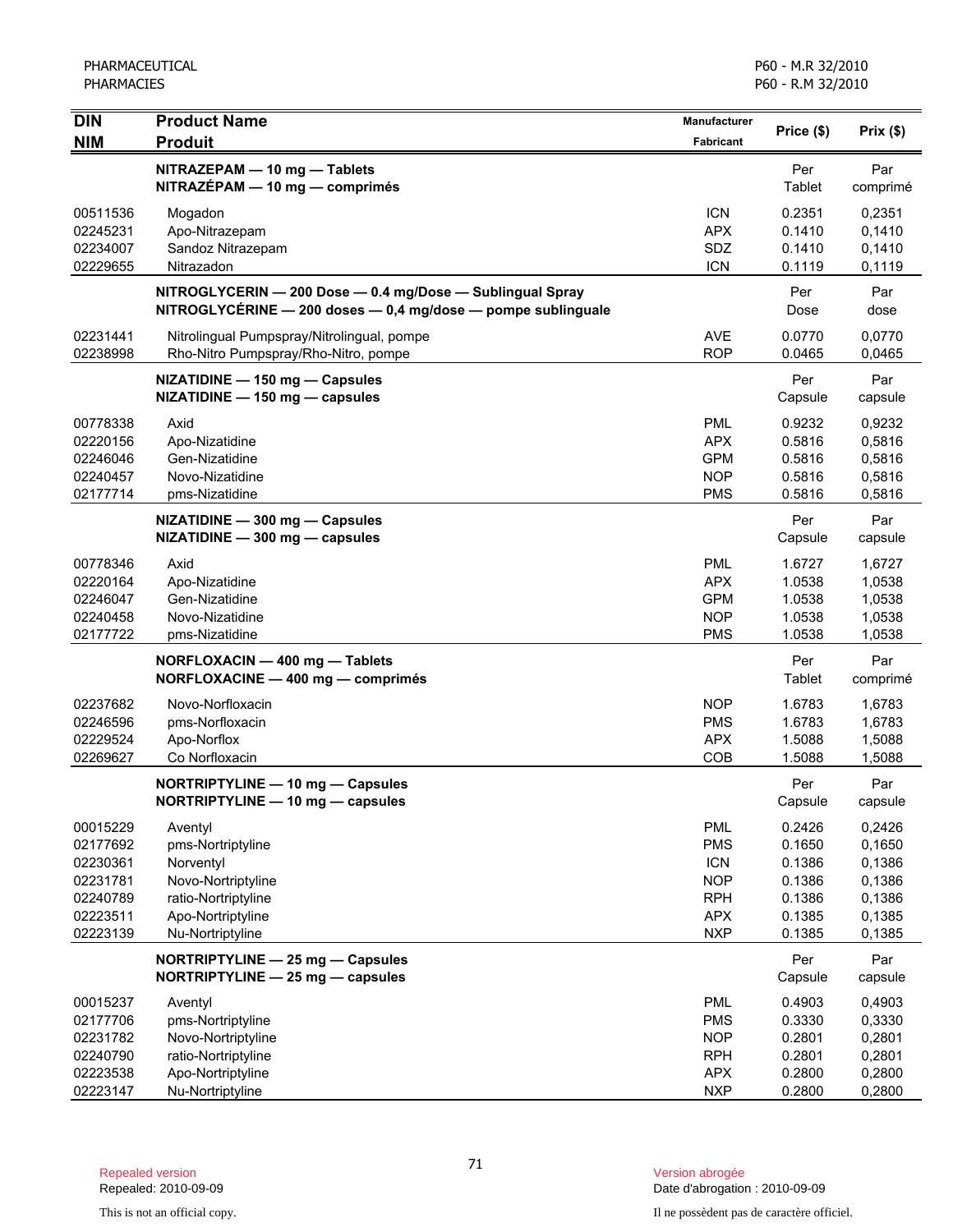| DIN<br>NIM | Product Name<br>Produit | Manufacturer<br>Fabricant | Price ($) | Prix ($) |
|---|---|---|---|---|
| | **NITRAZEPAM — 10 mg — Tablets**<br>**NITRAZÉPAM — 10 mg — comprimés** | | Per Tablet | Par comprimé |
| 00511536 | Mogadon | ICN | 0.2351 | 0,2351 |
| 02245231 | Apo-Nitrazepam | APX | 0.1410 | 0,1410 |
| 02234007 | Sandoz Nitrazepam | SDZ | 0.1410 | 0,1410 |
| 02229655 | Nitrazadon | ICN | 0.1119 | 0,1119 |
| | **NITROGLYCERIN — 200 Dose — 0.4 mg/Dose — Sublingual Spray**<br>**NITROGLYCÉRINE — 200 doses — 0,4 mg/dose — pompe sublinguale** | | Per Dose | Par dose |
| 02231441 | Nitrolingual Pumpspray/Nitrolingual, pompe | AVE | 0.0770 | 0,0770 |
| 02238998 | Rho-Nitro Pumpspray/Rho-Nitro, pompe | ROP | 0.0465 | 0,0465 |
| | **NIZATIDINE — 150 mg — Capsules**<br>**NIZATIDINE — 150 mg — capsules** | | Per Capsule | Par capsule |
| 00778338 | Axid | PML | 0.9232 | 0,9232 |
| 02220156 | Apo-Nizatidine | APX | 0.5816 | 0,5816 |
| 02246046 | Gen-Nizatidine | GPM | 0.5816 | 0,5816 |
| 02240457 | Novo-Nizatidine | NOP | 0.5816 | 0,5816 |
| 02177714 | pms-Nizatidine | PMS | 0.5816 | 0,5816 |
| | **NIZATIDINE — 300 mg — Capsules**<br>**NIZATIDINE — 300 mg — capsules** | | Per Capsule | Par capsule |
| 00778346 | Axid | PML | 1.6727 | 1,6727 |
| 02220164 | Apo-Nizatidine | APX | 1.0538 | 1,0538 |
| 02246047 | Gen-Nizatidine | GPM | 1.0538 | 1,0538 |
| 02240458 | Novo-Nizatidine | NOP | 1.0538 | 1,0538 |
| 02177722 | pms-Nizatidine | PMS | 1.0538 | 1,0538 |
| | **NORFLOXACIN — 400 mg — Tablets**<br>**NORFLOXACINE — 400 mg — comprimés** | | Per Tablet | Par comprimé |
| 02237682 | Novo-Norfloxacin | NOP | 1.6783 | 1,6783 |
| 02246596 | pms-Norfloxacin | PMS | 1.6783 | 1,6783 |
| 02229524 | Apo-Norflox | APX | 1.5088 | 1,5088 |
| 02269627 | Co Norfloxacin | COB | 1.5088 | 1,5088 |
| | **NORTRIPTYLINE — 10 mg — Capsules**<br>**NORTRIPTYLINE — 10 mg — capsules** | | Per Capsule | Par capsule |
| 00015229 | Aventyl | PML | 0.2426 | 0,2426 |
| 02177692 | pms-Nortriptyline | PMS | 0.1650 | 0,1650 |
| 02230361 | Norventyl | ICN | 0.1386 | 0,1386 |
| 02231781 | Novo-Nortriptyline | NOP | 0.1386 | 0,1386 |
| 02240789 | ratio-Nortriptyline | RPH | 0.1386 | 0,1386 |
| 02223511 | Apo-Nortriptyline | APX | 0.1385 | 0,1385 |
| 02223139 | Nu-Nortriptyline | NXP | 0.1385 | 0,1385 |
| | **NORTRIPTYLINE — 25 mg — Capsules**<br>**NORTRIPTYLINE — 25 mg — capsules** | | Per Capsule | Par capsule |
| 00015237 | Aventyl | PML | 0.4903 | 0,4903 |
| 02177706 | pms-Nortriptyline | PMS | 0.3330 | 0,3330 |
| 02231782 | Novo-Nortriptyline | NOP | 0.2801 | 0,2801 |
| 02240790 | ratio-Nortriptyline | RPH | 0.2801 | 0,2801 |
| 02223538 | Apo-Nortriptyline | APX | 0.2800 | 0,2800 |
| 02223147 | Nu-Nortriptyline | NXP | 0.2800 | 0,2800 |

Repealed version
Repealed: 2010-09-09

This is not an official copy.

Version abrogée
Date d'abrogation : 2010-09-09

Il ne possèdent pas de caractère officiel.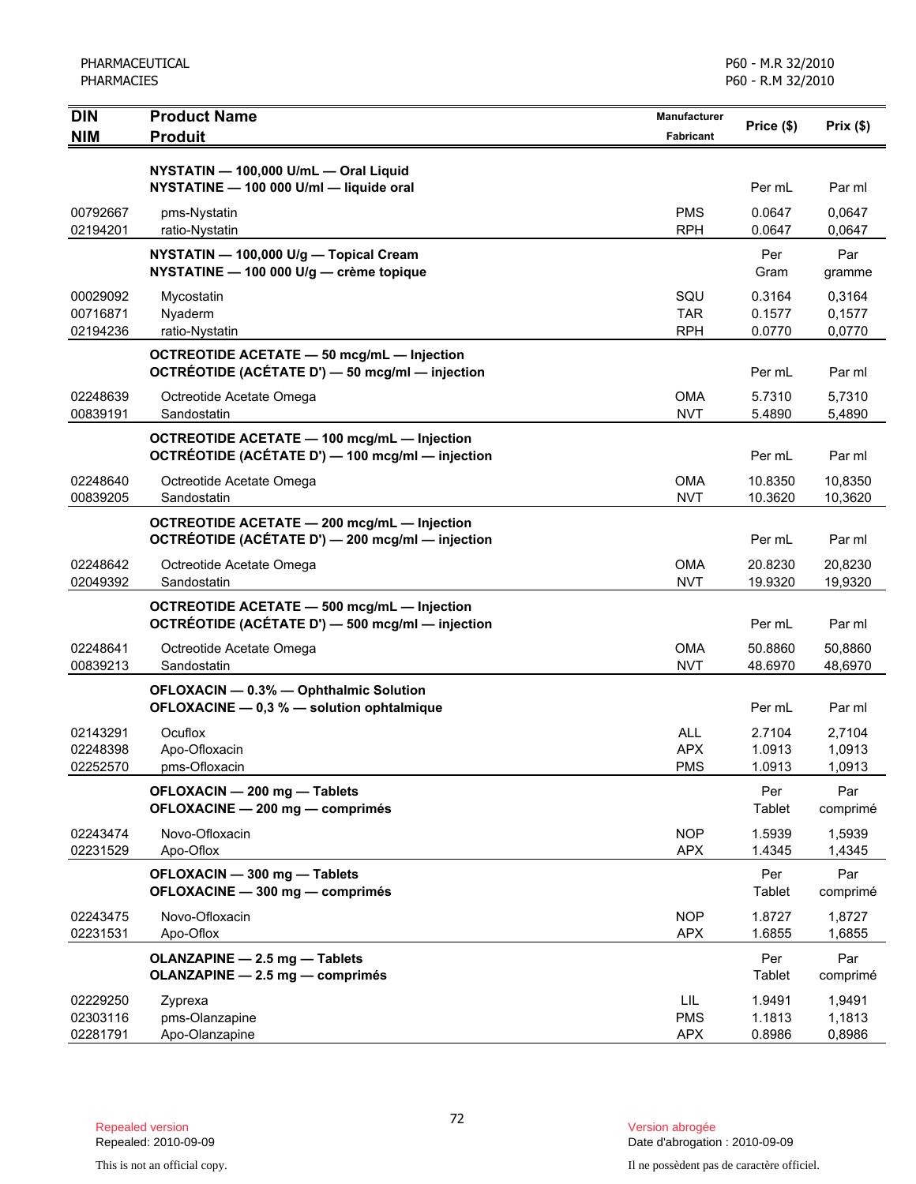PHARMACEUTICAL
PHARMACIES

P60 - M.R 32/2010
P60 - R.M 32/2010

| DIN<br>NIM | Product Name<br>Produit | Manufacturer<br>Fabricant | Price ($) | Prix ($) |
|---|---|---|---|---|
| | **NYSTATIN — 100,000 U/mL — Oral Liquid**<br>**NYSTATINE — 100 000 U/ml — liquide oral** | | Per mL | Par ml |
| 00792667 | pms-Nystatin | PMS | 0.0647 | 0,0647 |
| 02194201 | ratio-Nystatin | RPH | 0.0647 | 0,0647 |
| | **NYSTATIN — 100,000 U/g — Topical Cream**<br>**NYSTATINE — 100 000 U/g — crème topique** | | Per Gram | Par gramme |
| 00029092 | Mycostatin | SQU | 0.3164 | 0,3164 |
| 00716871 | Nyaderm | TAR | 0.1577 | 0,1577 |
| 02194236 | ratio-Nystatin | RPH | 0.0770 | 0,0770 |
| | **OCTREOTIDE ACETATE — 50 mcg/mL — Injection**<br>**OCTRÉOTIDE (ACÉTATE D') — 50 mcg/ml — injection** | | Per mL | Par ml |
| 02248639 | Octreotide Acetate Omega | OMA | 5.7310 | 5,7310 |
| 00839191 | Sandostatin | NVT | 5.4890 | 5,4890 |
| | **OCTREOTIDE ACETATE — 100 mcg/mL — Injection**<br>**OCTRÉOTIDE (ACÉTATE D') — 100 mcg/ml — injection** | | Per mL | Par ml |
| 02248640 | Octreotide Acetate Omega | OMA | 10.8350 | 10,8350 |
| 00839205 | Sandostatin | NVT | 10.3620 | 10,3620 |
| | **OCTREOTIDE ACETATE — 200 mcg/mL — Injection**<br>**OCTRÉOTIDE (ACÉTATE D') — 200 mcg/ml — injection** | | Per mL | Par ml |
| 02248642 | Octreotide Acetate Omega | OMA | 20.8230 | 20,8230 |
| 02049392 | Sandostatin | NVT | 19.9320 | 19,9320 |
| | **OCTREOTIDE ACETATE — 500 mcg/mL — Injection**<br>**OCTRÉOTIDE (ACÉTATE D') — 500 mcg/ml — injection** | | Per mL | Par ml |
| 02248641 | Octreotide Acetate Omega | OMA | 50.8860 | 50,8860 |
| 00839213 | Sandostatin | NVT | 48.6970 | 48,6970 |
| | **OFLOXACIN — 0.3% — Ophthalmic Solution**<br>**OFLOXACINE — 0,3 % — solution ophtalmique** | | Per mL | Par ml |
| 02143291 | Ocuflox | ALL | 2.7104 | 2,7104 |
| 02248398 | Apo-Ofloxacin | APX | 1.0913 | 1,0913 |
| 02252570 | pms-Ofloxacin | PMS | 1.0913 | 1,0913 |
| | **OFLOXACIN — 200 mg — Tablets**<br>**OFLOXACINE — 200 mg — comprimés** | | Per Tablet | Par comprimé |
| 02243474 | Novo-Ofloxacin | NOP | 1.5939 | 1,5939 |
| 02231529 | Apo-Oflox | APX | 1.4345 | 1,4345 |
| | **OFLOXACIN — 300 mg — Tablets**<br>**OFLOXACINE — 300 mg — comprimés** | | Per Tablet | Par comprimé |
| 02243475 | Novo-Ofloxacin | NOP | 1.8727 | 1,8727 |
| 02231531 | Apo-Oflox | APX | 1.6855 | 1,6855 |
| | **OLANZAPINE — 2.5 mg — Tablets**<br>**OLANZAPINE — 2.5 mg — comprimés** | | Per Tablet | Par comprimé |
| 02229250 | Zyprexa | LIL | 1.9491 | 1,9491 |
| 02303116 | pms-Olanzapine | PMS | 1.1813 | 1,1813 |
| 02281791 | Apo-Olanzapine | APX | 0.8986 | 0,8986 |

Repealed version
Repealed: 2010-09-09

Version abrogée
Date d'abrogation : 2010-09-09

This is not an official copy.

Il ne possèdent pas de caractère officiel.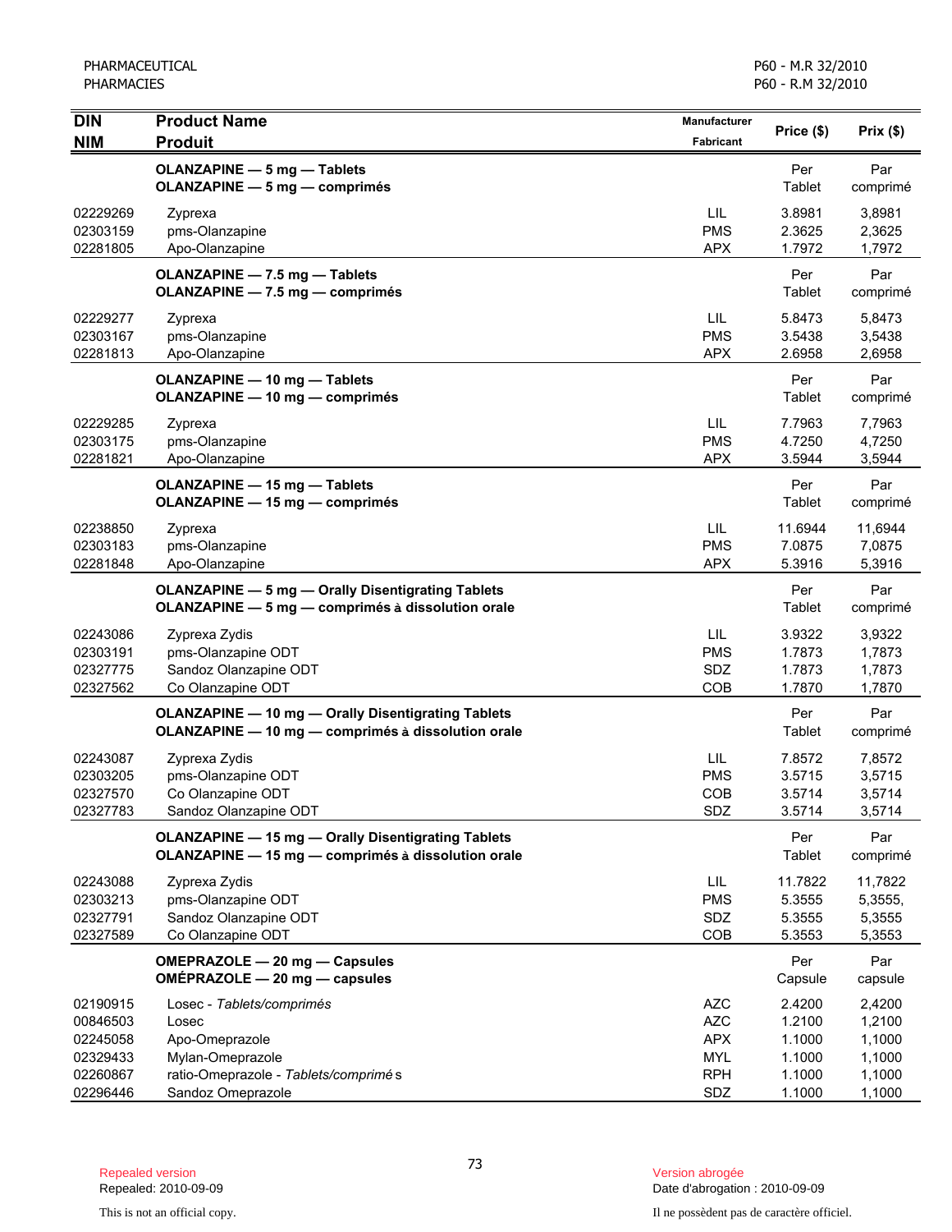| DIN<br>NIM | Product Name<br>Produit | Manufacturer<br>Fabricant | Price ($) | Prix ($) |
|---|---|---|---|---|
| | **OLANZAPINE — 5 mg — Tablets**<br>**OLANZAPINE — 5 mg — comprimés** | | Per Tablet | Par comprimé |
| 02229269 | Zyprexa | LIL | 3.8981 | 3,8981 |
| 02303159 | pms-Olanzapine | PMS | 2.3625 | 2,3625 |
| 02281805 | Apo-Olanzapine | APX | 1.7972 | 1,7972 |
| | **OLANZAPINE — 7.5 mg — Tablets**<br>**OLANZAPINE — 7.5 mg — comprimés** | | Per Tablet | Par comprimé |
| 02229277 | Zyprexa | LIL | 5.8473 | 5,8473 |
| 02303167 | pms-Olanzapine | PMS | 3.5438 | 3,5438 |
| 02281813 | Apo-Olanzapine | APX | 2.6958 | 2,6958 |
| | **OLANZAPINE — 10 mg — Tablets**<br>**OLANZAPINE — 10 mg — comprimés** | | Per Tablet | Par comprimé |
| 02229285 | Zyprexa | LIL | 7.7963 | 7,7963 |
| 02303175 | pms-Olanzapine | PMS | 4.7250 | 4,7250 |
| 02281821 | Apo-Olanzapine | APX | 3.5944 | 3,5944 |
| | **OLANZAPINE — 15 mg — Tablets**<br>**OLANZAPINE — 15 mg — comprimés** | | Per Tablet | Par comprimé |
| 02238850 | Zyprexa | LIL | 11.6944 | 11,6944 |
| 02303183 | pms-Olanzapine | PMS | 7.0875 | 7,0875 |
| 02281848 | Apo-Olanzapine | APX | 5.3916 | 5,3916 |
| | **OLANZAPINE — 5 mg — Orally Disintegrating Tablets**<br>**OLANZAPINE — 5 mg — comprimés à dissolution orale** | | Per Tablet | Par comprimé |
| 02243086 | Zyprexa Zydis | LIL | 3.9322 | 3,9322 |
| 02303191 | pms-Olanzapine ODT | PMS | 1.7873 | 1,7873 |
| 02327775 | Sandoz Olanzapine ODT | SDZ | 1.7873 | 1,7873 |
| 02327562 | Co Olanzapine ODT | COB | 1.7870 | 1,7870 |
| | **OLANZAPINE — 10 mg — Orally Disintegrating Tablets**<br>**OLANZAPINE — 10 mg — comprimés à dissolution orale** | | Per Tablet | Par comprimé |
| 02243087 | Zyprexa Zydis | LIL | 7.8572 | 7,8572 |
| 02303205 | pms-Olanzapine ODT | PMS | 3.5715 | 3,5715 |
| 02327570 | Co Olanzapine ODT | COB | 3.5714 | 3,5714 |
| 02327783 | Sandoz Olanzapine ODT | SDZ | 3.5714 | 3,5714 |
| | **OLANZAPINE — 15 mg — Orally Disintegrating Tablets**<br>**OLANZAPINE — 15 mg — comprimés à dissolution orale** | | Per Tablet | Par comprimé |
| 02243088 | Zyprexa Zydis | LIL | 11.7822 | 11,7822 |
| 02303213 | pms-Olanzapine ODT | PMS | 5.3555 | 5,3555, |
| 02327791 | Sandoz Olanzapine ODT | SDZ | 5.3555 | 5,3555 |
| 02327589 | Co Olanzapine ODT | COB | 5.3553 | 5,3553 |
| | **OMEPRAZOLE — 20 mg — Capsules**<br>**OMÉPRAZOLE — 20 mg — capsules** | | Per Capsule | Par capsule |
| 02190915 | Losec - *Tablets/comprimés* | AZC | 2.4200 | 2,4200 |
| 00846503 | Losec | AZC | 1.2100 | 1,2100 |
| 02245058 | Apo-Omeprazole | APX | 1.1000 | 1,1000 |
| 02329433 | Mylan-Omeprazole | MYL | 1.1000 | 1,1000 |
| 02260867 | ratio-Omeprazole - *Tablets/comprimés* | RPH | 1.1000 | 1,1000 |
| 02296446 | Sandoz Omeprazole | SDZ | 1.1000 | 1,1000 |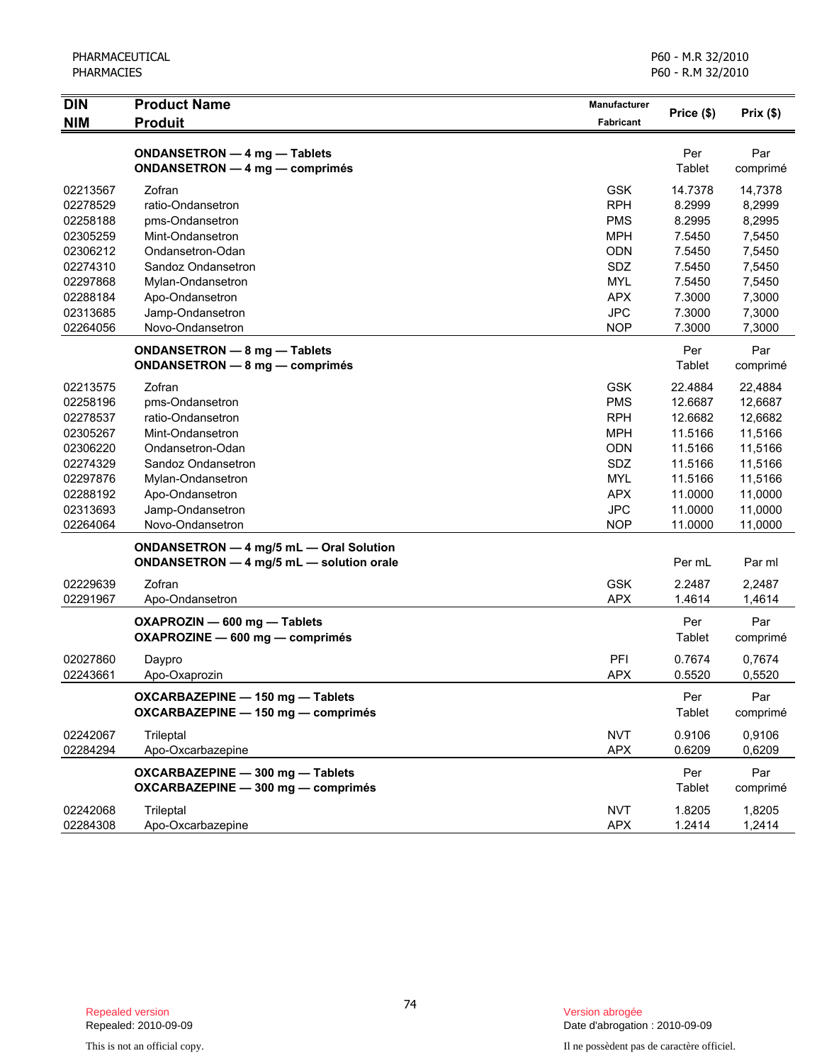| DIN<br>NIM | Product Name<br>Produit | Manufacturer<br>Fabricant | Price ($) | Prix ($) |
|---|---|---|---|---|
| | **ONDANSETRON — 4 mg — Tablets**<br>**ONDANSETRON — 4 mg — comprimés** | | Per Tablet | Par comprimé |
| 02213567 | Zofran | GSK | 14.7378 | 14,7378 |
| 02278529 | ratio-Ondansetron | RPH | 8.2999 | 8,2999 |
| 02258188 | pms-Ondansetron | PMS | 8.2995 | 8,2995 |
| 02305259 | Mint-Ondansetron | MPH | 7.5450 | 7,5450 |
| 02306212 | Ondansetron-Odan | ODN | 7.5450 | 7,5450 |
| 02274310 | Sandoz Ondansetron | SDZ | 7.5450 | 7,5450 |
| 02297868 | Mylan-Ondansetron | MYL | 7.5450 | 7,5450 |
| 02288184 | Apo-Ondansetron | APX | 7.3000 | 7,3000 |
| 02313685 | Jamp-Ondansetron | JPC | 7.3000 | 7,3000 |
| 02264056 | Novo-Ondansetron | NOP | 7.3000 | 7,3000 |
| | **ONDANSETRON — 8 mg — Tablets**<br>**ONDANSETRON — 8 mg — comprimés** | | Per Tablet | Par comprimé |
| 02213575 | Zofran | GSK | 22.4884 | 22,4884 |
| 02258196 | pms-Ondansetron | PMS | 12.6687 | 12,6687 |
| 02278537 | ratio-Ondansetron | RPH | 12.6682 | 12,6682 |
| 02305267 | Mint-Ondansetron | MPH | 11.5166 | 11,5166 |
| 02306220 | Ondansetron-Odan | ODN | 11.5166 | 11,5166 |
| 02274329 | Sandoz Ondansetron | SDZ | 11.5166 | 11,5166 |
| 02297876 | Mylan-Ondansetron | MYL | 11.5166 | 11,5166 |
| 02288192 | Apo-Ondansetron | APX | 11.0000 | 11,0000 |
| 02313693 | Jamp-Ondansetron | JPC | 11.0000 | 11,0000 |
| 02264064 | Novo-Ondansetron | NOP | 11.0000 | 11,0000 |
| | **ONDANSETRON — 4 mg/5 mL — Oral Solution**<br>**ONDANSETRON — 4 mg/5 mL — solution orale** | | Per mL | Par ml |
| 02229639 | Zofran | GSK | 2.2487 | 2,2487 |
| 02291967 | Apo-Ondansetron | APX | 1.4614 | 1,4614 |
| | **OXAPROZIN — 600 mg — Tablets**<br>**OXAPROZINE — 600 mg — comprimés** | | Per Tablet | Par comprimé |
| 02027860 | Daypro | PFI | 0.7674 | 0,7674 |
| 02243661 | Apo-Oxaprozin | APX | 0.5520 | 0,5520 |
| | **OXCARBAZEPINE — 150 mg — Tablets**<br>**OXCARBAZEPINE — 150 mg — comprimés** | | Per Tablet | Par comprimé |
| 02242067 | Trileptal | NVT | 0.9106 | 0,9106 |
| 02284294 | Apo-Oxcarbazepine | APX | 0.6209 | 0,6209 |
| | **OXCARBAZEPINE — 300 mg — Tablets**<br>**OXCARBAZEPINE — 300 mg — comprimés** | | Per Tablet | Par comprimé |
| 02242068 | Trileptal | NVT | 1.8205 | 1,8205 |
| 02284308 | Apo-Oxcarbazepine | APX | 1.2414 | 1,2414 |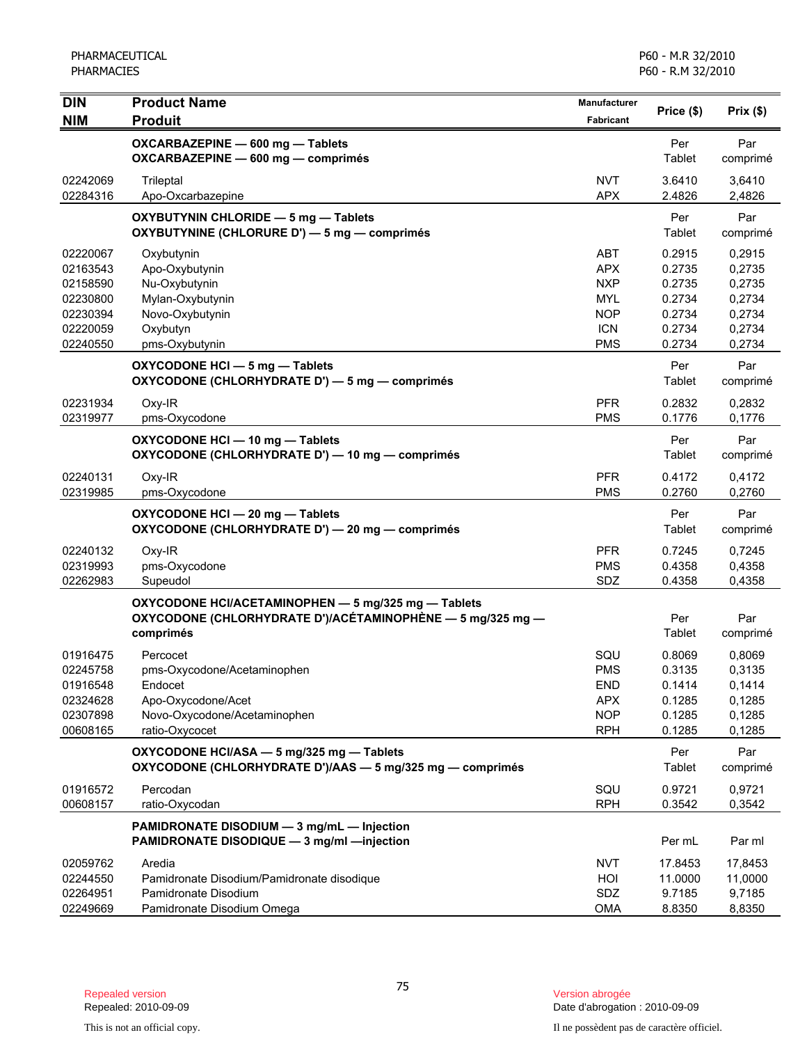| DIN<br>NIM | Product Name<br>Produit | Manufacturer<br>Fabricant | Price ($) | Prix ($) |
|---|---|---|---|---|
| | **OXCARBAZEPINE — 600 mg — Tablets**<br>**OXCARBAZEPINE — 600 mg — comprimés** | | Per Tablet | Par comprimé |
| 02242069 | Trileptal | NVT | 3.6410 | 3,6410 |
| 02284316 | Apo-Oxcarbazepine | APX | 2.4826 | 2,4826 |
| | **OXYBUTYNIN CHLORIDE — 5 mg — Tablets**<br>**OXYBUTYNINE (CHLORURE D') — 5 mg — comprimés** | | Per Tablet | Par comprimé |
| 02220067 | Oxybutynin | ABT | 0.2915 | 0,2915 |
| 02163543 | Apo-Oxybutynin | APX | 0.2735 | 0,2735 |
| 02158590 | Nu-Oxybutynin | NXP | 0.2735 | 0,2735 |
| 02230800 | Mylan-Oxybutynin | MYL | 0.2734 | 0,2734 |
| 02230394 | Novo-Oxybutynin | NOP | 0.2734 | 0,2734 |
| 02220059 | Oxybutyn | ICN | 0.2734 | 0,2734 |
| 02240550 | pms-Oxybutynin | PMS | 0.2734 | 0,2734 |
| | **OXYCODONE HCl — 5 mg — Tablets**<br>**OXYCODONE (CHLORHYDRATE D') — 5 mg — comprimés** | | Per Tablet | Par comprimé |
| 02231934 | Oxy-IR | PFR | 0.2832 | 0,2832 |
| 02319977 | pms-Oxycodone | PMS | 0.1776 | 0,1776 |
| | **OXYCODONE HCl — 10 mg — Tablets**<br>**OXYCODONE (CHLORHYDRATE D') — 10 mg — comprimés** | | Per Tablet | Par comprimé |
| 02240131 | Oxy-IR | PFR | 0.4172 | 0,4172 |
| 02319985 | pms-Oxycodone | PMS | 0.2760 | 0,2760 |
| | **OXYCODONE HCl — 20 mg — Tablets**<br>**OXYCODONE (CHLORHYDRATE D') — 20 mg — comprimés** | | Per Tablet | Par comprimé |
| 02240132 | Oxy-IR | PFR | 0.7245 | 0,7245 |
| 02319993 | pms-Oxycodone | PMS | 0.4358 | 0,4358 |
| 02262983 | Supeudol | SDZ | 0.4358 | 0,4358 |
| | **OXYCODONE HCl/ACETAMINOPHEN — 5 mg/325 mg — Tablets**<br>**OXYCODONE (CHLORHYDRATE D')/ACÉTAMINOPHÈNE — 5 mg/325 mg — comprimés** | | Per Tablet | Par comprimé |
| 01916475 | Percocet | SQU | 0.8069 | 0,8069 |
| 02245758 | pms-Oxycodone/Acetaminophen | PMS | 0.3135 | 0,3135 |
| 01916548 | Endocet | END | 0.1414 | 0,1414 |
| 02324628 | Apo-Oxycodone/Acet | APX | 0.1285 | 0,1285 |
| 02307898 | Novo-Oxycodone/Acetaminophen | NOP | 0.1285 | 0,1285 |
| 00608165 | ratio-Oxycocet | RPH | 0.1285 | 0,1285 |
| | **OXYCODONE HCl/ASA — 5 mg/325 mg — Tablets**<br>**OXYCODONE (CHLORHYDRATE D')/AAS — 5 mg/325 mg — comprimés** | | Per Tablet | Par comprimé |
| 01916572 | Percodan | SQU | 0.9721 | 0,9721 |
| 00608157 | ratio-Oxycodan | RPH | 0.3542 | 0,3542 |
| | **PAMIDRONATE DISODIUM — 3 mg/mL — Injection**<br>**PAMIDRONATE DISODIQUE — 3 mg/ml —injection** | | Per mL | Par ml |
| 02059762 | Aredia | NVT | 17.8453 | 17,8453 |
| 02244550 | Pamidronate Disodium/Pamidronate disodique | HOI | 11.0000 | 11,0000 |
| 02264951 | Pamidronate Disodium | SDZ | 9.7185 | 9,7185 |
| 02249669 | Pamidronate Disodium Omega | OMA | 8.8350 | 8,8350 |

Repealed version
Repealed: 2010-09-09

This is not an official copy.

Version abrogée
Date d'abrogation : 2010-09-09

Il ne possèdent pas de caractère officiel.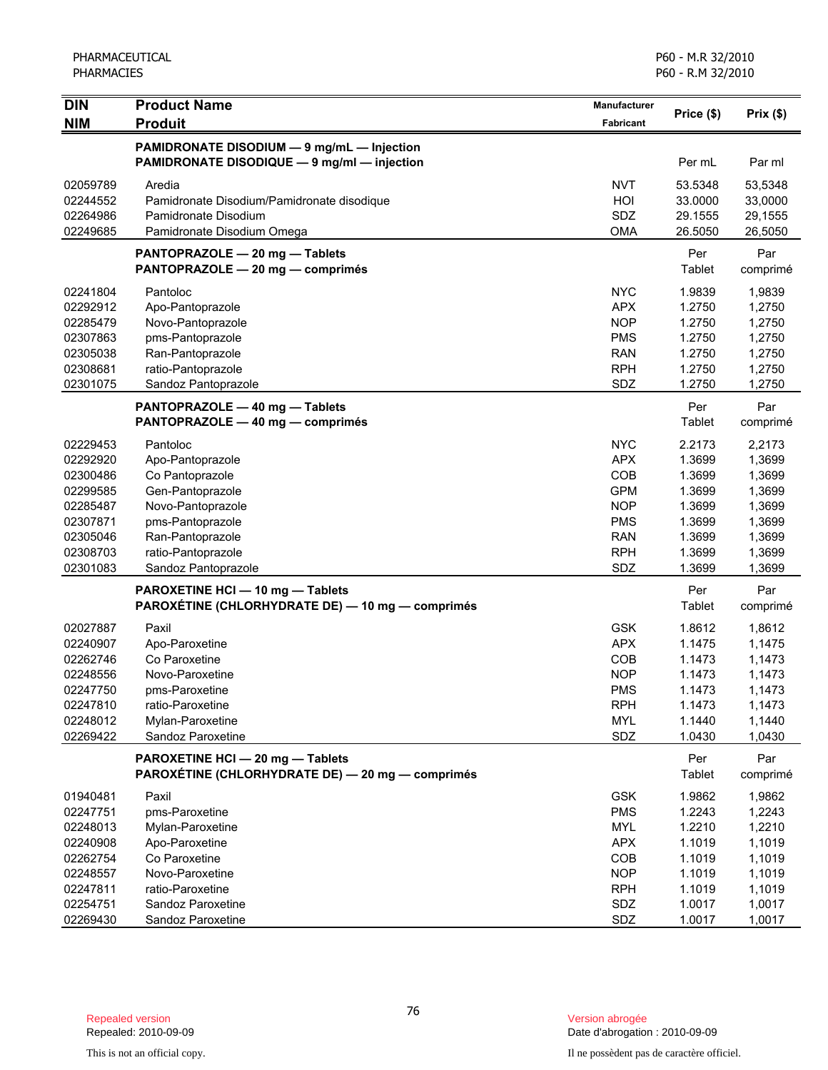| DIN<br>NIM | Product Name<br>Produit | Manufacturer<br>Fabricant | Price ($) | Prix ($) |
|---|---|---|---|---|
| | **PAMIDRONATE DISODIUM — 9 mg/mL — Injection**<br>**PAMIDRONATE DISODIQUE — 9 mg/ml — injection** | | Per mL | Par ml |
| 02059789 | Aredia | NVT | 53.5348 | 53,5348 |
| 02244552 | Pamidronate Disodium/Pamidronate disodique | HOI | 33.0000 | 33,0000 |
| 02264986 | Pamidronate Disodium | SDZ | 29.1555 | 29,1555 |
| 02249685 | Pamidronate Disodium Omega | OMA | 26.5050 | 26,5050 |
| | **PANTOPRAZOLE — 20 mg — Tablets**<br>**PANTOPRAZOLE — 20 mg — comprimés** | | Per Tablet | Par comprimé |
| 02241804 | Pantoloc | NYC | 1.9839 | 1,9839 |
| 02292912 | Apo-Pantoprazole | APX | 1.2750 | 1,2750 |
| 02285479 | Novo-Pantoprazole | NOP | 1.2750 | 1,2750 |
| 02307863 | pms-Pantoprazole | PMS | 1.2750 | 1,2750 |
| 02305038 | Ran-Pantoprazole | RAN | 1.2750 | 1,2750 |
| 02308681 | ratio-Pantoprazole | RPH | 1.2750 | 1,2750 |
| 02301075 | Sandoz Pantoprazole | SDZ | 1.2750 | 1,2750 |
| | **PANTOPRAZOLE — 40 mg — Tablets**<br>**PANTOPRAZOLE — 40 mg — comprimés** | | Per Tablet | Par comprimé |
| 02229453 | Pantoloc | NYC | 2.2173 | 2,2173 |
| 02292920 | Apo-Pantoprazole | APX | 1.3699 | 1,3699 |
| 02300486 | Co Pantoprazole | COB | 1.3699 | 1,3699 |
| 02299585 | Gen-Pantoprazole | GPM | 1.3699 | 1,3699 |
| 02285487 | Novo-Pantoprazole | NOP | 1.3699 | 1,3699 |
| 02307871 | pms-Pantoprazole | PMS | 1.3699 | 1,3699 |
| 02305046 | Ran-Pantoprazole | RAN | 1.3699 | 1,3699 |
| 02308703 | ratio-Pantoprazole | RPH | 1.3699 | 1,3699 |
| 02301083 | Sandoz Pantoprazole | SDZ | 1.3699 | 1,3699 |
| | **PAROXETINE HCl — 10 mg — Tablets**<br>**PAROXÉTINE (CHLORHYDRATE DE) — 10 mg — comprimés** | | Per Tablet | Par comprimé |
| 02027887 | Paxil | GSK | 1.8612 | 1,8612 |
| 02240907 | Apo-Paroxetine | APX | 1.1475 | 1,1475 |
| 02262746 | Co Paroxetine | COB | 1.1473 | 1,1473 |
| 02248556 | Novo-Paroxetine | NOP | 1.1473 | 1,1473 |
| 02247750 | pms-Paroxetine | PMS | 1.1473 | 1,1473 |
| 02247810 | ratio-Paroxetine | RPH | 1.1473 | 1,1473 |
| 02248012 | Mylan-Paroxetine | MYL | 1.1440 | 1,1440 |
| 02269422 | Sandoz Paroxetine | SDZ | 1.0430 | 1,0430 |
| | **PAROXETINE HCl — 20 mg — Tablets**<br>**PAROXÉTINE (CHLORHYDRATE DE) — 20 mg — comprimés** | | Per Tablet | Par comprimé |
| 01940481 | Paxil | GSK | 1.9862 | 1,9862 |
| 02247751 | pms-Paroxetine | PMS | 1.2243 | 1,2243 |
| 02248013 | Mylan-Paroxetine | MYL | 1.2210 | 1,2210 |
| 02240908 | Apo-Paroxetine | APX | 1.1019 | 1,1019 |
| 02262754 | Co Paroxetine | COB | 1.1019 | 1,1019 |
| 02248557 | Novo-Paroxetine | NOP | 1.1019 | 1,1019 |
| 02247811 | ratio-Paroxetine | RPH | 1.1019 | 1,1019 |
| 02254751 | Sandoz Paroxetine | SDZ | 1.0017 | 1,0017 |
| 02269430 | Sandoz Paroxetine | SDZ | 1.0017 | 1,0017 |

Repealed version
Repealed: 2010-09-09

Version abrogée
Date d'abrogation : 2010-09-09

This is not an official copy.

Il ne possèdent pas de caractère officiel.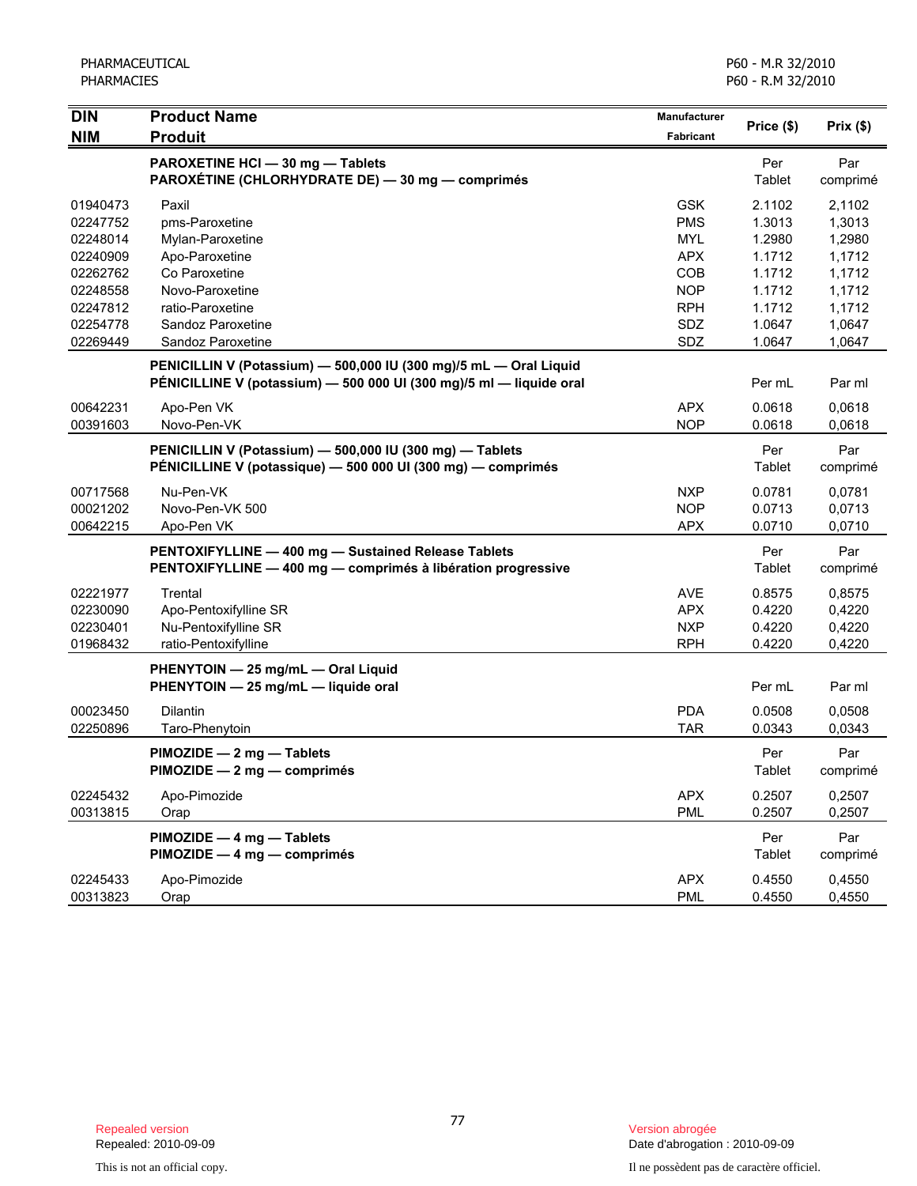| DIN<br>NIM | Product Name<br>Produit | Manufacturer<br>Fabricant | Price ($) | Prix ($) |
|---|---|---|---|---|
| | **PAROXETINE HCl — 30 mg — Tablets**<br>**PAROXÉTINE (CHLORHYDRATE DE) — 30 mg — comprimés** | | Per Tablet | Par comprimé |
| 01940473 | Paxil | GSK | 2.1102 | 2,1102 |
| 02247752 | pms-Paroxetine | PMS | 1.3013 | 1,3013 |
| 02248014 | Mylan-Paroxetine | MYL | 1.2980 | 1,2980 |
| 02240909 | Apo-Paroxetine | APX | 1.1712 | 1,1712 |
| 02262762 | Co Paroxetine | COB | 1.1712 | 1,1712 |
| 02248558 | Novo-Paroxetine | NOP | 1.1712 | 1,1712 |
| 02247812 | ratio-Paroxetine | RPH | 1.1712 | 1,1712 |
| 02254778 | Sandoz Paroxetine | SDZ | 1.0647 | 1,0647 |
| 02269449 | Sandoz Paroxetine | SDZ | 1.0647 | 1,0647 |
| | **PENICILLIN V (Potassium) — 500,000 IU (300 mg)/5 mL — Oral Liquid**<br>**PÉNICILLINE V (potassium) — 500 000 UI (300 mg)/5 ml — liquide oral** | | Per mL | Par ml |
| 00642231 | Apo-Pen VK | APX | 0.0618 | 0,0618 |
| 00391603 | Novo-Pen-VK | NOP | 0.0618 | 0,0618 |
| | **PENICILLIN V (Potassium) — 500,000 IU (300 mg) — Tablets**<br>**PÉNICILLINE V (potassique) — 500 000 UI (300 mg) — comprimés** | | Per Tablet | Par comprimé |
| 00717568 | Nu-Pen-VK | NXP | 0.0781 | 0,0781 |
| 00021202 | Novo-Pen-VK 500 | NOP | 0.0713 | 0,0713 |
| 00642215 | Apo-Pen VK | APX | 0.0710 | 0,0710 |
| | **PENTOXIFYLLINE — 400 mg — Sustained Release Tablets**<br>**PENTOXIFYLLINE — 400 mg — comprimés à libération progressive** | | Per Tablet | Par comprimé |
| 02221977 | Trental | AVE | 0.8575 | 0,8575 |
| 02230090 | Apo-Pentoxifylline SR | APX | 0.4220 | 0,4220 |
| 02230401 | Nu-Pentoxifylline SR | NXP | 0.4220 | 0,4220 |
| 01968432 | ratio-Pentoxifylline | RPH | 0.4220 | 0,4220 |
| | **PHENYTOIN — 25 mg/mL — Oral Liquid**<br>**PHENYTOIN — 25 mg/mL — liquide oral** | | Per mL | Par ml |
| 00023450 | Dilantin | PDA | 0.0508 | 0,0508 |
| 02250896 | Taro-Phenytoin | TAR | 0.0343 | 0,0343 |
| | **PIMOZIDE — 2 mg — Tablets**<br>**PIMOZIDE — 2 mg — comprimés** | | Per Tablet | Par comprimé |
| 02245432 | Apo-Pimozide | APX | 0.2507 | 0,2507 |
| 00313815 | Orap | PML | 0.2507 | 0,2507 |
| | **PIMOZIDE — 4 mg — Tablets**<br>**PIMOZIDE — 4 mg — comprimés** | | Per Tablet | Par comprimé |
| 02245433 | Apo-Pimozide | APX | 0.4550 | 0,4550 |
| 00313823 | Orap | PML | 0.4550 | 0,4550 |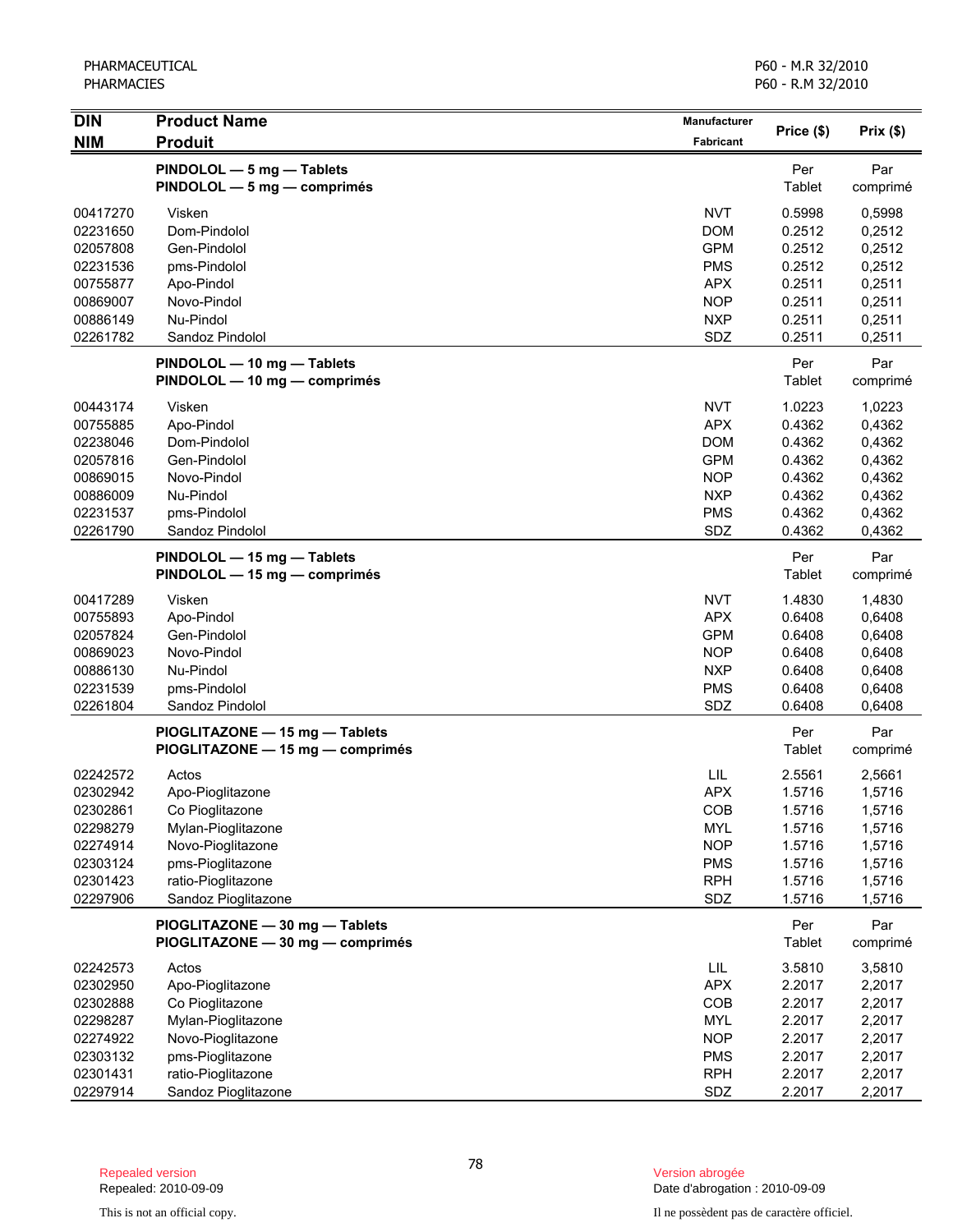PHARMACEUTICAL
PHARMACIES

P60 - M.R 32/2010
P60 - R.M 32/2010

| DIN<br>NIM | Product Name<br>Produit | Manufacturer<br>Fabricant | Price ($) | Prix ($) |
|---|---|---|---|---|
| | **PINDOLOL — 5 mg — Tablets**<br>**PINDOLOL — 5 mg — comprimés** | | Per Tablet | Par comprimé |
| 00417270 | Visken | NVT | 0.5998 | 0,5998 |
| 02231650 | Dom-Pindolol | DOM | 0.2512 | 0,2512 |
| 02057808 | Gen-Pindolol | GPM | 0.2512 | 0,2512 |
| 02231536 | pms-Pindolol | PMS | 0.2512 | 0,2512 |
| 00755877 | Apo-Pindol | APX | 0.2511 | 0,2511 |
| 00869007 | Novo-Pindol | NOP | 0.2511 | 0,2511 |
| 00886149 | Nu-Pindol | NXP | 0.2511 | 0,2511 |
| 02261782 | Sandoz Pindolol | SDZ | 0.2511 | 0,2511 |
| | **PINDOLOL — 10 mg — Tablets**<br>**PINDOLOL — 10 mg — comprimés** | | Per Tablet | Par comprimé |
| 00443174 | Visken | NVT | 1.0223 | 1,0223 |
| 00755885 | Apo-Pindol | APX | 0.4362 | 0,4362 |
| 02238046 | Dom-Pindolol | DOM | 0.4362 | 0,4362 |
| 02057816 | Gen-Pindolol | GPM | 0.4362 | 0,4362 |
| 00869015 | Novo-Pindol | NOP | 0.4362 | 0,4362 |
| 00886009 | Nu-Pindol | NXP | 0.4362 | 0,4362 |
| 02231537 | pms-Pindolol | PMS | 0.4362 | 0,4362 |
| 02261790 | Sandoz Pindolol | SDZ | 0.4362 | 0,4362 |
| | **PINDOLOL — 15 mg — Tablets**<br>**PINDOLOL — 15 mg — comprimés** | | Per Tablet | Par comprimé |
| 00417289 | Visken | NVT | 1.4830 | 1,4830 |
| 00755893 | Apo-Pindol | APX | 0.6408 | 0,6408 |
| 02057824 | Gen-Pindolol | GPM | 0.6408 | 0,6408 |
| 00869023 | Novo-Pindol | NOP | 0.6408 | 0,6408 |
| 00886130 | Nu-Pindol | NXP | 0.6408 | 0,6408 |
| 02231539 | pms-Pindolol | PMS | 0.6408 | 0,6408 |
| 02261804 | Sandoz Pindolol | SDZ | 0.6408 | 0,6408 |
| | **PIOGLITAZONE — 15 mg — Tablets**<br>**PIOGLITAZONE — 15 mg — comprimés** | | Per Tablet | Par comprimé |
| 02242572 | Actos | LIL | 2.5561 | 2,5661 |
| 02302942 | Apo-Pioglitazone | APX | 1.5716 | 1,5716 |
| 02302861 | Co Pioglitazone | COB | 1.5716 | 1,5716 |
| 02298279 | Mylan-Pioglitazone | MYL | 1.5716 | 1,5716 |
| 02274914 | Novo-Pioglitazone | NOP | 1.5716 | 1,5716 |
| 02303124 | pms-Pioglitazone | PMS | 1.5716 | 1,5716 |
| 02301423 | ratio-Pioglitazone | RPH | 1.5716 | 1,5716 |
| 02297906 | Sandoz Pioglitazone | SDZ | 1.5716 | 1,5716 |
| | **PIOGLITAZONE — 30 mg — Tablets**<br>**PIOGLITAZONE — 30 mg — comprimés** | | Per Tablet | Par comprimé |
| 02242573 | Actos | LIL | 3.5810 | 3,5810 |
| 02302950 | Apo-Pioglitazone | APX | 2.2017 | 2,2017 |
| 02302888 | Co Pioglitazone | COB | 2.2017 | 2,2017 |
| 02298287 | Mylan-Pioglitazone | MYL | 2.2017 | 2,2017 |
| 02274922 | Novo-Pioglitazone | NOP | 2.2017 | 2,2017 |
| 02303132 | pms-Pioglitazone | PMS | 2.2017 | 2,2017 |
| 02301431 | ratio-Pioglitazone | RPH | 2.2017 | 2,2017 |
| 02297914 | Sandoz Pioglitazone | SDZ | 2.2017 | 2,2017 |

Repealed version
Repealed: 2010-09-09

Version abrogée
Date d'abrogation : 2010-09-09

This is not an official copy.

Il ne possèdent pas de caractère officiel.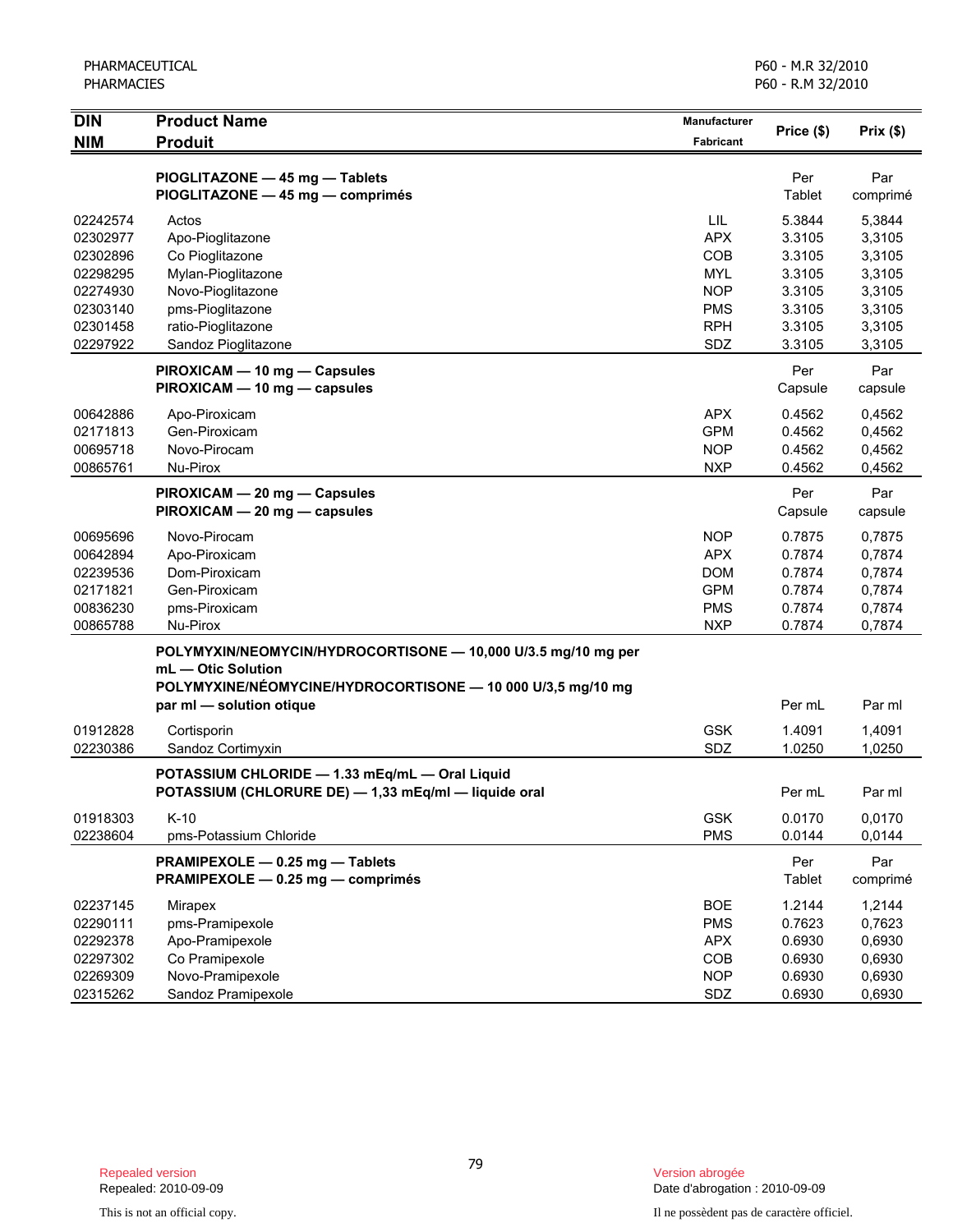| DIN<br>NIM | Product Name<br>Produit | Manufacturer<br>Fabricant | Price ($) | Prix ($) |
|---|---|---|---|---|
| | **PIOGLITAZONE — 45 mg — Tablets**<br>**PIOGLITAZONE — 45 mg — comprimés** | | Per Tablet | Par comprimé |
| 02242574 | Actos | LIL | 5.3844 | 5,3844 |
| 02302977 | Apo-Pioglitazone | APX | 3.3105 | 3,3105 |
| 02302896 | Co Pioglitazone | COB | 3.3105 | 3,3105 |
| 02298295 | Mylan-Pioglitazone | MYL | 3.3105 | 3,3105 |
| 02274930 | Novo-Pioglitazone | NOP | 3.3105 | 3,3105 |
| 02303140 | pms-Pioglitazone | PMS | 3.3105 | 3,3105 |
| 02301458 | ratio-Pioglitazone | RPH | 3.3105 | 3,3105 |
| 02297922 | Sandoz Pioglitazone | SDZ | 3.3105 | 3,3105 |
| | **PIROXICAM — 10 mg — Capsules**<br>**PIROXICAM — 10 mg — capsules** | | Per Capsule | Par capsule |
| 00642886 | Apo-Piroxicam | APX | 0.4562 | 0,4562 |
| 02171813 | Gen-Piroxicam | GPM | 0.4562 | 0,4562 |
| 00695718 | Novo-Pirocam | NOP | 0.4562 | 0,4562 |
| 00865761 | Nu-Pirox | NXP | 0.4562 | 0,4562 |
| | **PIROXICAM — 20 mg — Capsules**<br>**PIROXICAM — 20 mg — capsules** | | Per Capsule | Par capsule |
| 00695696 | Novo-Pirocam | NOP | 0.7875 | 0,7875 |
| 00642894 | Apo-Piroxicam | APX | 0.7874 | 0,7874 |
| 02239536 | Dom-Piroxicam | DOM | 0.7874 | 0,7874 |
| 02171821 | Gen-Piroxicam | GPM | 0.7874 | 0,7874 |
| 00836230 | pms-Piroxicam | PMS | 0.7874 | 0,7874 |
| 00865788 | Nu-Pirox | NXP | 0.7874 | 0,7874 |
| | **POLYMYXIN/NEOMYCIN/HYDROCORTISONE — 10,000 U/3.5 mg/10 mg per mL — Otic Solution**<br>**POLYMYXINE/NÉOMYCINE/HYDROCORTISONE — 10 000 U/3,5 mg/10 mg par ml — solution otique** | | Per mL | Par ml |
| 01912828 | Cortisporin | GSK | 1.4091 | 1,4091 |
| 02230386 | Sandoz Cortimyxin | SDZ | 1.0250 | 1,0250 |
| | **POTASSIUM CHLORIDE — 1.33 mEq/mL — Oral Liquid**<br>**POTASSIUM (CHLORURE DE) — 1,33 mEq/ml — liquide oral** | | Per mL | Par ml |
| 01918303 | K-10 | GSK | 0.0170 | 0,0170 |
| 02238604 | pms-Potassium Chloride | PMS | 0.0144 | 0,0144 |
| | **PRAMIPEXOLE — 0.25 mg — Tablets**<br>**PRAMIPEXOLE — 0.25 mg — comprimés** | | Per Tablet | Par comprimé |
| 02237145 | Mirapex | BOE | 1.2144 | 1,2144 |
| 02290111 | pms-Pramipexole | PMS | 0.7623 | 0,7623 |
| 02292378 | Apo-Pramipexole | APX | 0.6930 | 0,6930 |
| 02297302 | Co Pramipexole | COB | 0.6930 | 0,6930 |
| 02269309 | Novo-Pramipexole | NOP | 0.6930 | 0,6930 |
| 02315262 | Sandoz Pramipexole | SDZ | 0.6930 | 0,6930 |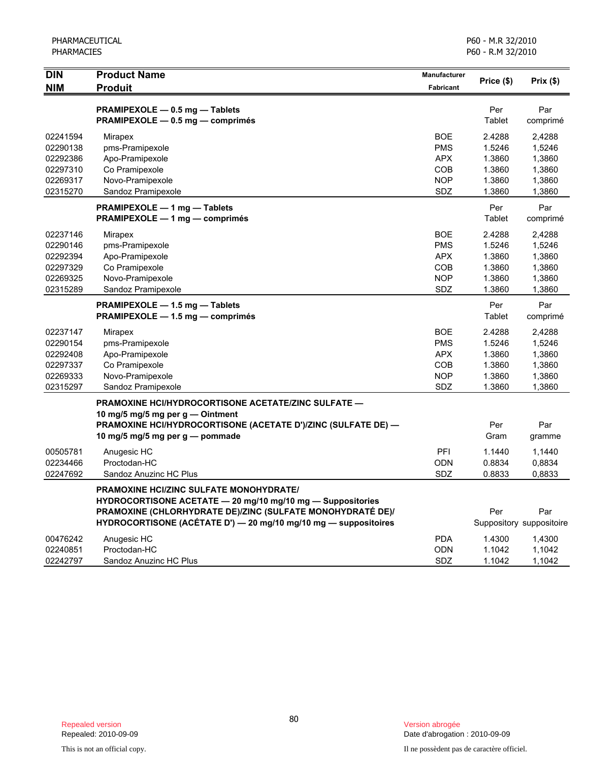| DIN<br>NIM | Product Name<br>Produit | Manufacturer<br>Fabricant | Price ($) | Prix ($) |
|---|---|---|---|---|
| | **PRAMIPEXOLE — 0.5 mg — Tablets**<br>**PRAMIPEXOLE — 0.5 mg — comprimés** | | Per Tablet | Par comprimé |
| 02241594 | Mirapex | BOE | 2.4288 | 2,4288 |
| 02290138 | pms-Pramipexole | PMS | 1.5246 | 1,5246 |
| 02292386 | Apo-Pramipexole | APX | 1.3860 | 1,3860 |
| 02297310 | Co Pramipexole | COB | 1.3860 | 1,3860 |
| 02269317 | Novo-Pramipexole | NOP | 1.3860 | 1,3860 |
| 02315270 | Sandoz Pramipexole | SDZ | 1.3860 | 1,3860 |
| | **PRAMIPEXOLE — 1 mg — Tablets**<br>**PRAMIPEXOLE — 1 mg — comprimés** | | Per Tablet | Par comprimé |
| 02237146 | Mirapex | BOE | 2.4288 | 2,4288 |
| 02290146 | pms-Pramipexole | PMS | 1.5246 | 1,5246 |
| 02292394 | Apo-Pramipexole | APX | 1.3860 | 1,3860 |
| 02297329 | Co Pramipexole | COB | 1.3860 | 1,3860 |
| 02269325 | Novo-Pramipexole | NOP | 1.3860 | 1,3860 |
| 02315289 | Sandoz Pramipexole | SDZ | 1.3860 | 1,3860 |
| | **PRAMIPEXOLE — 1.5 mg — Tablets**<br>**PRAMIPEXOLE — 1.5 mg — comprimés** | | Per Tablet | Par comprimé |
| 02237147 | Mirapex | BOE | 2.4288 | 2,4288 |
| 02290154 | pms-Pramipexole | PMS | 1.5246 | 1,5246 |
| 02292408 | Apo-Pramipexole | APX | 1.3860 | 1,3860 |
| 02297337 | Co Pramipexole | COB | 1.3860 | 1,3860 |
| 02269333 | Novo-Pramipexole | NOP | 1.3860 | 1,3860 |
| 02315297 | Sandoz Pramipexole | SDZ | 1.3860 | 1,3860 |
| | **PRAMOXINE HCl/HYDROCORTISONE ACETATE/ZINC SULFATE — 10 mg/5 mg/5 mg per g — Ointment**<br>**PRAMOXINE HCl/HYDROCORTISONE (ACETATE D')/ZINC (SULFATE DE) — 10 mg/5 mg/5 mg per g — pommade** | | Per Gram | Par gramme |
| 00505781 | Anugesic HC | PFI | 1.1440 | 1,1440 |
| 02234466 | Proctodan-HC | ODN | 0.8834 | 0,8834 |
| 02247692 | Sandoz Anuzinc HC Plus | SDZ | 0.8833 | 0,8833 |
| | **PRAMOXINE HCl/ZINC SULFATE MONOHYDRATE/ HYDROCORTISONE ACETATE — 20 mg/10 mg/10 mg — Suppositories**<br>**PRAMOXINE (CHLORHYDRATE DE)/ZINC (SULFATE MONOHYDRATÉ DE)/ HYDROCORTISONE (ACÉTATE D') — 20 mg/10 mg/10 mg — suppositoires** | | Per Suppository | Par suppositoire |
| 00476242 | Anugesic HC | PDA | 1.4300 | 1,4300 |
| 02240851 | Proctodan-HC | ODN | 1.1042 | 1,1042 |
| 02242797 | Sandoz Anuzinc HC Plus | SDZ | 1.1042 | 1,1042 |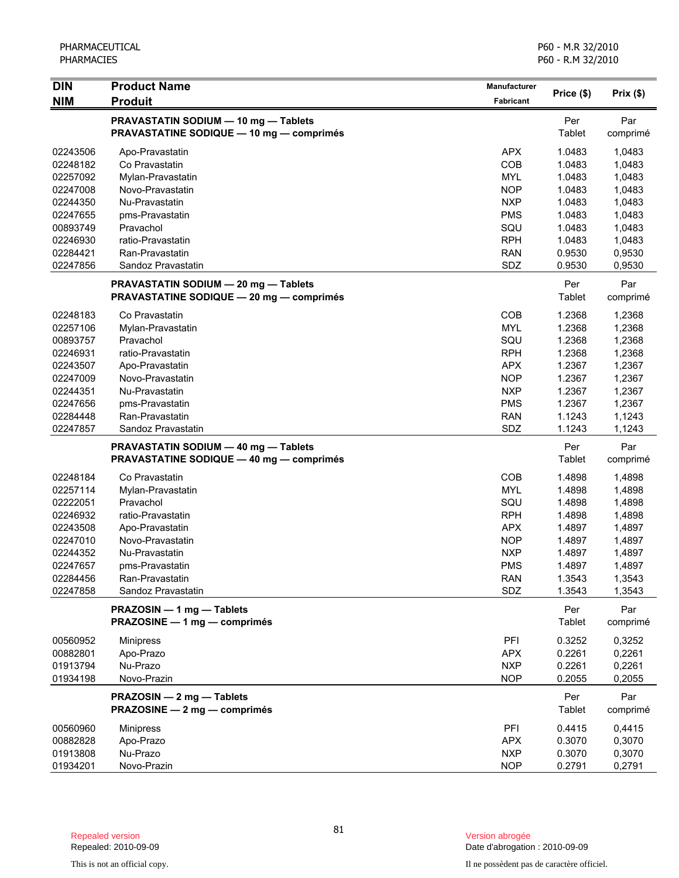| DIN<br>NIM | Product Name<br>Produit | Manufacturer<br>Fabricant | Price ($) | Prix ($) |
|---|---|---|---|---|
| | **PRAVASTATIN SODIUM — 10 mg — Tablets**<br>**PRAVASTATINE SODIQUE — 10 mg — comprimés** | | Per Tablet | Par comprimé |
| 02243506 | Apo-Pravastatin | APX | 1.0483 | 1,0483 |
| 02248182 | Co Pravastatin | COB | 1.0483 | 1,0483 |
| 02257092 | Mylan-Pravastatin | MYL | 1.0483 | 1,0483 |
| 02247008 | Novo-Pravastatin | NOP | 1.0483 | 1,0483 |
| 02244350 | Nu-Pravastatin | NXP | 1.0483 | 1,0483 |
| 02247655 | pms-Pravastatin | PMS | 1.0483 | 1,0483 |
| 00893749 | Pravachol | SQU | 1.0483 | 1,0483 |
| 02246930 | ratio-Pravastatin | RPH | 1.0483 | 1,0483 |
| 02284421 | Ran-Pravastatin | RAN | 0.9530 | 0,9530 |
| 02247856 | Sandoz Pravastatin | SDZ | 0.9530 | 0,9530 |
| | **PRAVASTATIN SODIUM — 20 mg — Tablets**<br>**PRAVASTATINE SODIQUE — 20 mg — comprimés** | | Per Tablet | Par comprimé |
| 02248183 | Co Pravastatin | COB | 1.2368 | 1,2368 |
| 02257106 | Mylan-Pravastatin | MYL | 1.2368 | 1,2368 |
| 00893757 | Pravachol | SQU | 1.2368 | 1,2368 |
| 02246931 | ratio-Pravastatin | RPH | 1.2368 | 1,2368 |
| 02243507 | Apo-Pravastatin | APX | 1.2367 | 1,2367 |
| 02247009 | Novo-Pravastatin | NOP | 1.2367 | 1,2367 |
| 02244351 | Nu-Pravastatin | NXP | 1.2367 | 1,2367 |
| 02247656 | pms-Pravastatin | PMS | 1.2367 | 1,2367 |
| 02284448 | Ran-Pravastatin | RAN | 1.1243 | 1,1243 |
| 02247857 | Sandoz Pravastatin | SDZ | 1.1243 | 1,1243 |
| | **PRAVASTATIN SODIUM — 40 mg — Tablets**<br>**PRAVASTATINE SODIQUE — 40 mg — comprimés** | | Per Tablet | Par comprimé |
| 02248184 | Co Pravastatin | COB | 1.4898 | 1,4898 |
| 02257114 | Mylan-Pravastatin | MYL | 1.4898 | 1,4898 |
| 02222051 | Pravachol | SQU | 1.4898 | 1,4898 |
| 02246932 | ratio-Pravastatin | RPH | 1.4898 | 1,4898 |
| 02243508 | Apo-Pravastatin | APX | 1.4897 | 1,4897 |
| 02247010 | Novo-Pravastatin | NOP | 1.4897 | 1,4897 |
| 02244352 | Nu-Pravastatin | NXP | 1.4897 | 1,4897 |
| 02247657 | pms-Pravastatin | PMS | 1.4897 | 1,4897 |
| 02284456 | Ran-Pravastatin | RAN | 1.3543 | 1,3543 |
| 02247858 | Sandoz Pravastatin | SDZ | 1.3543 | 1,3543 |
| | **PRAZOSIN — 1 mg — Tablets**<br>**PRAZOSINE — 1 mg — comprimés** | | Per Tablet | Par comprimé |
| 00560952 | Minipress | PFI | 0.3252 | 0,3252 |
| 00882801 | Apo-Prazo | APX | 0.2261 | 0,2261 |
| 01913794 | Nu-Prazo | NXP | 0.2261 | 0,2261 |
| 01934198 | Novo-Prazin | NOP | 0.2055 | 0,2055 |
| | **PRAZOSIN — 2 mg — Tablets**<br>**PRAZOSINE — 2 mg — comprimés** | | Per Tablet | Par comprimé |
| 00560960 | Minipress | PFI | 0.4415 | 0,4415 |
| 00882828 | Apo-Prazo | APX | 0.3070 | 0,3070 |
| 01913808 | Nu-Prazo | NXP | 0.3070 | 0,3070 |
| 01934201 | Novo-Prazin | NOP | 0.2791 | 0,2791 |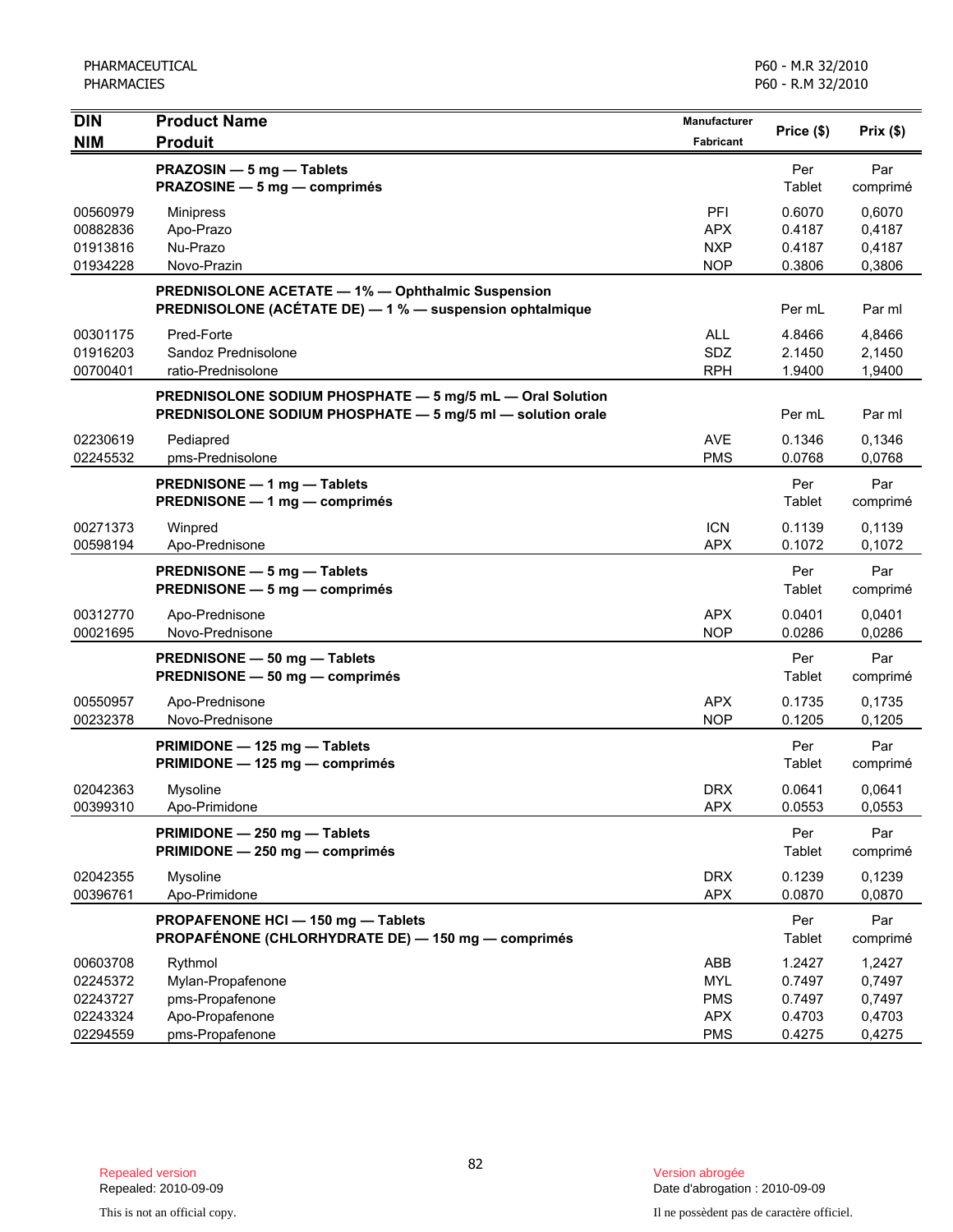| DIN<br>NIM | Product Name<br>Produit | Manufacturer<br>Fabricant | Price ($) | Prix ($) |
|---|---|---|---|---|
| | **PRAZOSIN — 5 mg — Tablets**<br>**PRAZOSINE — 5 mg — comprimés** | | Per Tablet | Par comprimé |
| 00560979 | Minipress | PFI | 0.6070 | 0,6070 |
| 00882836 | Apo-Prazo | APX | 0.4187 | 0,4187 |
| 01913816 | Nu-Prazo | NXP | 0.4187 | 0,4187 |
| 01934228 | Novo-Prazin | NOP | 0.3806 | 0,3806 |
| | **PREDNISOLONE ACETATE — 1% — Ophthalmic Suspension**<br>**PREDNISOLONE (ACÉTATE DE) — 1 % — suspension ophtalmique** | | Per mL | Par ml |
| 00301175 | Pred-Forte | ALL | 4.8466 | 4,8466 |
| 01916203 | Sandoz Prednisolone | SDZ | 2.1450 | 2,1450 |
| 00700401 | ratio-Prednisolone | RPH | 1.9400 | 1,9400 |
| | **PREDNISOLONE SODIUM PHOSPHATE — 5 mg/5 mL — Oral Solution**<br>**PREDNISOLONE SODIUM PHOSPHATE — 5 mg/5 ml — solution orale** | | Per mL | Par ml |
| 02230619 | Pediapred | AVE | 0.1346 | 0,1346 |
| 02245532 | pms-Prednisolone | PMS | 0.0768 | 0,0768 |
| | **PREDNISONE — 1 mg — Tablets**<br>**PREDNISONE — 1 mg — comprimés** | | Per Tablet | Par comprimé |
| 00271373 | Winpred | ICN | 0.1139 | 0,1139 |
| 00598194 | Apo-Prednisone | APX | 0.1072 | 0,1072 |
| | **PREDNISONE — 5 mg — Tablets**<br>**PREDNISONE — 5 mg — comprimés** | | Per Tablet | Par comprimé |
| 00312770 | Apo-Prednisone | APX | 0.0401 | 0,0401 |
| 00021695 | Novo-Prednisone | NOP | 0.0286 | 0,0286 |
| | **PREDNISONE — 50 mg — Tablets**<br>**PREDNISONE — 50 mg — comprimés** | | Per Tablet | Par comprimé |
| 00550957 | Apo-Prednisone | APX | 0.1735 | 0,1735 |
| 00232378 | Novo-Prednisone | NOP | 0.1205 | 0,1205 |
| | **PRIMIDONE — 125 mg — Tablets**<br>**PRIMIDONE — 125 mg — comprimés** | | Per Tablet | Par comprimé |
| 02042363 | Mysoline | DRX | 0.0641 | 0,0641 |
| 00399310 | Apo-Primidone | APX | 0.0553 | 0,0553 |
| | **PRIMIDONE — 250 mg — Tablets**<br>**PRIMIDONE — 250 mg — comprimés** | | Per Tablet | Par comprimé |
| 02042355 | Mysoline | DRX | 0.1239 | 0,1239 |
| 00396761 | Apo-Primidone | APX | 0.0870 | 0,0870 |
| | **PROPAFENONE HCl — 150 mg — Tablets**<br>**PROPAFÉNONE (CHLORHYDRATE DE) — 150 mg — comprimés** | | Per Tablet | Par comprimé |
| 00603708 | Rythmol | ABB | 1.2427 | 1,2427 |
| 02245372 | Mylan-Propafenone | MYL | 0.7497 | 0,7497 |
| 02243727 | pms-Propafenone | PMS | 0.7497 | 0,7497 |
| 02243324 | Apo-Propafenone | APX | 0.4703 | 0,4703 |
| 02294559 | pms-Propafenone | PMS | 0.4275 | 0,4275 |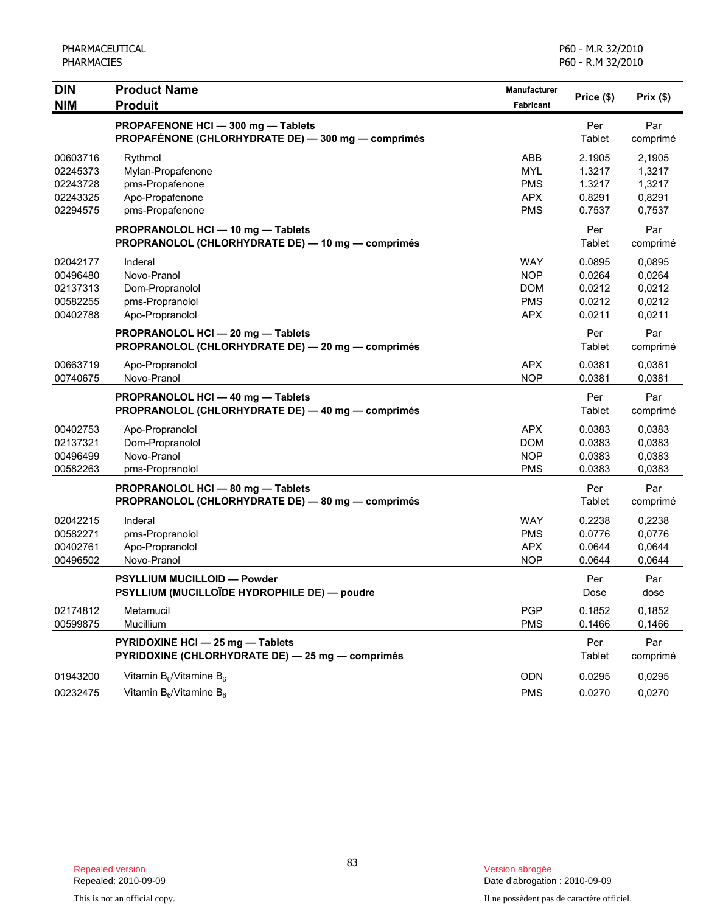| DIN<br>NIM | Product Name<br>Produit | Manufacturer<br>Fabricant | Price ($) | Prix ($) |
|---|---|---|---|---|
| | **PROPAFENONE HCl — 300 mg — Tablets**<br>**PROPAFÉNONE (CHLORHYDRATE DE) — 300 mg — comprimés** | | Per Tablet | Par comprimé |
| 00603716 | Rythmol | ABB | 2.1905 | 2,1905 |
| 02245373 | Mylan-Propafenone | MYL | 1.3217 | 1,3217 |
| 02243728 | pms-Propafenone | PMS | 1.3217 | 1,3217 |
| 02243325 | Apo-Propafenone | APX | 0.8291 | 0,8291 |
| 02294575 | pms-Propafenone | PMS | 0.7537 | 0,7537 |
| | **PROPRANOLOL HCl — 10 mg — Tablets**<br>**PROPRANOLOL (CHLORHYDRATE DE) — 10 mg — comprimés** | | Per Tablet | Par comprimé |
| 02042177 | Inderal | WAY | 0.0895 | 0,0895 |
| 00496480 | Novo-Pranol | NOP | 0.0264 | 0,0264 |
| 02137313 | Dom-Propranolol | DOM | 0.0212 | 0,0212 |
| 00582255 | pms-Propranolol | PMS | 0.0212 | 0,0212 |
| 00402788 | Apo-Propranolol | APX | 0.0211 | 0,0211 |
| | **PROPRANOLOL HCl — 20 mg — Tablets**<br>**PROPRANOLOL (CHLORHYDRATE DE) — 20 mg — comprimés** | | Per Tablet | Par comprimé |
| 00663719 | Apo-Propranolol | APX | 0.0381 | 0,0381 |
| 00740675 | Novo-Pranol | NOP | 0.0381 | 0,0381 |
| | **PROPRANOLOL HCl — 40 mg — Tablets**<br>**PROPRANOLOL (CHLORHYDRATE DE) — 40 mg — comprimés** | | Per Tablet | Par comprimé |
| 00402753 | Apo-Propranolol | APX | 0.0383 | 0,0383 |
| 02137321 | Dom-Propranolol | DOM | 0.0383 | 0,0383 |
| 00496499 | Novo-Pranol | NOP | 0.0383 | 0,0383 |
| 00582263 | pms-Propranolol | PMS | 0.0383 | 0,0383 |
| | **PROPRANOLOL HCl — 80 mg — Tablets**<br>**PROPRANOLOL (CHLORHYDRATE DE) — 80 mg — comprimés** | | Per Tablet | Par comprimé |
| 02042215 | Inderal | WAY | 0.2238 | 0,2238 |
| 00582271 | pms-Propranolol | PMS | 0.0776 | 0,0776 |
| 00402761 | Apo-Propranolol | APX | 0.0644 | 0,0644 |
| 00496502 | Novo-Pranol | NOP | 0.0644 | 0,0644 |
| | **PSYLLIUM MUCILLOID — Powder**<br>**PSYLLIUM (MUCILLOÏDE HYDROPHILE DE) — poudre** | | Per Dose | Par dose |
| 02174812 | Metamucil | PGP | 0.1852 | 0,1852 |
| 00599875 | Mucillium | PMS | 0.1466 | 0,1466 |
| | **PYRIDOXINE HCl — 25 mg — Tablets**<br>**PYRIDOXINE (CHLORHYDRATE DE) — 25 mg — comprimés** | | Per Tablet | Par comprimé |
| 01943200 | Vitamin $B_6$/Vitamine $B_6$ | ODN | 0.0295 | 0,0295 |
| 00232475 | Vitamin $B_6$/Vitamine $B_6$ | PMS | 0.0270 | 0,0270 |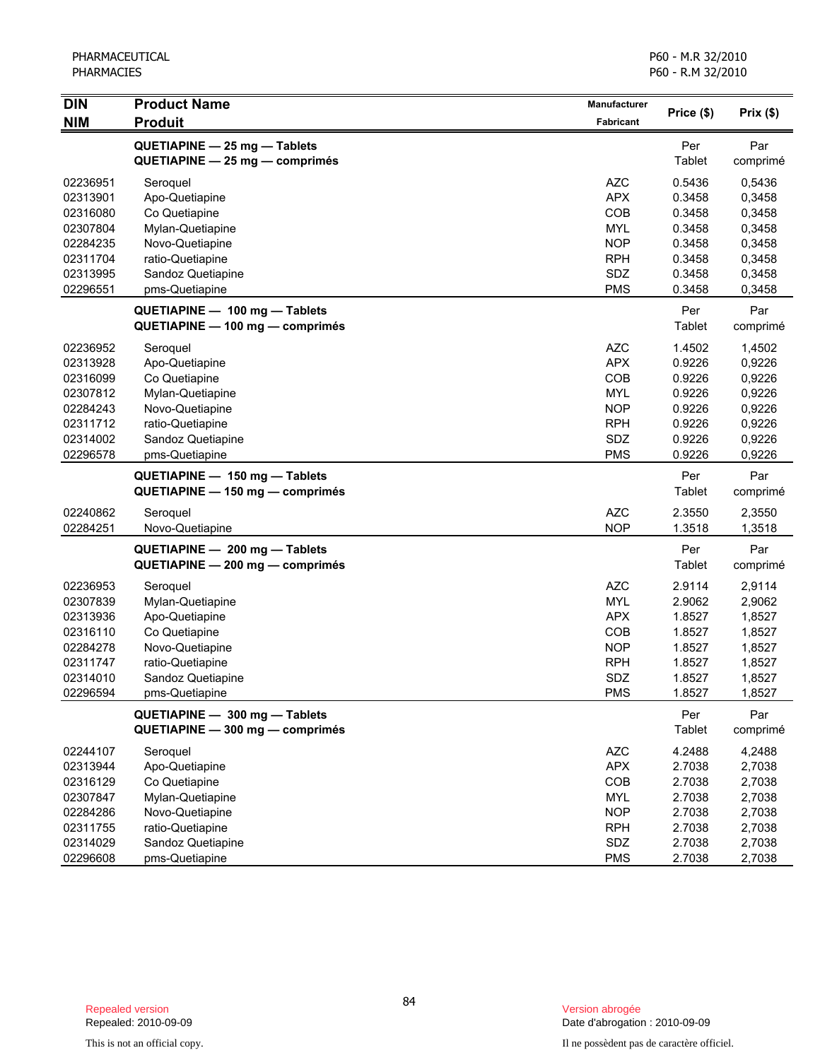| DIN<br>NIM | Product Name<br>Produit | Manufacturer<br>Fabricant | Price ($) | Prix ($) |
|---|---|---|---|---|
| | **QUETIAPINE — 25 mg — Tablets**<br>**QUETIAPINE — 25 mg — comprimés** | | Per Tablet | Par comprimé |
| 02236951 | Seroquel | AZC | 0.5436 | 0,5436 |
| 02313901 | Apo-Quetiapine | APX | 0.3458 | 0,3458 |
| 02316080 | Co Quetiapine | COB | 0.3458 | 0,3458 |
| 02307804 | Mylan-Quetiapine | MYL | 0.3458 | 0,3458 |
| 02284235 | Novo-Quetiapine | NOP | 0.3458 | 0,3458 |
| 02311704 | ratio-Quetiapine | RPH | 0.3458 | 0,3458 |
| 02313995 | Sandoz Quetiapine | SDZ | 0.3458 | 0,3458 |
| 02296551 | pms-Quetiapine | PMS | 0.3458 | 0,3458 |
| | **QUETIAPINE — 100 mg — Tablets**<br>**QUETIAPINE — 100 mg — comprimés** | | Per Tablet | Par comprimé |
| 02236952 | Seroquel | AZC | 1.4502 | 1,4502 |
| 02313928 | Apo-Quetiapine | APX | 0.9226 | 0,9226 |
| 02316099 | Co Quetiapine | COB | 0.9226 | 0,9226 |
| 02307812 | Mylan-Quetiapine | MYL | 0.9226 | 0,9226 |
| 02284243 | Novo-Quetiapine | NOP | 0.9226 | 0,9226 |
| 02311712 | ratio-Quetiapine | RPH | 0.9226 | 0,9226 |
| 02314002 | Sandoz Quetiapine | SDZ | 0.9226 | 0,9226 |
| 02296578 | pms-Quetiapine | PMS | 0.9226 | 0,9226 |
| | **QUETIAPINE — 150 mg — Tablets**<br>**QUETIAPINE — 150 mg — comprimés** | | Per Tablet | Par comprimé |
| 02240862 | Seroquel | AZC | 2.3550 | 2,3550 |
| 02284251 | Novo-Quetiapine | NOP | 1.3518 | 1,3518 |
| | **QUETIAPINE — 200 mg — Tablets**<br>**QUETIAPINE — 200 mg — comprimés** | | Per Tablet | Par comprimé |
| 02236953 | Seroquel | AZC | 2.9114 | 2,9114 |
| 02307839 | Mylan-Quetiapine | MYL | 2.9062 | 2,9062 |
| 02313936 | Apo-Quetiapine | APX | 1.8527 | 1,8527 |
| 02316110 | Co Quetiapine | COB | 1.8527 | 1,8527 |
| 02284278 | Novo-Quetiapine | NOP | 1.8527 | 1,8527 |
| 02311747 | ratio-Quetiapine | RPH | 1.8527 | 1,8527 |
| 02314010 | Sandoz Quetiapine | SDZ | 1.8527 | 1,8527 |
| 02296594 | pms-Quetiapine | PMS | 1.8527 | 1,8527 |
| | **QUETIAPINE — 300 mg — Tablets**<br>**QUETIAPINE — 300 mg — comprimés** | | Per Tablet | Par comprimé |
| 02244107 | Seroquel | AZC | 4.2488 | 4,2488 |
| 02313944 | Apo-Quetiapine | APX | 2.7038 | 2,7038 |
| 02316129 | Co Quetiapine | COB | 2.7038 | 2,7038 |
| 02307847 | Mylan-Quetiapine | MYL | 2.7038 | 2,7038 |
| 02284286 | Novo-Quetiapine | NOP | 2.7038 | 2,7038 |
| 02311755 | ratio-Quetiapine | RPH | 2.7038 | 2,7038 |
| 02314029 | Sandoz Quetiapine | SDZ | 2.7038 | 2,7038 |
| 02296608 | pms-Quetiapine | PMS | 2.7038 | 2,7038 |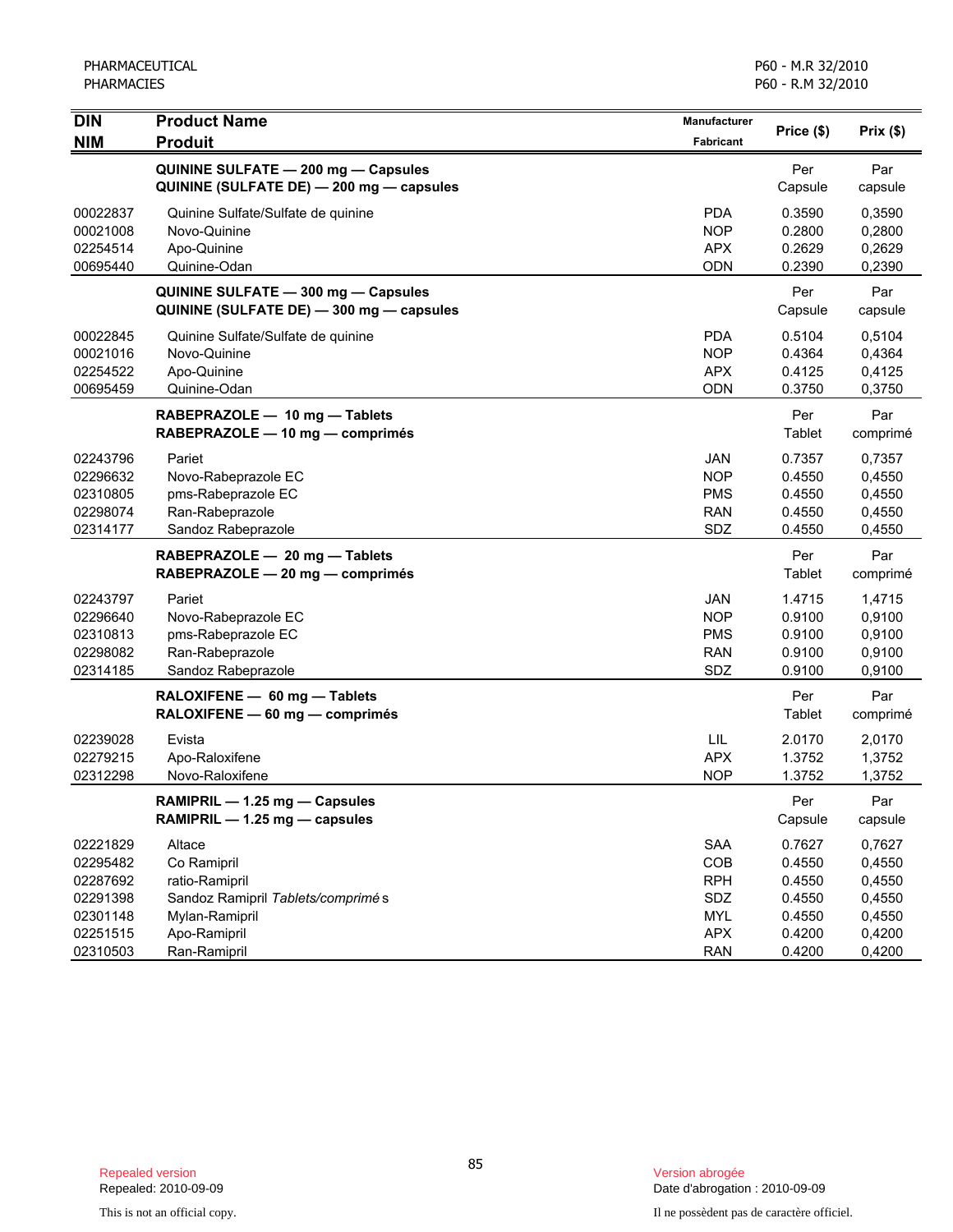| DIN<br>NIM | Product Name<br>Produit | Manufacturer<br>Fabricant | Price ($) | Prix ($) |
|---|---|---|---|---|
| | **QUININE SULFATE — 200 mg — Capsules**<br>**QUININE (SULFATE DE) — 200 mg — capsules** | | Per<br>Capsule | Par<br>capsule |
| 00022837 | Quinine Sulfate/Sulfate de quinine | PDA | 0.3590 | 0,3590 |
| 00021008 | Novo-Quinine | NOP | 0.2800 | 0,2800 |
| 02254514 | Apo-Quinine | APX | 0.2629 | 0,2629 |
| 00695440 | Quinine-Odan | ODN | 0.2390 | 0,2390 |
| | **QUININE SULFATE — 300 mg — Capsules**<br>**QUININE (SULFATE DE) — 300 mg — capsules** | | Per<br>Capsule | Par<br>capsule |
| 00022845 | Quinine Sulfate/Sulfate de quinine | PDA | 0.5104 | 0,5104 |
| 00021016 | Novo-Quinine | NOP | 0.4364 | 0,4364 |
| 02254522 | Apo-Quinine | APX | 0.4125 | 0,4125 |
| 00695459 | Quinine-Odan | ODN | 0.3750 | 0,3750 |
| | **RABEPRAZOLE — 10 mg — Tablets**<br>**RABEPRAZOLE — 10 mg — comprimés** | | Per<br>Tablet | Par<br>comprimé |
| 02243796 | Pariet | JAN | 0.7357 | 0,7357 |
| 02296632 | Novo-Rabeprazole EC | NOP | 0.4550 | 0,4550 |
| 02310805 | pms-Rabeprazole EC | PMS | 0.4550 | 0,4550 |
| 02298074 | Ran-Rabeprazole | RAN | 0.4550 | 0,4550 |
| 02314177 | Sandoz Rabeprazole | SDZ | 0.4550 | 0,4550 |
| | **RABEPRAZOLE — 20 mg — Tablets**<br>**RABEPRAZOLE — 20 mg — comprimés** | | Per<br>Tablet | Par<br>comprimé |
| 02243797 | Pariet | JAN | 1.4715 | 1,4715 |
| 02296640 | Novo-Rabeprazole EC | NOP | 0.9100 | 0,9100 |
| 02310813 | pms-Rabeprazole EC | PMS | 0.9100 | 0,9100 |
| 02298082 | Ran-Rabeprazole | RAN | 0.9100 | 0,9100 |
| 02314185 | Sandoz Rabeprazole | SDZ | 0.9100 | 0,9100 |
| | **RALOXIFENE — 60 mg — Tablets**<br>**RALOXIFENE — 60 mg — comprimés** | | Per<br>Tablet | Par<br>comprimé |
| 02239028 | Evista | LIL | 2.0170 | 2,0170 |
| 02279215 | Apo-Raloxifene | APX | 1.3752 | 1,3752 |
| 02312298 | Novo-Raloxifene | NOP | 1.3752 | 1,3752 |
| | **RAMIPRIL — 1.25 mg — Capsules**<br>**RAMIPRIL — 1.25 mg — capsules** | | Per<br>Capsule | Par<br>capsule |
| 02221829 | Altace | SAA | 0.7627 | 0,7627 |
| 02295482 | Co Ramipril | COB | 0.4550 | 0,4550 |
| 02287692 | ratio-Ramipril | RPH | 0.4550 | 0,4550 |
| 02291398 | Sandoz Ramipril *Tablets/comprimés* | SDZ | 0.4550 | 0,4550 |
| 02301148 | Mylan-Ramipril | MYL | 0.4550 | 0,4550 |
| 02251515 | Apo-Ramipril | APX | 0.4200 | 0,4200 |
| 02310503 | Ran-Ramipril | RAN | 0.4200 | 0,4200 |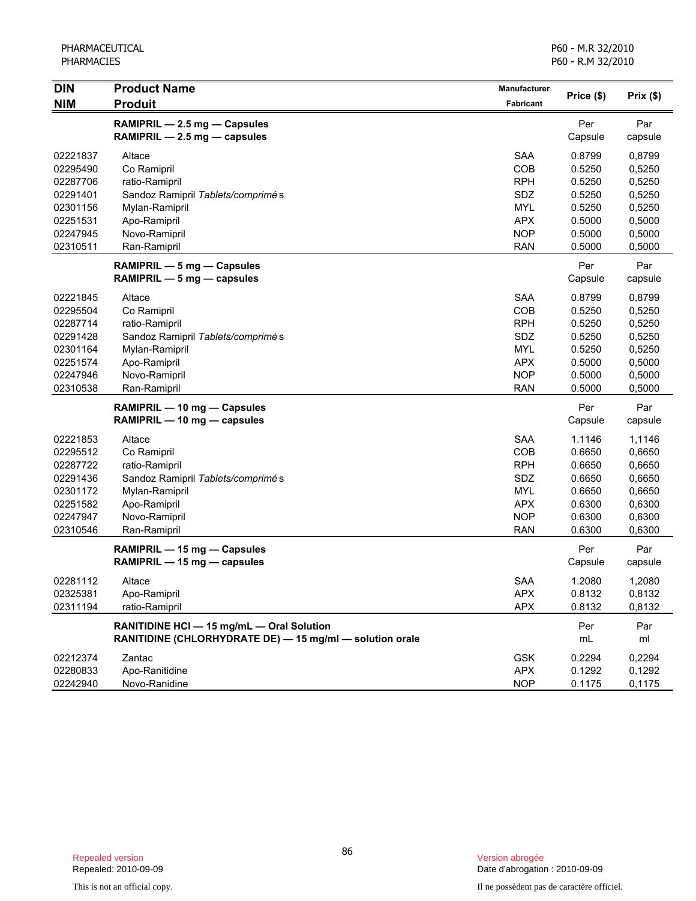| DIN<br>NIM | Product Name<br>Produit | Manufacturer<br>Fabricant | Price ($) | Prix ($) |
|---|---|---|---|---|
| | **RAMIPRIL — 2.5 mg — Capsules**<br>**RAMIPRIL — 2.5 mg — capsules** | | Per Capsule | Par capsule |
| 02221837 | Altace | SAA | 0.8799 | 0,8799 |
| 02295490 | Co Ramipril | COB | 0.5250 | 0,5250 |
| 02287706 | ratio-Ramipril | RPH | 0.5250 | 0,5250 |
| 02291401 | Sandoz Ramipril *Tablets/comprimés* | SDZ | 0.5250 | 0,5250 |
| 02301156 | Mylan-Ramipril | MYL | 0.5250 | 0,5250 |
| 02251531 | Apo-Ramipril | APX | 0.5000 | 0,5000 |
| 02247945 | Novo-Ramipril | NOP | 0.5000 | 0,5000 |
| 02310511 | Ran-Ramipril | RAN | 0.5000 | 0,5000 |
| | **RAMIPRIL — 5 mg — Capsules**<br>**RAMIPRIL — 5 mg — capsules** | | Per Capsule | Par capsule |
| 02221845 | Altace | SAA | 0.8799 | 0,8799 |
| 02295504 | Co Ramipril | COB | 0.5250 | 0,5250 |
| 02287714 | ratio-Ramipril | RPH | 0.5250 | 0,5250 |
| 02291428 | Sandoz Ramipril *Tablets/comprimés* | SDZ | 0.5250 | 0,5250 |
| 02301164 | Mylan-Ramipril | MYL | 0.5250 | 0,5250 |
| 02251574 | Apo-Ramipril | APX | 0.5000 | 0,5000 |
| 02247946 | Novo-Ramipril | NOP | 0.5000 | 0,5000 |
| 02310538 | Ran-Ramipril | RAN | 0.5000 | 0,5000 |
| | **RAMIPRIL — 10 mg — Capsules**<br>**RAMIPRIL — 10 mg — capsules** | | Per Capsule | Par capsule |
| 02221853 | Altace | SAA | 1.1146 | 1,1146 |
| 02295512 | Co Ramipril | COB | 0.6650 | 0,6650 |
| 02287722 | ratio-Ramipril | RPH | 0.6650 | 0,6650 |
| 02291436 | Sandoz Ramipril *Tablets/comprimés* | SDZ | 0.6650 | 0,6650 |
| 02301172 | Mylan-Ramipril | MYL | 0.6650 | 0,6650 |
| 02251582 | Apo-Ramipril | APX | 0.6300 | 0,6300 |
| 02247947 | Novo-Ramipril | NOP | 0.6300 | 0,6300 |
| 02310546 | Ran-Ramipril | RAN | 0.6300 | 0,6300 |
| | **RAMIPRIL — 15 mg — Capsules**<br>**RAMIPRIL — 15 mg — capsules** | | Per Capsule | Par capsule |
| 02281112 | Altace | SAA | 1.2080 | 1,2080 |
| 02325381 | Apo-Ramipril | APX | 0.8132 | 0,8132 |
| 02311194 | ratio-Ramipril | APX | 0.8132 | 0,8132 |
| | **RANITIDINE HCl — 15 mg/mL — Oral Solution**<br>**RANITIDINE (CHLORHYDRATE DE) — 15 mg/ml — solution orale** | | Per mL | Par ml |
| 02212374 | Zantac | GSK | 0.2294 | 0,2294 |
| 02280833 | Apo-Ranitidine | APX | 0.1292 | 0,1292 |
| 02242940 | Novo-Ranidine | NOP | 0.1175 | 0,1175 |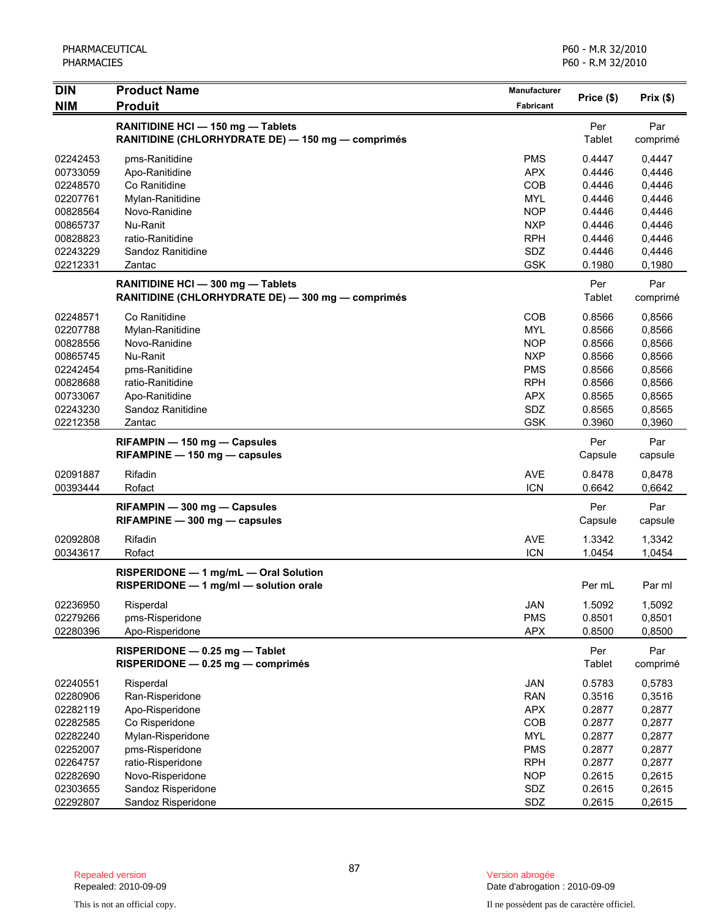| DIN<br>NIM | Product Name<br>Produit | Manufacturer<br>Fabricant | Price ($) | Prix ($) |
|---|---|---|---|---|
| | **RANITIDINE HCl — 150 mg — Tablets**<br>**RANITIDINE (CHLORHYDRATE DE) — 150 mg — comprimés** | | Per Tablet | Par comprimé |
| 02242453 | pms-Ranitidine | PMS | 0.4447 | 0,4447 |
| 00733059 | Apo-Ranitidine | APX | 0.4446 | 0,4446 |
| 02248570 | Co Ranitidine | COB | 0.4446 | 0,4446 |
| 02207761 | Mylan-Ranitidine | MYL | 0.4446 | 0,4446 |
| 00828564 | Novo-Ranidine | NOP | 0.4446 | 0,4446 |
| 00865737 | Nu-Ranit | NXP | 0.4446 | 0,4446 |
| 00828823 | ratio-Ranitidine | RPH | 0.4446 | 0,4446 |
| 02243229 | Sandoz Ranitidine | SDZ | 0.4446 | 0,4446 |
| 02212331 | Zantac | GSK | 0.1980 | 0,1980 |
| | **RANITIDINE HCl — 300 mg — Tablets**<br>**RANITIDINE (CHLORHYDRATE DE) — 300 mg — comprimés** | | Per Tablet | Par comprimé |
| 02248571 | Co Ranitidine | COB | 0.8566 | 0,8566 |
| 02207788 | Mylan-Ranitidine | MYL | 0.8566 | 0,8566 |
| 00828556 | Novo-Ranidine | NOP | 0.8566 | 0,8566 |
| 00865745 | Nu-Ranit | NXP | 0.8566 | 0,8566 |
| 02242454 | pms-Ranitidine | PMS | 0.8566 | 0,8566 |
| 00828688 | ratio-Ranitidine | RPH | 0.8566 | 0,8566 |
| 00733067 | Apo-Ranitidine | APX | 0.8565 | 0,8565 |
| 02243230 | Sandoz Ranitidine | SDZ | 0.8565 | 0,8565 |
| 02212358 | Zantac | GSK | 0.3960 | 0,3960 |
| | **RIFAMPIN — 150 mg — Capsules**<br>**RIFAMPINE — 150 mg — capsules** | | Per Capsule | Par capsule |
| 02091887 | Rifadin | AVE | 0.8478 | 0,8478 |
| 00393444 | Rofact | ICN | 0.6642 | 0,6642 |
| | **RIFAMPIN — 300 mg — Capsules**<br>**RIFAMPINE — 300 mg — capsules** | | Per Capsule | Par capsule |
| 02092808 | Rifadin | AVE | 1.3342 | 1,3342 |
| 00343617 | Rofact | ICN | 1.0454 | 1,0454 |
| | **RISPERIDONE — 1 mg/mL — Oral Solution**<br>**RISPERIDONE — 1 mg/ml — solution orale** | | Per mL | Par ml |
| 02236950 | Risperdal | JAN | 1.5092 | 1,5092 |
| 02279266 | pms-Risperidone | PMS | 0.8501 | 0,8501 |
| 02280396 | Apo-Risperidone | APX | 0.8500 | 0,8500 |
| | **RISPERIDONE — 0.25 mg — Tablet**<br>**RISPERIDONE — 0.25 mg — comprimés** | | Per Tablet | Par comprimé |
| 02240551 | Risperdal | JAN | 0.5783 | 0,5783 |
| 02280906 | Ran-Risperidone | RAN | 0.3516 | 0,3516 |
| 02282119 | Apo-Risperidone | APX | 0.2877 | 0,2877 |
| 02282585 | Co Risperidone | COB | 0.2877 | 0,2877 |
| 02282240 | Mylan-Risperidone | MYL | 0.2877 | 0,2877 |
| 02252007 | pms-Risperidone | PMS | 0.2877 | 0,2877 |
| 02264757 | ratio-Risperidone | RPH | 0.2877 | 0,2877 |
| 02282690 | Novo-Risperidone | NOP | 0.2615 | 0,2615 |
| 02303655 | Sandoz Risperidone | SDZ | 0.2615 | 0,2615 |
| 02292807 | Sandoz Risperidone | SDZ | 0.2615 | 0,2615 |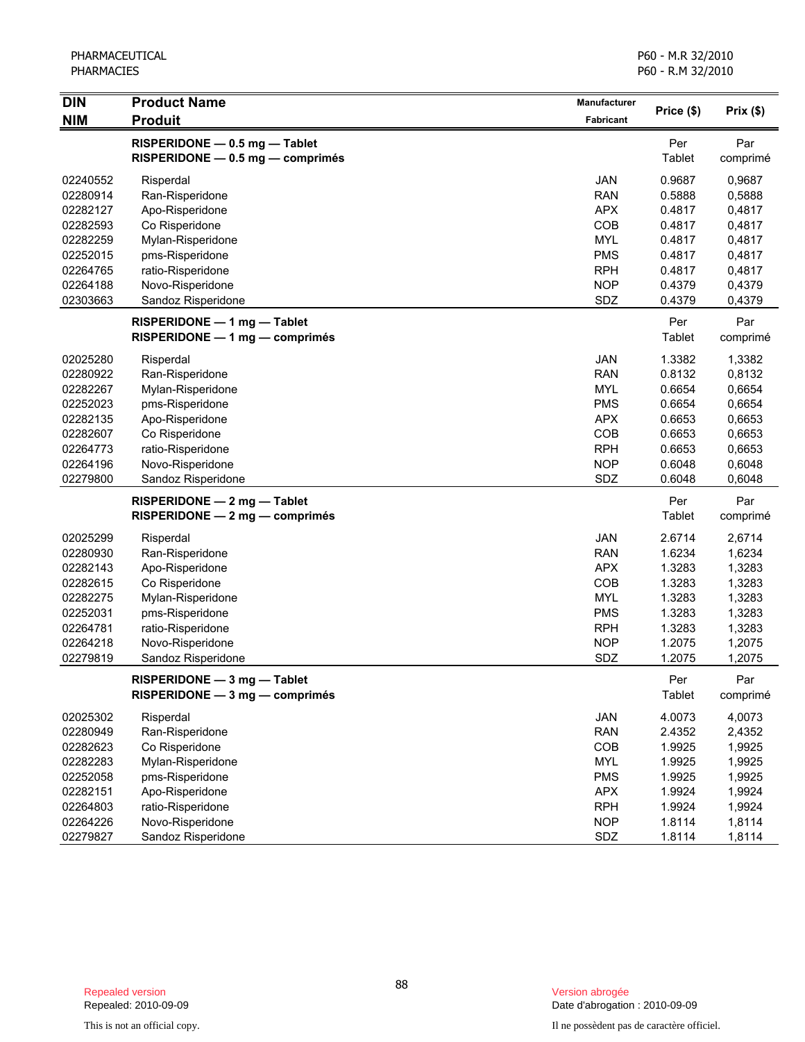| DIN<br>NIM | Product Name<br>Produit | Manufacturer<br>Fabricant | Price ($) | Prix ($) |
|---|---|---|---|---|
| | **RISPERIDONE — 0.5 mg — Tablet**<br>**RISPERIDONE — 0.5 mg — comprimés** | | Per Tablet | Par comprimé |
| 02240552 | Risperdal | JAN | 0.9687 | 0,9687 |
| 02280914 | Ran-Risperidone | RAN | 0.5888 | 0,5888 |
| 02282127 | Apo-Risperidone | APX | 0.4817 | 0,4817 |
| 02282593 | Co Risperidone | COB | 0.4817 | 0,4817 |
| 02282259 | Mylan-Risperidone | MYL | 0.4817 | 0,4817 |
| 02252015 | pms-Risperidone | PMS | 0.4817 | 0,4817 |
| 02264765 | ratio-Risperidone | RPH | 0.4817 | 0,4817 |
| 02264188 | Novo-Risperidone | NOP | 0.4379 | 0,4379 |
| 02303663 | Sandoz Risperidone | SDZ | 0.4379 | 0,4379 |
| | **RISPERIDONE — 1 mg — Tablet**<br>**RISPERIDONE — 1 mg — comprimés** | | Per Tablet | Par comprimé |
| 02025280 | Risperdal | JAN | 1.3382 | 1,3382 |
| 02280922 | Ran-Risperidone | RAN | 0.8132 | 0,8132 |
| 02282267 | Mylan-Risperidone | MYL | 0.6654 | 0,6654 |
| 02252023 | pms-Risperidone | PMS | 0.6654 | 0,6654 |
| 02282135 | Apo-Risperidone | APX | 0.6653 | 0,6653 |
| 02282607 | Co Risperidone | COB | 0.6653 | 0,6653 |
| 02264773 | ratio-Risperidone | RPH | 0.6653 | 0,6653 |
| 02264196 | Novo-Risperidone | NOP | 0.6048 | 0,6048 |
| 02279800 | Sandoz Risperidone | SDZ | 0.6048 | 0,6048 |
| | **RISPERIDONE — 2 mg — Tablet**<br>**RISPERIDONE — 2 mg — comprimés** | | Per Tablet | Par comprimé |
| 02025299 | Risperdal | JAN | 2.6714 | 2,6714 |
| 02280930 | Ran-Risperidone | RAN | 1.6234 | 1,6234 |
| 02282143 | Apo-Risperidone | APX | 1.3283 | 1,3283 |
| 02282615 | Co Risperidone | COB | 1.3283 | 1,3283 |
| 02282275 | Mylan-Risperidone | MYL | 1.3283 | 1,3283 |
| 02252031 | pms-Risperidone | PMS | 1.3283 | 1,3283 |
| 02264781 | ratio-Risperidone | RPH | 1.3283 | 1,3283 |
| 02264218 | Novo-Risperidone | NOP | 1.2075 | 1,2075 |
| 02279819 | Sandoz Risperidone | SDZ | 1.2075 | 1,2075 |
| | **RISPERIDONE — 3 mg — Tablet**<br>**RISPERIDONE — 3 mg — comprimés** | | Per Tablet | Par comprimé |
| 02025302 | Risperdal | JAN | 4.0073 | 4,0073 |
| 02280949 | Ran-Risperidone | RAN | 2.4352 | 2,4352 |
| 02282623 | Co Risperidone | COB | 1.9925 | 1,9925 |
| 02282283 | Mylan-Risperidone | MYL | 1.9925 | 1,9925 |
| 02252058 | pms-Risperidone | PMS | 1.9925 | 1,9925 |
| 02282151 | Apo-Risperidone | APX | 1.9924 | 1,9924 |
| 02264803 | ratio-Risperidone | RPH | 1.9924 | 1,9924 |
| 02264226 | Novo-Risperidone | NOP | 1.8114 | 1,8114 |
| 02279827 | Sandoz Risperidone | SDZ | 1.8114 | 1,8114 |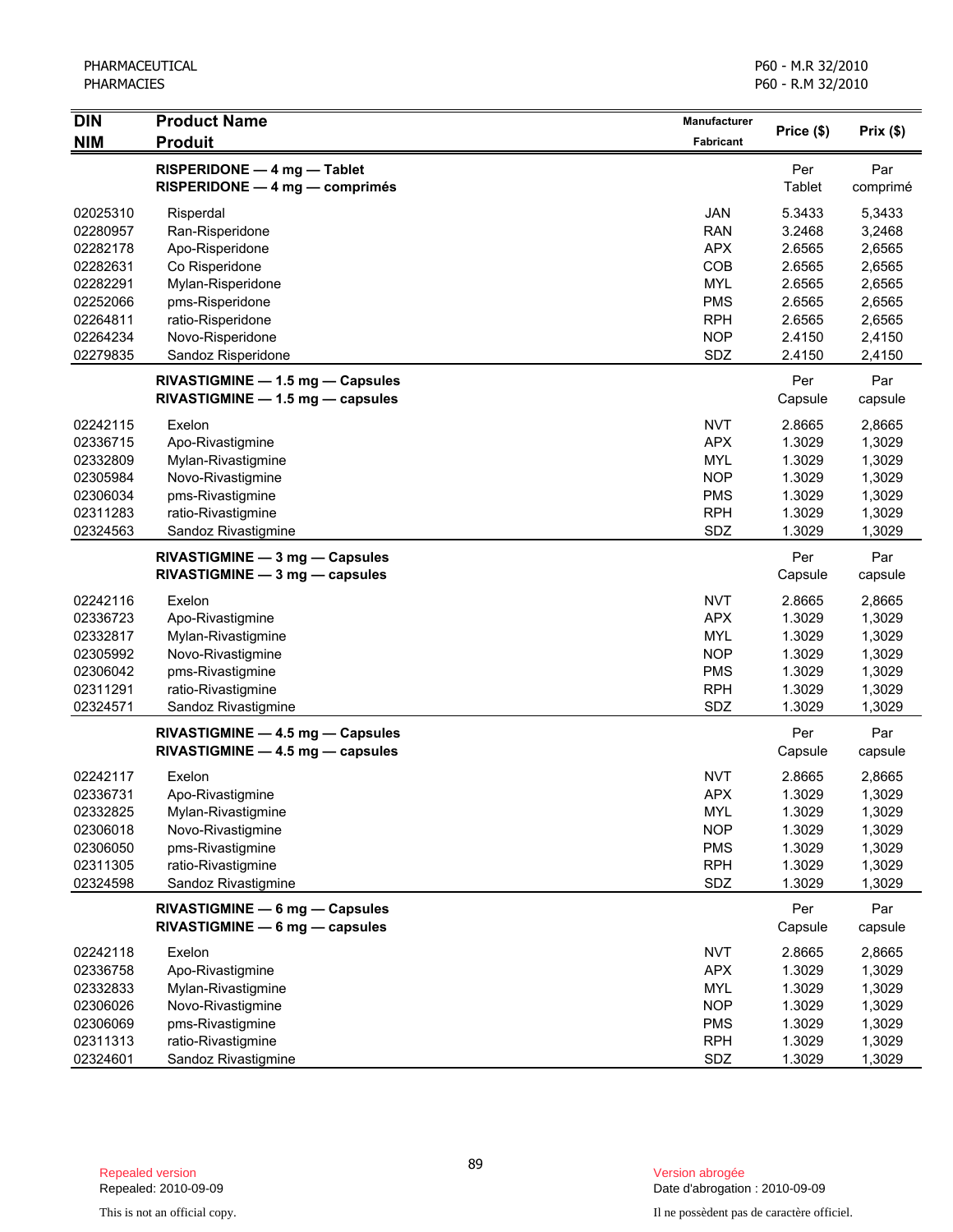| DIN<br>NIM | Product Name<br>Produit | Manufacturer<br>Fabricant | Price ($) | Prix ($) |
|---|---|---|---|---|
| | **RISPERIDONE — 4 mg — Tablet**<br>**RISPERIDONE — 4 mg — comprimés** | | Per<br>Tablet | Par<br>comprimé |
| 02025310 | Risperdal | JAN | 5.3433 | 5,3433 |
| 02280957 | Ran-Risperidone | RAN | 3.2468 | 3,2468 |
| 02282178 | Apo-Risperidone | APX | 2.6565 | 2,6565 |
| 02282631 | Co Risperidone | COB | 2.6565 | 2,6565 |
| 02282291 | Mylan-Risperidone | MYL | 2.6565 | 2,6565 |
| 02252066 | pms-Risperidone | PMS | 2.6565 | 2,6565 |
| 02264811 | ratio-Risperidone | RPH | 2.6565 | 2,6565 |
| 02264234 | Novo-Risperidone | NOP | 2.4150 | 2,4150 |
| 02279835 | Sandoz Risperidone | SDZ | 2.4150 | 2,4150 |
| | **RIVASTIGMINE — 1.5 mg — Capsules**<br>**RIVASTIGMINE — 1.5 mg — capsules** | | Per<br>Capsule | Par<br>capsule |
| 02242115 | Exelon | NVT | 2.8665 | 2,8665 |
| 02336715 | Apo-Rivastigmine | APX | 1.3029 | 1,3029 |
| 02332809 | Mylan-Rivastigmine | MYL | 1.3029 | 1,3029 |
| 02305984 | Novo-Rivastigmine | NOP | 1.3029 | 1,3029 |
| 02306034 | pms-Rivastigmine | PMS | 1.3029 | 1,3029 |
| 02311283 | ratio-Rivastigmine | RPH | 1.3029 | 1,3029 |
| 02324563 | Sandoz Rivastigmine | SDZ | 1.3029 | 1,3029 |
| | **RIVASTIGMINE — 3 mg — Capsules**<br>**RIVASTIGMINE — 3 mg — capsules** | | Per<br>Capsule | Par<br>capsule |
| 02242116 | Exelon | NVT | 2.8665 | 2,8665 |
| 02336723 | Apo-Rivastigmine | APX | 1.3029 | 1,3029 |
| 02332817 | Mylan-Rivastigmine | MYL | 1.3029 | 1,3029 |
| 02305992 | Novo-Rivastigmine | NOP | 1.3029 | 1,3029 |
| 02306042 | pms-Rivastigmine | PMS | 1.3029 | 1,3029 |
| 02311291 | ratio-Rivastigmine | RPH | 1.3029 | 1,3029 |
| 02324571 | Sandoz Rivastigmine | SDZ | 1.3029 | 1,3029 |
| | **RIVASTIGMINE — 4.5 mg — Capsules**<br>**RIVASTIGMINE — 4.5 mg — capsules** | | Per<br>Capsule | Par<br>capsule |
| 02242117 | Exelon | NVT | 2.8665 | 2,8665 |
| 02336731 | Apo-Rivastigmine | APX | 1.3029 | 1,3029 |
| 02332825 | Mylan-Rivastigmine | MYL | 1.3029 | 1,3029 |
| 02306018 | Novo-Rivastigmine | NOP | 1.3029 | 1,3029 |
| 02306050 | pms-Rivastigmine | PMS | 1.3029 | 1,3029 |
| 02311305 | ratio-Rivastigmine | RPH | 1.3029 | 1,3029 |
| 02324598 | Sandoz Rivastigmine | SDZ | 1.3029 | 1,3029 |
| | **RIVASTIGMINE — 6 mg — Capsules**<br>**RIVASTIGMINE — 6 mg — capsules** | | Per<br>Capsule | Par<br>capsule |
| 02242118 | Exelon | NVT | 2.8665 | 2,8665 |
| 02336758 | Apo-Rivastigmine | APX | 1.3029 | 1,3029 |
| 02332833 | Mylan-Rivastigmine | MYL | 1.3029 | 1,3029 |
| 02306026 | Novo-Rivastigmine | NOP | 1.3029 | 1,3029 |
| 02306069 | pms-Rivastigmine | PMS | 1.3029 | 1,3029 |
| 02311313 | ratio-Rivastigmine | RPH | 1.3029 | 1,3029 |
| 02324601 | Sandoz Rivastigmine | SDZ | 1.3029 | 1,3029 |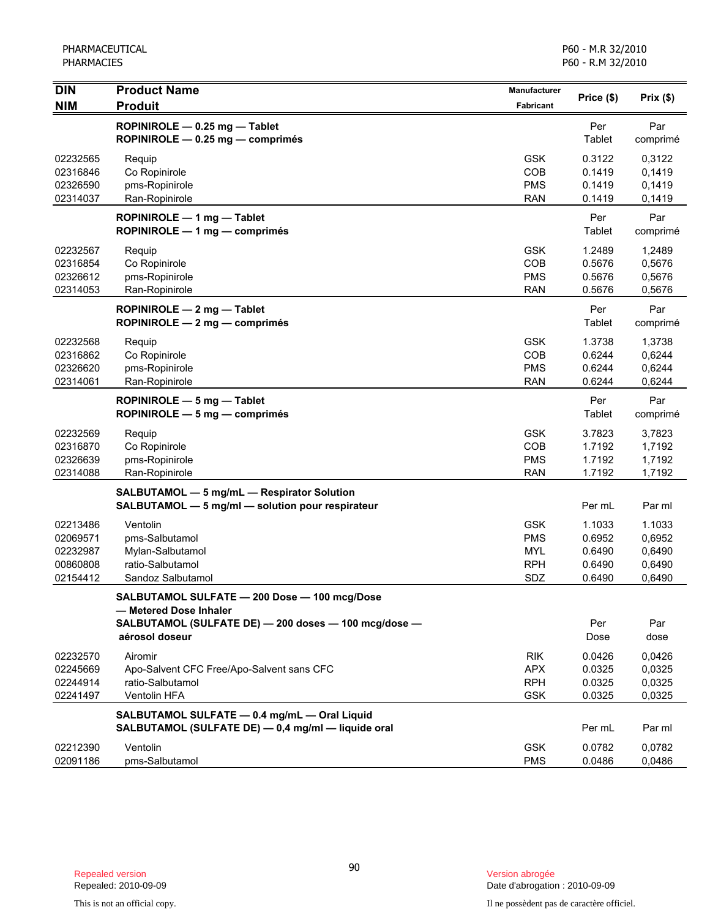| DIN<br>NIM | Product Name<br>Produit | Manufacturer<br>Fabricant | Price ($) | Prix ($) |
|---|---|---|---|---|
| | **ROPINIROLE — 0.25 mg — Tablet**<br>**ROPINIROLE — 0.25 mg — comprimés** | | Per Tablet | Par comprimé |
| 02232565 | Requip | GSK | 0.3122 | 0,3122 |
| 02316846 | Co Ropinirole | COB | 0.1419 | 0,1419 |
| 02326590 | pms-Ropinirole | PMS | 0.1419 | 0,1419 |
| 02314037 | Ran-Ropinirole | RAN | 0.1419 | 0,1419 |
| | **ROPINIROLE — 1 mg — Tablet**<br>**ROPINIROLE — 1 mg — comprimés** | | Per Tablet | Par comprimé |
| 02232567 | Requip | GSK | 1.2489 | 1,2489 |
| 02316854 | Co Ropinirole | COB | 0.5676 | 0,5676 |
| 02326612 | pms-Ropinirole | PMS | 0.5676 | 0,5676 |
| 02314053 | Ran-Ropinirole | RAN | 0.5676 | 0,5676 |
| | **ROPINIROLE — 2 mg — Tablet**<br>**ROPINIROLE — 2 mg — comprimés** | | Per Tablet | Par comprimé |
| 02232568 | Requip | GSK | 1.3738 | 1,3738 |
| 02316862 | Co Ropinirole | COB | 0.6244 | 0,6244 |
| 02326620 | pms-Ropinirole | PMS | 0.6244 | 0,6244 |
| 02314061 | Ran-Ropinirole | RAN | 0.6244 | 0,6244 |
| | **ROPINIROLE — 5 mg — Tablet**<br>**ROPINIROLE — 5 mg — comprimés** | | Per Tablet | Par comprimé |
| 02232569 | Requip | GSK | 3.7823 | 3,7823 |
| 02316870 | Co Ropinirole | COB | 1.7192 | 1,7192 |
| 02326639 | pms-Ropinirole | PMS | 1.7192 | 1,7192 |
| 02314088 | Ran-Ropinirole | RAN | 1.7192 | 1,7192 |
| | **SALBUTAMOL — 5 mg/mL — Respirator Solution**<br>**SALBUTAMOL — 5 mg/ml — solution pour respirateur** | | Per mL | Par ml |
| 02213486 | Ventolin | GSK | 1.1033 | 1.1033 |
| 02069571 | pms-Salbutamol | PMS | 0.6952 | 0,6952 |
| 02232987 | Mylan-Salbutamol | MYL | 0.6490 | 0,6490 |
| 00860808 | ratio-Salbutamol | RPH | 0.6490 | 0,6490 |
| 02154412 | Sandoz Salbutamol | SDZ | 0.6490 | 0,6490 |
| | **SALBUTAMOL SULFATE — 200 Dose — 100 mcg/Dose — Metered Dose Inhaler**<br>**SALBUTAMOL (SULFATE DE) — 200 doses — 100 mcg/dose — aérosol doseur** | | Per Dose | Par dose |
| 02232570 | Airomir | RIK | 0.0426 | 0,0426 |
| 02245669 | Apo-Salvent CFC Free/Apo-Salvent sans CFC | APX | 0.0325 | 0,0325 |
| 02244914 | ratio-Salbutamol | RPH | 0.0325 | 0,0325 |
| 02241497 | Ventolin HFA | GSK | 0.0325 | 0,0325 |
| | **SALBUTAMOL SULFATE — 0.4 mg/mL — Oral Liquid**<br>**SALBUTAMOL (SULFATE DE) — 0,4 mg/ml — liquide oral** | | Per mL | Par ml |
| 02212390 | Ventolin | GSK | 0.0782 | 0,0782 |
| 02091186 | pms-Salbutamol | PMS | 0.0486 | 0,0486 |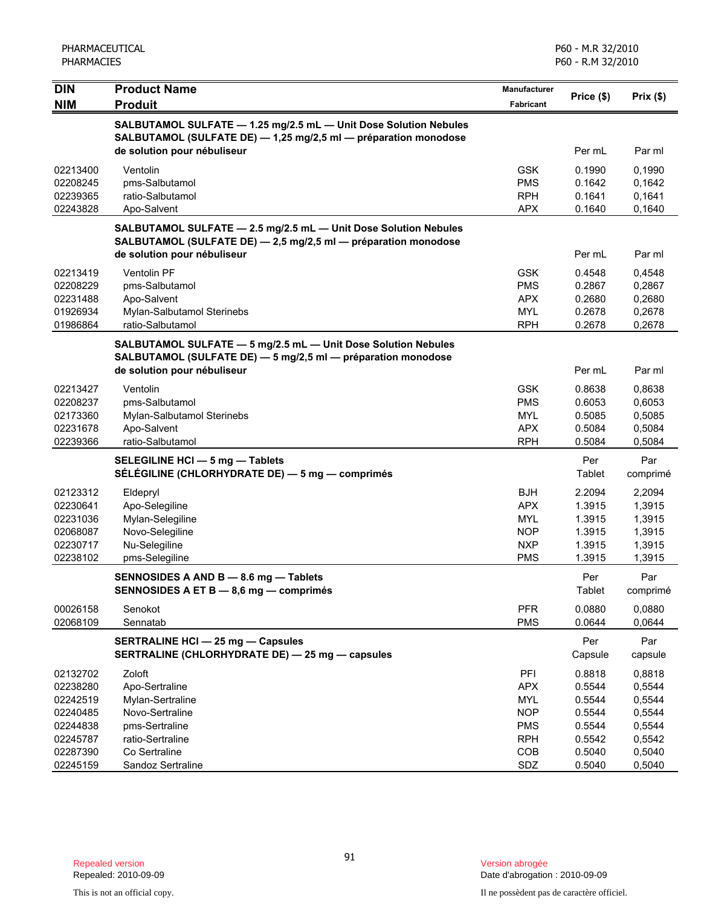| DIN<br>NIM | Product Name<br>Produit | Manufacturer<br>Fabricant | Price ($) | Prix ($) |
|---|---|---|---|---|
| | **SALBUTAMOL SULFATE — 1.25 mg/2.5 mL — Unit Dose Solution Nebules**<br>**SALBUTAMOL (SULFATE DE) — 1,25 mg/2,5 ml — préparation monodose de solution pour nébuliseur** | | Per mL | Par ml |
| 02213400 | Ventolin | GSK | 0.1990 | 0,1990 |
| 02208245 | pms-Salbutamol | PMS | 0.1642 | 0,1642 |
| 02239365 | ratio-Salbutamol | RPH | 0.1641 | 0,1641 |
| 02243828 | Apo-Salvent | APX | 0.1640 | 0,1640 |
| | **SALBUTAMOL SULFATE — 2.5 mg/2.5 mL — Unit Dose Solution Nebules**<br>**SALBUTAMOL (SULFATE DE) — 2,5 mg/2,5 ml — préparation monodose de solution pour nébuliseur** | | Per mL | Par ml |
| 02213419 | Ventolin PF | GSK | 0.4548 | 0,4548 |
| 02208229 | pms-Salbutamol | PMS | 0.2867 | 0,2867 |
| 02231488 | Apo-Salvent | APX | 0.2680 | 0,2680 |
| 01926934 | Mylan-Salbutamol Sterinebs | MYL | 0.2678 | 0,2678 |
| 01986864 | ratio-Salbutamol | RPH | 0.2678 | 0,2678 |
| | **SALBUTAMOL SULFATE — 5 mg/2.5 mL — Unit Dose Solution Nebules**<br>**SALBUTAMOL (SULFATE DE) — 5 mg/2,5 ml — préparation monodose de solution pour nébuliseur** | | Per mL | Par ml |
| 02213427 | Ventolin | GSK | 0.8638 | 0,8638 |
| 02208237 | pms-Salbutamol | PMS | 0.6053 | 0,6053 |
| 02173360 | Mylan-Salbutamol Sterinebs | MYL | 0.5085 | 0,5085 |
| 02231678 | Apo-Salvent | APX | 0.5084 | 0,5084 |
| 02239366 | ratio-Salbutamol | RPH | 0.5084 | 0,5084 |
| | **SELEGILINE HCl — 5 mg — Tablets**<br>**SÉLÉGILINE (CHLORHYDRATE DE) — 5 mg — comprimés** | | Per Tablet | Par comprimé |
| 02123312 | Eldepryl | BJH | 2.2094 | 2,2094 |
| 02230641 | Apo-Selegiline | APX | 1.3915 | 1,3915 |
| 02231036 | Mylan-Selegiline | MYL | 1.3915 | 1,3915 |
| 02068087 | Novo-Selegiline | NOP | 1.3915 | 1,3915 |
| 02230717 | Nu-Selegiline | NXP | 1.3915 | 1,3915 |
| 02238102 | pms-Selegiline | PMS | 1.3915 | 1,3915 |
| | **SENNOSIDES A AND B — 8.6 mg — Tablets**<br>**SENNOSIDES A ET B — 8,6 mg — comprimés** | | Per Tablet | Par comprimé |
| 00026158 | Senokot | PFR | 0.0880 | 0,0880 |
| 02068109 | Sennatab | PMS | 0.0644 | 0,0644 |
| | **SERTRALINE HCl — 25 mg — Capsules**<br>**SERTRALINE (CHLORHYDRATE DE) — 25 mg — capsules** | | Per Capsule | Par capsule |
| 02132702 | Zoloft | PFI | 0.8818 | 0,8818 |
| 02238280 | Apo-Sertraline | APX | 0.5544 | 0,5544 |
| 02242519 | Mylan-Sertraline | MYL | 0.5544 | 0,5544 |
| 02240485 | Novo-Sertraline | NOP | 0.5544 | 0,5544 |
| 02244838 | pms-Sertraline | PMS | 0.5544 | 0,5544 |
| 02245787 | ratio-Sertraline | RPH | 0.5542 | 0,5542 |
| 02287390 | Co Sertraline | COB | 0.5040 | 0,5040 |
| 02245159 | Sandoz Sertraline | SDZ | 0.5040 | 0,5040 |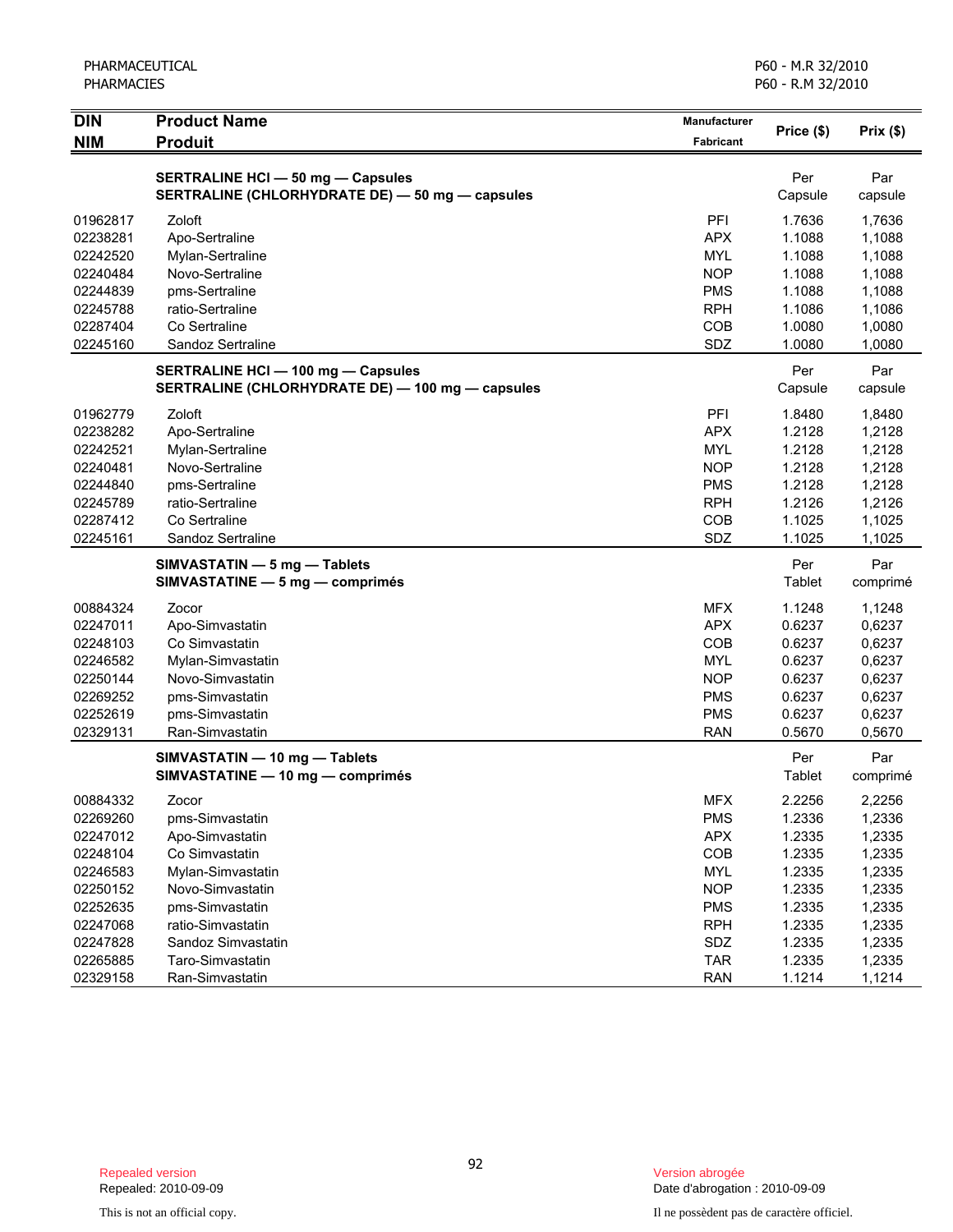| DIN<br>NIM | Product Name<br>Produit | Manufacturer<br>Fabricant | Price ($) | Prix ($) |
|---|---|---|---|---|
| | **SERTRALINE HCl — 50 mg — Capsules**<br>**SERTRALINE (CHLORHYDRATE DE) — 50 mg — capsules** | | Per Capsule | Par capsule |
| 01962817 | Zoloft | PFI | 1.7636 | 1,7636 |
| 02238281 | Apo-Sertraline | APX | 1.1088 | 1,1088 |
| 02242520 | Mylan-Sertraline | MYL | 1.1088 | 1,1088 |
| 02240484 | Novo-Sertraline | NOP | 1.1088 | 1,1088 |
| 02244839 | pms-Sertraline | PMS | 1.1088 | 1,1088 |
| 02245788 | ratio-Sertraline | RPH | 1.1086 | 1,1086 |
| 02287404 | Co Sertraline | COB | 1.0080 | 1,0080 |
| 02245160 | Sandoz Sertraline | SDZ | 1.0080 | 1,0080 |
| | **SERTRALINE HCl — 100 mg — Capsules**<br>**SERTRALINE (CHLORHYDRATE DE) — 100 mg — capsules** | | Per Capsule | Par capsule |
| 01962779 | Zoloft | PFI | 1.8480 | 1,8480 |
| 02238282 | Apo-Sertraline | APX | 1.2128 | 1,2128 |
| 02242521 | Mylan-Sertraline | MYL | 1.2128 | 1,2128 |
| 02240481 | Novo-Sertraline | NOP | 1.2128 | 1,2128 |
| 02244840 | pms-Sertraline | PMS | 1.2128 | 1,2128 |
| 02245789 | ratio-Sertraline | RPH | 1.2126 | 1,2126 |
| 02287412 | Co Sertraline | COB | 1.1025 | 1,1025 |
| 02245161 | Sandoz Sertraline | SDZ | 1.1025 | 1,1025 |
| | **SIMVASTATIN — 5 mg — Tablets**<br>**SIMVASTATINE — 5 mg — comprimés** | | Per Tablet | Par comprimé |
| 00884324 | Zocor | MFX | 1.1248 | 1,1248 |
| 02247011 | Apo-Simvastatin | APX | 0.6237 | 0,6237 |
| 02248103 | Co Simvastatin | COB | 0.6237 | 0,6237 |
| 02246582 | Mylan-Simvastatin | MYL | 0.6237 | 0,6237 |
| 02250144 | Novo-Simvastatin | NOP | 0.6237 | 0,6237 |
| 02269252 | pms-Simvastatin | PMS | 0.6237 | 0,6237 |
| 02252619 | pms-Simvastatin | PMS | 0.6237 | 0,6237 |
| 02329131 | Ran-Simvastatin | RAN | 0.5670 | 0,5670 |
| | **SIMVASTATIN — 10 mg — Tablets**<br>**SIMVASTATINE — 10 mg — comprimés** | | Per Tablet | Par comprimé |
| 00884332 | Zocor | MFX | 2.2256 | 2,2256 |
| 02269260 | pms-Simvastatin | PMS | 1.2336 | 1,2336 |
| 02247012 | Apo-Simvastatin | APX | 1.2335 | 1,2335 |
| 02248104 | Co Simvastatin | COB | 1.2335 | 1,2335 |
| 02246583 | Mylan-Simvastatin | MYL | 1.2335 | 1,2335 |
| 02250152 | Novo-Simvastatin | NOP | 1.2335 | 1,2335 |
| 02252635 | pms-Simvastatin | PMS | 1.2335 | 1,2335 |
| 02247068 | ratio-Simvastatin | RPH | 1.2335 | 1,2335 |
| 02247828 | Sandoz Simvastatin | SDZ | 1.2335 | 1,2335 |
| 02265885 | Taro-Simvastatin | TAR | 1.2335 | 1,2335 |
| 02329158 | Ran-Simvastatin | RAN | 1.1214 | 1,1214 |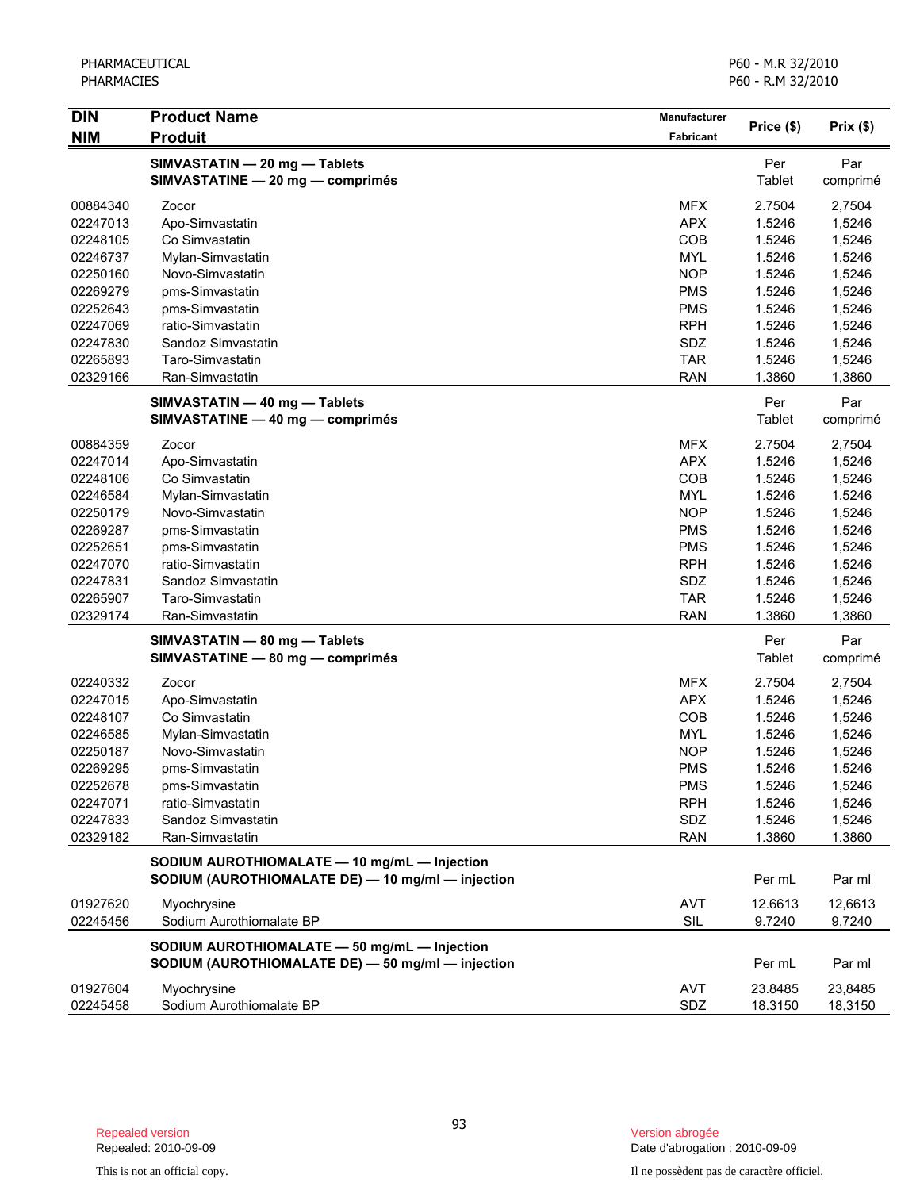| DIN<br>NIM | Product Name<br>Produit | Manufacturer<br>Fabricant | Price ($) | Prix ($) |
|---|---|---|---|---|
| | **SIMVASTATIN — 20 mg — Tablets**<br>**SIMVASTATINE — 20 mg — comprimés** | | Per Tablet | Par comprimé |
| 00884340 | Zocor | MFX | 2.7504 | 2,7504 |
| 02247013 | Apo-Simvastatin | APX | 1.5246 | 1,5246 |
| 02248105 | Co Simvastatin | COB | 1.5246 | 1,5246 |
| 02246737 | Mylan-Simvastatin | MYL | 1.5246 | 1,5246 |
| 02250160 | Novo-Simvastatin | NOP | 1.5246 | 1,5246 |
| 02269279 | pms-Simvastatin | PMS | 1.5246 | 1,5246 |
| 02252643 | pms-Simvastatin | PMS | 1.5246 | 1,5246 |
| 02247069 | ratio-Simvastatin | RPH | 1.5246 | 1,5246 |
| 02247830 | Sandoz Simvastatin | SDZ | 1.5246 | 1,5246 |
| 02265893 | Taro-Simvastatin | TAR | 1.5246 | 1,5246 |
| 02329166 | Ran-Simvastatin | RAN | 1.3860 | 1,3860 |
| | **SIMVASTATIN — 40 mg — Tablets**<br>**SIMVASTATINE — 40 mg — comprimés** | | Per Tablet | Par comprimé |
| 00884359 | Zocor | MFX | 2.7504 | 2,7504 |
| 02247014 | Apo-Simvastatin | APX | 1.5246 | 1,5246 |
| 02248106 | Co Simvastatin | COB | 1.5246 | 1,5246 |
| 02246584 | Mylan-Simvastatin | MYL | 1.5246 | 1,5246 |
| 02250179 | Novo-Simvastatin | NOP | 1.5246 | 1,5246 |
| 02269287 | pms-Simvastatin | PMS | 1.5246 | 1,5246 |
| 02252651 | pms-Simvastatin | PMS | 1.5246 | 1,5246 |
| 02247070 | ratio-Simvastatin | RPH | 1.5246 | 1,5246 |
| 02247831 | Sandoz Simvastatin | SDZ | 1.5246 | 1,5246 |
| 02265907 | Taro-Simvastatin | TAR | 1.5246 | 1,5246 |
| 02329174 | Ran-Simvastatin | RAN | 1.3860 | 1,3860 |
| | **SIMVASTATIN — 80 mg — Tablets**<br>**SIMVASTATINE — 80 mg — comprimés** | | Per Tablet | Par comprimé |
| 02240332 | Zocor | MFX | 2.7504 | 2,7504 |
| 02247015 | Apo-Simvastatin | APX | 1.5246 | 1,5246 |
| 02248107 | Co Simvastatin | COB | 1.5246 | 1,5246 |
| 02246585 | Mylan-Simvastatin | MYL | 1.5246 | 1,5246 |
| 02250187 | Novo-Simvastatin | NOP | 1.5246 | 1,5246 |
| 02269295 | pms-Simvastatin | PMS | 1.5246 | 1,5246 |
| 02252678 | pms-Simvastatin | PMS | 1.5246 | 1,5246 |
| 02247071 | ratio-Simvastatin | RPH | 1.5246 | 1,5246 |
| 02247833 | Sandoz Simvastatin | SDZ | 1.5246 | 1,5246 |
| 02329182 | Ran-Simvastatin | RAN | 1.3860 | 1,3860 |
| | **SODIUM AUROTHIOMALATE — 10 mg/mL — Injection**<br>**SODIUM (AUROTHIOMALATE DE) — 10 mg/ml — injection** | | Per mL | Par ml |
| 01927620 | Myochrysine | AVT | 12.6613 | 12,6613 |
| 02245456 | Sodium Aurothiomalate BP | SIL | 9.7240 | 9,7240 |
| | **SODIUM AUROTHIOMALATE — 50 mg/mL — Injection**<br>**SODIUM (AUROTHIOMALATE DE) — 50 mg/ml — injection** | | Per mL | Par ml |
| 01927604 | Myochrysine | AVT | 23.8485 | 23,8485 |
| 02245458 | Sodium Aurothiomalate BP | SDZ | 18.3150 | 18,3150 |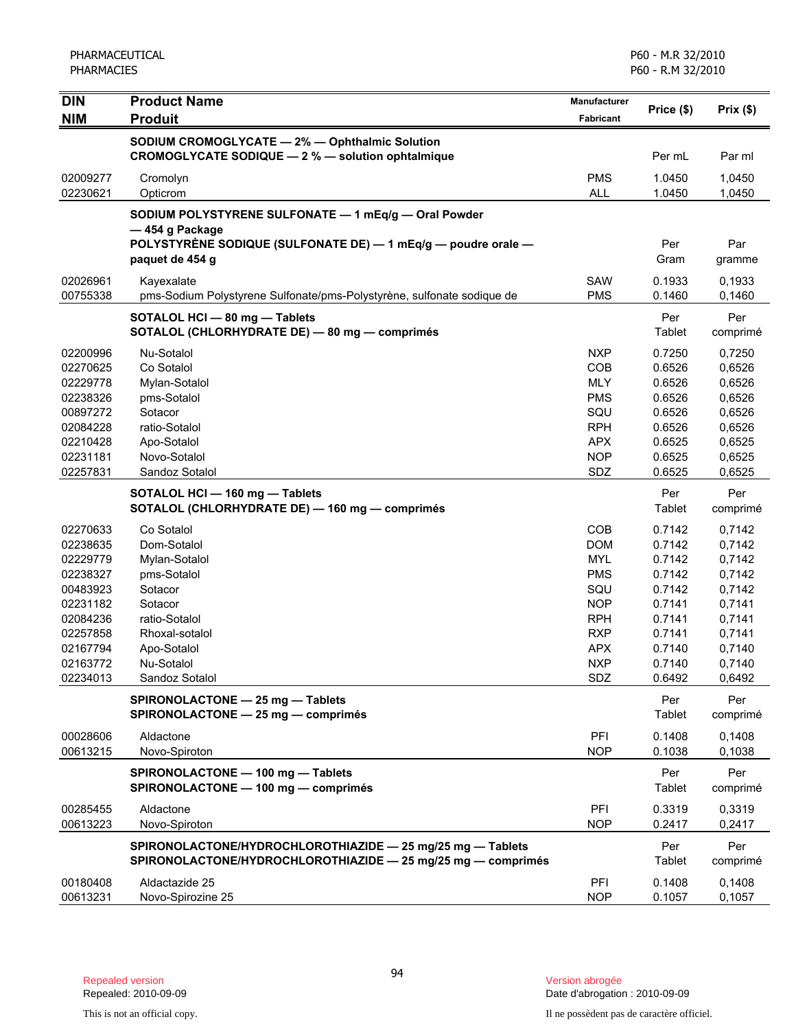| DIN<br>NIM | Product Name<br>Produit | Manufacturer<br>Fabricant | Price ($) | Prix ($) |
|---|---|---|---|---|
| | **SODIUM CROMOGLYCATE — 2% — Ophthalmic Solution**<br>**CROMOGLYCATE SODIQUE — 2 % — solution ophtalmique** | | Per mL | Par ml |
| 02009277 | Cromolyn | PMS | 1.0450 | 1,0450 |
| 02230621 | Opticrom | ALL | 1.0450 | 1,0450 |
| | **SODIUM POLYSTYRENE SULFONATE — 1 mEq/g — Oral Powder — 454 g Package**<br>**POLYSTYRÈNE SODIQUE (SULFONATE DE) — 1 mEq/g — poudre orale — paquet de 454 g** | | Per Gram | Par gramme |
| 02026961 | Kayexalate | SAW | 0.1933 | 0,1933 |
| 00755338 | pms-Sodium Polystyrene Sulfonate/pms-Polystyrène, sulfonate sodique de | PMS | 0.1460 | 0,1460 |
| | **SOTALOL HCl — 80 mg — Tablets**<br>**SOTALOL (CHLORHYDRATE DE) — 80 mg — comprimés** | | Per Tablet | Per comprimé |
| 02200996 | Nu-Sotalol | NXP | 0.7250 | 0,7250 |
| 02270625 | Co Sotalol | COB | 0.6526 | 0,6526 |
| 02229778 | Mylan-Sotalol | MLY | 0.6526 | 0,6526 |
| 02238326 | pms-Sotalol | PMS | 0.6526 | 0,6526 |
| 00897272 | Sotacor | SQU | 0.6526 | 0,6526 |
| 02084228 | ratio-Sotalol | RPH | 0.6526 | 0,6526 |
| 02210428 | Apo-Sotalol | APX | 0.6525 | 0,6525 |
| 02231181 | Novo-Sotalol | NOP | 0.6525 | 0,6525 |
| 02257831 | Sandoz Sotalol | SDZ | 0.6525 | 0,6525 |
| | **SOTALOL HCl — 160 mg — Tablets**<br>**SOTALOL (CHLORHYDRATE DE) — 160 mg — comprimés** | | Per Tablet | Per comprimé |
| 02270633 | Co Sotalol | COB | 0.7142 | 0,7142 |
| 02238635 | Dom-Sotalol | DOM | 0.7142 | 0,7142 |
| 02229779 | Mylan-Sotalol | MYL | 0.7142 | 0,7142 |
| 02238327 | pms-Sotalol | PMS | 0.7142 | 0,7142 |
| 00483923 | Sotacor | SQU | 0.7142 | 0,7142 |
| 02231182 | Sotacor | NOP | 0.7141 | 0,7141 |
| 02084236 | ratio-Sotalol | RPH | 0.7141 | 0,7141 |
| 02257858 | Rhoxal-sotalol | RXP | 0.7141 | 0,7141 |
| 02167794 | Apo-Sotalol | APX | 0.7140 | 0,7140 |
| 02163772 | Nu-Sotalol | NXP | 0.7140 | 0,7140 |
| 02234013 | Sandoz Sotalol | SDZ | 0.6492 | 0,6492 |
| | **SPIRONOLACTONE — 25 mg — Tablets**<br>**SPIRONOLACTONE — 25 mg — comprimés** | | Per Tablet | Per comprimé |
| 00028606 | Aldactone | PFI | 0.1408 | 0,1408 |
| 00613215 | Novo-Spiroton | NOP | 0.1038 | 0,1038 |
| | **SPIRONOLACTONE — 100 mg — Tablets**<br>**SPIRONOLACTONE — 100 mg — comprimés** | | Per Tablet | Per comprimé |
| 00285455 | Aldactone | PFI | 0.3319 | 0,3319 |
| 00613223 | Novo-Spiroton | NOP | 0.2417 | 0,2417 |
| | **SPIRONOLACTONE/HYDROCHLOROTHIAZIDE — 25 mg/25 mg — Tablets**<br>**SPIRONOLACTONE/HYDROCHLOROTHIAZIDE — 25 mg/25 mg — comprimés** | | Per Tablet | Per comprimé |
| 00180408 | Aldactazide 25 | PFI | 0.1408 | 0,1408 |
| 00613231 | Novo-Spirozine 25 | NOP | 0.1057 | 0,1057 |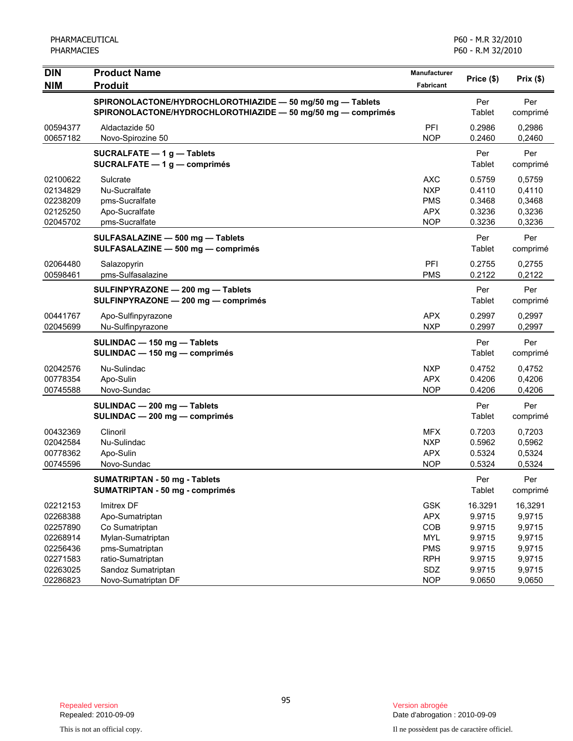| DIN<br>NIM | Product Name<br>Produit | Manufacturer<br>Fabricant | Price ($) | Prix ($) |
|---|---|---|---|---|
| | **SPIRONOLACTONE/HYDROCHLOROTHIAZIDE — 50 mg/50 mg — Tablets**<br>**SPIRONOLACTONE/HYDROCHLOROTHIAZIDE — 50 mg/50 mg — comprimés** | | Per Tablet | Per comprimé |
| 00594377 | Aldactazide 50 | PFI | 0.2986 | 0,2986 |
| 00657182 | Novo-Spirozine 50 | NOP | 0.2460 | 0,2460 |
| | **SUCRALFATE — 1 g — Tablets**<br>**SUCRALFATE — 1 g — comprimés** | | Per Tablet | Per comprimé |
| 02100622 | Sulcrate | AXC | 0.5759 | 0,5759 |
| 02134829 | Nu-Sucralfate | NXP | 0.4110 | 0,4110 |
| 02238209 | pms-Sucralfate | PMS | 0.3468 | 0,3468 |
| 02125250 | Apo-Sucralfate | APX | 0.3236 | 0,3236 |
| 02045702 | pms-Sucralfate | NOP | 0.3236 | 0,3236 |
| | **SULFASALAZINE — 500 mg — Tablets**<br>**SULFASALAZINE — 500 mg — comprimés** | | Per Tablet | Per comprimé |
| 02064480 | Salazopyrin | PFI | 0.2755 | 0,2755 |
| 00598461 | pms-Sulfasalazine | PMS | 0.2122 | 0,2122 |
| | **SULFINPYRAZONE — 200 mg — Tablets**<br>**SULFINPYRAZONE — 200 mg — comprimés** | | Per Tablet | Per comprimé |
| 00441767 | Apo-Sulfinpyrazone | APX | 0.2997 | 0,2997 |
| 02045699 | Nu-Sulfinpyrazone | NXP | 0.2997 | 0,2997 |
| | **SULINDAC — 150 mg — Tablets**<br>**SULINDAC — 150 mg — comprimés** | | Per Tablet | Per comprimé |
| 02042576 | Nu-Sulindac | NXP | 0.4752 | 0,4752 |
| 00778354 | Apo-Sulin | APX | 0.4206 | 0,4206 |
| 00745588 | Novo-Sundac | NOP | 0.4206 | 0,4206 |
| | **SULINDAC — 200 mg — Tablets**<br>**SULINDAC — 200 mg — comprimés** | | Per Tablet | Per comprimé |
| 00432369 | Clinoril | MFX | 0.7203 | 0,7203 |
| 02042584 | Nu-Sulindac | NXP | 0.5962 | 0,5962 |
| 00778362 | Apo-Sulin | APX | 0.5324 | 0,5324 |
| 00745596 | Novo-Sundac | NOP | 0.5324 | 0,5324 |
| | **SUMATRIPTAN - 50 mg - Tablets**<br>**SUMATRIPTAN - 50 mg - comprimés** | | Per Tablet | Per comprimé |
| 02212153 | Imitrex DF | GSK | 16.3291 | 16,3291 |
| 02268388 | Apo-Sumatriptan | APX | 9.9715 | 9,9715 |
| 02257890 | Co Sumatriptan | COB | 9.9715 | 9,9715 |
| 02268914 | Mylan-Sumatriptan | MYL | 9.9715 | 9,9715 |
| 02256436 | pms-Sumatriptan | PMS | 9.9715 | 9,9715 |
| 02271583 | ratio-Sumatriptan | RPH | 9.9715 | 9,9715 |
| 02263025 | Sandoz Sumatriptan | SDZ | 9.9715 | 9,9715 |
| 02286823 | Novo-Sumatriptan DF | NOP | 9.0650 | 9,0650 |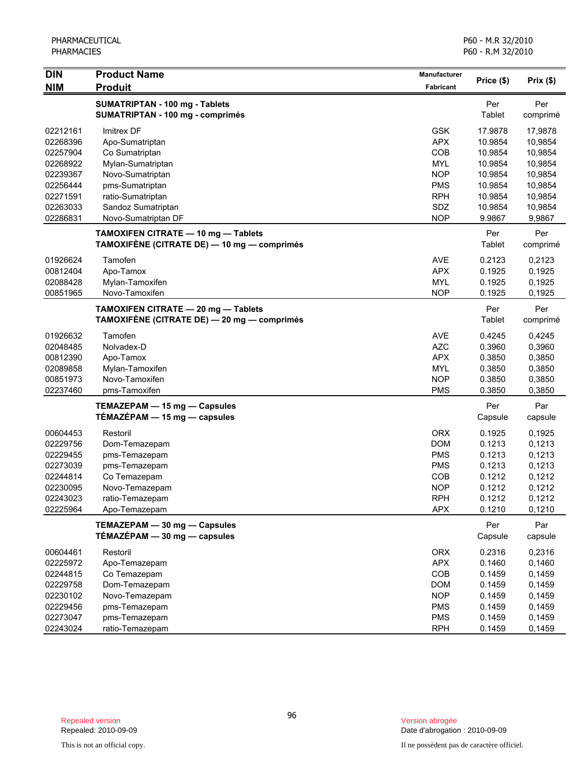| DIN<br>NIM | Product Name<br>Produit | Manufacturer<br>Fabricant | Price ($) | Prix ($) |
|---|---|---|---|---|
| | **SUMATRIPTAN - 100 mg - Tablets**<br>**SUMATRIPTAN - 100 mg - comprimés** | | Per Tablet | Per comprimé |
| 02212161 | Imitrex DF | GSK | 17.9878 | 17,9878 |
| 02268396 | Apo-Sumatriptan | APX | 10.9854 | 10,9854 |
| 02257904 | Co Sumatriptan | COB | 10.9854 | 10,9854 |
| 02268922 | Mylan-Sumatriptan | MYL | 10.9854 | 10,9854 |
| 02239367 | Novo-Sumatriptan | NOP | 10.9854 | 10,9854 |
| 02256444 | pms-Sumatriptan | PMS | 10.9854 | 10,9854 |
| 02271591 | ratio-Sumatriptan | RPH | 10.9854 | 10,9854 |
| 02263033 | Sandoz Sumatriptan | SDZ | 10.9854 | 10,9854 |
| 02286831 | Novo-Sumatriptan DF | NOP | 9.9867 | 9,9867 |
| | **TAMOXIFEN CITRATE — 10 mg — Tablets**<br>**TAMOXIFÈNE (CITRATE DE) — 10 mg — comprimés** | | Per Tablet | Per comprimé |
| 01926624 | Tamofen | AVE | 0.2123 | 0,2123 |
| 00812404 | Apo-Tamox | APX | 0.1925 | 0,1925 |
| 02088428 | Mylan-Tamoxifen | MYL | 0.1925 | 0,1925 |
| 00851965 | Novo-Tamoxifen | NOP | 0.1925 | 0,1925 |
| | **TAMOXIFEN CITRATE — 20 mg — Tablets**<br>**TAMOXIFÈNE (CITRATE DE) — 20 mg — comprimés** | | Per Tablet | Per comprimé |
| 01926632 | Tamofen | AVE | 0.4245 | 0,4245 |
| 02048485 | Nolvadex-D | AZC | 0.3960 | 0,3960 |
| 00812390 | Apo-Tamox | APX | 0.3850 | 0,3850 |
| 02089858 | Mylan-Tamoxifen | MYL | 0.3850 | 0,3850 |
| 00851973 | Novo-Tamoxifen | NOP | 0.3850 | 0,3850 |
| 02237460 | pms-Tamoxifen | PMS | 0.3850 | 0,3850 |
| | **TEMAZEPAM — 15 mg — Capsules**<br>**TÉMAZÉPAM — 15 mg — capsules** | | Per Capsule | Par capsule |
| 00604453 | Restoril | ORX | 0.1925 | 0,1925 |
| 02229756 | Dom-Temazepam | DOM | 0.1213 | 0,1213 |
| 02229455 | pms-Temazepam | PMS | 0.1213 | 0,1213 |
| 02273039 | pms-Temazepam | PMS | 0.1213 | 0,1213 |
| 02244814 | Co Temazepam | COB | 0.1212 | 0,1212 |
| 02230095 | Novo-Temazepam | NOP | 0.1212 | 0,1212 |
| 02243023 | ratio-Temazepam | RPH | 0.1212 | 0,1212 |
| 02225964 | Apo-Temazepam | APX | 0.1210 | 0,1210 |
| | **TEMAZEPAM — 30 mg — Capsules**<br>**TÉMAZÉPAM — 30 mg — capsules** | | Per Capsule | Par capsule |
| 00604461 | Restoril | ORX | 0.2316 | 0,2316 |
| 02225972 | Apo-Temazepam | APX | 0.1460 | 0,1460 |
| 02244815 | Co Temazepam | COB | 0.1459 | 0,1459 |
| 02229758 | Dom-Temazepam | DOM | 0.1459 | 0,1459 |
| 02230102 | Novo-Temazepam | NOP | 0.1459 | 0,1459 |
| 02229456 | pms-Temazepam | PMS | 0.1459 | 0,1459 |
| 02273047 | pms-Temazepam | PMS | 0.1459 | 0,1459 |
| 02243024 | ratio-Temazepam | RPH | 0.1459 | 0,1459 |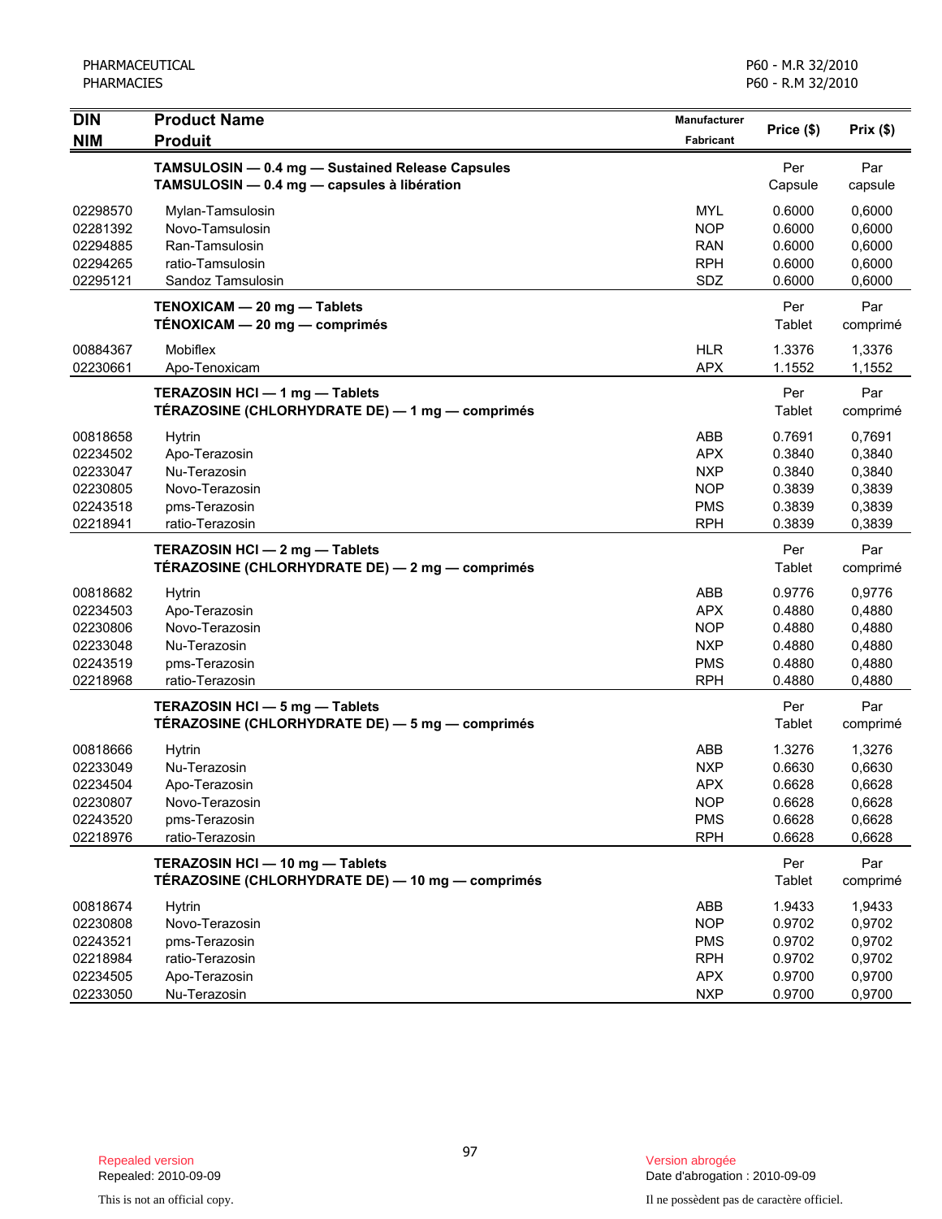| DIN<br>NIM | Product Name<br>Produit | Manufacturer<br>Fabricant | Price ($) | Prix ($) |
|---|---|---|---|---|
| | **TAMSULOSIN — 0.4 mg — Sustained Release Capsules**<br>**TAMSULOSIN — 0.4 mg — capsules à libération** | | Per Capsule | Par capsule |
| 02298570 | Mylan-Tamsulosin | MYL | 0.6000 | 0,6000 |
| 02281392 | Novo-Tamsulosin | NOP | 0.6000 | 0,6000 |
| 02294885 | Ran-Tamsulosin | RAN | 0.6000 | 0,6000 |
| 02294265 | ratio-Tamsulosin | RPH | 0.6000 | 0,6000 |
| 02295121 | Sandoz Tamsulosin | SDZ | 0.6000 | 0,6000 |
| | **TENOXICAM — 20 mg — Tablets**<br>**TÉNOXICAM — 20 mg — comprimés** | | Per Tablet | Par comprimé |
| 00884367 | Mobiflex | HLR | 1.3376 | 1,3376 |
| 02230661 | Apo-Tenoxicam | APX | 1.1552 | 1,1552 |
| | **TERAZOSIN HCl — 1 mg — Tablets**<br>**TÉRAZOSINE (CHLORHYDRATE DE) — 1 mg — comprimés** | | Per Tablet | Par comprimé |
| 00818658 | Hytrin | ABB | 0.7691 | 0,7691 |
| 02234502 | Apo-Terazosin | APX | 0.3840 | 0,3840 |
| 02233047 | Nu-Terazosin | NXP | 0.3840 | 0,3840 |
| 02230805 | Novo-Terazosin | NOP | 0.3839 | 0,3839 |
| 02243518 | pms-Terazosin | PMS | 0.3839 | 0,3839 |
| 02218941 | ratio-Terazosin | RPH | 0.3839 | 0,3839 |
| | **TERAZOSIN HCl — 2 mg — Tablets**<br>**TÉRAZOSINE (CHLORHYDRATE DE) — 2 mg — comprimés** | | Per Tablet | Par comprimé |
| 00818682 | Hytrin | ABB | 0.9776 | 0,9776 |
| 02234503 | Apo-Terazosin | APX | 0.4880 | 0,4880 |
| 02230806 | Novo-Terazosin | NOP | 0.4880 | 0,4880 |
| 02233048 | Nu-Terazosin | NXP | 0.4880 | 0,4880 |
| 02243519 | pms-Terazosin | PMS | 0.4880 | 0,4880 |
| 02218968 | ratio-Terazosin | RPH | 0.4880 | 0,4880 |
| | **TERAZOSIN HCl — 5 mg — Tablets**<br>**TÉRAZOSINE (CHLORHYDRATE DE) — 5 mg — comprimés** | | Per Tablet | Par comprimé |
| 00818666 | Hytrin | ABB | 1.3276 | 1,3276 |
| 02233049 | Nu-Terazosin | NXP | 0.6630 | 0,6630 |
| 02234504 | Apo-Terazosin | APX | 0.6628 | 0,6628 |
| 02230807 | Novo-Terazosin | NOP | 0.6628 | 0,6628 |
| 02243520 | pms-Terazosin | PMS | 0.6628 | 0,6628 |
| 02218976 | ratio-Terazosin | RPH | 0.6628 | 0,6628 |
| | **TERAZOSIN HCl — 10 mg — Tablets**<br>**TÉRAZOSINE (CHLORHYDRATE DE) — 10 mg — comprimés** | | Per Tablet | Par comprimé |
| 00818674 | Hytrin | ABB | 1.9433 | 1,9433 |
| 02230808 | Novo-Terazosin | NOP | 0.9702 | 0,9702 |
| 02243521 | pms-Terazosin | PMS | 0.9702 | 0,9702 |
| 02218984 | ratio-Terazosin | RPH | 0.9702 | 0,9702 |
| 02234505 | Apo-Terazosin | APX | 0.9700 | 0,9700 |
| 02233050 | Nu-Terazosin | NXP | 0.9700 | 0,9700 |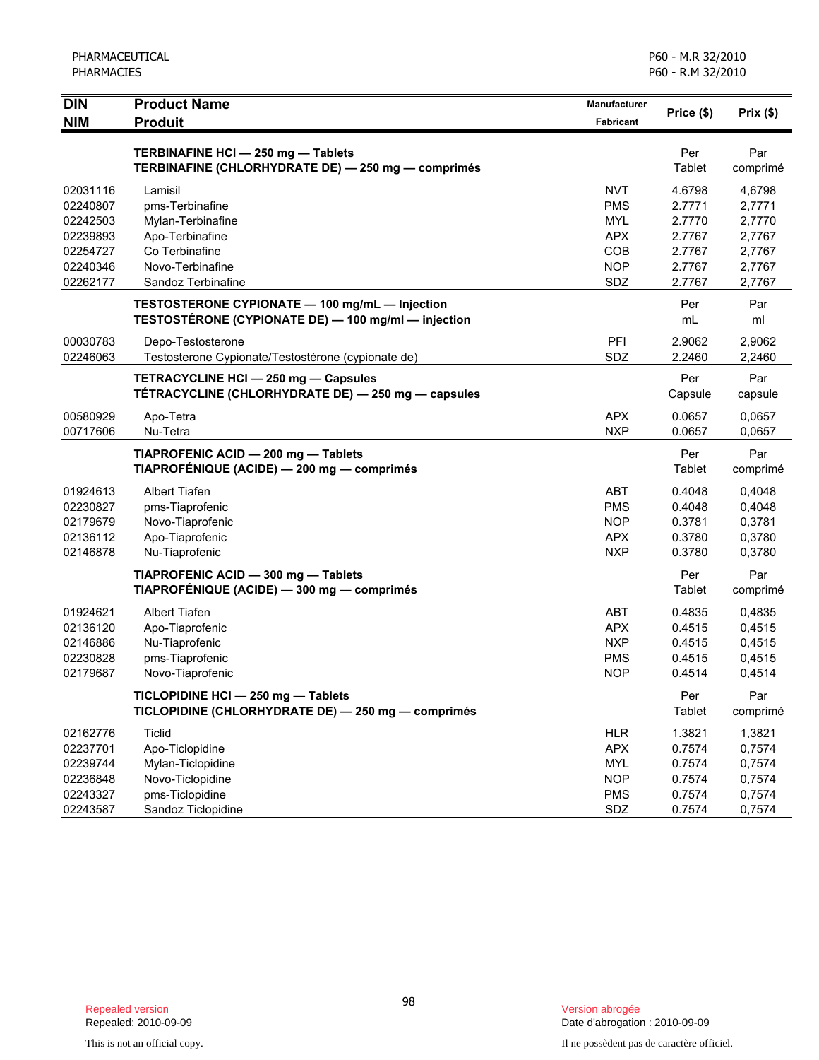| DIN<br>NIM | Product Name<br>Produit | Manufacturer<br>Fabricant | Price ($) | Prix ($) |
|---|---|---|---|---|
| | **TERBINAFINE HCl — 250 mg — Tablets**<br>**TERBINAFINE (CHLORHYDRATE DE) — 250 mg — comprimés** | | Per Tablet | Par comprimé |
| 02031116 | Lamisil | NVT | 4.6798 | 4,6798 |
| 02240807 | pms-Terbinafine | PMS | 2.7771 | 2,7771 |
| 02242503 | Mylan-Terbinafine | MYL | 2.7770 | 2,7770 |
| 02239893 | Apo-Terbinafine | APX | 2.7767 | 2,7767 |
| 02254727 | Co Terbinafine | COB | 2.7767 | 2,7767 |
| 02240346 | Novo-Terbinafine | NOP | 2.7767 | 2,7767 |
| 02262177 | Sandoz Terbinafine | SDZ | 2.7767 | 2,7767 |
| | **TESTOSTERONE CYPIONATE — 100 mg/mL — Injection**<br>**TESTOSTÉRONE (CYPIONATE DE) — 100 mg/ml — injection** | | Per mL | Par ml |
| 00030783 | Depo-Testosterone | PFI | 2.9062 | 2,9062 |
| 02246063 | Testosterone Cypionate/Testostérone (cypionate de) | SDZ | 2.2460 | 2,2460 |
| | **TETRACYCLINE HCl — 250 mg — Capsules**<br>**TÉTRACYCLINE (CHLORHYDRATE DE) — 250 mg — capsules** | | Per Capsule | Par capsule |
| 00580929 | Apo-Tetra | APX | 0.0657 | 0,0657 |
| 00717606 | Nu-Tetra | NXP | 0.0657 | 0,0657 |
| | **TIAPROFENIC ACID — 200 mg — Tablets**<br>**TIAPROFÉNIQUE (ACIDE) — 200 mg — comprimés** | | Per Tablet | Par comprimé |
| 01924613 | Albert Tiafen | ABT | 0.4048 | 0,4048 |
| 02230827 | pms-Tiaprofenic | PMS | 0.4048 | 0,4048 |
| 02179679 | Novo-Tiaprofenic | NOP | 0.3781 | 0,3781 |
| 02136112 | Apo-Tiaprofenic | APX | 0.3780 | 0,3780 |
| 02146878 | Nu-Tiaprofenic | NXP | 0.3780 | 0,3780 |
| | **TIAPROFENIC ACID — 300 mg — Tablets**<br>**TIAPROFÉNIQUE (ACIDE) — 300 mg — comprimés** | | Per Tablet | Par comprimé |
| 01924621 | Albert Tiafen | ABT | 0.4835 | 0,4835 |
| 02136120 | Apo-Tiaprofenic | APX | 0.4515 | 0,4515 |
| 02146886 | Nu-Tiaprofenic | NXP | 0.4515 | 0,4515 |
| 02230828 | pms-Tiaprofenic | PMS | 0.4515 | 0,4515 |
| 02179687 | Novo-Tiaprofenic | NOP | 0.4514 | 0,4514 |
| | **TICLOPIDINE HCl — 250 mg — Tablets**<br>**TICLOPIDINE (CHLORHYDRATE DE) — 250 mg — comprimés** | | Per Tablet | Par comprimé |
| 02162776 | Ticlid | HLR | 1.3821 | 1,3821 |
| 02237701 | Apo-Ticlopidine | APX | 0.7574 | 0,7574 |
| 02239744 | Mylan-Ticlopidine | MYL | 0.7574 | 0,7574 |
| 02236848 | Novo-Ticlopidine | NOP | 0.7574 | 0,7574 |
| 02243327 | pms-Ticlopidine | PMS | 0.7574 | 0,7574 |
| 02243587 | Sandoz Ticlopidine | SDZ | 0.7574 | 0,7574 |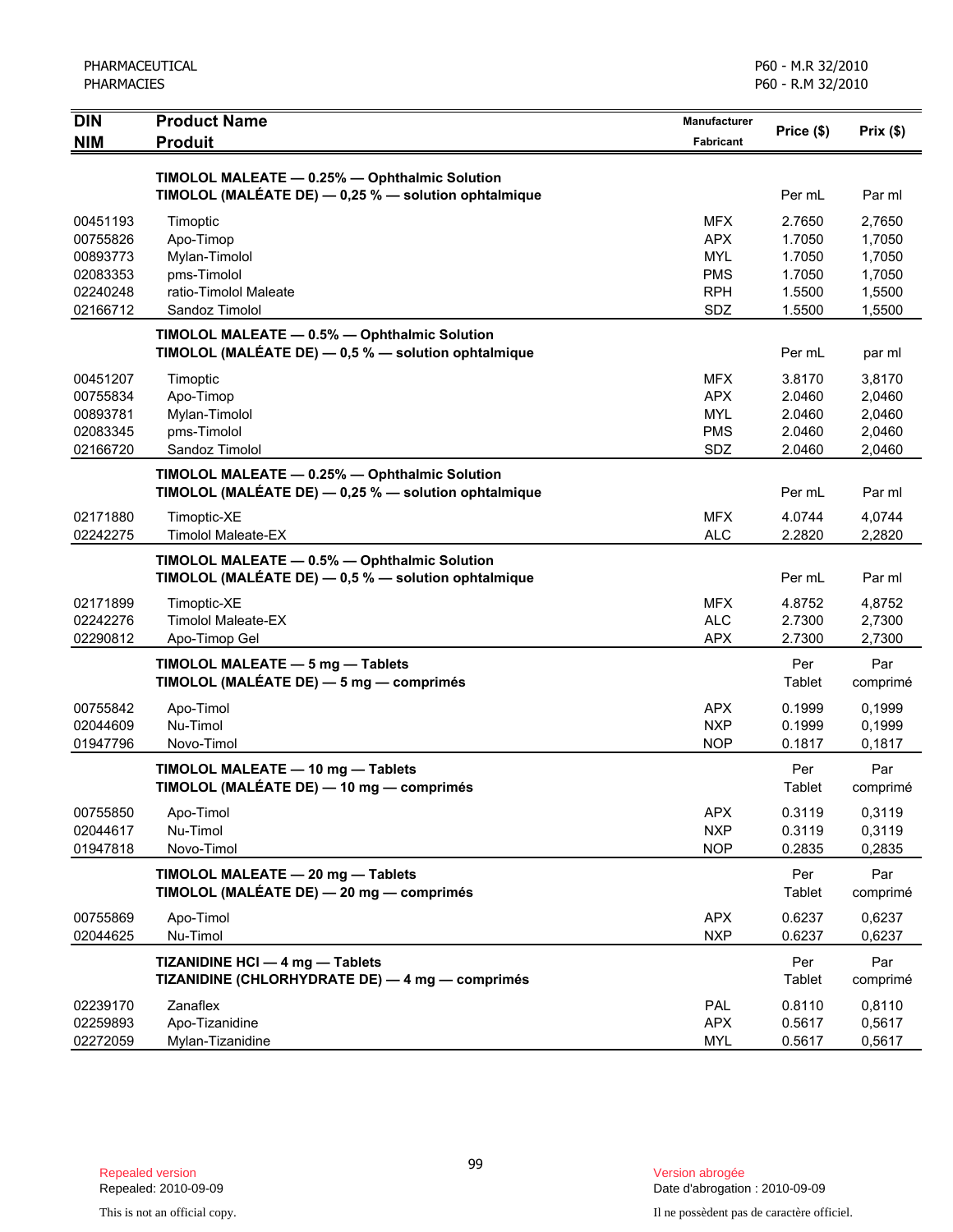| DIN<br>NIM | Product Name<br>Produit | Manufacturer<br>Fabricant | Price ($) | Prix ($) |
|---|---|---|---|---|
| | **TIMOLOL MALEATE — 0.25% — Ophthalmic Solution**<br>**TIMOLOL (MALÉATE DE) — 0,25 % — solution ophtalmique** | | Per mL | Par ml |
| 00451193 | Timoptic | MFX | 2.7650 | 2,7650 |
| 00755826 | Apo-Timop | APX | 1.7050 | 1,7050 |
| 00893773 | Mylan-Timolol | MYL | 1.7050 | 1,7050 |
| 02083353 | pms-Timolol | PMS | 1.7050 | 1,7050 |
| 02240248 | ratio-Timolol Maleate | RPH | 1.5500 | 1,5500 |
| 02166712 | Sandoz Timolol | SDZ | 1.5500 | 1,5500 |
| | **TIMOLOL MALEATE — 0.5% — Ophthalmic Solution**<br>**TIMOLOL (MALÉATE DE) — 0,5 % — solution ophtalmique** | | Per mL | par ml |
| 00451207 | Timoptic | MFX | 3.8170 | 3,8170 |
| 00755834 | Apo-Timop | APX | 2.0460 | 2,0460 |
| 00893781 | Mylan-Timolol | MYL | 2.0460 | 2,0460 |
| 02083345 | pms-Timolol | PMS | 2.0460 | 2,0460 |
| 02166720 | Sandoz Timolol | SDZ | 2.0460 | 2,0460 |
| | **TIMOLOL MALEATE — 0.25% — Ophthalmic Solution**<br>**TIMOLOL (MALÉATE DE) — 0,25 % — solution ophtalmique** | | Per mL | Par ml |
| 02171880 | Timoptic-XE | MFX | 4.0744 | 4,0744 |
| 02242275 | Timolol Maleate-EX | ALC | 2.2820 | 2,2820 |
| | **TIMOLOL MALEATE — 0.5% — Ophthalmic Solution**<br>**TIMOLOL (MALÉATE DE) — 0,5 % — solution ophtalmique** | | Per mL | Par ml |
| 02171899 | Timoptic-XE | MFX | 4.8752 | 4,8752 |
| 02242276 | Timolol Maleate-EX | ALC | 2.7300 | 2,7300 |
| 02290812 | Apo-Timop Gel | APX | 2.7300 | 2,7300 |
| | **TIMOLOL MALEATE — 5 mg — Tablets**<br>**TIMOLOL (MALÉATE DE) — 5 mg — comprimés** | | Per Tablet | Par comprimé |
| 00755842 | Apo-Timol | APX | 0.1999 | 0,1999 |
| 02044609 | Nu-Timol | NXP | 0.1999 | 0,1999 |
| 01947796 | Novo-Timol | NOP | 0.1817 | 0,1817 |
| | **TIMOLOL MALEATE — 10 mg — Tablets**<br>**TIMOLOL (MALÉATE DE) — 10 mg — comprimés** | | Per Tablet | Par comprimé |
| 00755850 | Apo-Timol | APX | 0.3119 | 0,3119 |
| 02044617 | Nu-Timol | NXP | 0.3119 | 0,3119 |
| 01947818 | Novo-Timol | NOP | 0.2835 | 0,2835 |
| | **TIMOLOL MALEATE — 20 mg — Tablets**<br>**TIMOLOL (MALÉATE DE) — 20 mg — comprimés** | | Per Tablet | Par comprimé |
| 00755869 | Apo-Timol | APX | 0.6237 | 0,6237 |
| 02044625 | Nu-Timol | NXP | 0.6237 | 0,6237 |
| | **TIZANIDINE HCl — 4 mg — Tablets**<br>**TIZANIDINE (CHLORHYDRATE DE) — 4 mg — comprimés** | | Per Tablet | Par comprimé |
| 02239170 | Zanaflex | PAL | 0.8110 | 0,8110 |
| 02259893 | Apo-Tizanidine | APX | 0.5617 | 0,5617 |
| 02272059 | Mylan-Tizanidine | MYL | 0.5617 | 0,5617 |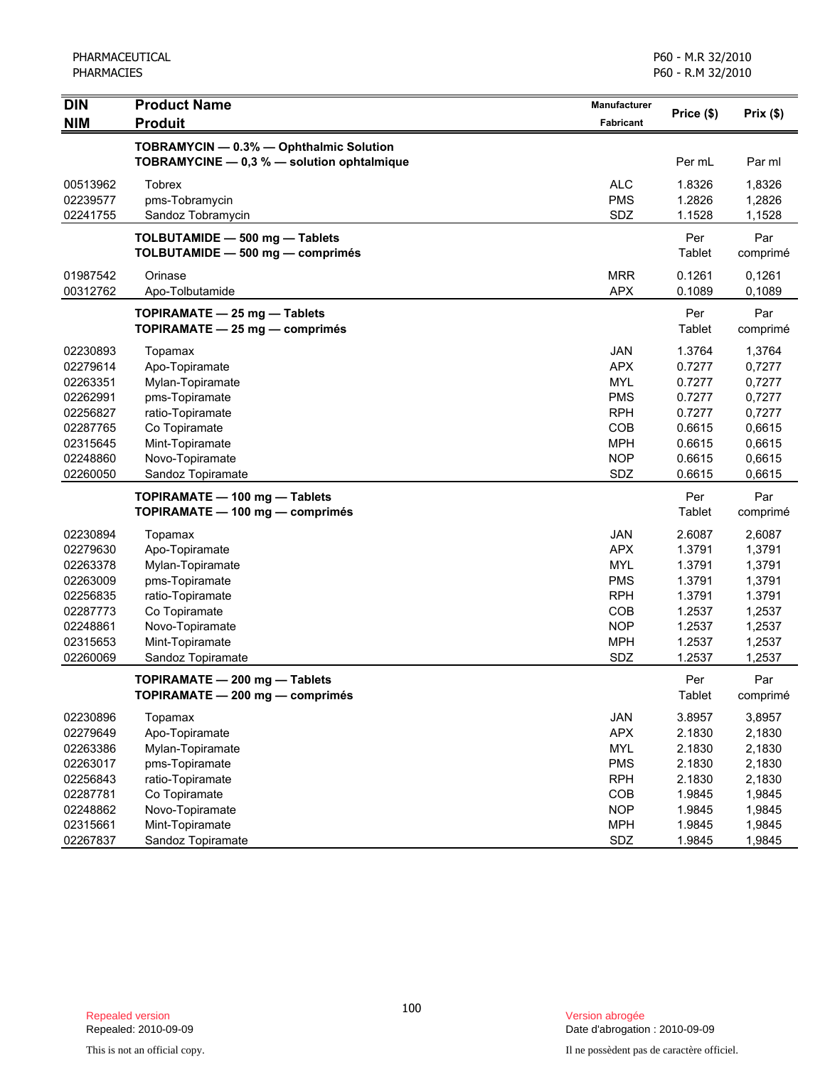| DIN<br>NIM | Product Name<br>Produit | Manufacturer<br>Fabricant | Price ($) | Prix ($) |
|---|---|---|---|---|
| | **TOBRAMYCIN — 0.3% — Ophthalmic Solution**<br>**TOBRAMYCINE — 0,3 % — solution ophtalmique** | | Per mL | Par ml |
| 00513962 | Tobrex | ALC | 1.8326 | 1,8326 |
| 02239577 | pms-Tobramycin | PMS | 1.2826 | 1,2826 |
| 02241755 | Sandoz Tobramycin | SDZ | 1.1528 | 1,1528 |
| | **TOLBUTAMIDE — 500 mg — Tablets**<br>**TOLBUTAMIDE — 500 mg — comprimés** | | Per Tablet | Par comprimé |
| 01987542 | Orinase | MRR | 0.1261 | 0,1261 |
| 00312762 | Apo-Tolbutamide | APX | 0.1089 | 0,1089 |
| | **TOPIRAMATE — 25 mg — Tablets**<br>**TOPIRAMATE — 25 mg — comprimés** | | Per Tablet | Par comprimé |
| 02230893 | Topamax | JAN | 1.3764 | 1,3764 |
| 02279614 | Apo-Topiramate | APX | 0.7277 | 0,7277 |
| 02263351 | Mylan-Topiramate | MYL | 0.7277 | 0,7277 |
| 02262991 | pms-Topiramate | PMS | 0.7277 | 0,7277 |
| 02256827 | ratio-Topiramate | RPH | 0.7277 | 0,7277 |
| 02287765 | Co Topiramate | COB | 0.6615 | 0,6615 |
| 02315645 | Mint-Topiramate | MPH | 0.6615 | 0,6615 |
| 02248860 | Novo-Topiramate | NOP | 0.6615 | 0,6615 |
| 02260050 | Sandoz Topiramate | SDZ | 0.6615 | 0,6615 |
| | **TOPIRAMATE — 100 mg — Tablets**<br>**TOPIRAMATE — 100 mg — comprimés** | | Per Tablet | Par comprimé |
| 02230894 | Topamax | JAN | 2.6087 | 2,6087 |
| 02279630 | Apo-Topiramate | APX | 1.3791 | 1,3791 |
| 02263378 | Mylan-Topiramate | MYL | 1.3791 | 1,3791 |
| 02263009 | pms-Topiramate | PMS | 1.3791 | 1,3791 |
| 02256835 | ratio-Topiramate | RPH | 1.3791 | 1.3791 |
| 02287773 | Co Topiramate | COB | 1.2537 | 1,2537 |
| 02248861 | Novo-Topiramate | NOP | 1.2537 | 1,2537 |
| 02315653 | Mint-Topiramate | MPH | 1.2537 | 1,2537 |
| 02260069 | Sandoz Topiramate | SDZ | 1.2537 | 1,2537 |
| | **TOPIRAMATE — 200 mg — Tablets**<br>**TOPIRAMATE — 200 mg — comprimés** | | Per Tablet | Par comprimé |
| 02230896 | Topamax | JAN | 3.8957 | 3,8957 |
| 02279649 | Apo-Topiramate | APX | 2.1830 | 2,1830 |
| 02263386 | Mylan-Topiramate | MYL | 2.1830 | 2,1830 |
| 02263017 | pms-Topiramate | PMS | 2.1830 | 2,1830 |
| 02256843 | ratio-Topiramate | RPH | 2.1830 | 2,1830 |
| 02287781 | Co Topiramate | COB | 1.9845 | 1,9845 |
| 02248862 | Novo-Topiramate | NOP | 1.9845 | 1,9845 |
| 02315661 | Mint-Topiramate | MPH | 1.9845 | 1,9845 |
| 02267837 | Sandoz Topiramate | SDZ | 1.9845 | 1,9845 |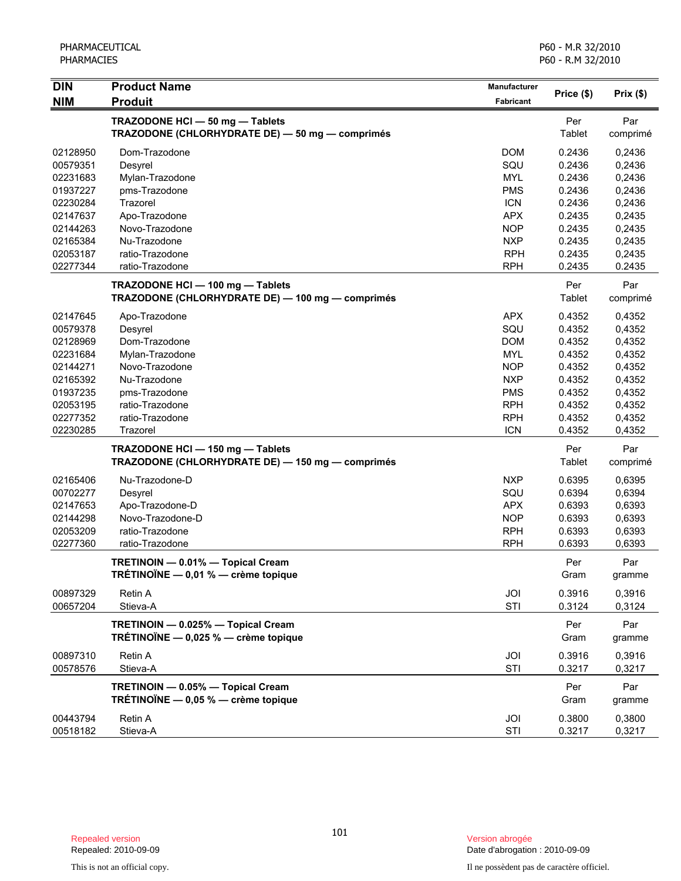| DIN<br>NIM | Product Name<br>Produit | Manufacturer<br>Fabricant | Price ($) | Prix ($) |
|---|---|---|---|---|
| | **TRAZODONE HCl — 50 mg — Tablets**<br>**TRAZODONE (CHLORHYDRATE DE) — 50 mg — comprimés** | | Per Tablet | Par comprimé |
| 02128950 | Dom-Trazodone | DOM | 0.2436 | 0,2436 |
| 00579351 | Desyrel | SQU | 0.2436 | 0,2436 |
| 02231683 | Mylan-Trazodone | MYL | 0.2436 | 0,2436 |
| 01937227 | pms-Trazodone | PMS | 0.2436 | 0,2436 |
| 02230284 | Trazorel | ICN | 0.2436 | 0,2436 |
| 02147637 | Apo-Trazodone | APX | 0.2435 | 0,2435 |
| 02144263 | Novo-Trazodone | NOP | 0.2435 | 0,2435 |
| 02165384 | Nu-Trazodone | NXP | 0.2435 | 0,2435 |
| 02053187 | ratio-Trazodone | RPH | 0.2435 | 0,2435 |
| 02277344 | ratio-Trazodone | RPH | 0.2435 | 0.2435 |
| | **TRAZODONE HCl — 100 mg — Tablets**<br>**TRAZODONE (CHLORHYDRATE DE) — 100 mg — comprimés** | | Per Tablet | Par comprimé |
| 02147645 | Apo-Trazodone | APX | 0.4352 | 0,4352 |
| 00579378 | Desyrel | SQU | 0.4352 | 0,4352 |
| 02128969 | Dom-Trazodone | DOM | 0.4352 | 0,4352 |
| 02231684 | Mylan-Trazodone | MYL | 0.4352 | 0,4352 |
| 02144271 | Novo-Trazodone | NOP | 0.4352 | 0,4352 |
| 02165392 | Nu-Trazodone | NXP | 0.4352 | 0,4352 |
| 01937235 | pms-Trazodone | PMS | 0.4352 | 0,4352 |
| 02053195 | ratio-Trazodone | RPH | 0.4352 | 0,4352 |
| 02277352 | ratio-Trazodone | RPH | 0.4352 | 0,4352 |
| 02230285 | Trazorel | ICN | 0.4352 | 0,4352 |
| | **TRAZODONE HCl — 150 mg — Tablets**<br>**TRAZODONE (CHLORHYDRATE DE) — 150 mg — comprimés** | | Per Tablet | Par comprimé |
| 02165406 | Nu-Trazodone-D | NXP | 0.6395 | 0,6395 |
| 00702277 | Desyrel | SQU | 0.6394 | 0,6394 |
| 02147653 | Apo-Trazodone-D | APX | 0.6393 | 0,6393 |
| 02144298 | Novo-Trazodone-D | NOP | 0.6393 | 0,6393 |
| 02053209 | ratio-Trazodone | RPH | 0.6393 | 0,6393 |
| 02277360 | ratio-Trazodone | RPH | 0.6393 | 0,6393 |
| | **TRETINOIN — 0.01% — Topical Cream**<br>**TRÉTINOÏNE — 0,01 % — crème topique** | | Per Gram | Par gramme |
| 00897329 | Retin A | JOI | 0.3916 | 0,3916 |
| 00657204 | Stieva-A | STI | 0.3124 | 0,3124 |
| | **TRETINOIN — 0.025% — Topical Cream**<br>**TRÉTINOÏNE — 0,025 % — crème topique** | | Per Gram | Par gramme |
| 00897310 | Retin A | JOI | 0.3916 | 0,3916 |
| 00578576 | Stieva-A | STI | 0.3217 | 0,3217 |
| | **TRETINOIN — 0.05% — Topical Cream**<br>**TRÉTINOÏNE — 0,05 % — crème topique** | | Per Gram | Par gramme |
| 00443794 | Retin A | JOI | 0.3800 | 0,3800 |
| 00518182 | Stieva-A | STI | 0.3217 | 0,3217 |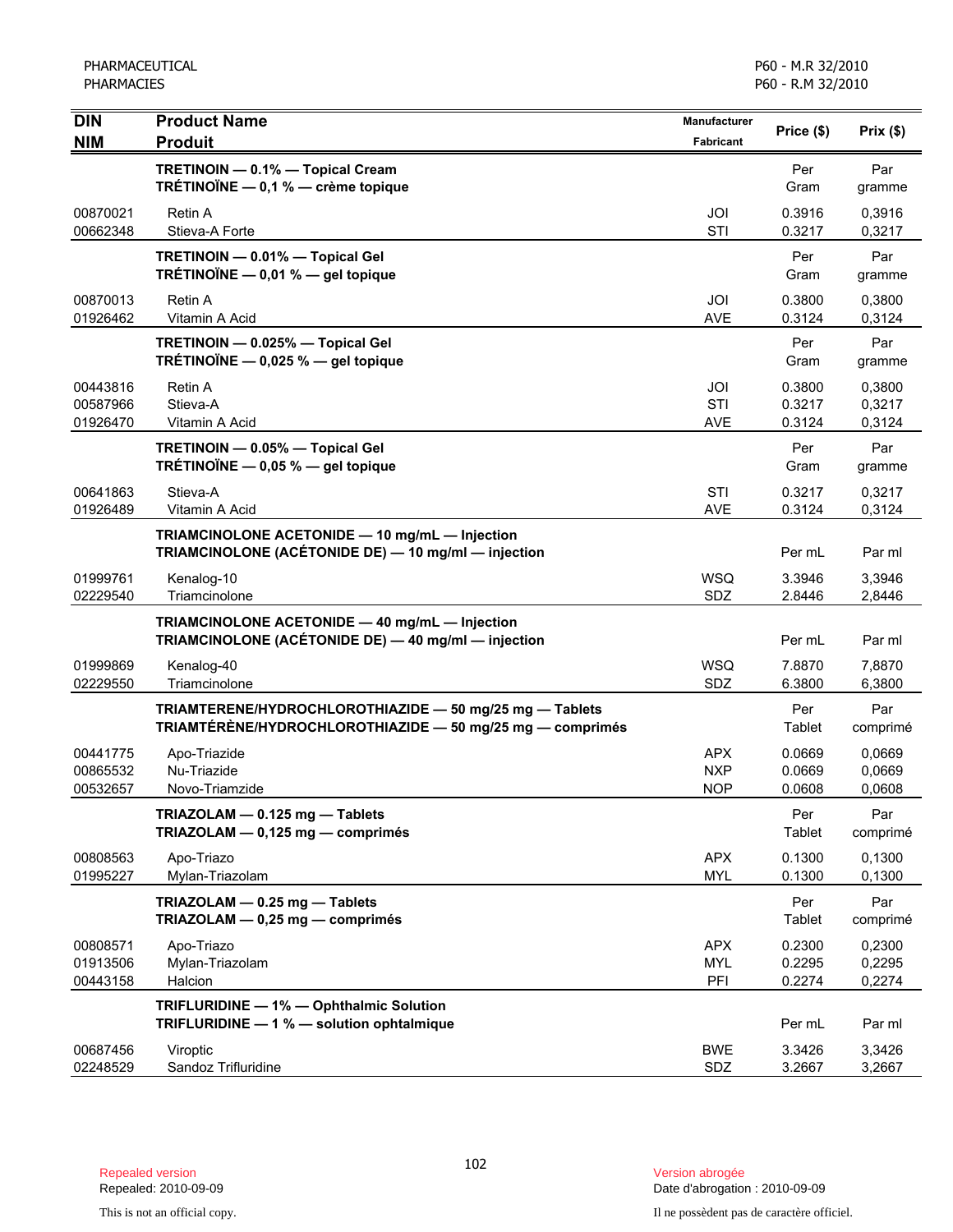| DIN<br>NIM | Product Name<br>Produit | Manufacturer<br>Fabricant | Price ($) | Prix ($) |
|---|---|---|---|---|
| | **TRETINOIN — 0.1% — Topical Cream<br>TRÉTINOÏNE — 0,1 % — crème topique** | | Per Gram | Par gramme |
| 00870021 | Retin A | JOI | 0.3916 | 0,3916 |
| 00662348 | Stieva-A Forte | STI | 0.3217 | 0,3217 |
| | **TRETINOIN — 0.01% — Topical Gel<br>TRÉTINOÏNE — 0,01 % — gel topique** | | Per Gram | Par gramme |
| 00870013 | Retin A | JOI | 0.3800 | 0,3800 |
| 01926462 | Vitamin A Acid | AVE | 0.3124 | 0,3124 |
| | **TRETINOIN — 0.025% — Topical Gel<br>TRÉTINOÏNE — 0,025 % — gel topique** | | Per Gram | Par gramme |
| 00443816 | Retin A | JOI | 0.3800 | 0,3800 |
| 00587966 | Stieva-A | STI | 0.3217 | 0,3217 |
| 01926470 | Vitamin A Acid | AVE | 0.3124 | 0,3124 |
| | **TRETINOIN — 0.05% — Topical Gel<br>TRÉTINOÏNE — 0,05 % — gel topique** | | Per Gram | Par gramme |
| 00641863 | Stieva-A | STI | 0.3217 | 0,3217 |
| 01926489 | Vitamin A Acid | AVE | 0.3124 | 0,3124 |
| | **TRIAMCINOLONE ACETONIDE — 10 mg/mL — Injection<br>TRIAMCINOLONE (ACÉTONIDE DE) — 10 mg/ml — injection** | | Per mL | Par ml |
| 01999761 | Kenalog-10 | WSQ | 3.3946 | 3,3946 |
| 02229540 | Triamcinolone | SDZ | 2.8446 | 2,8446 |
| | **TRIAMCINOLONE ACETONIDE — 40 mg/mL — Injection<br>TRIAMCINOLONE (ACÉTONIDE DE) — 40 mg/ml — injection** | | Per mL | Par ml |
| 01999869 | Kenalog-40 | WSQ | 7.8870 | 7,8870 |
| 02229550 | Triamcinolone | SDZ | 6.3800 | 6,3800 |
| | **TRIAMTERENE/HYDROCHLOROTHIAZIDE — 50 mg/25 mg — Tablets<br>TRIAMTÉRÈNE/HYDROCHLOROTHIAZIDE — 50 mg/25 mg — comprimés** | | Per Tablet | Par comprimé |
| 00441775 | Apo-Triazide | APX | 0.0669 | 0,0669 |
| 00865532 | Nu-Triazide | NXP | 0.0669 | 0,0669 |
| 00532657 | Novo-Triamzide | NOP | 0.0608 | 0,0608 |
| | **TRIAZOLAM — 0.125 mg — Tablets<br>TRIAZOLAM — 0,125 mg — comprimés** | | Per Tablet | Par comprimé |
| 00808563 | Apo-Triazo | APX | 0.1300 | 0,1300 |
| 01995227 | Mylan-Triazolam | MYL | 0.1300 | 0,1300 |
| | **TRIAZOLAM — 0.25 mg — Tablets<br>TRIAZOLAM — 0,25 mg — comprimés** | | Per Tablet | Par comprimé |
| 00808571 | Apo-Triazo | APX | 0.2300 | 0,2300 |
| 01913506 | Mylan-Triazolam | MYL | 0.2295 | 0,2295 |
| 00443158 | Halcion | PFI | 0.2274 | 0,2274 |
| | **TRIFLURIDINE — 1% — Ophthalmic Solution<br>TRIFLURIDINE — 1 % — solution ophtalmique** | | Per mL | Par ml |
| 00687456 | Viroptic | BWE | 3.3426 | 3,3426 |
| 02248529 | Sandoz Trifluridine | SDZ | 3.2667 | 3,2667 |

Repealed version
Repealed: 2010-09-09

Version abrogée
Date d'abrogation : 2010-09-09

This is not an official copy.

Il ne possèdent pas de caractère officiel.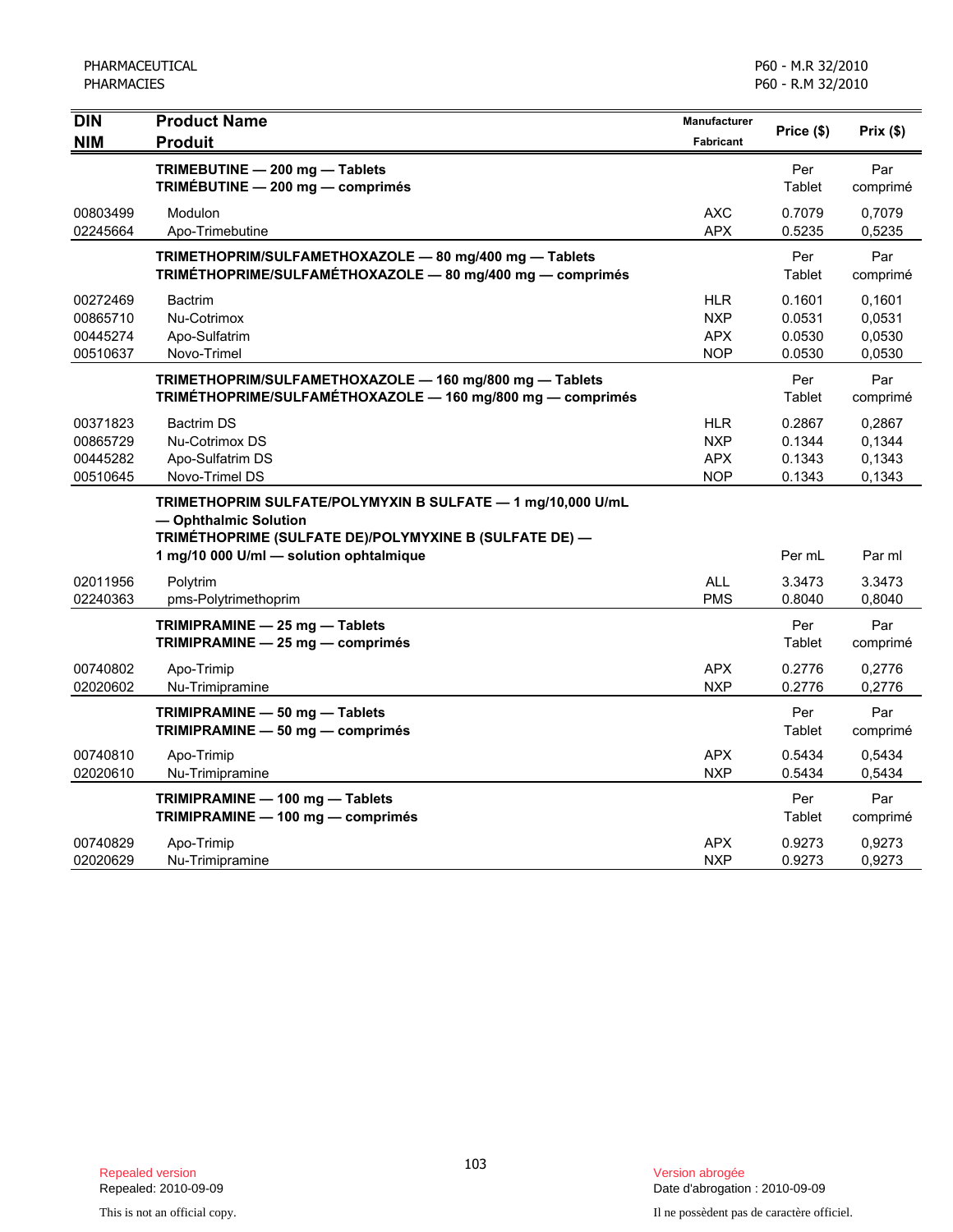| DIN<br>NIM | Product Name<br>Produit | Manufacturer<br>Fabricant | Price ($) | Prix ($) |
|---|---|---|---|---|
| | **TRIMEBUTINE — 200 mg — Tablets**<br>**TRIMÉBUTINE — 200 mg — comprimés** | | Per Tablet | Par comprimé |
| 00803499 | Modulon | AXC | 0.7079 | 0,7079 |
| 02245664 | Apo-Trimebutine | APX | 0.5235 | 0,5235 |
| | **TRIMETHOPRIM/SULFAMETHOXAZOLE — 80 mg/400 mg — Tablets**<br>**TRIMÉTHOPRIME/SULFAMÉTHOXAZOLE — 80 mg/400 mg — comprimés** | | Per Tablet | Par comprimé |
| 00272469 | Bactrim | HLR | 0.1601 | 0,1601 |
| 00865710 | Nu-Cotrimox | NXP | 0.0531 | 0,0531 |
| 00445274 | Apo-Sulfatrim | APX | 0.0530 | 0,0530 |
| 00510637 | Novo-Trimel | NOP | 0.0530 | 0,0530 |
| | **TRIMETHOPRIM/SULFAMETHOXAZOLE — 160 mg/800 mg — Tablets**<br>**TRIMÉTHOPRIME/SULFAMÉTHOXAZOLE — 160 mg/800 mg — comprimés** | | Per Tablet | Par comprimé |
| 00371823 | Bactrim DS | HLR | 0.2867 | 0,2867 |
| 00865729 | Nu-Cotrimox DS | NXP | 0.1344 | 0,1344 |
| 00445282 | Apo-Sulfatrim DS | APX | 0.1343 | 0,1343 |
| 00510645 | Novo-Trimel DS | NOP | 0.1343 | 0,1343 |
| | **TRIMETHOPRIM SULFATE/POLYMYXIN B SULFATE — 1 mg/10,000 U/mL — Ophthalmic Solution**<br>**TRIMÉTHOPRIME (SULFATE DE)/POLYMYXINE B (SULFATE DE) — 1 mg/10 000 U/ml — solution ophtalmique** | | Per mL | Par ml |
| 02011956 | Polytrim | ALL | 3.3473 | 3.3473 |
| 02240363 | pms-Polytrimethoprim | PMS | 0.8040 | 0,8040 |
| | **TRIMIPRAMINE — 25 mg — Tablets**<br>**TRIMIPRAMINE — 25 mg — comprimés** | | Per Tablet | Par comprimé |
| 00740802 | Apo-Trimip | APX | 0.2776 | 0,2776 |
| 02020602 | Nu-Trimipramine | NXP | 0.2776 | 0,2776 |
| | **TRIMIPRAMINE — 50 mg — Tablets**<br>**TRIMIPRAMINE — 50 mg — comprimés** | | Per Tablet | Par comprimé |
| 00740810 | Apo-Trimip | APX | 0.5434 | 0,5434 |
| 02020610 | Nu-Trimipramine | NXP | 0.5434 | 0,5434 |
| | **TRIMIPRAMINE — 100 mg — Tablets**<br>**TRIMIPRAMINE — 100 mg — comprimés** | | Per Tablet | Par comprimé |
| 00740829 | Apo-Trimip | APX | 0.9273 | 0,9273 |
| 02020629 | Nu-Trimipramine | NXP | 0.9273 | 0,9273 |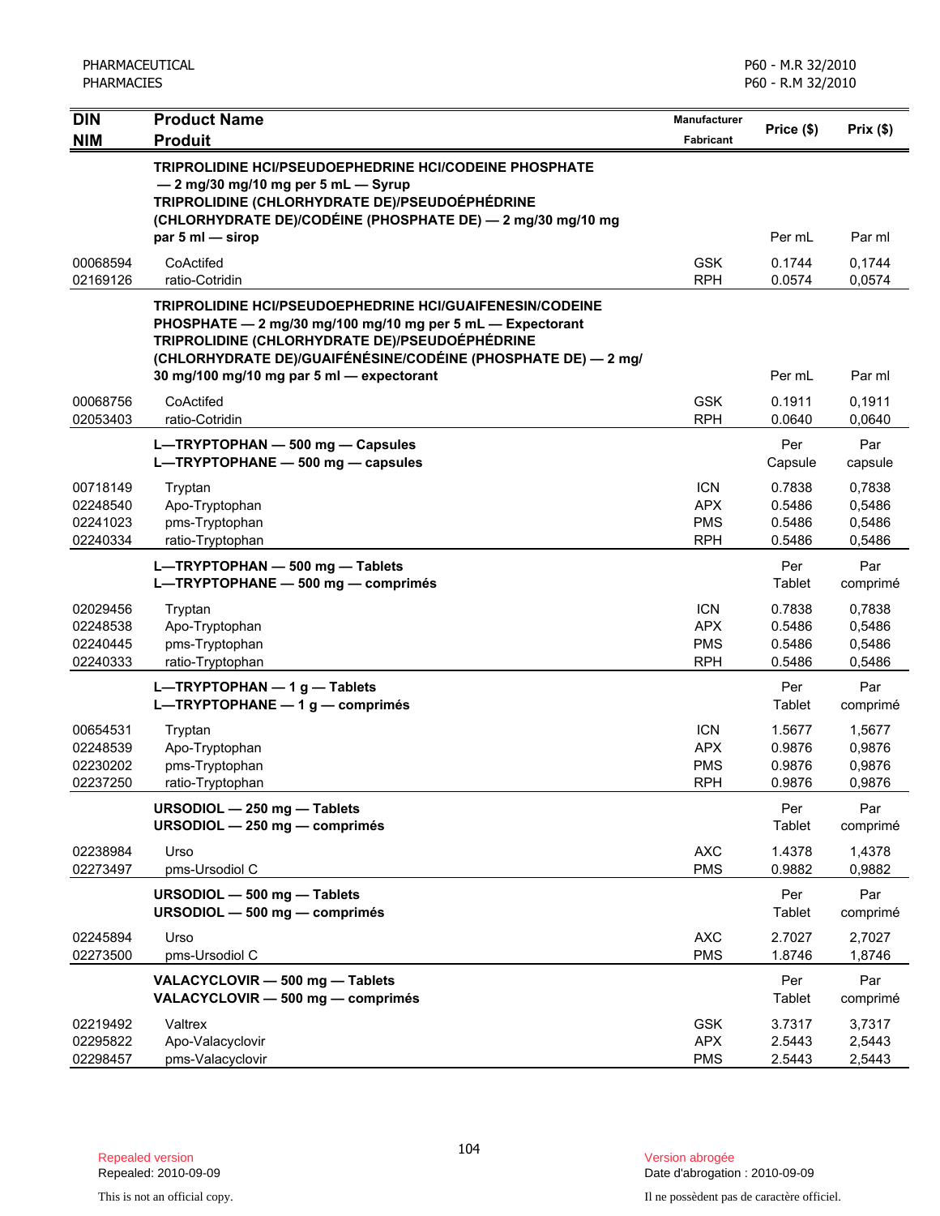| DIN<br>NIM | Product Name<br>Produit | Manufacturer<br>Fabricant | Price ($) | Prix ($) |
|---|---|---|---|---|
| | **TRIPROLIDINE HCl/PSEUDOEPHEDRINE HCl/CODEINE PHOSPHATE — 2 mg/30 mg/10 mg per 5 mL — Syrup<br>TRIPROLIDINE (CHLORHYDRATE DE)/PSEUDOÉPHÉDRINE (CHLORHYDRATE DE)/CODÉINE (PHOSPHATE DE) — 2 mg/30 mg/10 mg par 5 ml — sirop** | | Per mL | Par ml |
| 00068594 | CoActifed | GSK | 0.1744 | 0,1744 |
| 02169126 | ratio-Cotridin | RPH | 0.0574 | 0,0574 |
| | **TRIPROLIDINE HCl/PSEUDOEPHEDRINE HCl/GUAIFENESIN/CODEINE PHOSPHATE — 2 mg/30 mg/100 mg/10 mg per 5 mL — Expectorant<br>TRIPROLIDINE (CHLORHYDRATE DE)/PSEUDOÉPHÉDRINE (CHLORHYDRATE DE)/GUAIFÉNÉSINE/CODÉINE (PHOSPHATE DE) — 2 mg/30 mg/100 mg/10 mg par 5 ml — expectorant** | | Per mL | Par ml |
| 00068756 | CoActifed | GSK | 0.1911 | 0,1911 |
| 02053403 | ratio-Cotridin | RPH | 0.0640 | 0,0640 |
| | **L—TRYPTOPHAN — 500 mg — Capsules<br>L—TRYPTOPHANE — 500 mg — capsules** | | Per Capsule | Par capsule |
| 00718149 | Tryptan | ICN | 0.7838 | 0,7838 |
| 02248540 | Apo-Tryptophan | APX | 0.5486 | 0,5486 |
| 02241023 | pms-Tryptophan | PMS | 0.5486 | 0,5486 |
| 02240334 | ratio-Tryptophan | RPH | 0.5486 | 0,5486 |
| | **L—TRYPTOPHAN — 500 mg — Tablets<br>L—TRYPTOPHANE — 500 mg — comprimés** | | Per Tablet | Par comprimé |
| 02029456 | Tryptan | ICN | 0.7838 | 0,7838 |
| 02248538 | Apo-Tryptophan | APX | 0.5486 | 0,5486 |
| 02240445 | pms-Tryptophan | PMS | 0.5486 | 0,5486 |
| 02240333 | ratio-Tryptophan | RPH | 0.5486 | 0,5486 |
| | **L—TRYPTOPHAN — 1 g — Tablets<br>L—TRYPTOPHANE — 1 g — comprimés** | | Per Tablet | Par comprimé |
| 00654531 | Tryptan | ICN | 1.5677 | 1,5677 |
| 02248539 | Apo-Tryptophan | APX | 0.9876 | 0,9876 |
| 02230202 | pms-Tryptophan | PMS | 0.9876 | 0,9876 |
| 02237250 | ratio-Tryptophan | RPH | 0.9876 | 0,9876 |
| | **URSODIOL — 250 mg — Tablets<br>URSODIOL — 250 mg — comprimés** | | Per Tablet | Par comprimé |
| 02238984 | Urso | AXC | 1.4378 | 1,4378 |
| 02273497 | pms-Ursodiol C | PMS | 0.9882 | 0,9882 |
| | **URSODIOL — 500 mg — Tablets<br>URSODIOL — 500 mg — comprimés** | | Per Tablet | Par comprimé |
| 02245894 | Urso | AXC | 2.7027 | 2,7027 |
| 02273500 | pms-Ursodiol C | PMS | 1.8746 | 1,8746 |
| | **VALACYCLOVIR — 500 mg — Tablets<br>VALACYCLOVIR — 500 mg — comprimés** | | Per Tablet | Par comprimé |
| 02219492 | Valtrex | GSK | 3.7317 | 3,7317 |
| 02295822 | Apo-Valacyclovir | APX | 2.5443 | 2,5443 |
| 02298457 | pms-Valacyclovir | PMS | 2.5443 | 2,5443 |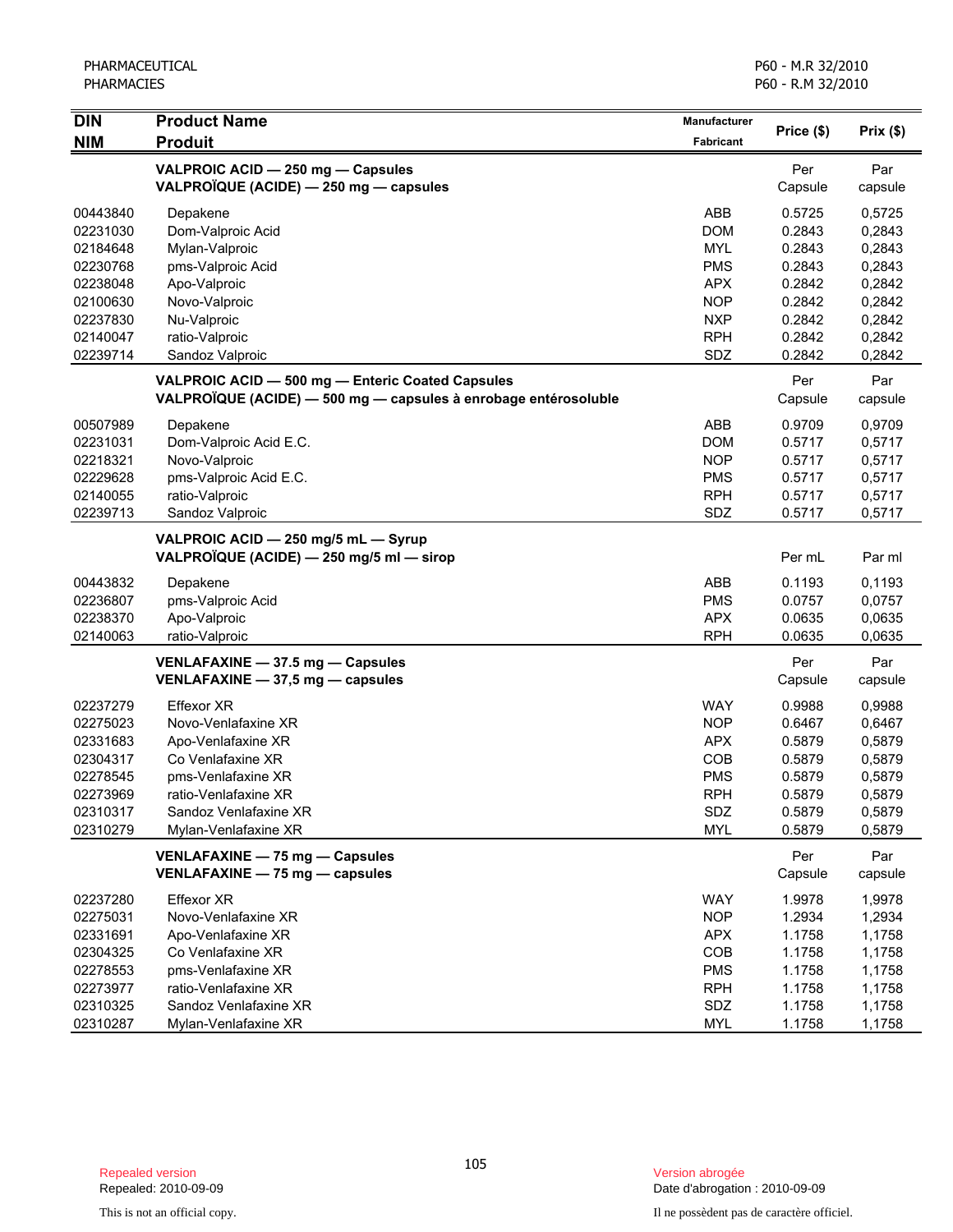| DIN<br>NIM | Product Name<br>Produit | Manufacturer<br>Fabricant | Price ($) | Prix ($) |
|---|---|---|---|---|
| | **VALPROIC ACID — 250 mg — Capsules**<br>**VALPROÏQUE (ACIDE) — 250 mg — capsules** | | Per Capsule | Par capsule |
| 00443840 | Depakene | ABB | 0.5725 | 0,5725 |
| 02231030 | Dom-Valproic Acid | DOM | 0.2843 | 0,2843 |
| 02184648 | Mylan-Valproic | MYL | 0.2843 | 0,2843 |
| 02230768 | pms-Valproic Acid | PMS | 0.2843 | 0,2843 |
| 02238048 | Apo-Valproic | APX | 0.2842 | 0,2842 |
| 02100630 | Novo-Valproic | NOP | 0.2842 | 0,2842 |
| 02237830 | Nu-Valproic | NXP | 0.2842 | 0,2842 |
| 02140047 | ratio-Valproic | RPH | 0.2842 | 0,2842 |
| 02239714 | Sandoz Valproic | SDZ | 0.2842 | 0,2842 |
| | **VALPROIC ACID — 500 mg — Enteric Coated Capsules**<br>**VALPROÏQUE (ACIDE) — 500 mg — capsules à enrobage entérosoluble** | | Per Capsule | Par capsule |
| 00507989 | Depakene | ABB | 0.9709 | 0,9709 |
| 02231031 | Dom-Valproic Acid E.C. | DOM | 0.5717 | 0,5717 |
| 02218321 | Novo-Valproic | NOP | 0.5717 | 0,5717 |
| 02229628 | pms-Valproic Acid E.C. | PMS | 0.5717 | 0,5717 |
| 02140055 | ratio-Valproic | RPH | 0.5717 | 0,5717 |
| 02239713 | Sandoz Valproic | SDZ | 0.5717 | 0,5717 |
| | **VALPROIC ACID — 250 mg/5 mL — Syrup**<br>**VALPROÏQUE (ACIDE) — 250 mg/5 ml — sirop** | | Per mL | Par ml |
| 00443832 | Depakene | ABB | 0.1193 | 0,1193 |
| 02236807 | pms-Valproic Acid | PMS | 0.0757 | 0,0757 |
| 02238370 | Apo-Valproic | APX | 0.0635 | 0,0635 |
| 02140063 | ratio-Valproic | RPH | 0.0635 | 0,0635 |
| | **VENLAFAXINE — 37.5 mg — Capsules**<br>**VENLAFAXINE — 37,5 mg — capsules** | | Per Capsule | Par capsule |
| 02237279 | Effexor XR | WAY | 0.9988 | 0,9988 |
| 02275023 | Novo-Venlafaxine XR | NOP | 0.6467 | 0,6467 |
| 02331683 | Apo-Venlafaxine XR | APX | 0.5879 | 0,5879 |
| 02304317 | Co Venlafaxine XR | COB | 0.5879 | 0,5879 |
| 02278545 | pms-Venlafaxine XR | PMS | 0.5879 | 0,5879 |
| 02273969 | ratio-Venlafaxine XR | RPH | 0.5879 | 0,5879 |
| 02310317 | Sandoz Venlafaxine XR | SDZ | 0.5879 | 0,5879 |
| 02310279 | Mylan-Venlafaxine XR | MYL | 0.5879 | 0,5879 |
| | **VENLAFAXINE — 75 mg — Capsules**<br>**VENLAFAXINE — 75 mg — capsules** | | Per Capsule | Par capsule |
| 02237280 | Effexor XR | WAY | 1.9978 | 1,9978 |
| 02275031 | Novo-Venlafaxine XR | NOP | 1.2934 | 1,2934 |
| 02331691 | Apo-Venlafaxine XR | APX | 1.1758 | 1,1758 |
| 02304325 | Co Venlafaxine XR | COB | 1.1758 | 1,1758 |
| 02278553 | pms-Venlafaxine XR | PMS | 1.1758 | 1,1758 |
| 02273977 | ratio-Venlafaxine XR | RPH | 1.1758 | 1,1758 |
| 02310325 | Sandoz Venlafaxine XR | SDZ | 1.1758 | 1,1758 |
| 02310287 | Mylan-Venlafaxine XR | MYL | 1.1758 | 1,1758 |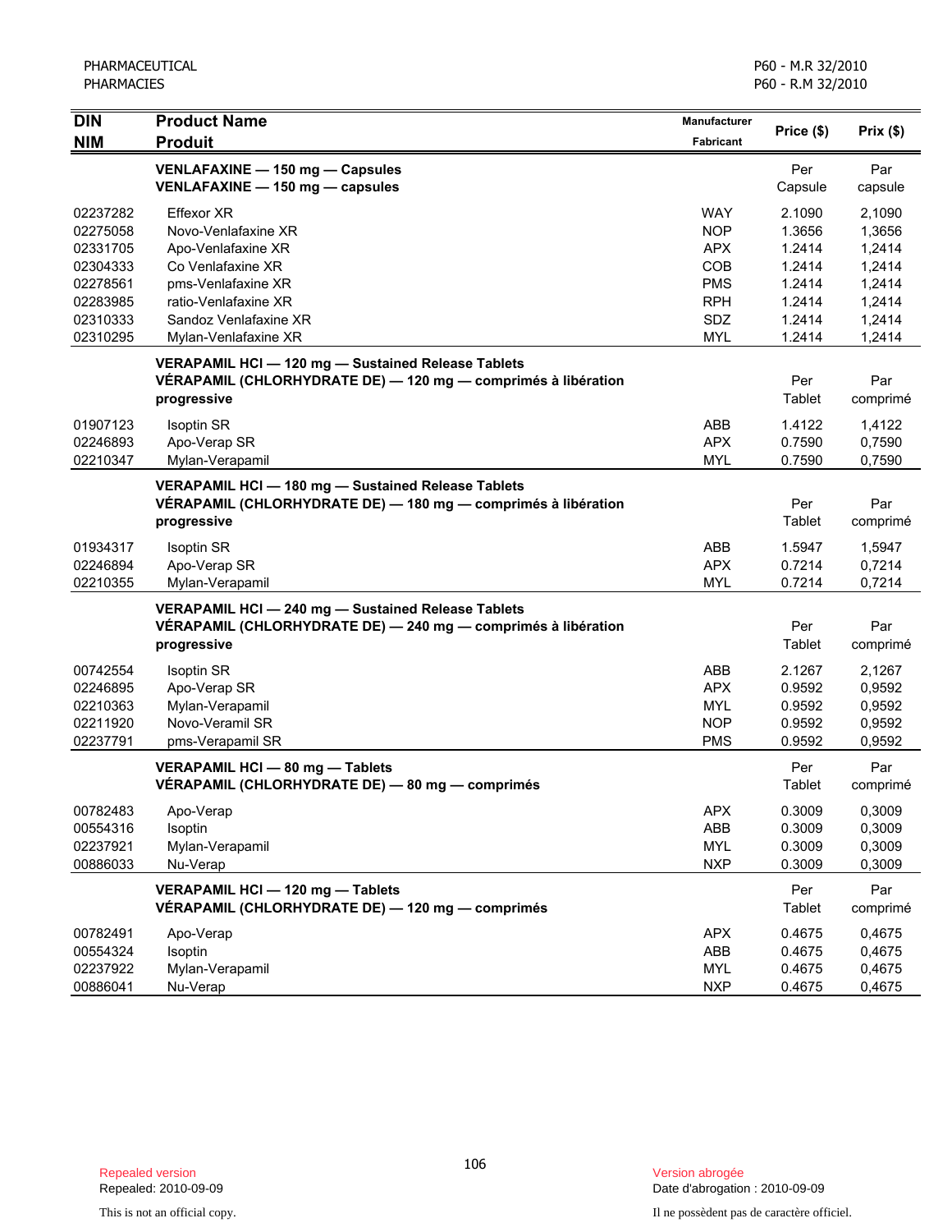| DIN<br>NIM | Product Name<br>Produit | Manufacturer<br>Fabricant | Price ($) | Prix ($) |
|---|---|---|---|---|
| | **VENLAFAXINE — 150 mg — Capsules**<br>**VENLAFAXINE — 150 mg — capsules** | | Per Capsule | Par capsule |
| 02237282 | Effexor XR | WAY | 2.1090 | 2,1090 |
| 02275058 | Novo-Venlafaxine XR | NOP | 1.3656 | 1,3656 |
| 02331705 | Apo-Venlafaxine XR | APX | 1.2414 | 1,2414 |
| 02304333 | Co Venlafaxine XR | COB | 1.2414 | 1,2414 |
| 02278561 | pms-Venlafaxine XR | PMS | 1.2414 | 1,2414 |
| 02283985 | ratio-Venlafaxine XR | RPH | 1.2414 | 1,2414 |
| 02310333 | Sandoz Venlafaxine XR | SDZ | 1.2414 | 1,2414 |
| 02310295 | Mylan-Venlafaxine XR | MYL | 1.2414 | 1,2414 |
| | **VERAPAMIL HCl — 120 mg — Sustained Release Tablets**<br>**VÉRAPAMIL (CHLORHYDRATE DE) — 120 mg — comprimés à libération progressive** | | Per Tablet | Par comprimé |
| 01907123 | Isoptin SR | ABB | 1.4122 | 1,4122 |
| 02246893 | Apo-Verap SR | APX | 0.7590 | 0,7590 |
| 02210347 | Mylan-Verapamil | MYL | 0.7590 | 0,7590 |
| | **VERAPAMIL HCl — 180 mg — Sustained Release Tablets**<br>**VÉRAPAMIL (CHLORHYDRATE DE) — 180 mg — comprimés à libération progressive** | | Per Tablet | Par comprimé |
| 01934317 | Isoptin SR | ABB | 1.5947 | 1,5947 |
| 02246894 | Apo-Verap SR | APX | 0.7214 | 0,7214 |
| 02210355 | Mylan-Verapamil | MYL | 0.7214 | 0,7214 |
| | **VERAPAMIL HCl — 240 mg — Sustained Release Tablets**<br>**VÉRAPAMIL (CHLORHYDRATE DE) — 240 mg — comprimés à libération progressive** | | Per Tablet | Par comprimé |
| 00742554 | Isoptin SR | ABB | 2.1267 | 2,1267 |
| 02246895 | Apo-Verap SR | APX | 0.9592 | 0,9592 |
| 02210363 | Mylan-Verapamil | MYL | 0.9592 | 0,9592 |
| 02211920 | Novo-Veramil SR | NOP | 0.9592 | 0,9592 |
| 02237791 | pms-Verapamil SR | PMS | 0.9592 | 0,9592 |
| | **VERAPAMIL HCl — 80 mg — Tablets**<br>**VÉRAPAMIL (CHLORHYDRATE DE) — 80 mg — comprimés** | | Per Tablet | Par comprimé |
| 00782483 | Apo-Verap | APX | 0.3009 | 0,3009 |
| 00554316 | Isoptin | ABB | 0.3009 | 0,3009 |
| 02237921 | Mylan-Verapamil | MYL | 0.3009 | 0,3009 |
| 00886033 | Nu-Verap | NXP | 0.3009 | 0,3009 |
| | **VERAPAMIL HCl — 120 mg — Tablets**<br>**VÉRAPAMIL (CHLORHYDRATE DE) — 120 mg — comprimés** | | Per Tablet | Par comprimé |
| 00782491 | Apo-Verap | APX | 0.4675 | 0,4675 |
| 00554324 | Isoptin | ABB | 0.4675 | 0,4675 |
| 02237922 | Mylan-Verapamil | MYL | 0.4675 | 0,4675 |
| 00886041 | Nu-Verap | NXP | 0.4675 | 0,4675 |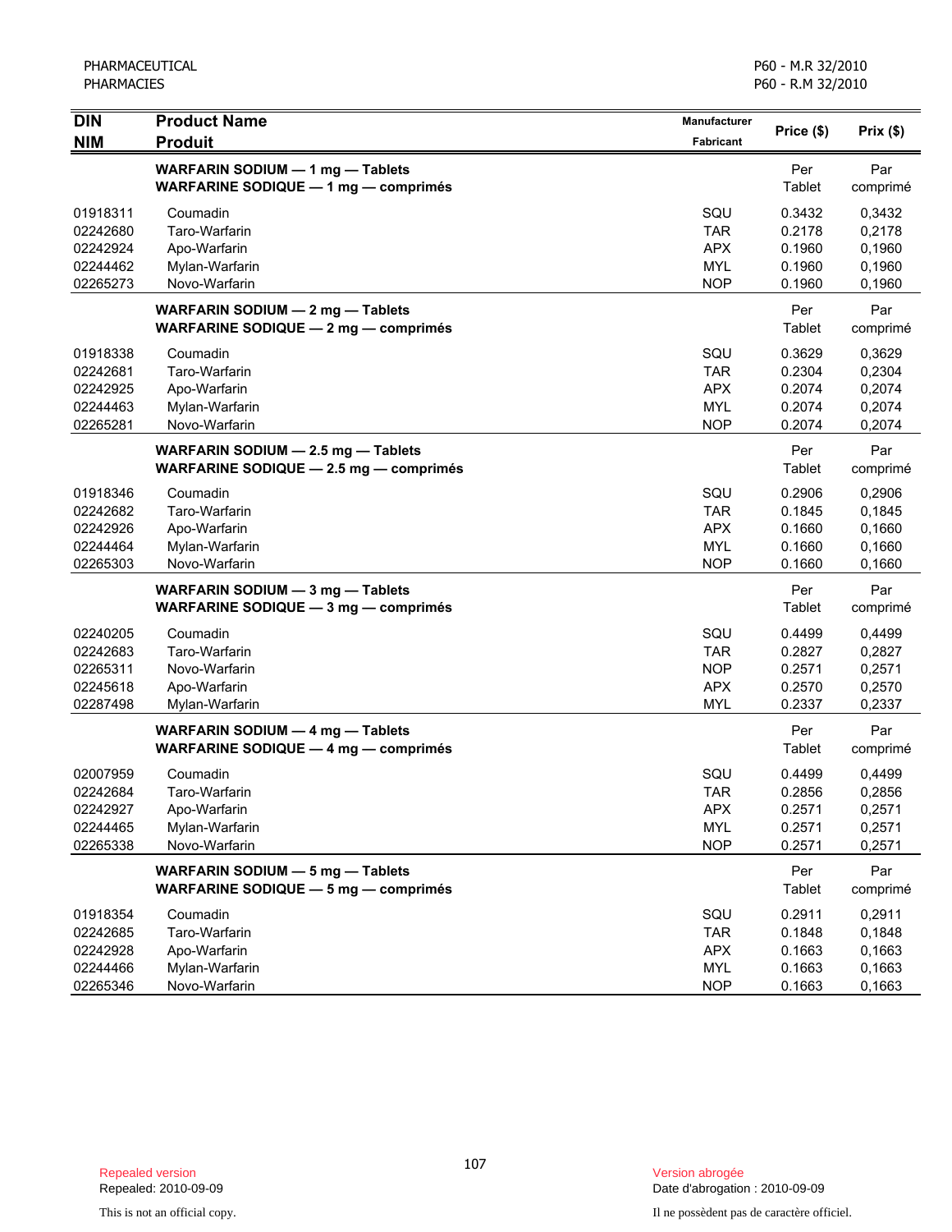| DIN<br>NIM | Product Name<br>Produit | Manufacturer<br>Fabricant | Price ($) | Prix ($) |
|---|---|---|---|---|
| | **WARFARIN SODIUM — 1 mg — Tablets**<br>**WARFARINE SODIQUE — 1 mg — comprimés** | | Per Tablet | Par comprimé |
| 01918311 | Coumadin | SQU | 0.3432 | 0,3432 |
| 02242680 | Taro-Warfarin | TAR | 0.2178 | 0,2178 |
| 02242924 | Apo-Warfarin | APX | 0.1960 | 0,1960 |
| 02244462 | Mylan-Warfarin | MYL | 0.1960 | 0,1960 |
| 02265273 | Novo-Warfarin | NOP | 0.1960 | 0,1960 |
| | **WARFARIN SODIUM — 2 mg — Tablets**<br>**WARFARINE SODIQUE — 2 mg — comprimés** | | Per Tablet | Par comprimé |
| 01918338 | Coumadin | SQU | 0.3629 | 0,3629 |
| 02242681 | Taro-Warfarin | TAR | 0.2304 | 0,2304 |
| 02242925 | Apo-Warfarin | APX | 0.2074 | 0,2074 |
| 02244463 | Mylan-Warfarin | MYL | 0.2074 | 0,2074 |
| 02265281 | Novo-Warfarin | NOP | 0.2074 | 0,2074 |
| | **WARFARIN SODIUM — 2.5 mg — Tablets**<br>**WARFARINE SODIQUE — 2.5 mg — comprimés** | | Per Tablet | Par comprimé |
| 01918346 | Coumadin | SQU | 0.2906 | 0,2906 |
| 02242682 | Taro-Warfarin | TAR | 0.1845 | 0,1845 |
| 02242926 | Apo-Warfarin | APX | 0.1660 | 0,1660 |
| 02244464 | Mylan-Warfarin | MYL | 0.1660 | 0,1660 |
| 02265303 | Novo-Warfarin | NOP | 0.1660 | 0,1660 |
| | **WARFARIN SODIUM — 3 mg — Tablets**<br>**WARFARINE SODIQUE — 3 mg — comprimés** | | Per Tablet | Par comprimé |
| 02240205 | Coumadin | SQU | 0.4499 | 0,4499 |
| 02242683 | Taro-Warfarin | TAR | 0.2827 | 0,2827 |
| 02265311 | Novo-Warfarin | NOP | 0.2571 | 0,2571 |
| 02245618 | Apo-Warfarin | APX | 0.2570 | 0,2570 |
| 02287498 | Mylan-Warfarin | MYL | 0.2337 | 0,2337 |
| | **WARFARIN SODIUM — 4 mg — Tablets**<br>**WARFARINE SODIQUE — 4 mg — comprimés** | | Per Tablet | Par comprimé |
| 02007959 | Coumadin | SQU | 0.4499 | 0,4499 |
| 02242684 | Taro-Warfarin | TAR | 0.2856 | 0,2856 |
| 02242927 | Apo-Warfarin | APX | 0.2571 | 0,2571 |
| 02244465 | Mylan-Warfarin | MYL | 0.2571 | 0,2571 |
| 02265338 | Novo-Warfarin | NOP | 0.2571 | 0,2571 |
| | **WARFARIN SODIUM — 5 mg — Tablets**<br>**WARFARINE SODIQUE — 5 mg — comprimés** | | Per Tablet | Par comprimé |
| 01918354 | Coumadin | SQU | 0.2911 | 0,2911 |
| 02242685 | Taro-Warfarin | TAR | 0.1848 | 0,1848 |
| 02242928 | Apo-Warfarin | APX | 0.1663 | 0,1663 |
| 02244466 | Mylan-Warfarin | MYL | 0.1663 | 0,1663 |
| 02265346 | Novo-Warfarin | NOP | 0.1663 | 0,1663 |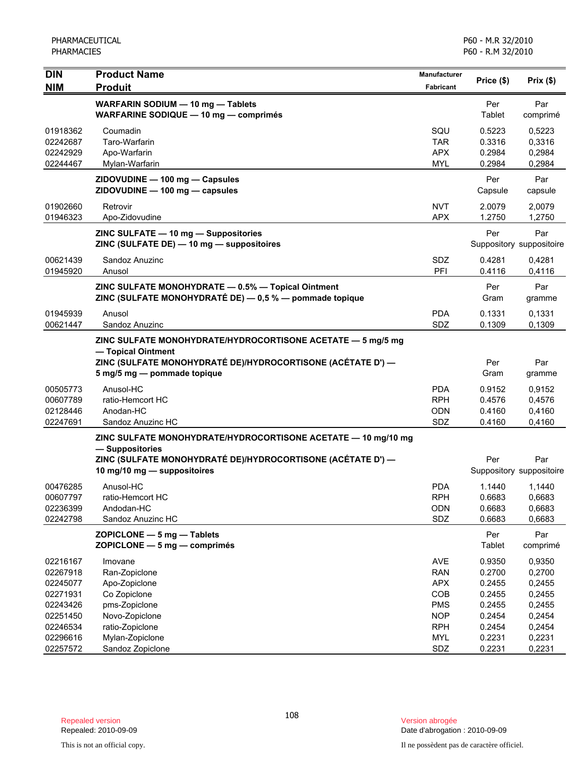| DIN<br>NIM | Product Name<br>Produit | Manufacturer<br>Fabricant | Price ($) | Prix ($) |
|---|---|---|---|---|
| | **WARFARIN SODIUM — 10 mg — Tablets**<br>**WARFARINE SODIQUE — 10 mg — comprimés** | | Per Tablet | Par comprimé |
| 01918362 | Coumadin | SQU | 0.5223 | 0,5223 |
| 02242687 | Taro-Warfarin | TAR | 0.3316 | 0,3316 |
| 02242929 | Apo-Warfarin | APX | 0.2984 | 0,2984 |
| 02244467 | Mylan-Warfarin | MYL | 0.2984 | 0,2984 |
| | **ZIDOVUDINE — 100 mg — Capsules**<br>**ZIDOVUDINE — 100 mg — capsules** | | Per Capsule | Par capsule |
| 01902660 | Retrovir | NVT | 2.0079 | 2,0079 |
| 01946323 | Apo-Zidovudine | APX | 1.2750 | 1,2750 |
| | **ZINC SULFATE — 10 mg — Suppositories**<br>**ZINC (SULFATE DE) — 10 mg — suppositoires** | | Per Suppository | Par suppositoire |
| 00621439 | Sandoz Anuzinc | SDZ | 0.4281 | 0,4281 |
| 01945920 | Anusol | PFI | 0.4116 | 0,4116 |
| | **ZINC SULFATE MONOHYDRATE — 0.5% — Topical Ointment**<br>**ZINC (SULFATE MONOHYDRATÉ DE) — 0,5 % — pommade topique** | | Per Gram | Par gramme |
| 01945939 | Anusol | PDA | 0.1331 | 0,1331 |
| 00621447 | Sandoz Anuzinc | SDZ | 0.1309 | 0,1309 |
| | **ZINC SULFATE MONOHYDRATE/HYDROCORTISONE ACETATE — 5 mg/5 mg — Topical Ointment**<br>**ZINC (SULFATE MONOHYDRATÉ DE)/HYDROCORTISONE (ACÉTATE D') — 5 mg/5 mg — pommade topique** | | Per Gram | Par gramme |
| 00505773 | Anusol-HC | PDA | 0.9152 | 0,9152 |
| 00607789 | ratio-Hemcort HC | RPH | 0.4576 | 0,4576 |
| 02128446 | Anodan-HC | ODN | 0.4160 | 0,4160 |
| 02247691 | Sandoz Anuzinc HC | SDZ | 0.4160 | 0,4160 |
| | **ZINC SULFATE MONOHYDRATE/HYDROCORTISONE ACETATE — 10 mg/10 mg — Suppositories**<br>**ZINC (SULFATE MONOHYDRATÉ DE)/HYDROCORTISONE (ACÉTATE D') — 10 mg/10 mg — suppositoires** | | Per Suppository | Par suppositoire |
| 00476285 | Anusol-HC | PDA | 1.1440 | 1,1440 |
| 00607797 | ratio-Hemcort HC | RPH | 0.6683 | 0,6683 |
| 02236399 | Andodan-HC | ODN | 0.6683 | 0,6683 |
| 02242798 | Sandoz Anuzinc HC | SDZ | 0.6683 | 0,6683 |
| | **ZOPICLONE — 5 mg — Tablets**<br>**ZOPICLONE — 5 mg — comprimés** | | Per Tablet | Par comprimé |
| 02216167 | Imovane | AVE | 0.9350 | 0,9350 |
| 02267918 | Ran-Zopiclone | RAN | 0.2700 | 0,2700 |
| 02245077 | Apo-Zopiclone | APX | 0.2455 | 0,2455 |
| 02271931 | Co Zopiclone | COB | 0.2455 | 0,2455 |
| 02243426 | pms-Zopiclone | PMS | 0.2455 | 0,2455 |
| 02251450 | Novo-Zopiclone | NOP | 0.2454 | 0,2454 |
| 02246534 | ratio-Zopiclone | RPH | 0.2454 | 0,2454 |
| 02296616 | Mylan-Zopiclone | MYL | 0.2231 | 0,2231 |
| 02257572 | Sandoz Zopiclone | SDZ | 0.2231 | 0,2231 |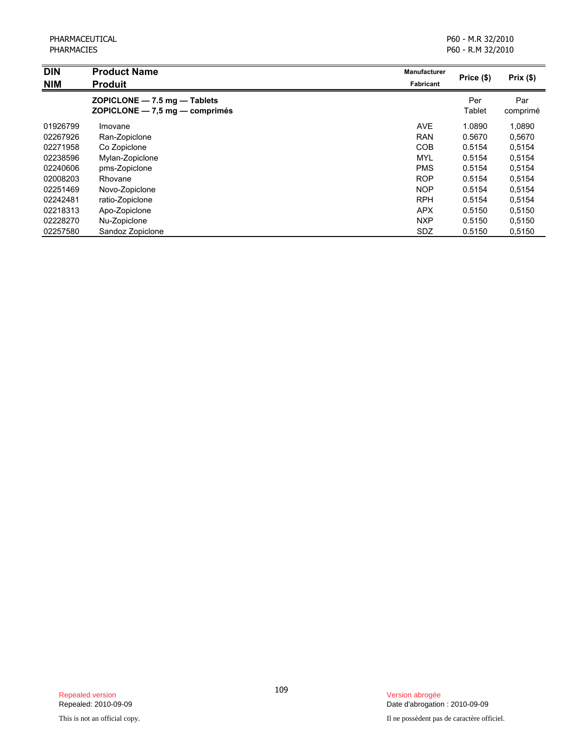| DIN<br>NIM | Product Name<br>Produit | Manufacturer<br>Fabricant | Price ($) | Prix ($) |
|---|---|---|---|---|
| | **ZOPICLONE — 7.5 mg — Tablets**<br>**ZOPICLONE — 7,5 mg — comprimés** | | Per Tablet | Par comprimé |
| 01926799 | Imovane | AVE | 1.0890 | 1,0890 |
| 02267926 | Ran-Zopiclone | RAN | 0.5670 | 0,5670 |
| 02271958 | Co Zopiclone | COB | 0.5154 | 0,5154 |
| 02238596 | Mylan-Zopiclone | MYL | 0.5154 | 0,5154 |
| 02240606 | pms-Zopiclone | PMS | 0.5154 | 0,5154 |
| 02008203 | Rhovane | ROP | 0.5154 | 0,5154 |
| 02251469 | Novo-Zopiclone | NOP | 0.5154 | 0,5154 |
| 02242481 | ratio-Zopiclone | RPH | 0.5154 | 0,5154 |
| 02218313 | Apo-Zopiclone | APX | 0.5150 | 0,5150 |
| 02228270 | Nu-Zopiclone | NXP | 0.5150 | 0,5150 |
| 02257580 | Sandoz Zopiclone | SDZ | 0.5150 | 0,5150 |